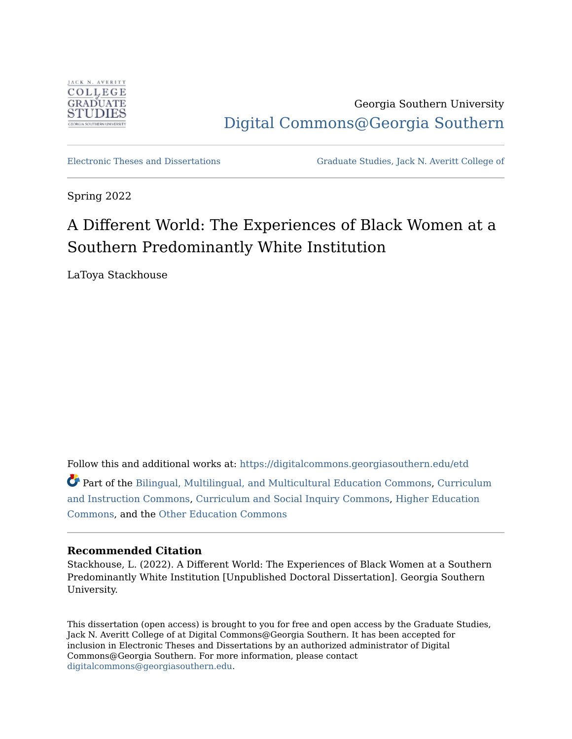Georgia Southern University

Digital Commons@Georgia Southern

Electronic Theses and Dissertations

Graduate Studies, Jack N. Averitt College of

Spring 2022

# A Different World: The Experiences of Black Women at a Southern Predominantly White Institution

LaToya Stackhouse

Follow this and additional works at: https://digitalcommons.georgiasouthern.edu/etd

Part of the Bilingual, Multilingual, and Multicultural Education Commons, Curriculum and Instruction Commons, Curriculum and Social Inquiry Commons, Higher Education Commons, and the Other Education Commons

**Recommended Citation**

Stackhouse, L. (2022). A Different World: The Experiences of Black Women at a Southern Predominantly White Institution [Unpublished Doctoral Dissertation]. Georgia Southern University.

This dissertation (open access) is brought to you for free and open access by the Graduate Studies, Jack N. Averitt College of at Digital Commons@Georgia Southern. It has been accepted for inclusion in Electronic Theses and Dissertations by an authorized administrator of Digital Commons@Georgia Southern. For more information, please contact digitalcommons@georgiasouthern.edu.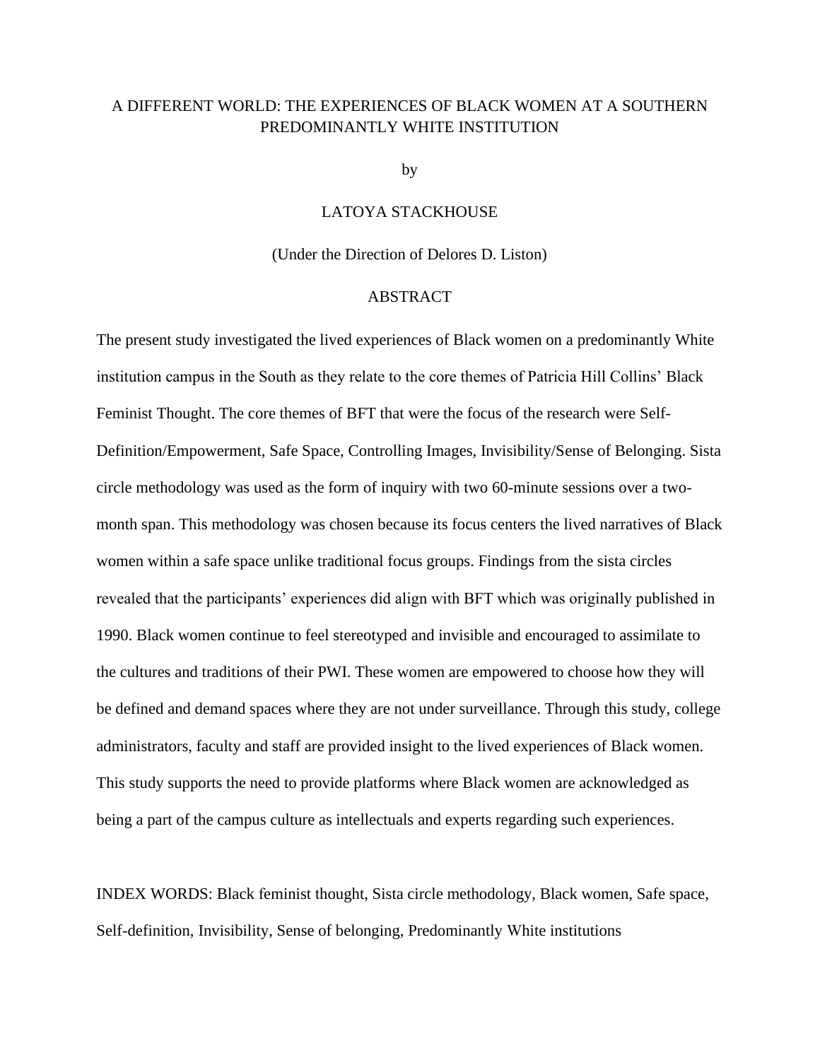# A DIFFERENT WORLD: THE EXPERIENCES OF BLACK WOMEN AT A SOUTHERN PREDOMINANTLY WHITE INSTITUTION

by

LATOYA STACKHOUSE

(Under the Direction of Delores D. Liston)

## ABSTRACT

The present study investigated the lived experiences of Black women on a predominantly White institution campus in the South as they relate to the core themes of Patricia Hill Collins' Black Feminist Thought. The core themes of BFT that were the focus of the research were Self-Definition/Empowerment, Safe Space, Controlling Images, Invisibility/Sense of Belonging. Sista circle methodology was used as the form of inquiry with two 60-minute sessions over a two-month span. This methodology was chosen because its focus centers the lived narratives of Black women within a safe space unlike traditional focus groups. Findings from the sista circles revealed that the participants' experiences did align with BFT which was originally published in 1990. Black women continue to feel stereotyped and invisible and encouraged to assimilate to the cultures and traditions of their PWI. These women are empowered to choose how they will be defined and demand spaces where they are not under surveillance. Through this study, college administrators, faculty and staff are provided insight to the lived experiences of Black women. This study supports the need to provide platforms where Black women are acknowledged as being a part of the campus culture as intellectuals and experts regarding such experiences.

INDEX WORDS: Black feminist thought, Sista circle methodology, Black women, Safe space, Self-definition, Invisibility, Sense of belonging, Predominantly White institutions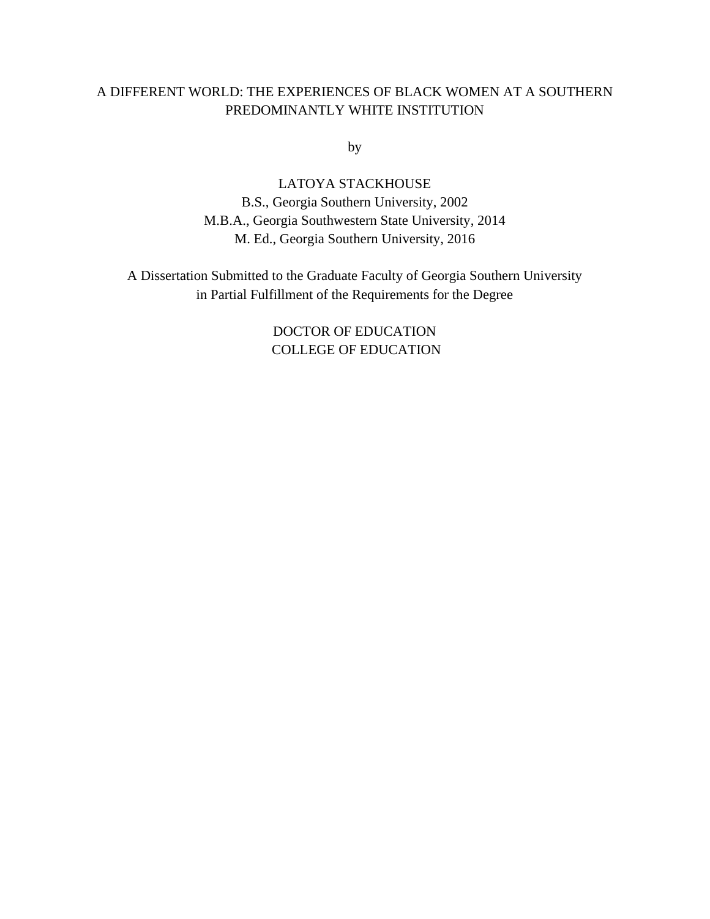A DIFFERENT WORLD: THE EXPERIENCES OF BLACK WOMEN AT A SOUTHERN PREDOMINANTLY WHITE INSTITUTION

by

LATOYA STACKHOUSE

B.S., Georgia Southern University, 2002

M.B.A., Georgia Southwestern State University, 2014

M. Ed., Georgia Southern University, 2016

A Dissertation Submitted to the Graduate Faculty of Georgia Southern University in Partial Fulfillment of the Requirements for the Degree

DOCTOR OF EDUCATION

COLLEGE OF EDUCATION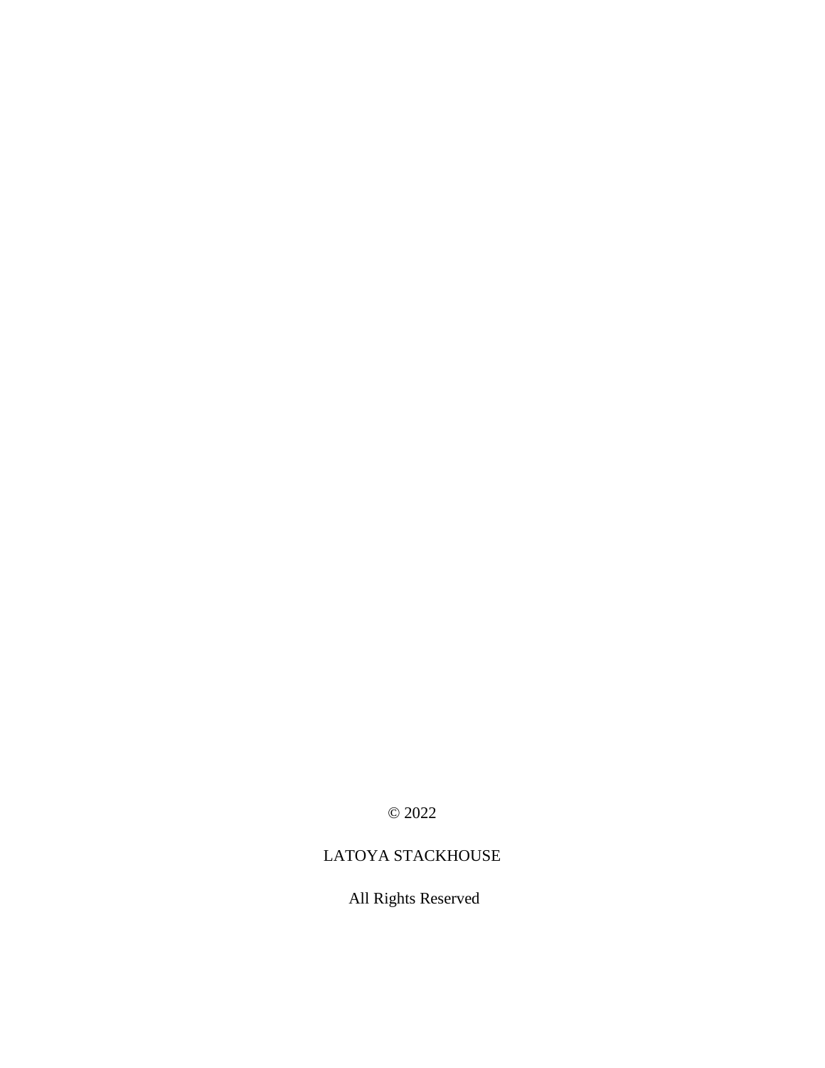© 2022

LATOYA STACKHOUSE

All Rights Reserved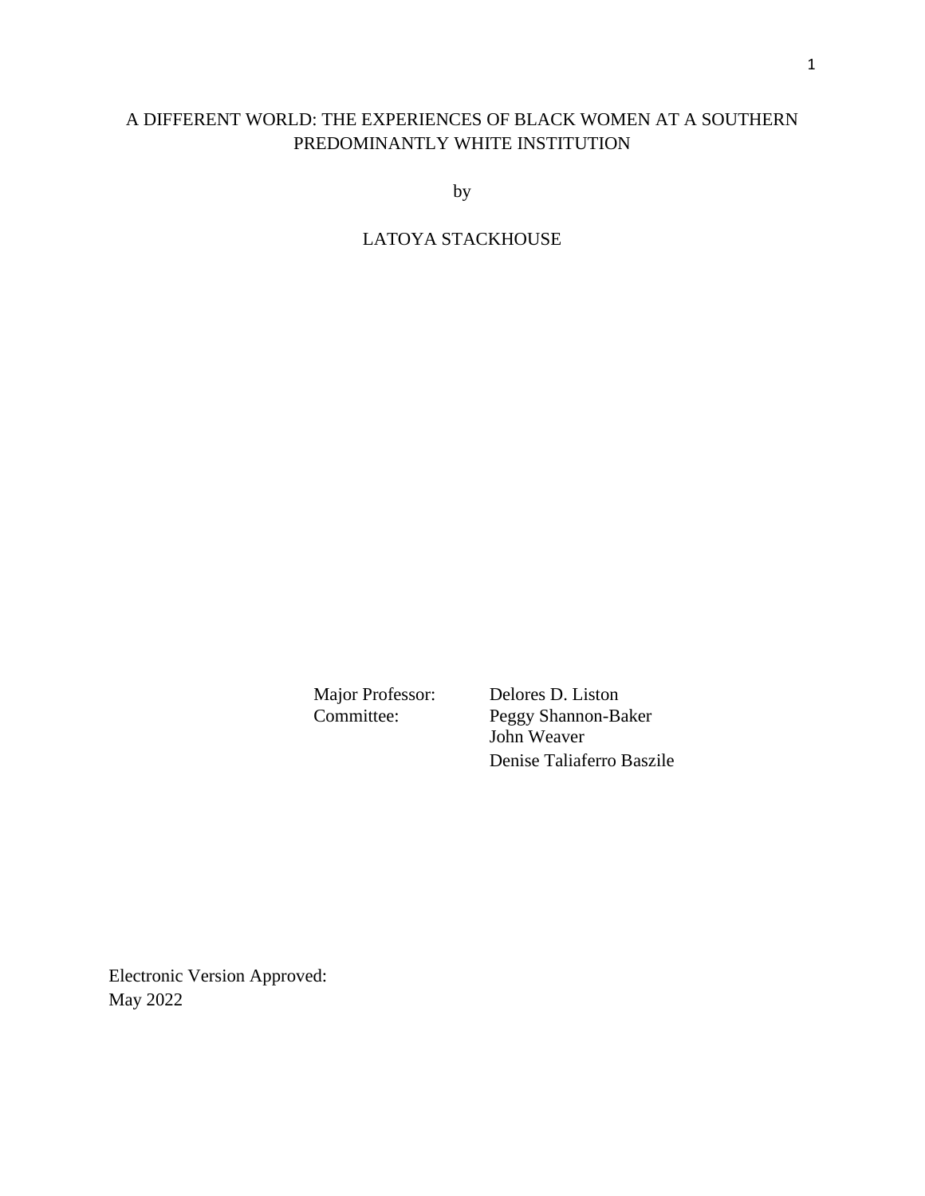A DIFFERENT WORLD: THE EXPERIENCES OF BLACK WOMEN AT A SOUTHERN PREDOMINANTLY WHITE INSTITUTION

by

LATOYA STACKHOUSE

Major Professor: Delores D. Liston
Committee: Peggy Shannon-Baker
John Weaver
Denise Taliaferro Baszile

Electronic Version Approved:
May 2022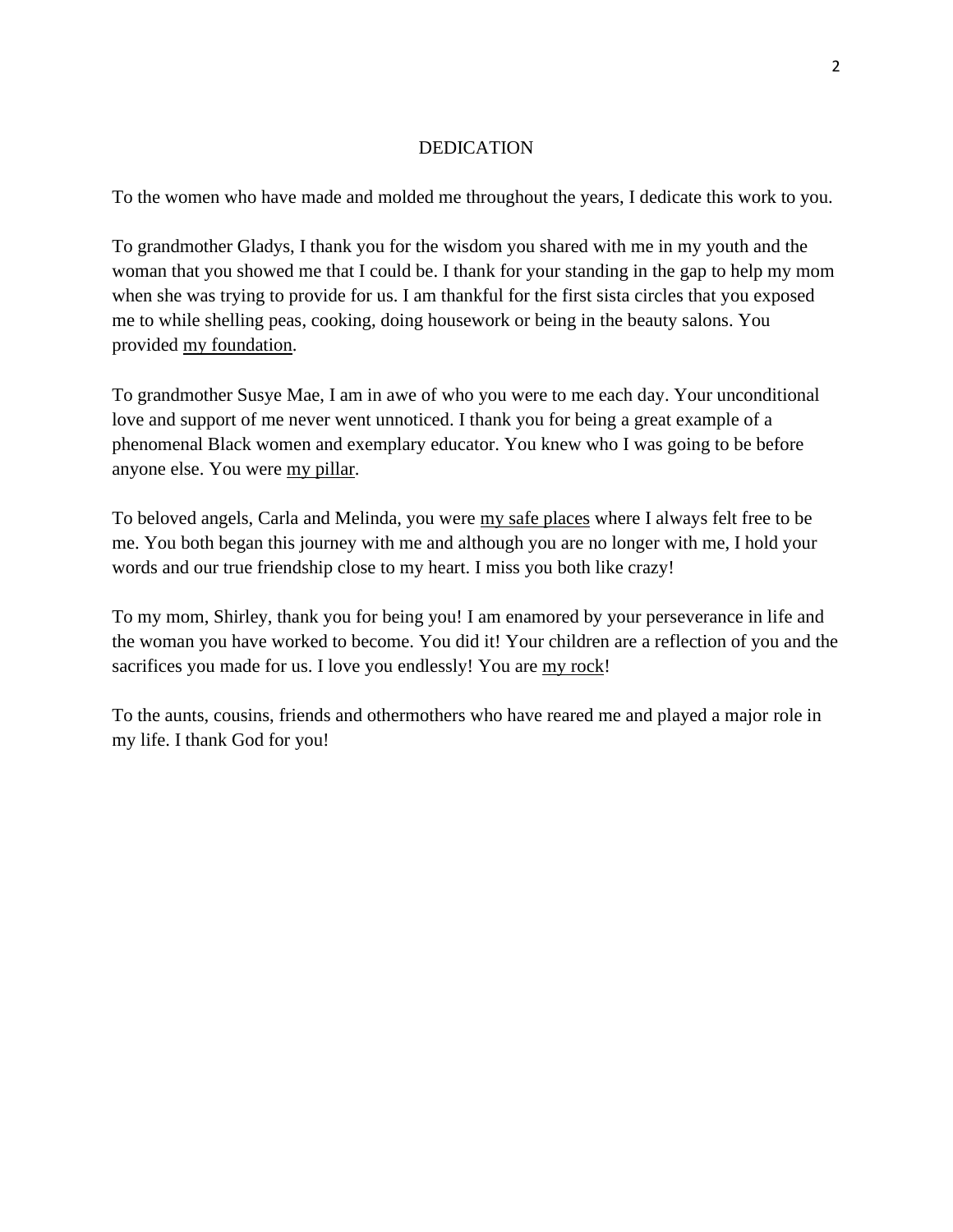# DEDICATION

To the women who have made and molded me throughout the years, I dedicate this work to you.

To grandmother Gladys, I thank you for the wisdom you shared with me in my youth and the woman that you showed me that I could be. I thank for your standing in the gap to help my mom when she was trying to provide for us. I am thankful for the first sista circles that you exposed me to while shelling peas, cooking, doing housework or being in the beauty salons. You provided <u>my foundation</u>.

To grandmother Susye Mae, I am in awe of who you were to me each day. Your unconditional love and support of me never went unnoticed. I thank you for being a great example of a phenomenal Black women and exemplary educator. You knew who I was going to be before anyone else. You were <u>my pillar</u>.

To beloved angels, Carla and Melinda, you were <u>my safe places</u> where I always felt free to be me. You both began this journey with me and although you are no longer with me, I hold your words and our true friendship close to my heart. I miss you both like crazy!

To my mom, Shirley, thank you for being you! I am enamored by your perseverance in life and the woman you have worked to become. You did it! Your children are a reflection of you and the sacrifices you made for us. I love you endlessly! You are <u>my rock</u>!

To the aunts, cousins, friends and othermothers who have reared me and played a major role in my life. I thank God for you!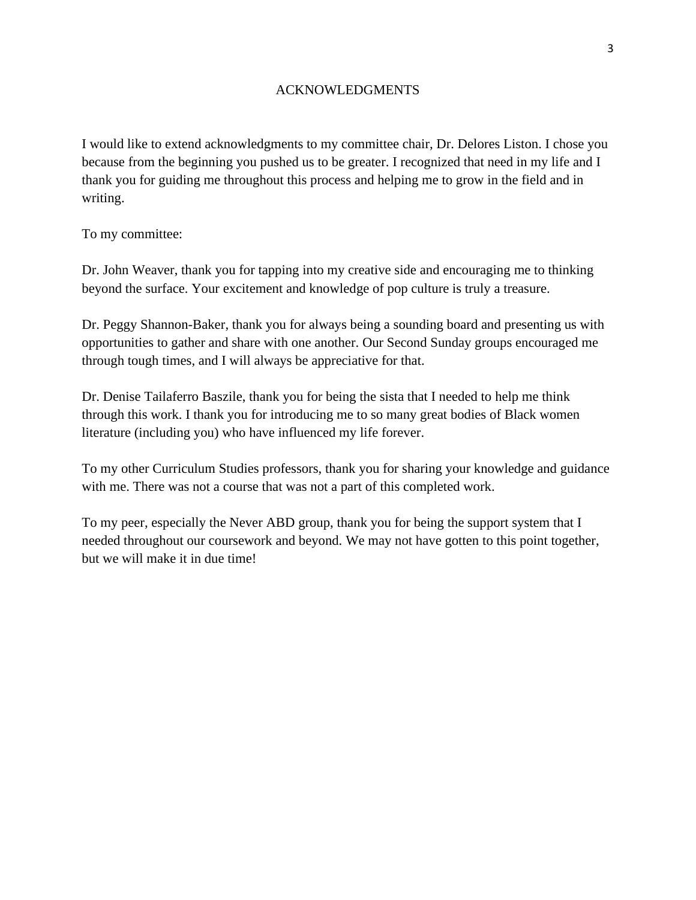# ACKNOWLEDGMENTS

I would like to extend acknowledgments to my committee chair, Dr. Delores Liston. I chose you because from the beginning you pushed us to be greater. I recognized that need in my life and I thank you for guiding me throughout this process and helping me to grow in the field and in writing.

To my committee:

Dr. John Weaver, thank you for tapping into my creative side and encouraging me to thinking beyond the surface. Your excitement and knowledge of pop culture is truly a treasure.

Dr. Peggy Shannon-Baker, thank you for always being a sounding board and presenting us with opportunities to gather and share with one another. Our Second Sunday groups encouraged me through tough times, and I will always be appreciative for that.

Dr. Denise Tailaferro Baszile, thank you for being the sista that I needed to help me think through this work. I thank you for introducing me to so many great bodies of Black women literature (including you) who have influenced my life forever.

To my other Curriculum Studies professors, thank you for sharing your knowledge and guidance with me. There was not a course that was not a part of this completed work.

To my peer, especially the Never ABD group, thank you for being the support system that I needed throughout our coursework and beyond. We may not have gotten to this point together, but we will make it in due time!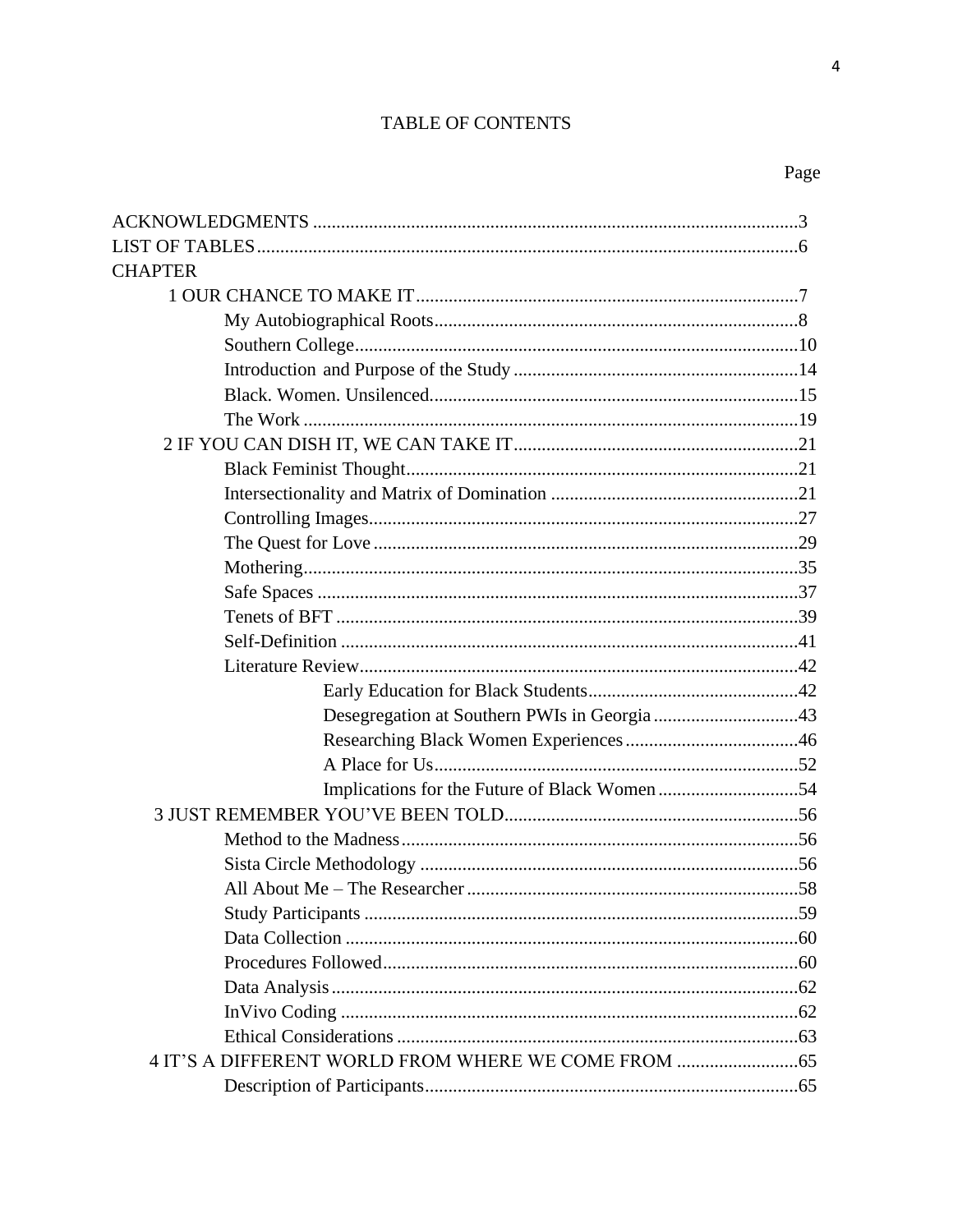# TABLE OF CONTENTS

Page

ACKNOWLEDGMENTS ........................................................................................................3
LIST OF TABLES...................................................................................................................6
CHAPTER
- 1 OUR CHANCE TO MAKE IT.................................................................................7
  - My Autobiographical Roots.............................................................................8
  - Southern College..............................................................................................10
  - Introduction and Purpose of the Study ............................................................14
  - Black. Women. Unsilenced...............................................................................15
  - The Work ..........................................................................................................19
- 2 IF YOU CAN DISH IT, WE CAN TAKE IT............................................................21
  - Black Feminist Thought...................................................................................21
  - Intersectionality and Matrix of Domination .....................................................21
  - Controlling Images...........................................................................................27
  - The Quest for Love ..........................................................................................29
  - Mothering.........................................................................................................35
  - Safe Spaces ......................................................................................................37
  - Tenets of BFT ..................................................................................................39
  - Self-Definition .................................................................................................41
  - Literature Review.............................................................................................42
    - Early Education for Black Students............................................42
    - Desegregation at Southern PWIs in Georgia ...............................43
    - Researching Black Women Experiences.....................................46
    - A Place for Us..............................................................................52
    - Implications for the Future of Black Women ..............................54
- 3 JUST REMEMBER YOU'VE BEEN TOLD..............................................................56
  - Method to the Madness....................................................................................56
  - Sista Circle Methodology ................................................................................56
  - All About Me – The Researcher ......................................................................58
  - Study Participants ............................................................................................59
  - Data Collection ................................................................................................60
  - Procedures Followed........................................................................................60
  - Data Analysis ...................................................................................................62
  - InVivo Coding .................................................................................................62
  - Ethical Considerations .....................................................................................63
- 4 IT'S A DIFFERENT WORLD FROM WHERE WE COME FROM ..........................65
  - Description of Participants...............................................................................65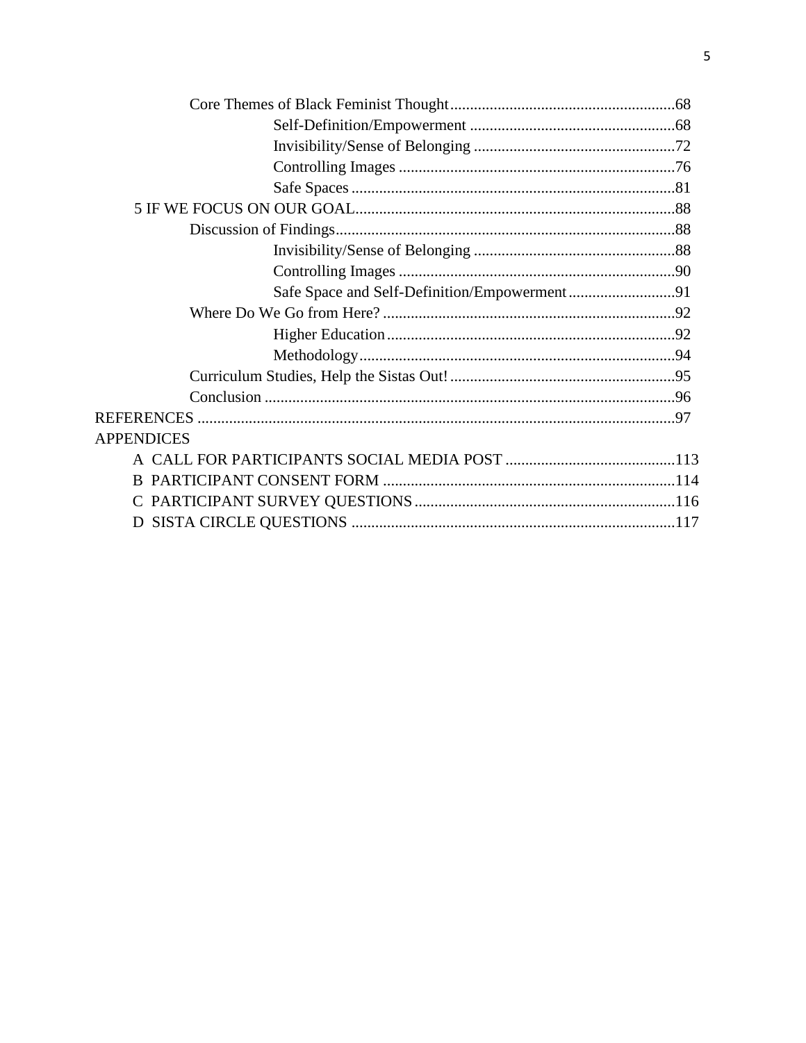Core Themes of Black Feminist Thought.........................................................68

Self-Definition/Empowerment ....................................................68

Invisibility/Sense of Belonging ...................................................72

Controlling Images ......................................................................76

Safe Spaces ..................................................................................81

5 IF WE FOCUS ON OUR GOAL.................................................................................88

Discussion of Findings......................................................................................88

Invisibility/Sense of Belonging ...................................................88

Controlling Images ......................................................................90

Safe Space and Self-Definition/Empowerment...........................91

Where Do We Go from Here? ..........................................................................92

Higher Education.........................................................................92

Methodology................................................................................94

Curriculum Studies, Help the Sistas Out!..........................................................95

Conclusion .........................................................................................................96

REFERENCES ..........................................................................................................................97

APPENDICES

A CALL FOR PARTICIPANTS SOCIAL MEDIA POST ...........................................113

B PARTICIPANT CONSENT FORM ..........................................................................114

C PARTICIPANT SURVEY QUESTIONS..................................................................116

D SISTA CIRCLE QUESTIONS ..................................................................................117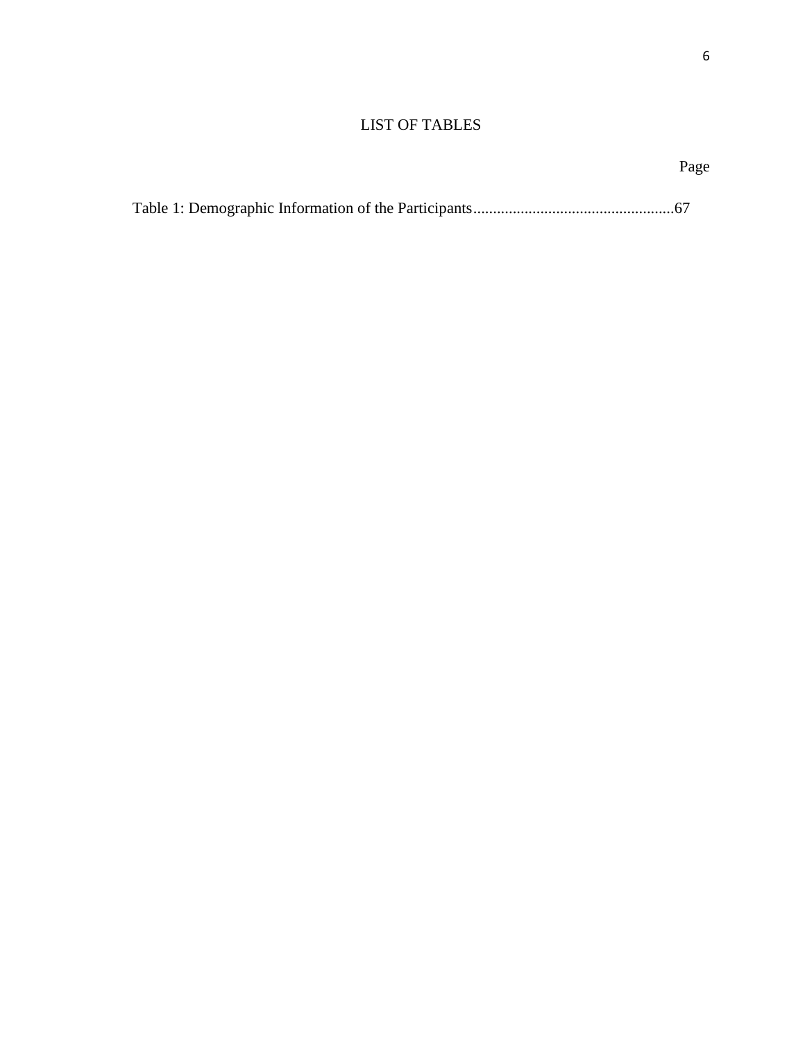# LIST OF TABLES

Page

Table 1: Demographic Information of the Participants..................................................67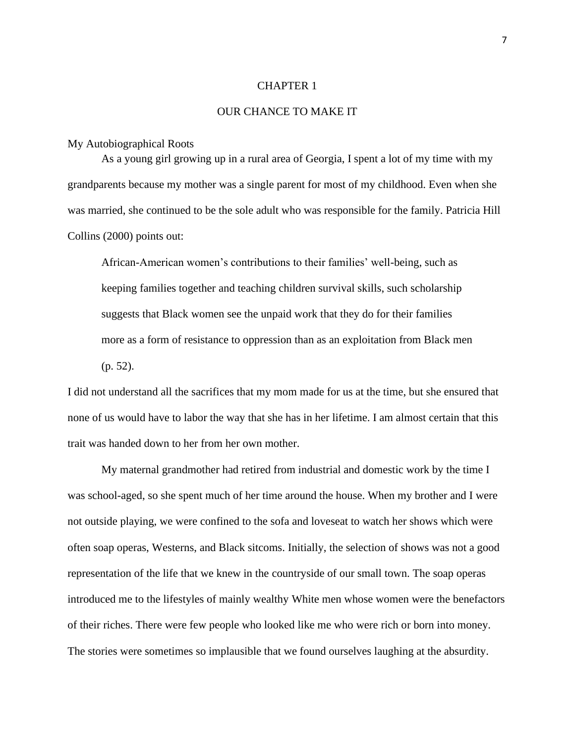# CHAPTER 1

# OUR CHANCE TO MAKE IT

## My Autobiographical Roots

As a young girl growing up in a rural area of Georgia, I spent a lot of my time with my grandparents because my mother was a single parent for most of my childhood. Even when she was married, she continued to be the sole adult who was responsible for the family. Patricia Hill Collins (2000) points out:

> African-American women's contributions to their families' well-being, such as keeping families together and teaching children survival skills, such scholarship suggests that Black women see the unpaid work that they do for their families more as a form of resistance to oppression than as an exploitation from Black men (p. 52).

I did not understand all the sacrifices that my mom made for us at the time, but she ensured that none of us would have to labor the way that she has in her lifetime. I am almost certain that this trait was handed down to her from her own mother.

My maternal grandmother had retired from industrial and domestic work by the time I was school-aged, so she spent much of her time around the house. When my brother and I were not outside playing, we were confined to the sofa and loveseat to watch her shows which were often soap operas, Westerns, and Black sitcoms. Initially, the selection of shows was not a good representation of the life that we knew in the countryside of our small town. The soap operas introduced me to the lifestyles of mainly wealthy White men whose women were the benefactors of their riches. There were few people who looked like me who were rich or born into money. The stories were sometimes so implausible that we found ourselves laughing at the absurdity.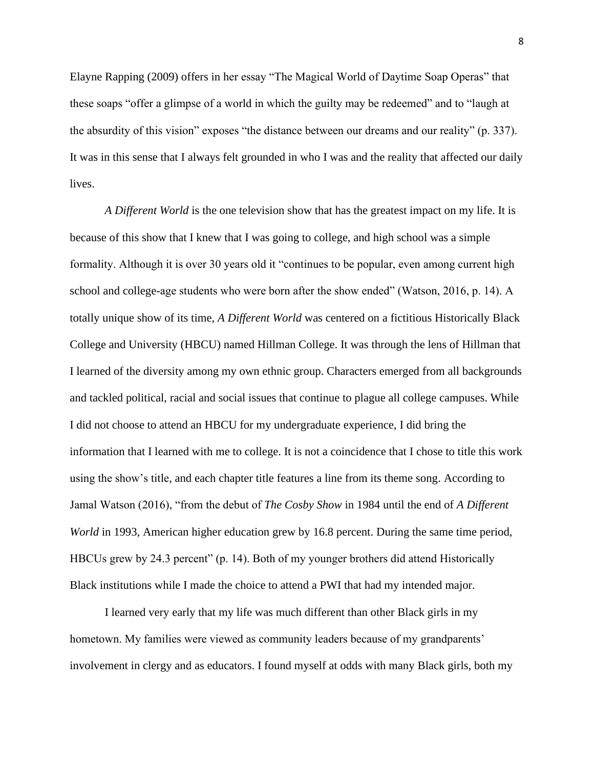Elayne Rapping (2009) offers in her essay "The Magical World of Daytime Soap Operas" that these soaps "offer a glimpse of a world in which the guilty may be redeemed" and to "laugh at the absurdity of this vision" exposes "the distance between our dreams and our reality" (p. 337). It was in this sense that I always felt grounded in who I was and the reality that affected our daily lives.

*A Different World* is the one television show that has the greatest impact on my life. It is because of this show that I knew that I was going to college, and high school was a simple formality. Although it is over 30 years old it "continues to be popular, even among current high school and college-age students who were born after the show ended" (Watson, 2016, p. 14). A totally unique show of its time, *A Different World* was centered on a fictitious Historically Black College and University (HBCU) named Hillman College. It was through the lens of Hillman that I learned of the diversity among my own ethnic group. Characters emerged from all backgrounds and tackled political, racial and social issues that continue to plague all college campuses. While I did not choose to attend an HBCU for my undergraduate experience, I did bring the information that I learned with me to college. It is not a coincidence that I chose to title this work using the show's title, and each chapter title features a line from its theme song. According to Jamal Watson (2016), "from the debut of *The Cosby Show* in 1984 until the end of *A Different World* in 1993, American higher education grew by 16.8 percent. During the same time period, HBCUs grew by 24.3 percent" (p. 14). Both of my younger brothers did attend Historically Black institutions while I made the choice to attend a PWI that had my intended major.

I learned very early that my life was much different than other Black girls in my hometown. My families were viewed as community leaders because of my grandparents' involvement in clergy and as educators. I found myself at odds with many Black girls, both my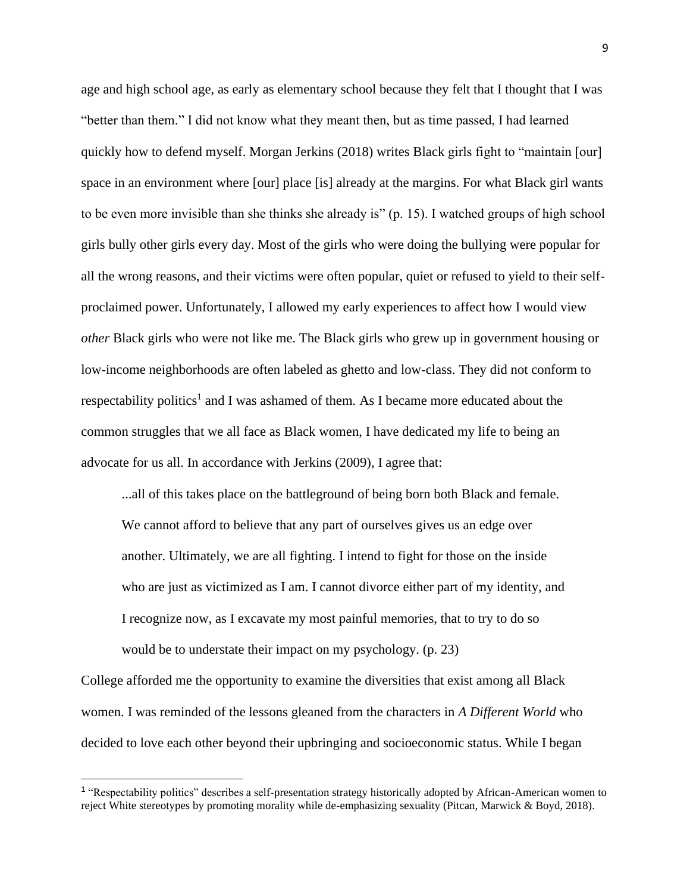age and high school age, as early as elementary school because they felt that I thought that I was "better than them." I did not know what they meant then, but as time passed, I had learned quickly how to defend myself. Morgan Jerkins (2018) writes Black girls fight to "maintain [our] space in an environment where [our] place [is] already at the margins. For what Black girl wants to be even more invisible than she thinks she already is" (p. 15). I watched groups of high school girls bully other girls every day. Most of the girls who were doing the bullying were popular for all the wrong reasons, and their victims were often popular, quiet or refused to yield to their self-proclaimed power. Unfortunately, I allowed my early experiences to affect how I would view *other* Black girls who were not like me. The Black girls who grew up in government housing or low-income neighborhoods are often labeled as ghetto and low-class. They did not conform to respectability politics[1] and I was ashamed of them. As I became more educated about the common struggles that we all face as Black women, I have dedicated my life to being an advocate for us all. In accordance with Jerkins (2009), I agree that:

> ...all of this takes place on the battleground of being born both Black and female. We cannot afford to believe that any part of ourselves gives us an edge over another. Ultimately, we are all fighting. I intend to fight for those on the inside who are just as victimized as I am. I cannot divorce either part of my identity, and I recognize now, as I excavate my most painful memories, that to try to do so would be to understate their impact on my psychology. (p. 23)

College afforded me the opportunity to examine the diversities that exist among all Black women. I was reminded of the lessons gleaned from the characters in *A Different World* who decided to love each other beyond their upbringing and socioeconomic status. While I began

[1] "Respectability politics" describes a self-presentation strategy historically adopted by African-American women to reject White stereotypes by promoting morality while de-emphasizing sexuality (Pitcan, Marwick & Boyd, 2018).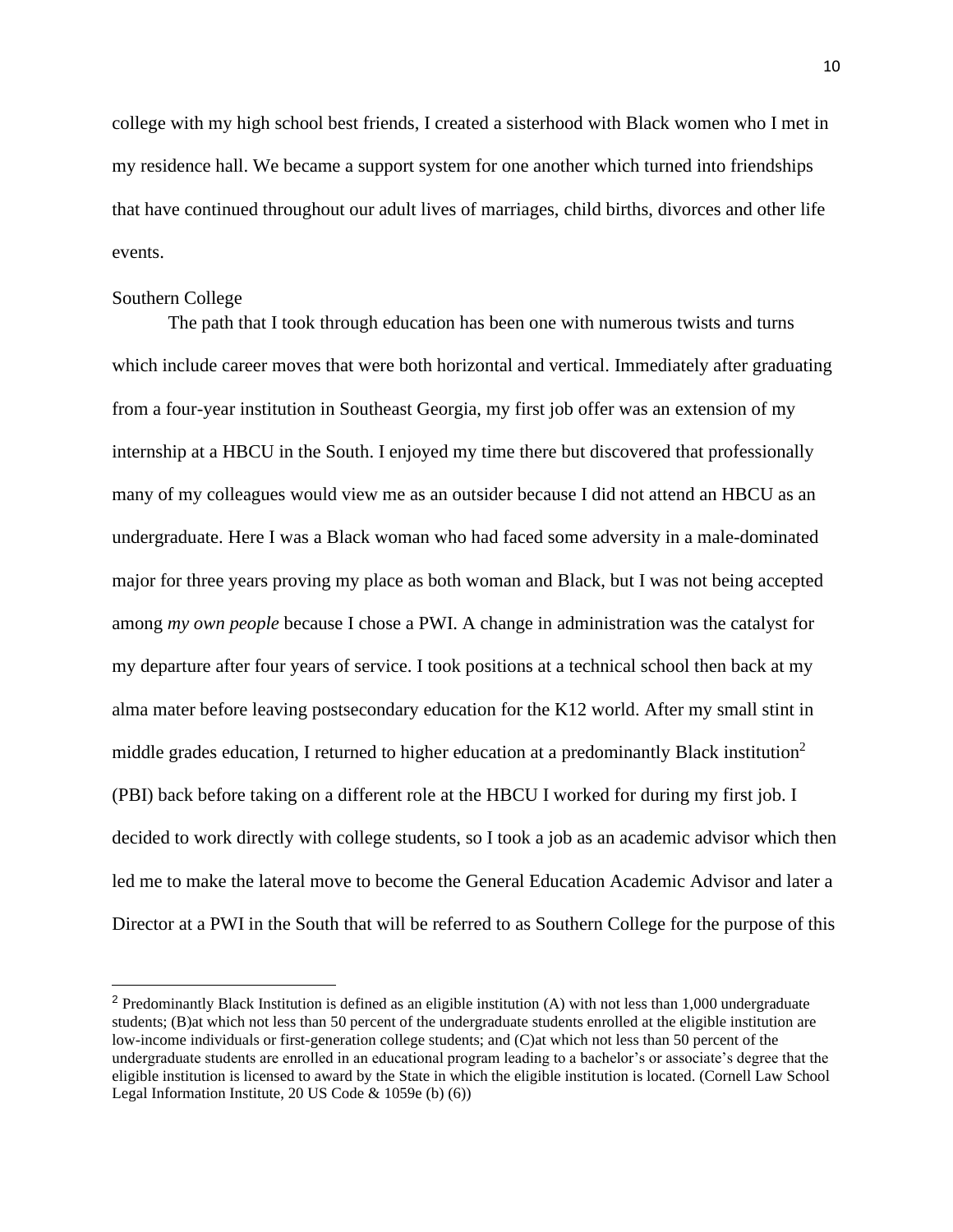college with my high school best friends, I created a sisterhood with Black women who I met in my residence hall. We became a support system for one another which turned into friendships that have continued throughout our adult lives of marriages, child births, divorces and other life events.

### Southern College

The path that I took through education has been one with numerous twists and turns which include career moves that were both horizontal and vertical. Immediately after graduating from a four-year institution in Southeast Georgia, my first job offer was an extension of my internship at a HBCU in the South. I enjoyed my time there but discovered that professionally many of my colleagues would view me as an outsider because I did not attend an HBCU as an undergraduate. Here I was a Black woman who had faced some adversity in a male-dominated major for three years proving my place as both woman and Black, but I was not being accepted among *my own people* because I chose a PWI. A change in administration was the catalyst for my departure after four years of service. I took positions at a technical school then back at my alma mater before leaving postsecondary education for the K12 world. After my small stint in middle grades education, I returned to higher education at a predominantly Black institution[2] (PBI) back before taking on a different role at the HBCU I worked for during my first job. I decided to work directly with college students, so I took a job as an academic advisor which then led me to make the lateral move to become the General Education Academic Advisor and later a Director at a PWI in the South that will be referred to as Southern College for the purpose of this

---

[2] Predominantly Black Institution is defined as an eligible institution (A) with not less than 1,000 undergraduate students; (B)at which not less than 50 percent of the undergraduate students enrolled at the eligible institution are low-income individuals or first-generation college students; and (C)at which not less than 50 percent of the undergraduate students are enrolled in an educational program leading to a bachelor's or associate's degree that the eligible institution is licensed to award by the State in which the eligible institution is located. (Cornell Law School Legal Information Institute, 20 US Code & 1059e (b) (6))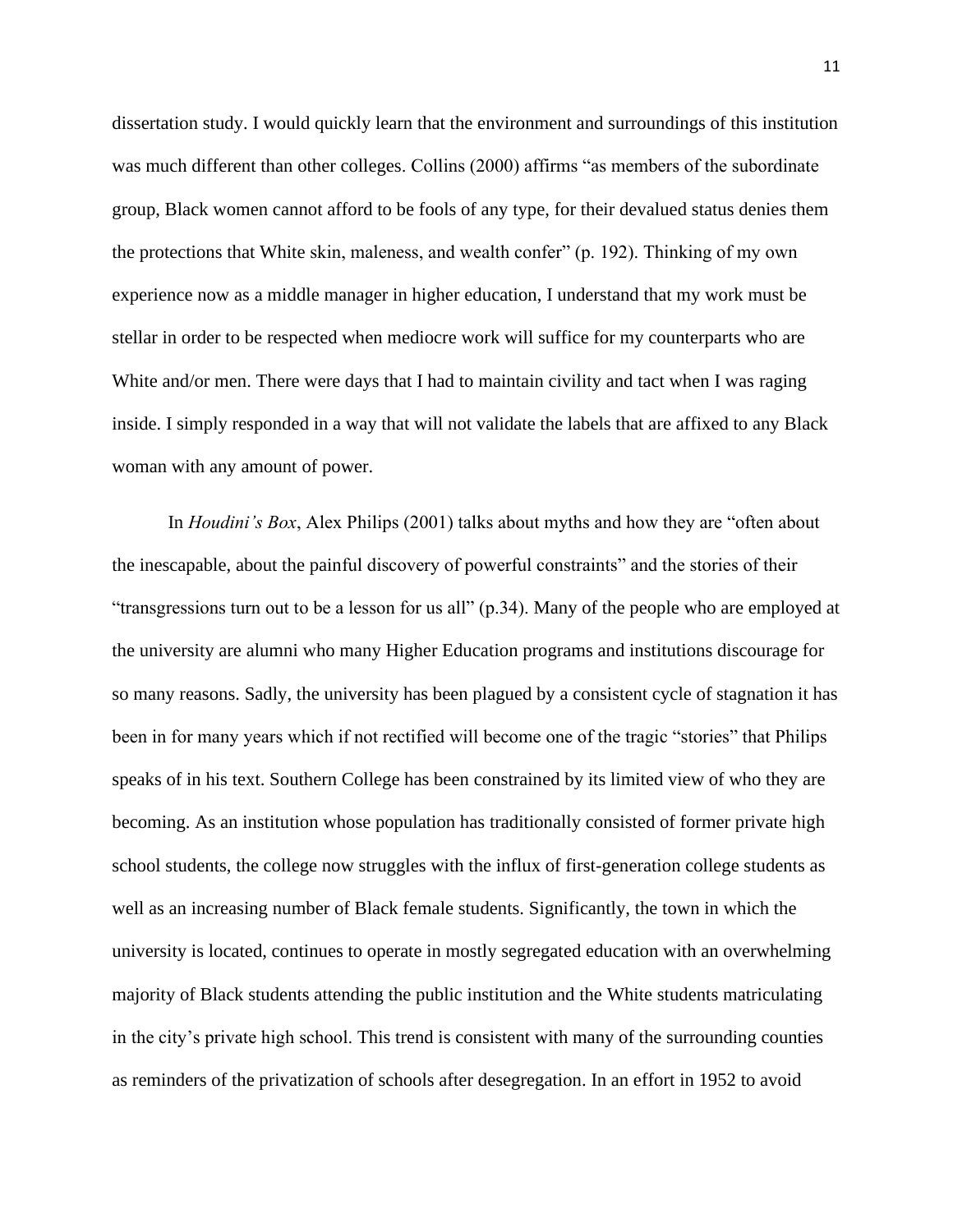dissertation study. I would quickly learn that the environment and surroundings of this institution was much different than other colleges. Collins (2000) affirms "as members of the subordinate group, Black women cannot afford to be fools of any type, for their devalued status denies them the protections that White skin, maleness, and wealth confer" (p. 192). Thinking of my own experience now as a middle manager in higher education, I understand that my work must be stellar in order to be respected when mediocre work will suffice for my counterparts who are White and/or men. There were days that I had to maintain civility and tact when I was raging inside. I simply responded in a way that will not validate the labels that are affixed to any Black woman with any amount of power.

In *Houdini's Box*, Alex Philips (2001) talks about myths and how they are "often about the inescapable, about the painful discovery of powerful constraints" and the stories of their "transgressions turn out to be a lesson for us all" (p.34). Many of the people who are employed at the university are alumni who many Higher Education programs and institutions discourage for so many reasons. Sadly, the university has been plagued by a consistent cycle of stagnation it has been in for many years which if not rectified will become one of the tragic "stories" that Philips speaks of in his text. Southern College has been constrained by its limited view of who they are becoming. As an institution whose population has traditionally consisted of former private high school students, the college now struggles with the influx of first-generation college students as well as an increasing number of Black female students. Significantly, the town in which the university is located, continues to operate in mostly segregated education with an overwhelming majority of Black students attending the public institution and the White students matriculating in the city's private high school. This trend is consistent with many of the surrounding counties as reminders of the privatization of schools after desegregation. In an effort in 1952 to avoid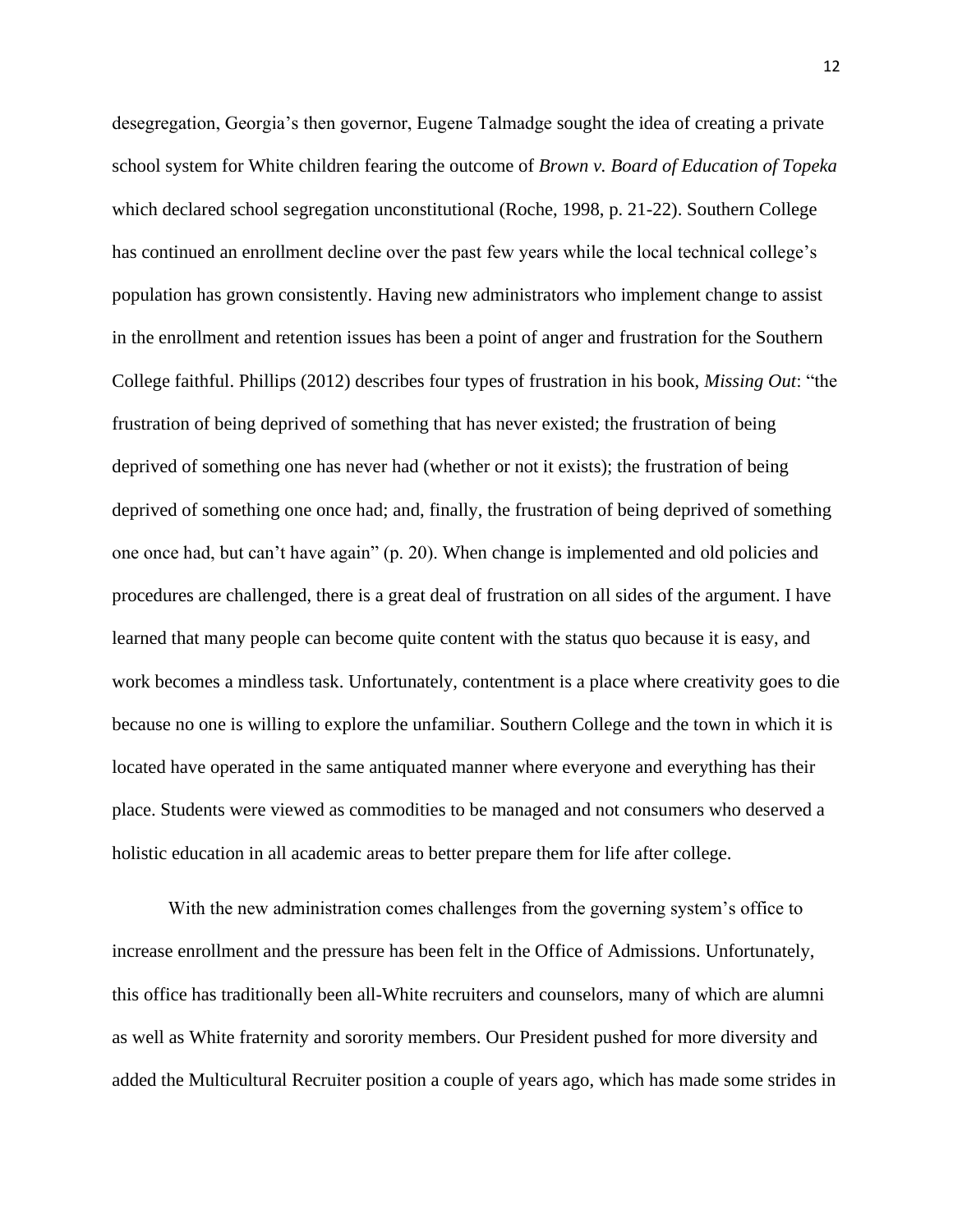desegregation, Georgia's then governor, Eugene Talmadge sought the idea of creating a private school system for White children fearing the outcome of *Brown v. Board of Education of Topeka* which declared school segregation unconstitutional (Roche, 1998, p. 21-22). Southern College has continued an enrollment decline over the past few years while the local technical college's population has grown consistently. Having new administrators who implement change to assist in the enrollment and retention issues has been a point of anger and frustration for the Southern College faithful. Phillips (2012) describes four types of frustration in his book, *Missing Out*: "the frustration of being deprived of something that has never existed; the frustration of being deprived of something one has never had (whether or not it exists); the frustration of being deprived of something one once had; and, finally, the frustration of being deprived of something one once had, but can't have again" (p. 20). When change is implemented and old policies and procedures are challenged, there is a great deal of frustration on all sides of the argument. I have learned that many people can become quite content with the status quo because it is easy, and work becomes a mindless task. Unfortunately, contentment is a place where creativity goes to die because no one is willing to explore the unfamiliar. Southern College and the town in which it is located have operated in the same antiquated manner where everyone and everything has their place. Students were viewed as commodities to be managed and not consumers who deserved a holistic education in all academic areas to better prepare them for life after college.

With the new administration comes challenges from the governing system's office to increase enrollment and the pressure has been felt in the Office of Admissions. Unfortunately, this office has traditionally been all-White recruiters and counselors, many of which are alumni as well as White fraternity and sorority members. Our President pushed for more diversity and added the Multicultural Recruiter position a couple of years ago, which has made some strides in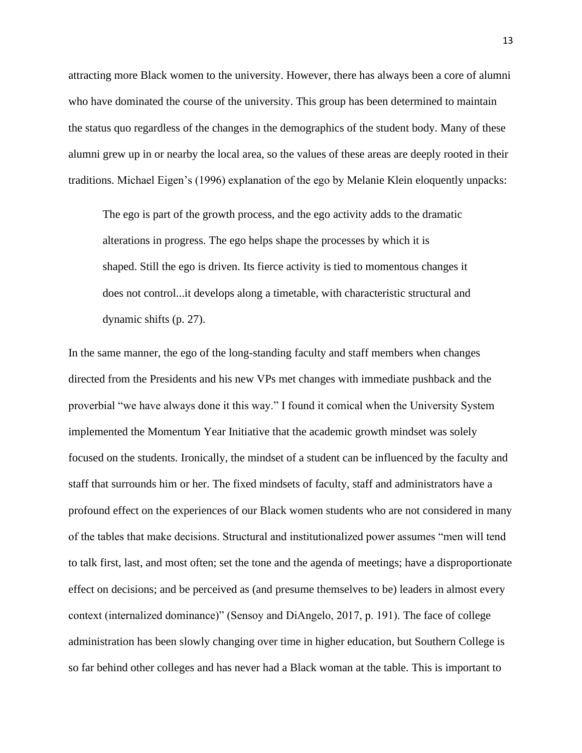attracting more Black women to the university. However, there has always been a core of alumni who have dominated the course of the university. This group has been determined to maintain the status quo regardless of the changes in the demographics of the student body. Many of these alumni grew up in or nearby the local area, so the values of these areas are deeply rooted in their traditions. Michael Eigen's (1996) explanation of the ego by Melanie Klein eloquently unpacks:

> The ego is part of the growth process, and the ego activity adds to the dramatic alterations in progress. The ego helps shape the processes by which it is shaped. Still the ego is driven. Its fierce activity is tied to momentous changes it does not control...it develops along a timetable, with characteristic structural and dynamic shifts (p. 27).

In the same manner, the ego of the long-standing faculty and staff members when changes directed from the Presidents and his new VPs met changes with immediate pushback and the proverbial "we have always done it this way." I found it comical when the University System implemented the Momentum Year Initiative that the academic growth mindset was solely focused on the students. Ironically, the mindset of a student can be influenced by the faculty and staff that surrounds him or her. The fixed mindsets of faculty, staff and administrators have a profound effect on the experiences of our Black women students who are not considered in many of the tables that make decisions. Structural and institutionalized power assumes "men will tend to talk first, last, and most often; set the tone and the agenda of meetings; have a disproportionate effect on decisions; and be perceived as (and presume themselves to be) leaders in almost every context (internalized dominance)" (Sensoy and DiAngelo, 2017, p. 191). The face of college administration has been slowly changing over time in higher education, but Southern College is so far behind other colleges and has never had a Black woman at the table. This is important to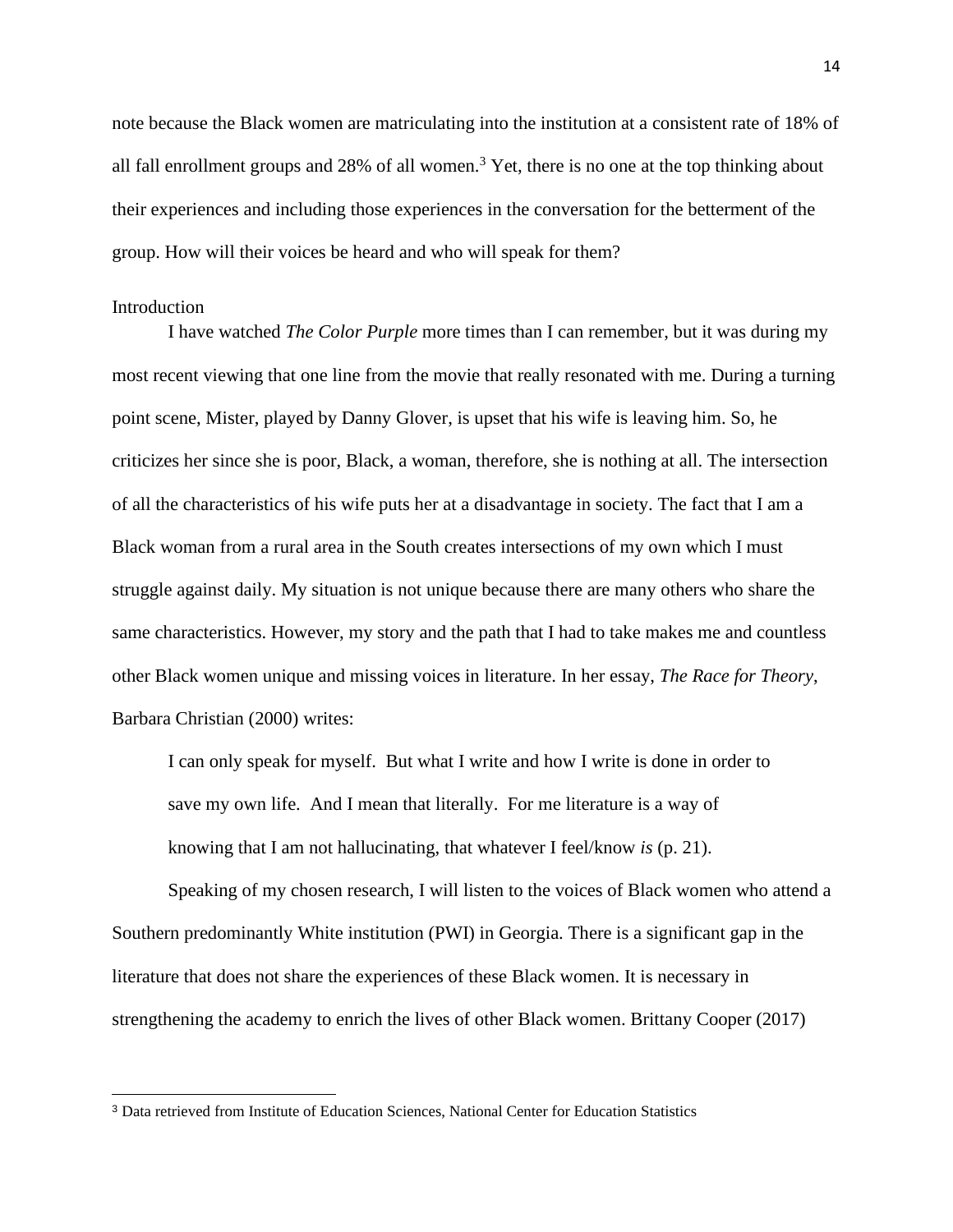note because the Black women are matriculating into the institution at a consistent rate of 18% of all fall enrollment groups and 28% of all women.[3] Yet, there is no one at the top thinking about their experiences and including those experiences in the conversation for the betterment of the group. How will their voices be heard and who will speak for them?

## Introduction

I have watched *The Color Purple* more times than I can remember, but it was during my most recent viewing that one line from the movie that really resonated with me. During a turning point scene, Mister, played by Danny Glover, is upset that his wife is leaving him. So, he criticizes her since she is poor, Black, a woman, therefore, she is nothing at all. The intersection of all the characteristics of his wife puts her at a disadvantage in society. The fact that I am a Black woman from a rural area in the South creates intersections of my own which I must struggle against daily. My situation is not unique because there are many others who share the same characteristics. However, my story and the path that I had to take makes me and countless other Black women unique and missing voices in literature. In her essay, *The Race for Theory*, Barbara Christian (2000) writes:

> I can only speak for myself. But what I write and how I write is done in order to save my own life. And I mean that literally. For me literature is a way of knowing that I am not hallucinating, that whatever I feel/know *is* (p. 21).

Speaking of my chosen research, I will listen to the voices of Black women who attend a Southern predominantly White institution (PWI) in Georgia. There is a significant gap in the literature that does not share the experiences of these Black women. It is necessary in strengthening the academy to enrich the lives of other Black women. Brittany Cooper (2017)

---

[3] Data retrieved from Institute of Education Sciences, National Center for Education Statistics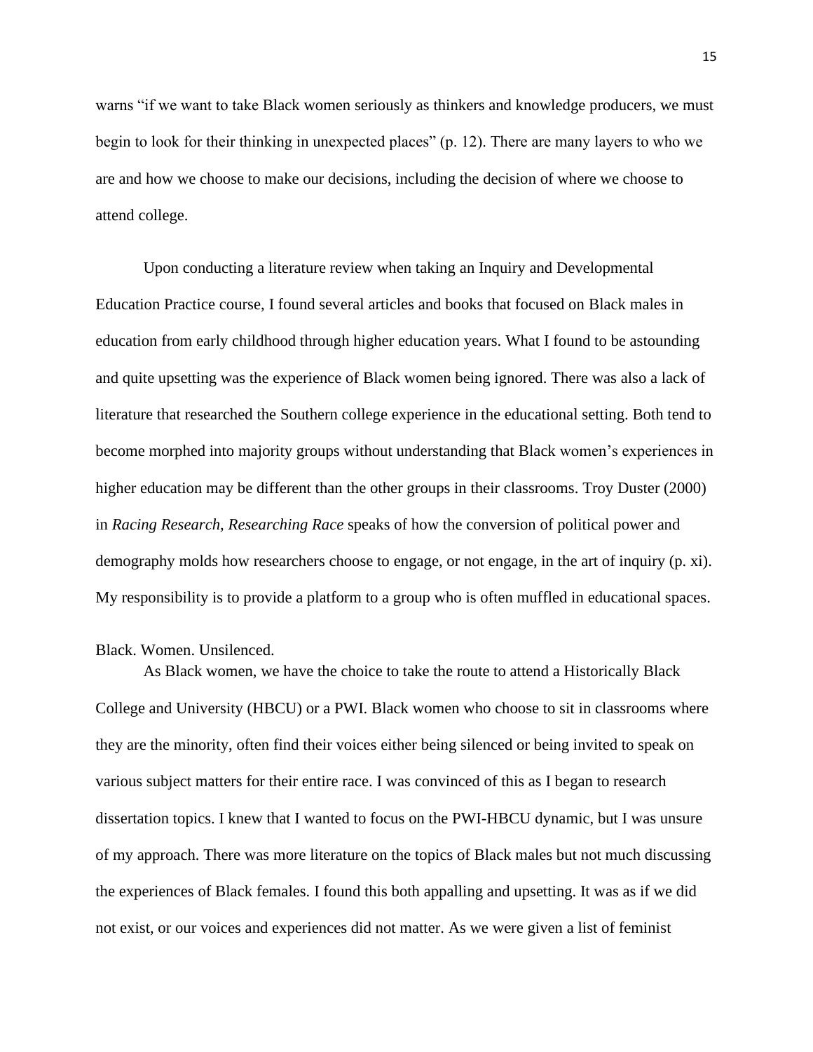warns "if we want to take Black women seriously as thinkers and knowledge producers, we must begin to look for their thinking in unexpected places" (p. 12). There are many layers to who we are and how we choose to make our decisions, including the decision of where we choose to attend college.

Upon conducting a literature review when taking an Inquiry and Developmental Education Practice course, I found several articles and books that focused on Black males in education from early childhood through higher education years. What I found to be astounding and quite upsetting was the experience of Black women being ignored. There was also a lack of literature that researched the Southern college experience in the educational setting. Both tend to become morphed into majority groups without understanding that Black women's experiences in higher education may be different than the other groups in their classrooms. Troy Duster (2000) in *Racing Research, Researching Race* speaks of how the conversion of political power and demography molds how researchers choose to engage, or not engage, in the art of inquiry (p. xi). My responsibility is to provide a platform to a group who is often muffled in educational spaces.

## Black. Women. Unsilenced.

As Black women, we have the choice to take the route to attend a Historically Black College and University (HBCU) or a PWI. Black women who choose to sit in classrooms where they are the minority, often find their voices either being silenced or being invited to speak on various subject matters for their entire race. I was convinced of this as I began to research dissertation topics. I knew that I wanted to focus on the PWI-HBCU dynamic, but I was unsure of my approach. There was more literature on the topics of Black males but not much discussing the experiences of Black females. I found this both appalling and upsetting. It was as if we did not exist, or our voices and experiences did not matter. As we were given a list of feminist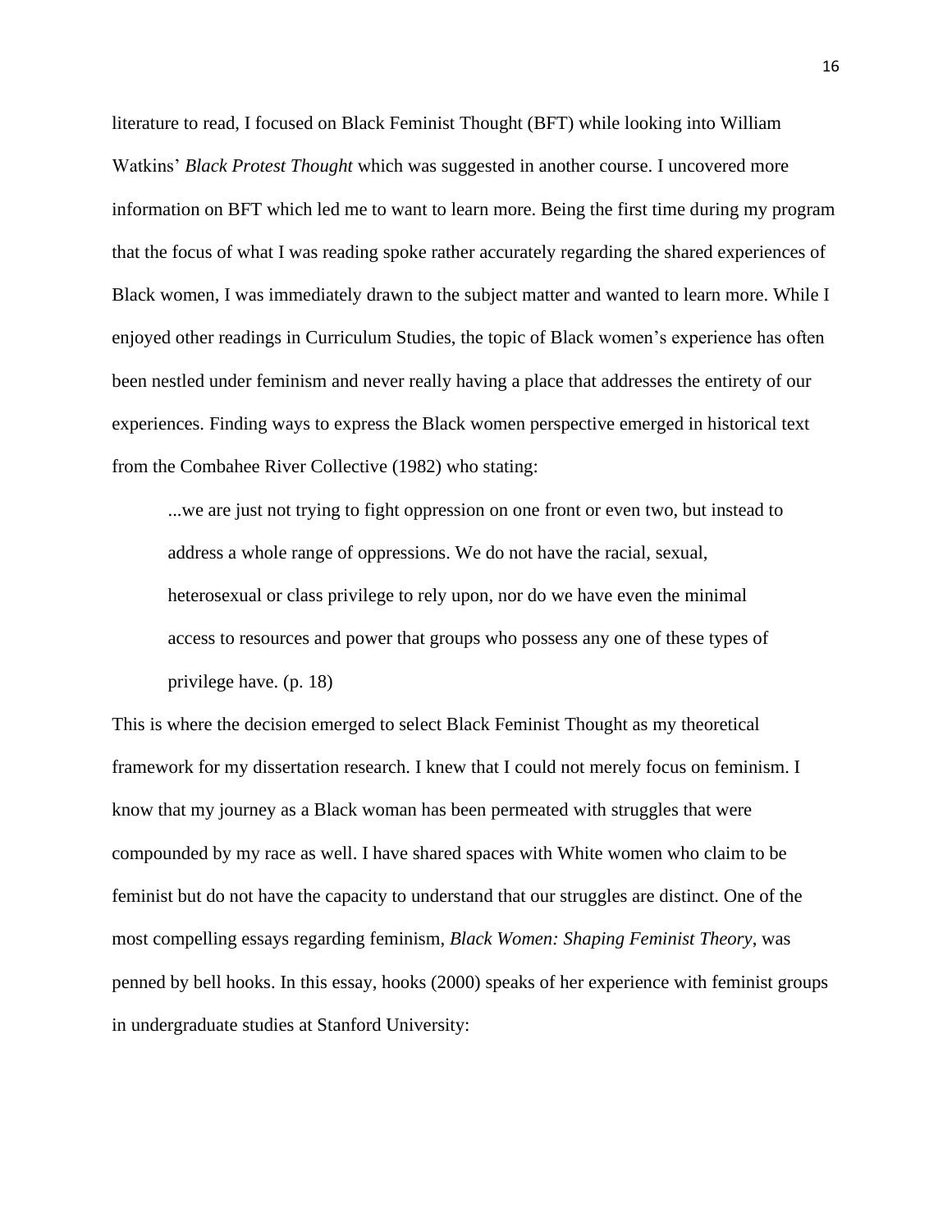literature to read, I focused on Black Feminist Thought (BFT) while looking into William Watkins' *Black Protest Thought* which was suggested in another course. I uncovered more information on BFT which led me to want to learn more. Being the first time during my program that the focus of what I was reading spoke rather accurately regarding the shared experiences of Black women, I was immediately drawn to the subject matter and wanted to learn more. While I enjoyed other readings in Curriculum Studies, the topic of Black women's experience has often been nestled under feminism and never really having a place that addresses the entirety of our experiences. Finding ways to express the Black women perspective emerged in historical text from the Combahee River Collective (1982) who stating:

> ...we are just not trying to fight oppression on one front or even two, but instead to address a whole range of oppressions. We do not have the racial, sexual, heterosexual or class privilege to rely upon, nor do we have even the minimal access to resources and power that groups who possess any one of these types of privilege have. (p. 18)

This is where the decision emerged to select Black Feminist Thought as my theoretical framework for my dissertation research. I knew that I could not merely focus on feminism. I know that my journey as a Black woman has been permeated with struggles that were compounded by my race as well. I have shared spaces with White women who claim to be feminist but do not have the capacity to understand that our struggles are distinct. One of the most compelling essays regarding feminism, *Black Women: Shaping Feminist Theory*, was penned by bell hooks. In this essay, hooks (2000) speaks of her experience with feminist groups in undergraduate studies at Stanford University: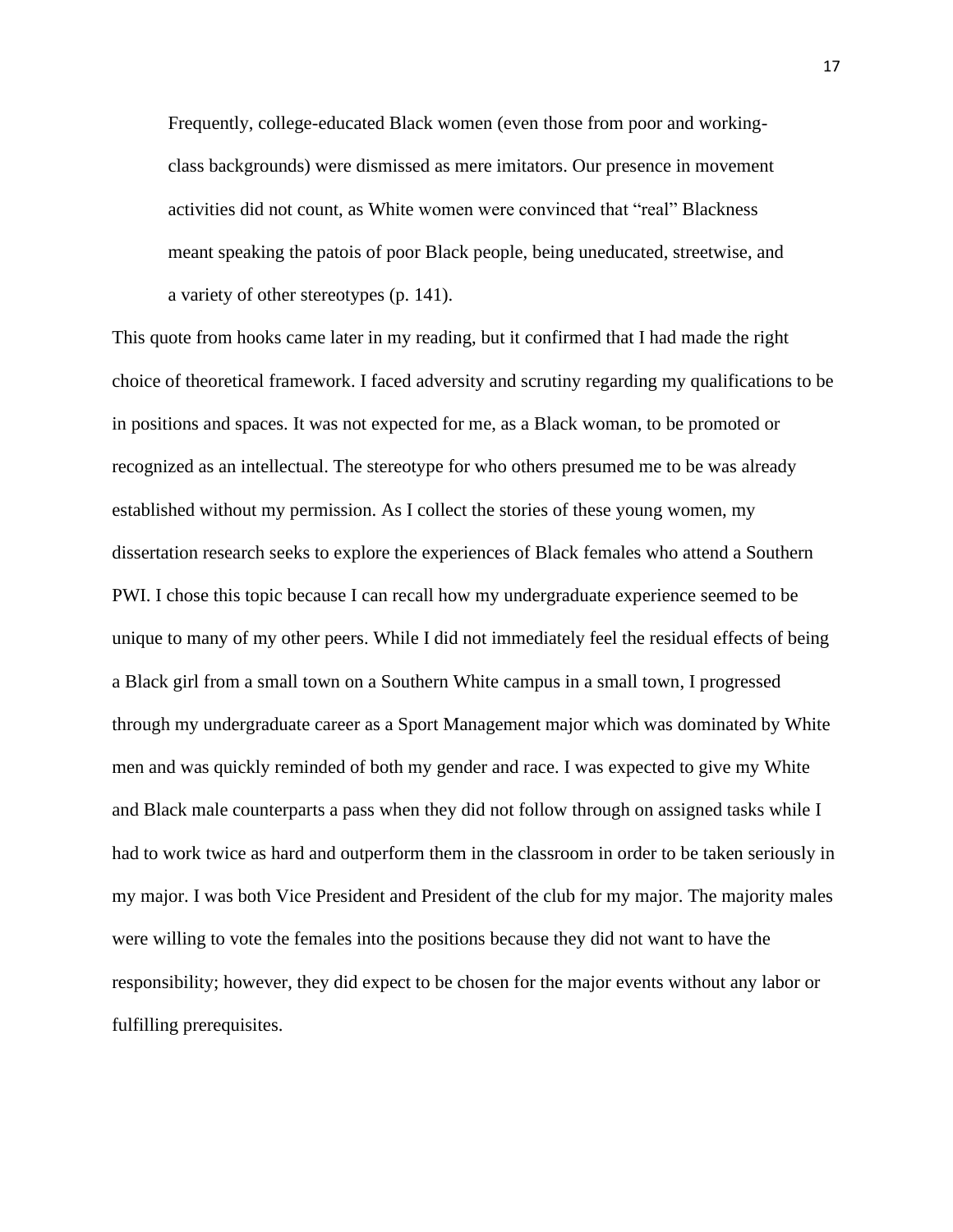> Frequently, college-educated Black women (even those from poor and working-class backgrounds) were dismissed as mere imitators. Our presence in movement activities did not count, as White women were convinced that "real" Blackness meant speaking the patois of poor Black people, being uneducated, streetwise, and a variety of other stereotypes (p. 141).

This quote from hooks came later in my reading, but it confirmed that I had made the right choice of theoretical framework. I faced adversity and scrutiny regarding my qualifications to be in positions and spaces. It was not expected for me, as a Black woman, to be promoted or recognized as an intellectual. The stereotype for who others presumed me to be was already established without my permission. As I collect the stories of these young women, my dissertation research seeks to explore the experiences of Black females who attend a Southern PWI. I chose this topic because I can recall how my undergraduate experience seemed to be unique to many of my other peers. While I did not immediately feel the residual effects of being a Black girl from a small town on a Southern White campus in a small town, I progressed through my undergraduate career as a Sport Management major which was dominated by White men and was quickly reminded of both my gender and race. I was expected to give my White and Black male counterparts a pass when they did not follow through on assigned tasks while I had to work twice as hard and outperform them in the classroom in order to be taken seriously in my major. I was both Vice President and President of the club for my major. The majority males were willing to vote the females into the positions because they did not want to have the responsibility; however, they did expect to be chosen for the major events without any labor or fulfilling prerequisites.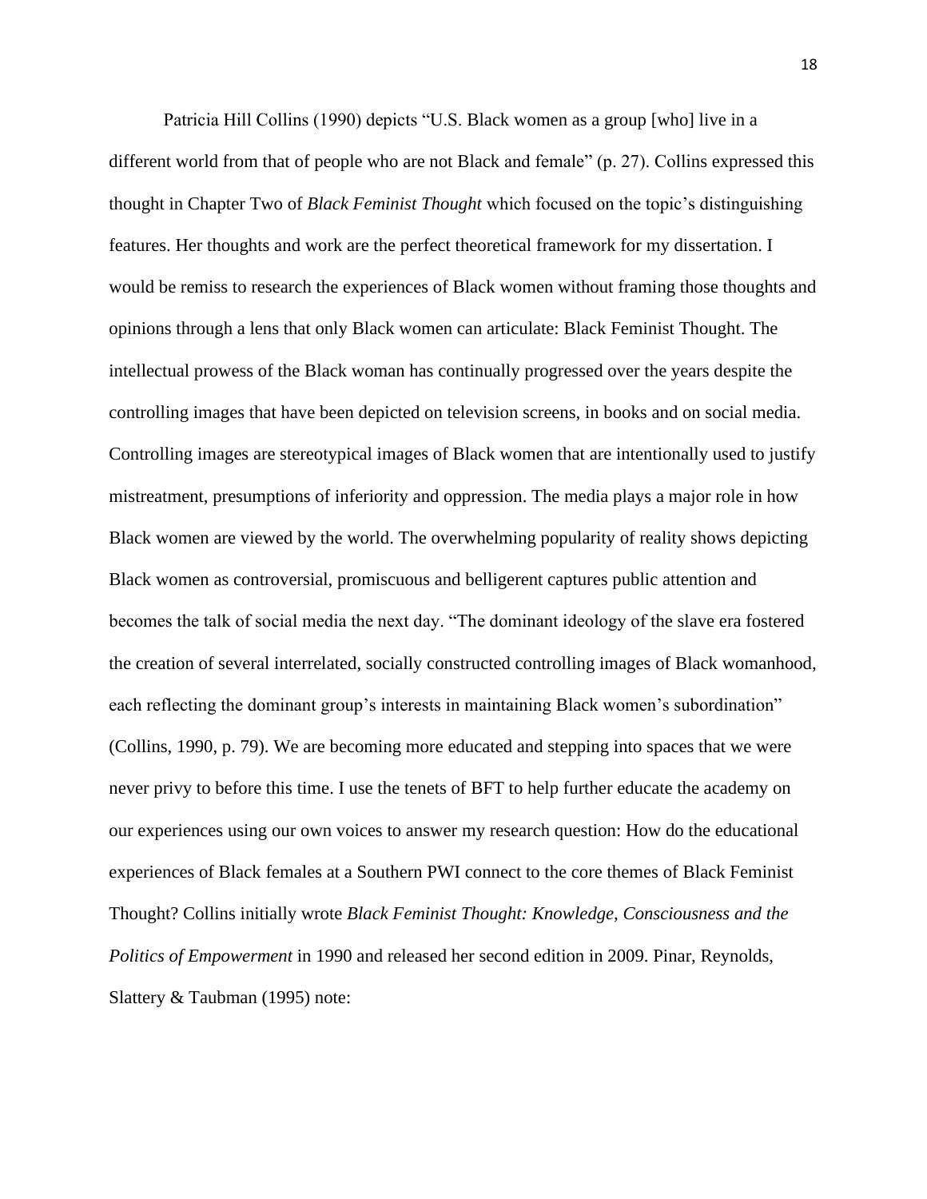Patricia Hill Collins (1990) depicts "U.S. Black women as a group [who] live in a different world from that of people who are not Black and female" (p. 27). Collins expressed this thought in Chapter Two of *Black Feminist Thought* which focused on the topic's distinguishing features. Her thoughts and work are the perfect theoretical framework for my dissertation. I would be remiss to research the experiences of Black women without framing those thoughts and opinions through a lens that only Black women can articulate: Black Feminist Thought. The intellectual prowess of the Black woman has continually progressed over the years despite the controlling images that have been depicted on television screens, in books and on social media. Controlling images are stereotypical images of Black women that are intentionally used to justify mistreatment, presumptions of inferiority and oppression. The media plays a major role in how Black women are viewed by the world. The overwhelming popularity of reality shows depicting Black women as controversial, promiscuous and belligerent captures public attention and becomes the talk of social media the next day. "The dominant ideology of the slave era fostered the creation of several interrelated, socially constructed controlling images of Black womanhood, each reflecting the dominant group's interests in maintaining Black women's subordination" (Collins, 1990, p. 79). We are becoming more educated and stepping into spaces that we were never privy to before this time. I use the tenets of BFT to help further educate the academy on our experiences using our own voices to answer my research question: How do the educational experiences of Black females at a Southern PWI connect to the core themes of Black Feminist Thought? Collins initially wrote *Black Feminist Thought: Knowledge, Consciousness and the Politics of Empowerment* in 1990 and released her second edition in 2009. Pinar, Reynolds, Slattery & Taubman (1995) note: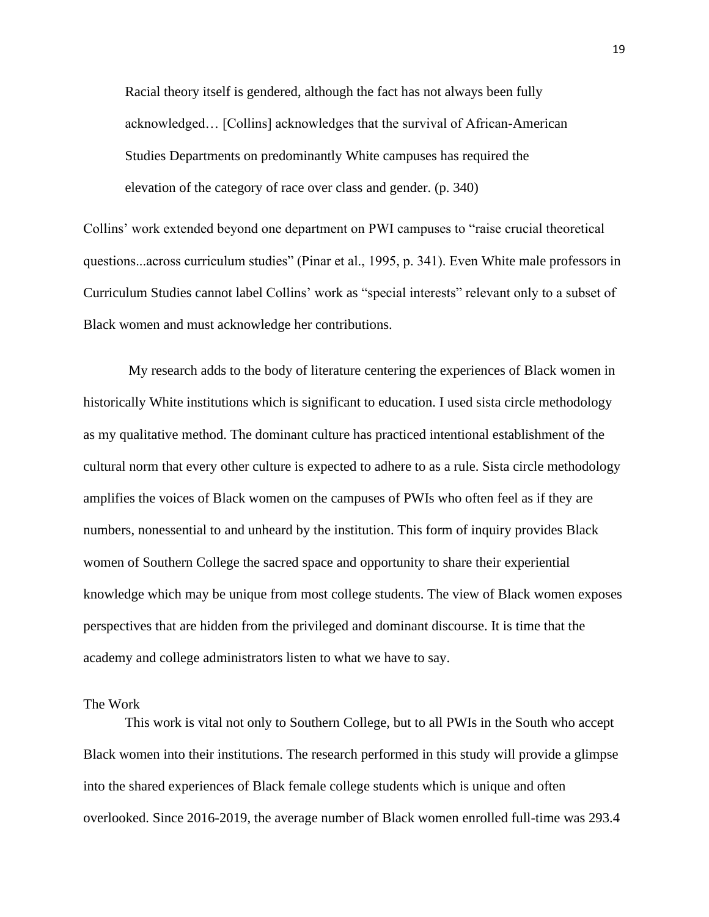> Racial theory itself is gendered, although the fact has not always been fully acknowledged… [Collins] acknowledges that the survival of African-American Studies Departments on predominantly White campuses has required the elevation of the category of race over class and gender. (p. 340)

Collins' work extended beyond one department on PWI campuses to "raise crucial theoretical questions...across curriculum studies" (Pinar et al., 1995, p. 341). Even White male professors in Curriculum Studies cannot label Collins' work as "special interests" relevant only to a subset of Black women and must acknowledge her contributions.

My research adds to the body of literature centering the experiences of Black women in historically White institutions which is significant to education. I used sista circle methodology as my qualitative method. The dominant culture has practiced intentional establishment of the cultural norm that every other culture is expected to adhere to as a rule. Sista circle methodology amplifies the voices of Black women on the campuses of PWIs who often feel as if they are numbers, nonessential to and unheard by the institution. This form of inquiry provides Black women of Southern College the sacred space and opportunity to share their experiential knowledge which may be unique from most college students. The view of Black women exposes perspectives that are hidden from the privileged and dominant discourse. It is time that the academy and college administrators listen to what we have to say.

## The Work

This work is vital not only to Southern College, but to all PWIs in the South who accept Black women into their institutions. The research performed in this study will provide a glimpse into the shared experiences of Black female college students which is unique and often overlooked. Since 2016-2019, the average number of Black women enrolled full-time was 293.4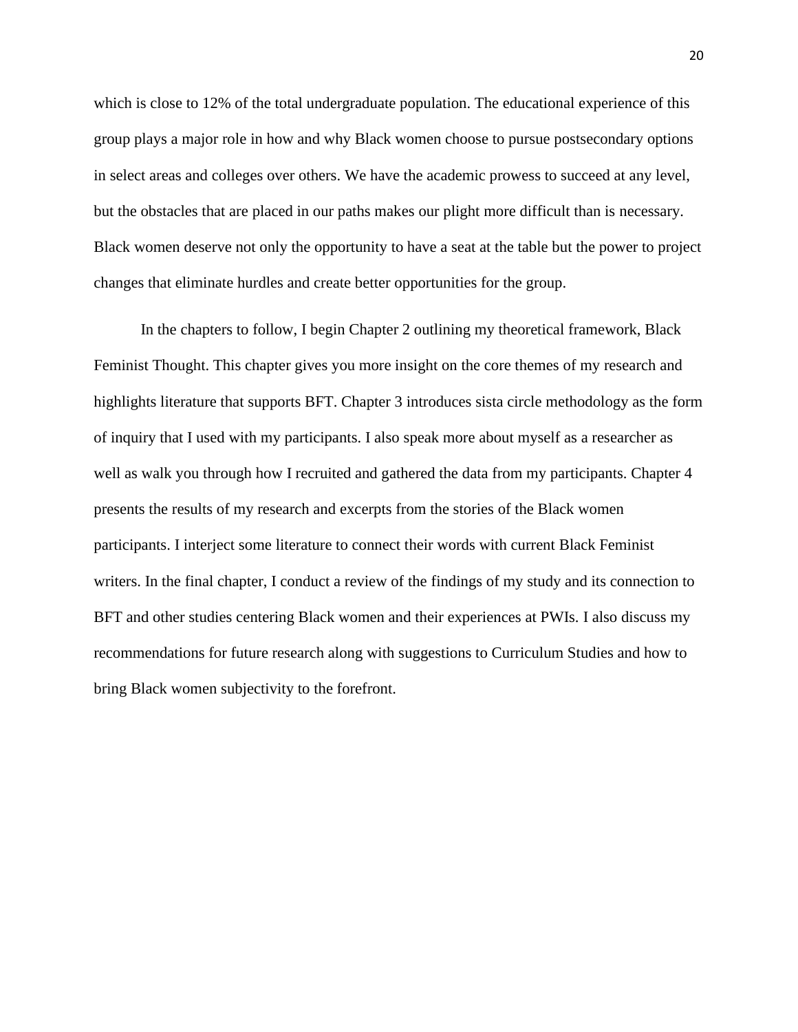which is close to 12% of the total undergraduate population. The educational experience of this group plays a major role in how and why Black women choose to pursue postsecondary options in select areas and colleges over others. We have the academic prowess to succeed at any level, but the obstacles that are placed in our paths makes our plight more difficult than is necessary. Black women deserve not only the opportunity to have a seat at the table but the power to project changes that eliminate hurdles and create better opportunities for the group.

In the chapters to follow, I begin Chapter 2 outlining my theoretical framework, Black Feminist Thought. This chapter gives you more insight on the core themes of my research and highlights literature that supports BFT. Chapter 3 introduces sista circle methodology as the form of inquiry that I used with my participants. I also speak more about myself as a researcher as well as walk you through how I recruited and gathered the data from my participants. Chapter 4 presents the results of my research and excerpts from the stories of the Black women participants. I interject some literature to connect their words with current Black Feminist writers. In the final chapter, I conduct a review of the findings of my study and its connection to BFT and other studies centering Black women and their experiences at PWIs. I also discuss my recommendations for future research along with suggestions to Curriculum Studies and how to bring Black women subjectivity to the forefront.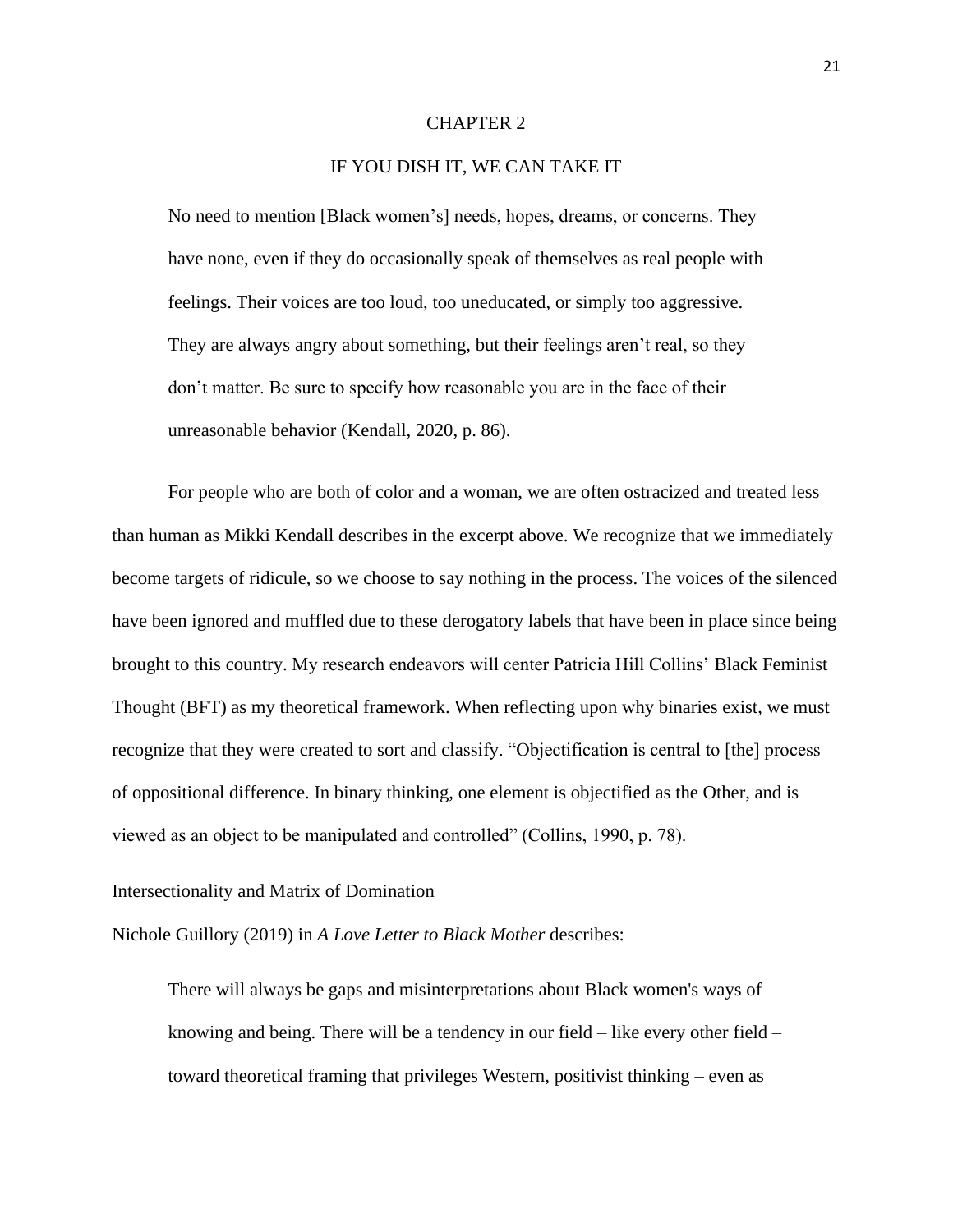# CHAPTER 2

## IF YOU DISH IT, WE CAN TAKE IT

> No need to mention [Black women's] needs, hopes, dreams, or concerns. They have none, even if they do occasionally speak of themselves as real people with feelings. Their voices are too loud, too uneducated, or simply too aggressive. They are always angry about something, but their feelings aren't real, so they don't matter. Be sure to specify how reasonable you are in the face of their unreasonable behavior (Kendall, 2020, p. 86).

For people who are both of color and a woman, we are often ostracized and treated less than human as Mikki Kendall describes in the excerpt above. We recognize that we immediately become targets of ridicule, so we choose to say nothing in the process. The voices of the silenced have been ignored and muffled due to these derogatory labels that have been in place since being brought to this country. My research endeavors will center Patricia Hill Collins' Black Feminist Thought (BFT) as my theoretical framework. When reflecting upon why binaries exist, we must recognize that they were created to sort and classify. "Objectification is central to [the] process of oppositional difference. In binary thinking, one element is objectified as the Other, and is viewed as an object to be manipulated and controlled" (Collins, 1990, p. 78).

### Intersectionality and Matrix of Domination

Nichole Guillory (2019) in *A Love Letter to Black Mother* describes:

> There will always be gaps and misinterpretations about Black women's ways of knowing and being. There will be a tendency in our field – like every other field – toward theoretical framing that privileges Western, positivist thinking – even as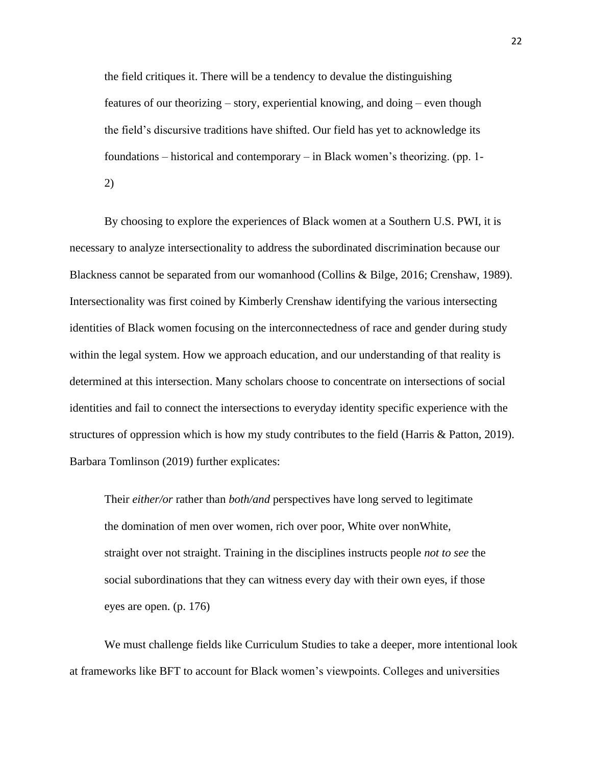> the field critiques it. There will be a tendency to devalue the distinguishing features of our theorizing – story, experiential knowing, and doing – even though the field's discursive traditions have shifted. Our field has yet to acknowledge its foundations – historical and contemporary – in Black women's theorizing. (pp. 1-2)

By choosing to explore the experiences of Black women at a Southern U.S. PWI, it is necessary to analyze intersectionality to address the subordinated discrimination because our Blackness cannot be separated from our womanhood (Collins & Bilge, 2016; Crenshaw, 1989). Intersectionality was first coined by Kimberly Crenshaw identifying the various intersecting identities of Black women focusing on the interconnectedness of race and gender during study within the legal system. How we approach education, and our understanding of that reality is determined at this intersection. Many scholars choose to concentrate on intersections of social identities and fail to connect the intersections to everyday identity specific experience with the structures of oppression which is how my study contributes to the field (Harris & Patton, 2019). Barbara Tomlinson (2019) further explicates:

> Their *either/or* rather than *both/and* perspectives have long served to legitimate the domination of men over women, rich over poor, White over nonWhite, straight over not straight. Training in the disciplines instructs people *not to see* the social subordinations that they can witness every day with their own eyes, if those eyes are open. (p. 176)

We must challenge fields like Curriculum Studies to take a deeper, more intentional look at frameworks like BFT to account for Black women's viewpoints. Colleges and universities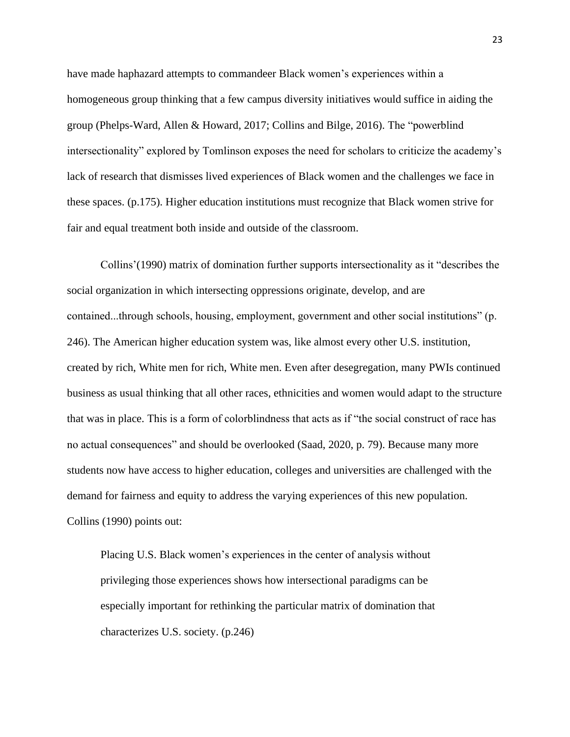have made haphazard attempts to commandeer Black women's experiences within a homogeneous group thinking that a few campus diversity initiatives would suffice in aiding the group (Phelps-Ward, Allen & Howard, 2017; Collins and Bilge, 2016). The "powerblind intersectionality" explored by Tomlinson exposes the need for scholars to criticize the academy's lack of research that dismisses lived experiences of Black women and the challenges we face in these spaces. (p.175). Higher education institutions must recognize that Black women strive for fair and equal treatment both inside and outside of the classroom.

Collins'(1990) matrix of domination further supports intersectionality as it "describes the social organization in which intersecting oppressions originate, develop, and are contained...through schools, housing, employment, government and other social institutions" (p. 246). The American higher education system was, like almost every other U.S. institution, created by rich, White men for rich, White men. Even after desegregation, many PWIs continued business as usual thinking that all other races, ethnicities and women would adapt to the structure that was in place. This is a form of colorblindness that acts as if "the social construct of race has no actual consequences" and should be overlooked (Saad, 2020, p. 79). Because many more students now have access to higher education, colleges and universities are challenged with the demand for fairness and equity to address the varying experiences of this new population. Collins (1990) points out:

> Placing U.S. Black women's experiences in the center of analysis without privileging those experiences shows how intersectional paradigms can be especially important for rethinking the particular matrix of domination that characterizes U.S. society. (p.246)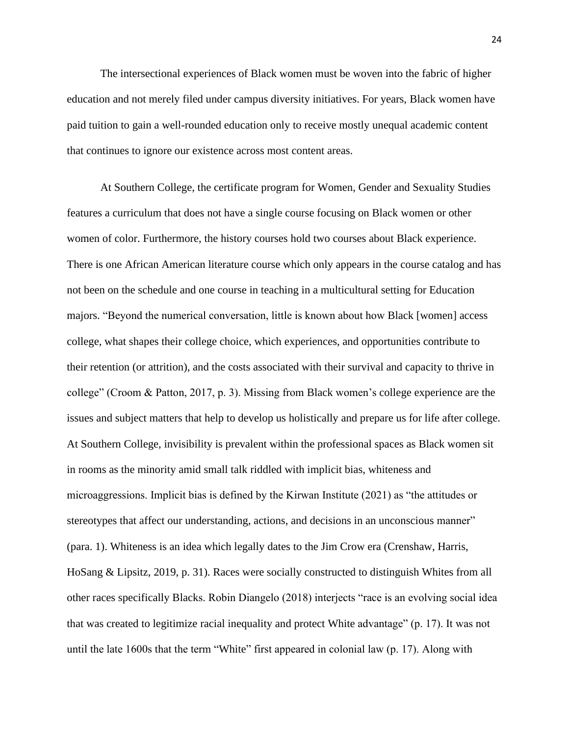The intersectional experiences of Black women must be woven into the fabric of higher education and not merely filed under campus diversity initiatives. For years, Black women have paid tuition to gain a well-rounded education only to receive mostly unequal academic content that continues to ignore our existence across most content areas.

At Southern College, the certificate program for Women, Gender and Sexuality Studies features a curriculum that does not have a single course focusing on Black women or other women of color. Furthermore, the history courses hold two courses about Black experience. There is one African American literature course which only appears in the course catalog and has not been on the schedule and one course in teaching in a multicultural setting for Education majors. "Beyond the numerical conversation, little is known about how Black [women] access college, what shapes their college choice, which experiences, and opportunities contribute to their retention (or attrition), and the costs associated with their survival and capacity to thrive in college" (Croom & Patton, 2017, p. 3). Missing from Black women's college experience are the issues and subject matters that help to develop us holistically and prepare us for life after college. At Southern College, invisibility is prevalent within the professional spaces as Black women sit in rooms as the minority amid small talk riddled with implicit bias, whiteness and microaggressions. Implicit bias is defined by the Kirwan Institute (2021) as "the attitudes or stereotypes that affect our understanding, actions, and decisions in an unconscious manner" (para. 1). Whiteness is an idea which legally dates to the Jim Crow era (Crenshaw, Harris, HoSang & Lipsitz, 2019, p. 31). Races were socially constructed to distinguish Whites from all other races specifically Blacks. Robin Diangelo (2018) interjects "race is an evolving social idea that was created to legitimize racial inequality and protect White advantage" (p. 17). It was not until the late 1600s that the term "White" first appeared in colonial law (p. 17). Along with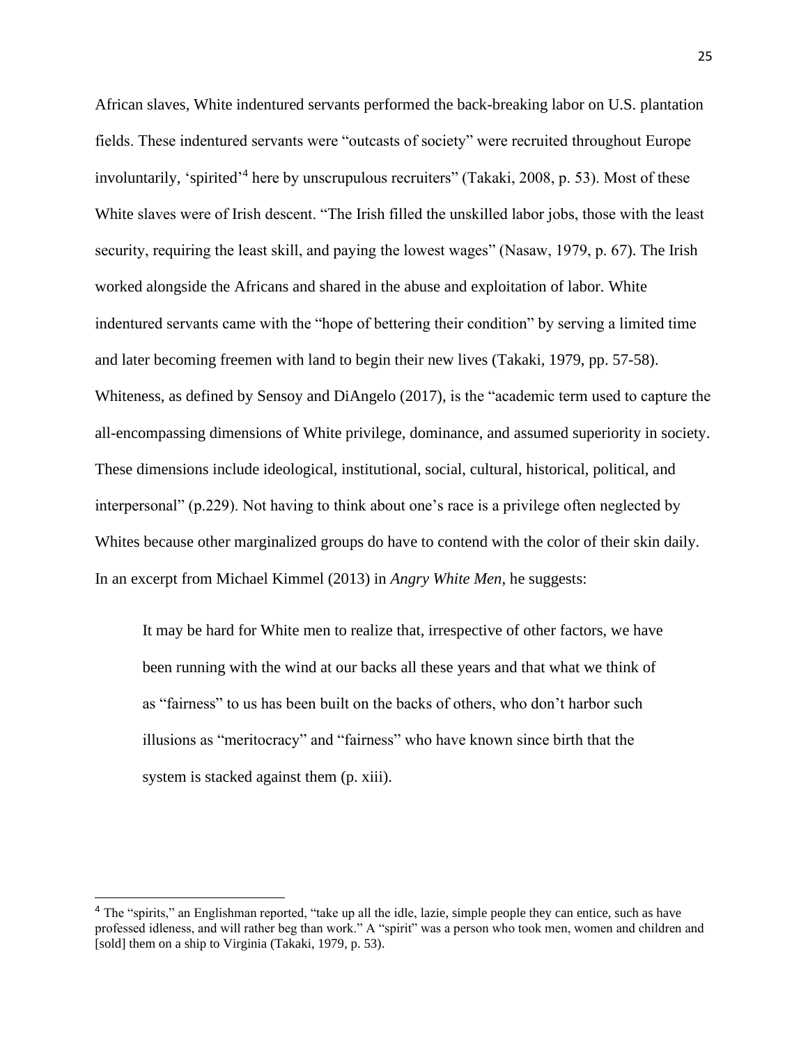African slaves, White indentured servants performed the back-breaking labor on U.S. plantation fields. These indentured servants were "outcasts of society" were recruited throughout Europe involuntarily, 'spirited'[4] here by unscrupulous recruiters" (Takaki, 2008, p. 53). Most of these White slaves were of Irish descent. "The Irish filled the unskilled labor jobs, those with the least security, requiring the least skill, and paying the lowest wages" (Nasaw, 1979, p. 67). The Irish worked alongside the Africans and shared in the abuse and exploitation of labor. White indentured servants came with the "hope of bettering their condition" by serving a limited time and later becoming freemen with land to begin their new lives (Takaki, 1979, pp. 57-58). Whiteness, as defined by Sensoy and DiAngelo (2017), is the "academic term used to capture the all-encompassing dimensions of White privilege, dominance, and assumed superiority in society. These dimensions include ideological, institutional, social, cultural, historical, political, and interpersonal" (p.229). Not having to think about one's race is a privilege often neglected by Whites because other marginalized groups do have to contend with the color of their skin daily. In an excerpt from Michael Kimmel (2013) in *Angry White Men*, he suggests:

> It may be hard for White men to realize that, irrespective of other factors, we have been running with the wind at our backs all these years and that what we think of as "fairness" to us has been built on the backs of others, who don't harbor such illusions as "meritocracy" and "fairness" who have known since birth that the system is stacked against them (p. xiii).

[4] The "spirits," an Englishman reported, "take up all the idle, lazie, simple people they can entice, such as have professed idleness, and will rather beg than work." A "spirit" was a person who took men, women and children and [sold] them on a ship to Virginia (Takaki, 1979, p. 53).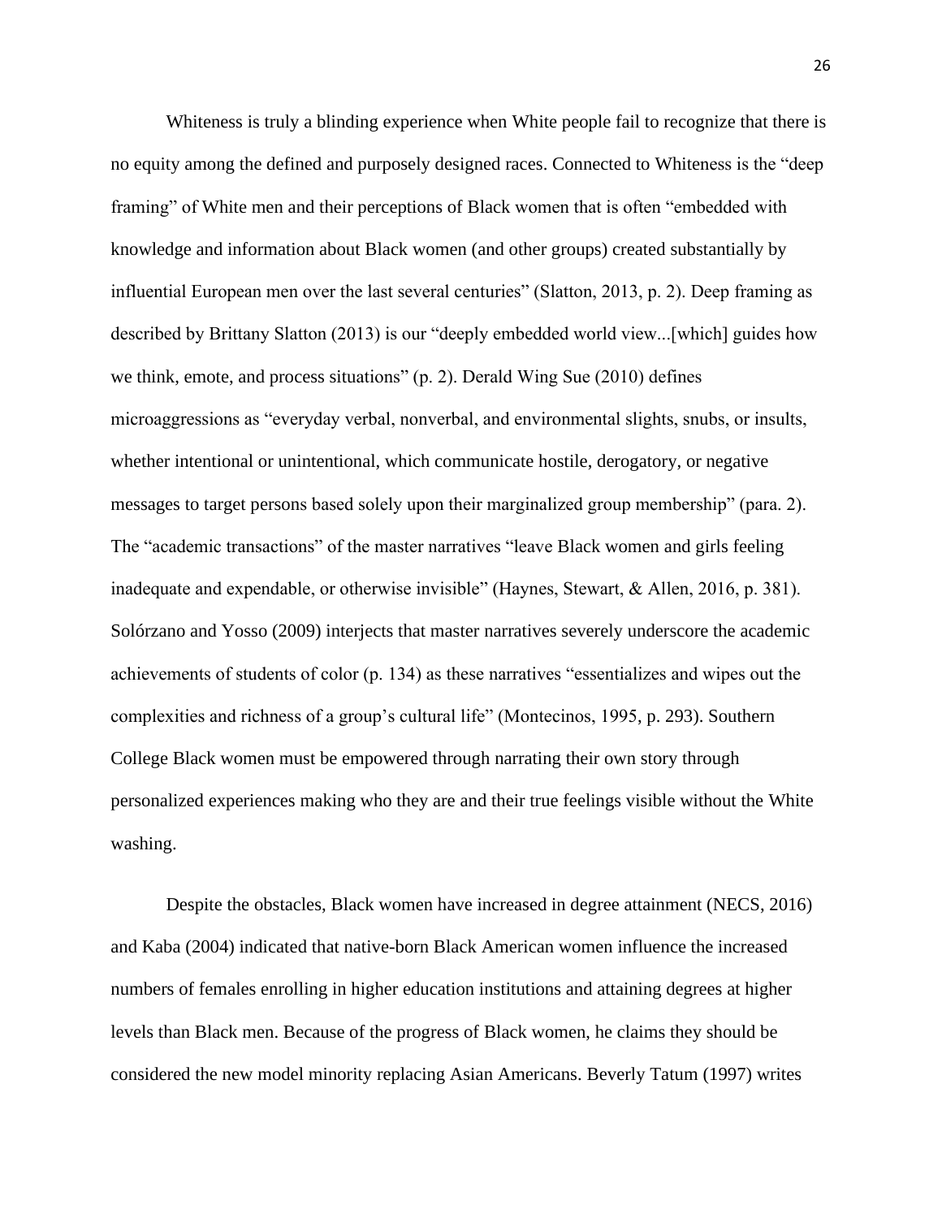Whiteness is truly a blinding experience when White people fail to recognize that there is no equity among the defined and purposely designed races. Connected to Whiteness is the “deep framing” of White men and their perceptions of Black women that is often “embedded with knowledge and information about Black women (and other groups) created substantially by influential European men over the last several centuries” (Slatton, 2013, p. 2). Deep framing as described by Brittany Slatton (2013) is our “deeply embedded world view...[which] guides how we think, emote, and process situations” (p. 2). Derald Wing Sue (2010) defines microaggressions as “everyday verbal, nonverbal, and environmental slights, snubs, or insults, whether intentional or unintentional, which communicate hostile, derogatory, or negative messages to target persons based solely upon their marginalized group membership” (para. 2). The “academic transactions” of the master narratives “leave Black women and girls feeling inadequate and expendable, or otherwise invisible” (Haynes, Stewart, & Allen, 2016, p. 381). Solórzano and Yosso (2009) interjects that master narratives severely underscore the academic achievements of students of color (p. 134) as these narratives “essentializes and wipes out the complexities and richness of a group’s cultural life” (Montecinos, 1995, p. 293). Southern College Black women must be empowered through narrating their own story through personalized experiences making who they are and their true feelings visible without the White washing.

Despite the obstacles, Black women have increased in degree attainment (NECS, 2016) and Kaba (2004) indicated that native-born Black American women influence the increased numbers of females enrolling in higher education institutions and attaining degrees at higher levels than Black men. Because of the progress of Black women, he claims they should be considered the new model minority replacing Asian Americans. Beverly Tatum (1997) writes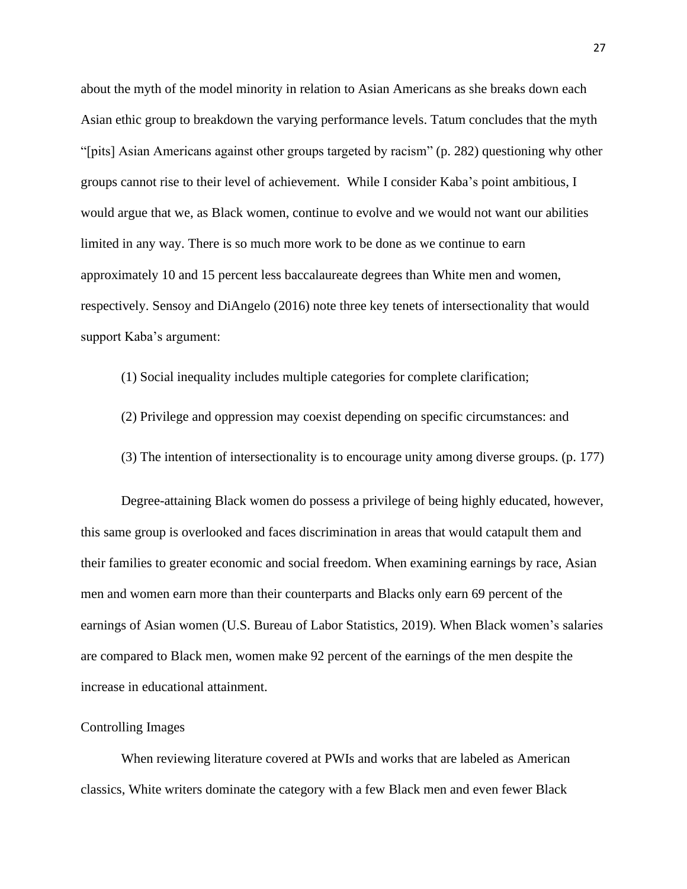about the myth of the model minority in relation to Asian Americans as she breaks down each Asian ethic group to breakdown the varying performance levels. Tatum concludes that the myth "[pits] Asian Americans against other groups targeted by racism" (p. 282) questioning why other groups cannot rise to their level of achievement. While I consider Kaba's point ambitious, I would argue that we, as Black women, continue to evolve and we would not want our abilities limited in any way. There is so much more work to be done as we continue to earn approximately 10 and 15 percent less baccalaureate degrees than White men and women, respectively. Sensoy and DiAngelo (2016) note three key tenets of intersectionality that would support Kaba's argument:

(1) Social inequality includes multiple categories for complete clarification;

(2) Privilege and oppression may coexist depending on specific circumstances: and

(3) The intention of intersectionality is to encourage unity among diverse groups. (p. 177)

Degree-attaining Black women do possess a privilege of being highly educated, however, this same group is overlooked and faces discrimination in areas that would catapult them and their families to greater economic and social freedom. When examining earnings by race, Asian men and women earn more than their counterparts and Blacks only earn 69 percent of the earnings of Asian women (U.S. Bureau of Labor Statistics, 2019). When Black women's salaries are compared to Black men, women make 92 percent of the earnings of the men despite the increase in educational attainment.

## Controlling Images

When reviewing literature covered at PWIs and works that are labeled as American classics, White writers dominate the category with a few Black men and even fewer Black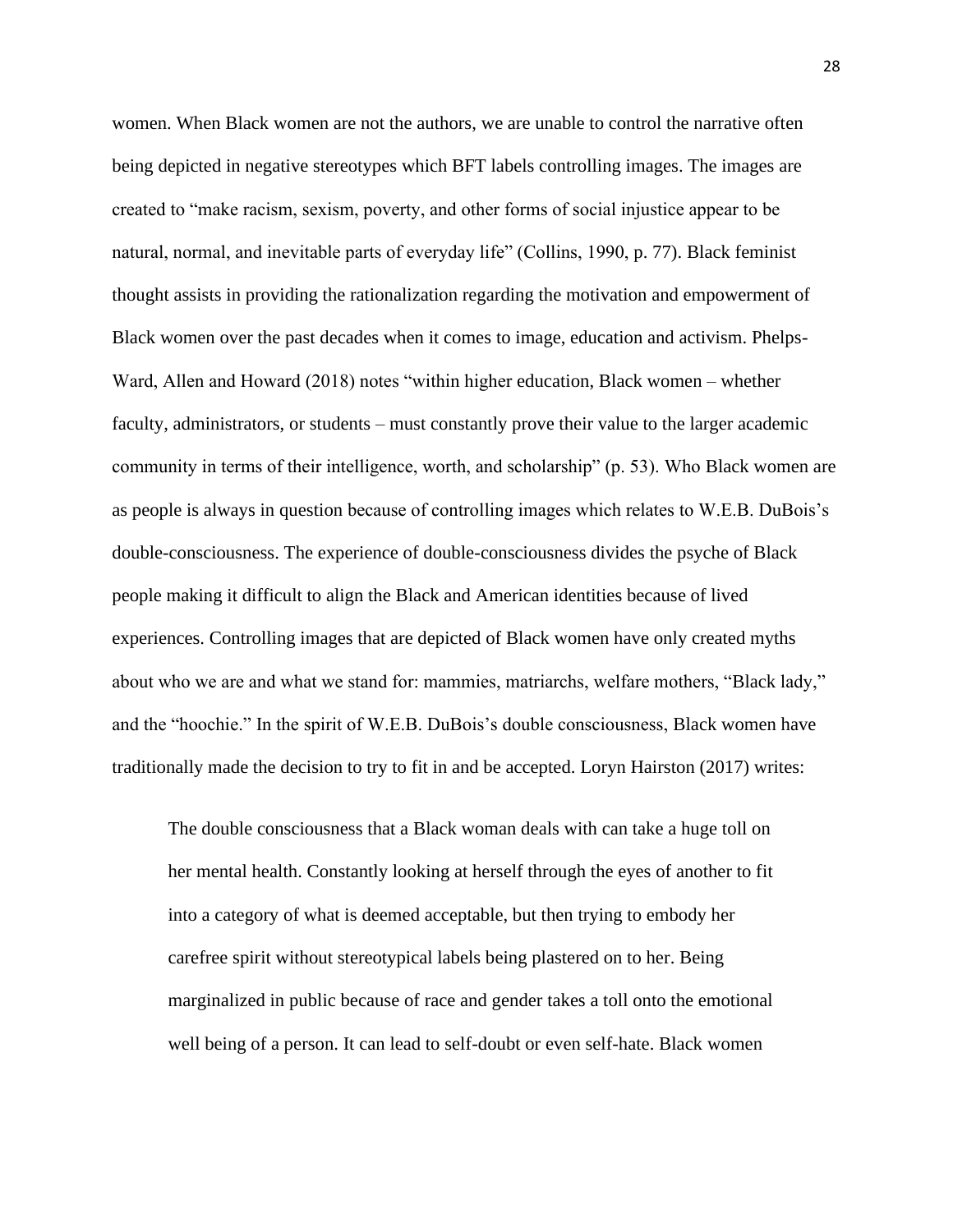women. When Black women are not the authors, we are unable to control the narrative often being depicted in negative stereotypes which BFT labels controlling images. The images are created to "make racism, sexism, poverty, and other forms of social injustice appear to be natural, normal, and inevitable parts of everyday life" (Collins, 1990, p. 77). Black feminist thought assists in providing the rationalization regarding the motivation and empowerment of Black women over the past decades when it comes to image, education and activism. Phelps-Ward, Allen and Howard (2018) notes "within higher education, Black women – whether faculty, administrators, or students – must constantly prove their value to the larger academic community in terms of their intelligence, worth, and scholarship" (p. 53). Who Black women are as people is always in question because of controlling images which relates to W.E.B. DuBois's double-consciousness. The experience of double-consciousness divides the psyche of Black people making it difficult to align the Black and American identities because of lived experiences. Controlling images that are depicted of Black women have only created myths about who we are and what we stand for: mammies, matriarchs, welfare mothers, "Black lady," and the "hoochie." In the spirit of W.E.B. DuBois's double consciousness, Black women have traditionally made the decision to try to fit in and be accepted. Loryn Hairston (2017) writes:

> The double consciousness that a Black woman deals with can take a huge toll on her mental health. Constantly looking at herself through the eyes of another to fit into a category of what is deemed acceptable, but then trying to embody her carefree spirit without stereotypical labels being plastered on to her. Being marginalized in public because of race and gender takes a toll onto the emotional well being of a person. It can lead to self-doubt or even self-hate. Black women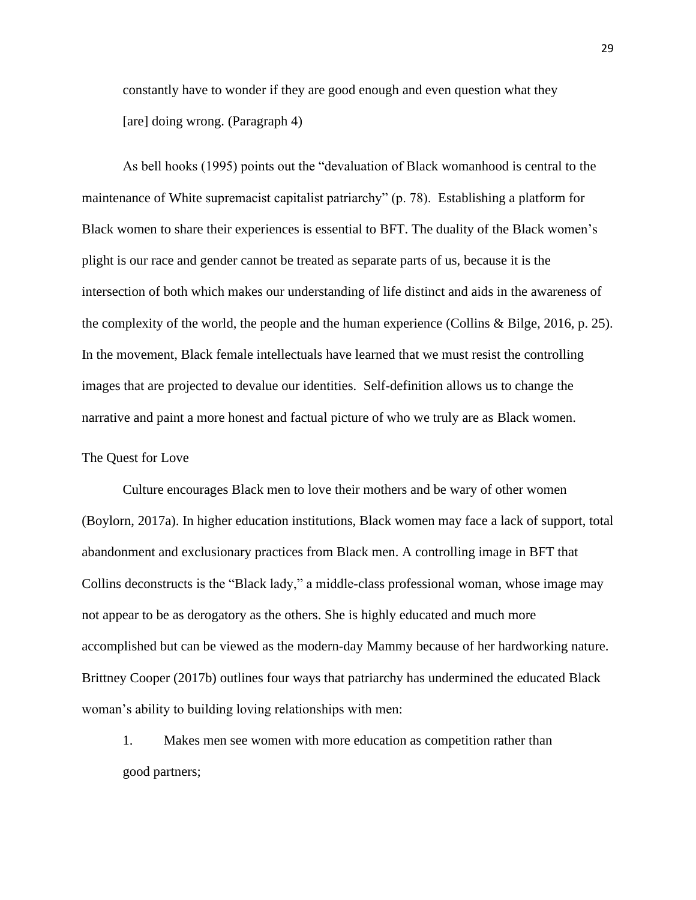> constantly have to wonder if they are good enough and even question what they [are] doing wrong. (Paragraph 4)

As bell hooks (1995) points out the "devaluation of Black womanhood is central to the maintenance of White supremacist capitalist patriarchy" (p. 78). Establishing a platform for Black women to share their experiences is essential to BFT. The duality of the Black women's plight is our race and gender cannot be treated as separate parts of us, because it is the intersection of both which makes our understanding of life distinct and aids in the awareness of the complexity of the world, the people and the human experience (Collins & Bilge, 2016, p. 25). In the movement, Black female intellectuals have learned that we must resist the controlling images that are projected to devalue our identities. Self-definition allows us to change the narrative and paint a more honest and factual picture of who we truly are as Black women.

## The Quest for Love

Culture encourages Black men to love their mothers and be wary of other women (Boylorn, 2017a). In higher education institutions, Black women may face a lack of support, total abandonment and exclusionary practices from Black men. A controlling image in BFT that Collins deconstructs is the "Black lady," a middle-class professional woman, whose image may not appear to be as derogatory as the others. She is highly educated and much more accomplished but can be viewed as the modern-day Mammy because of her hardworking nature. Brittney Cooper (2017b) outlines four ways that patriarchy has undermined the educated Black woman's ability to building loving relationships with men:

1. Makes men see women with more education as competition rather than good partners;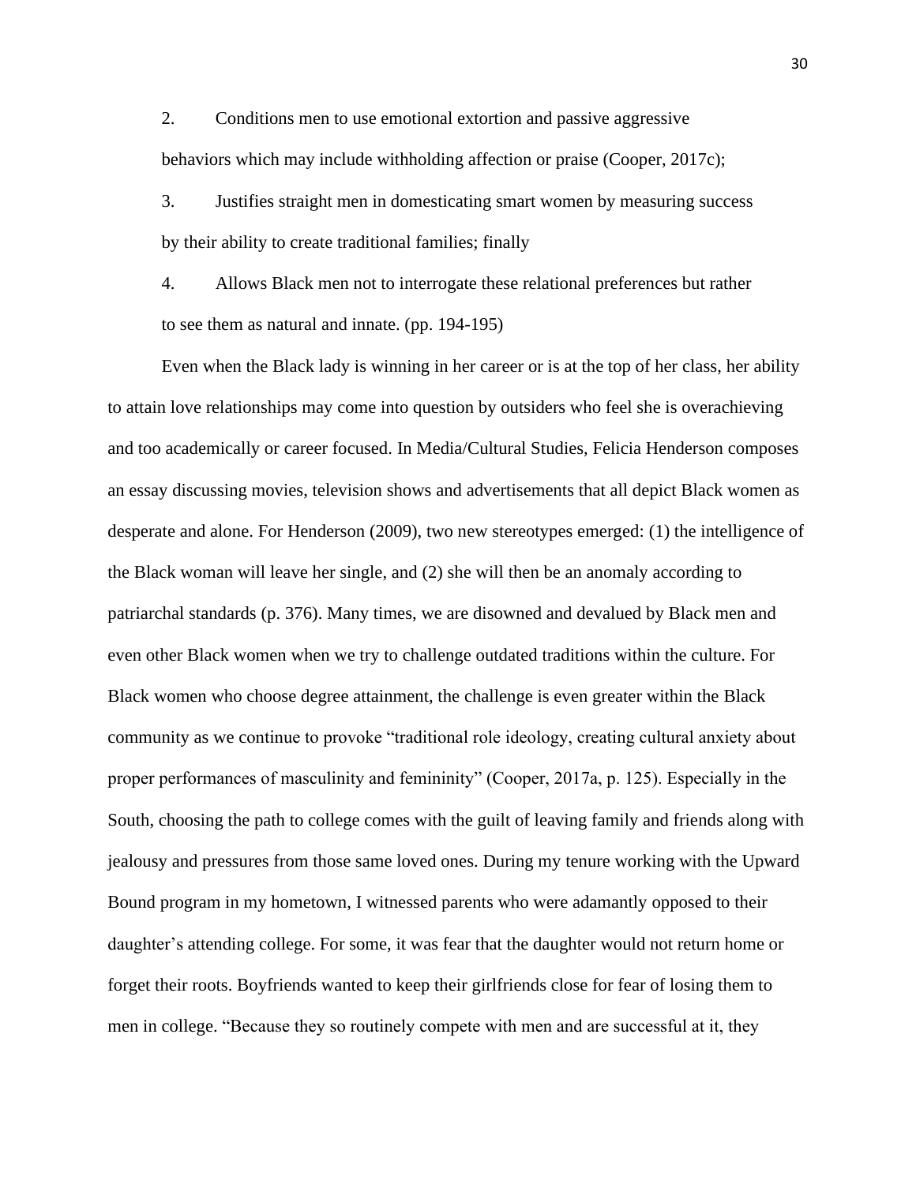2. Conditions men to use emotional extortion and passive aggressive behaviors which may include withholding affection or praise (Cooper, 2017c);

3. Justifies straight men in domesticating smart women by measuring success by their ability to create traditional families; finally

4. Allows Black men not to interrogate these relational preferences but rather to see them as natural and innate. (pp. 194-195)

Even when the Black lady is winning in her career or is at the top of her class, her ability to attain love relationships may come into question by outsiders who feel she is overachieving and too academically or career focused. In Media/Cultural Studies, Felicia Henderson composes an essay discussing movies, television shows and advertisements that all depict Black women as desperate and alone. For Henderson (2009), two new stereotypes emerged: (1) the intelligence of the Black woman will leave her single, and (2) she will then be an anomaly according to patriarchal standards (p. 376). Many times, we are disowned and devalued by Black men and even other Black women when we try to challenge outdated traditions within the culture. For Black women who choose degree attainment, the challenge is even greater within the Black community as we continue to provoke "traditional role ideology, creating cultural anxiety about proper performances of masculinity and femininity" (Cooper, 2017a, p. 125). Especially in the South, choosing the path to college comes with the guilt of leaving family and friends along with jealousy and pressures from those same loved ones. During my tenure working with the Upward Bound program in my hometown, I witnessed parents who were adamantly opposed to their daughter's attending college. For some, it was fear that the daughter would not return home or forget their roots. Boyfriends wanted to keep their girlfriends close for fear of losing them to men in college. "Because they so routinely compete with men and are successful at it, they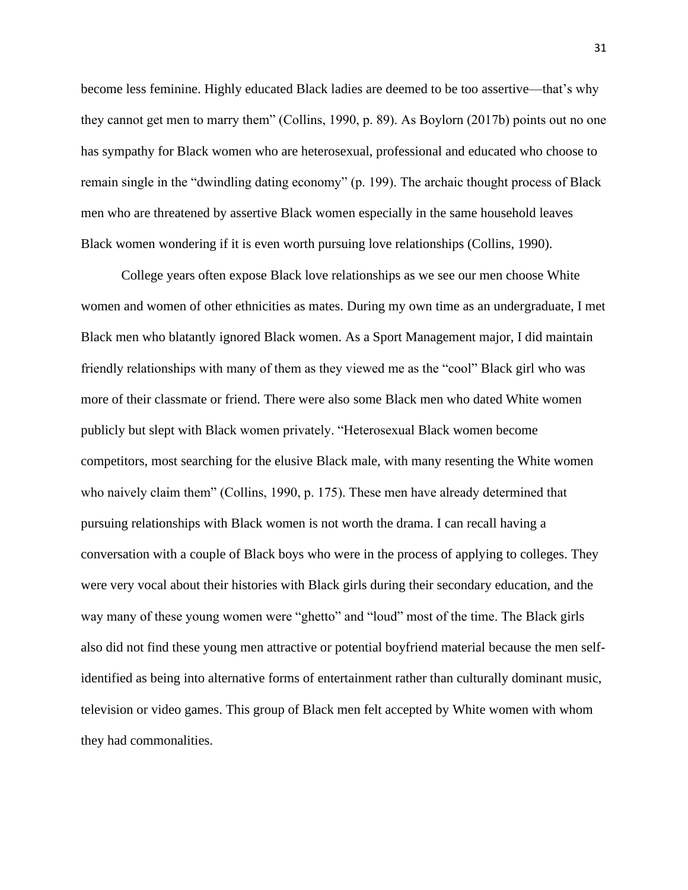become less feminine. Highly educated Black ladies are deemed to be too assertive—that's why they cannot get men to marry them" (Collins, 1990, p. 89). As Boylorn (2017b) points out no one has sympathy for Black women who are heterosexual, professional and educated who choose to remain single in the "dwindling dating economy" (p. 199). The archaic thought process of Black men who are threatened by assertive Black women especially in the same household leaves Black women wondering if it is even worth pursuing love relationships (Collins, 1990).

College years often expose Black love relationships as we see our men choose White women and women of other ethnicities as mates. During my own time as an undergraduate, I met Black men who blatantly ignored Black women. As a Sport Management major, I did maintain friendly relationships with many of them as they viewed me as the "cool" Black girl who was more of their classmate or friend. There were also some Black men who dated White women publicly but slept with Black women privately. "Heterosexual Black women become competitors, most searching for the elusive Black male, with many resenting the White women who naively claim them" (Collins, 1990, p. 175). These men have already determined that pursuing relationships with Black women is not worth the drama. I can recall having a conversation with a couple of Black boys who were in the process of applying to colleges. They were very vocal about their histories with Black girls during their secondary education, and the way many of these young women were "ghetto" and "loud" most of the time. The Black girls also did not find these young men attractive or potential boyfriend material because the men self-identified as being into alternative forms of entertainment rather than culturally dominant music, television or video games. This group of Black men felt accepted by White women with whom they had commonalities.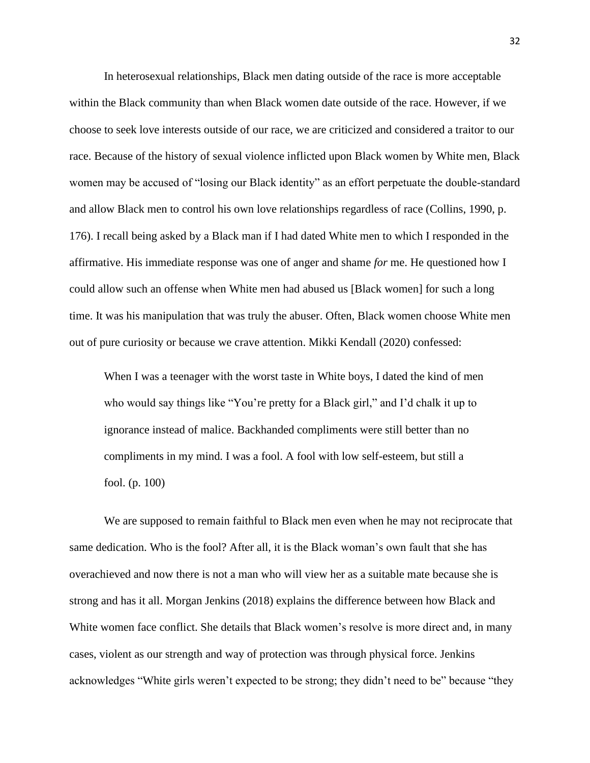In heterosexual relationships, Black men dating outside of the race is more acceptable within the Black community than when Black women date outside of the race. However, if we choose to seek love interests outside of our race, we are criticized and considered a traitor to our race. Because of the history of sexual violence inflicted upon Black women by White men, Black women may be accused of "losing our Black identity" as an effort perpetuate the double-standard and allow Black men to control his own love relationships regardless of race (Collins, 1990, p. 176). I recall being asked by a Black man if I had dated White men to which I responded in the affirmative. His immediate response was one of anger and shame *for* me. He questioned how I could allow such an offense when White men had abused us [Black women] for such a long time. It was his manipulation that was truly the abuser. Often, Black women choose White men out of pure curiosity or because we crave attention. Mikki Kendall (2020) confessed:

> When I was a teenager with the worst taste in White boys, I dated the kind of men who would say things like "You're pretty for a Black girl," and I'd chalk it up to ignorance instead of malice. Backhanded compliments were still better than no compliments in my mind. I was a fool. A fool with low self-esteem, but still a fool. (p. 100)

We are supposed to remain faithful to Black men even when he may not reciprocate that same dedication. Who is the fool? After all, it is the Black woman's own fault that she has overachieved and now there is not a man who will view her as a suitable mate because she is strong and has it all. Morgan Jenkins (2018) explains the difference between how Black and White women face conflict. She details that Black women's resolve is more direct and, in many cases, violent as our strength and way of protection was through physical force. Jenkins acknowledges "White girls weren't expected to be strong; they didn't need to be" because "they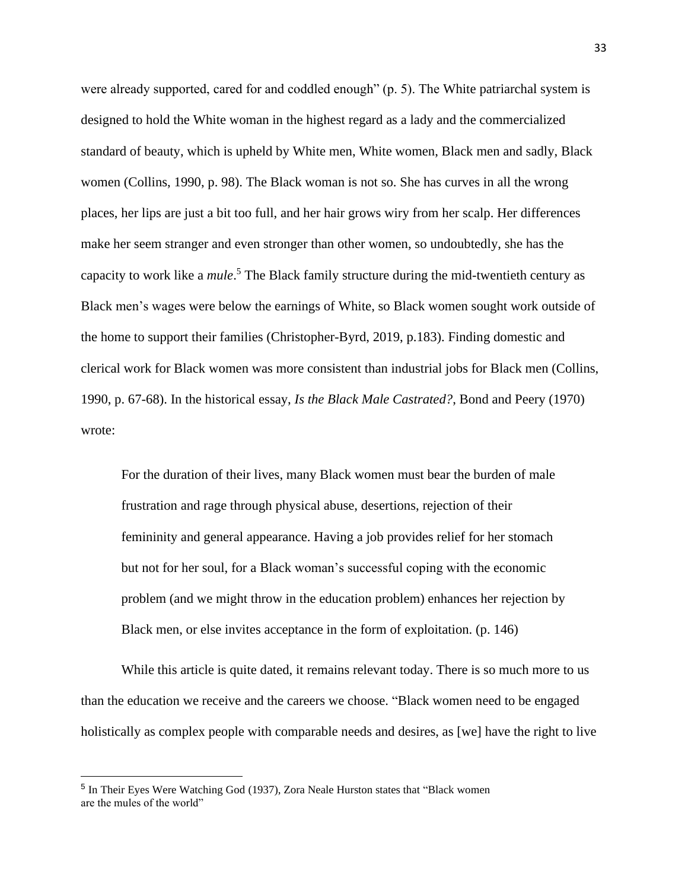were already supported, cared for and coddled enough" (p. 5). The White patriarchal system is designed to hold the White woman in the highest regard as a lady and the commercialized standard of beauty, which is upheld by White men, White women, Black men and sadly, Black women (Collins, 1990, p. 98). The Black woman is not so. She has curves in all the wrong places, her lips are just a bit too full, and her hair grows wiry from her scalp. Her differences make her seem stranger and even stronger than other women, so undoubtedly, she has the capacity to work like a *mule*.[5] The Black family structure during the mid-twentieth century as Black men's wages were below the earnings of White, so Black women sought work outside of the home to support their families (Christopher-Byrd, 2019, p.183). Finding domestic and clerical work for Black women was more consistent than industrial jobs for Black men (Collins, 1990, p. 67-68). In the historical essay, *Is the Black Male Castrated?*, Bond and Peery (1970) wrote:

> For the duration of their lives, many Black women must bear the burden of male frustration and rage through physical abuse, desertions, rejection of their femininity and general appearance. Having a job provides relief for her stomach but not for her soul, for a Black woman's successful coping with the economic problem (and we might throw in the education problem) enhances her rejection by Black men, or else invites acceptance in the form of exploitation. (p. 146)

While this article is quite dated, it remains relevant today. There is so much more to us than the education we receive and the careers we choose. "Black women need to be engaged holistically as complex people with comparable needs and desires, as [we] have the right to live

---

[5] In Their Eyes Were Watching God (1937), Zora Neale Hurston states that "Black women are the mules of the world"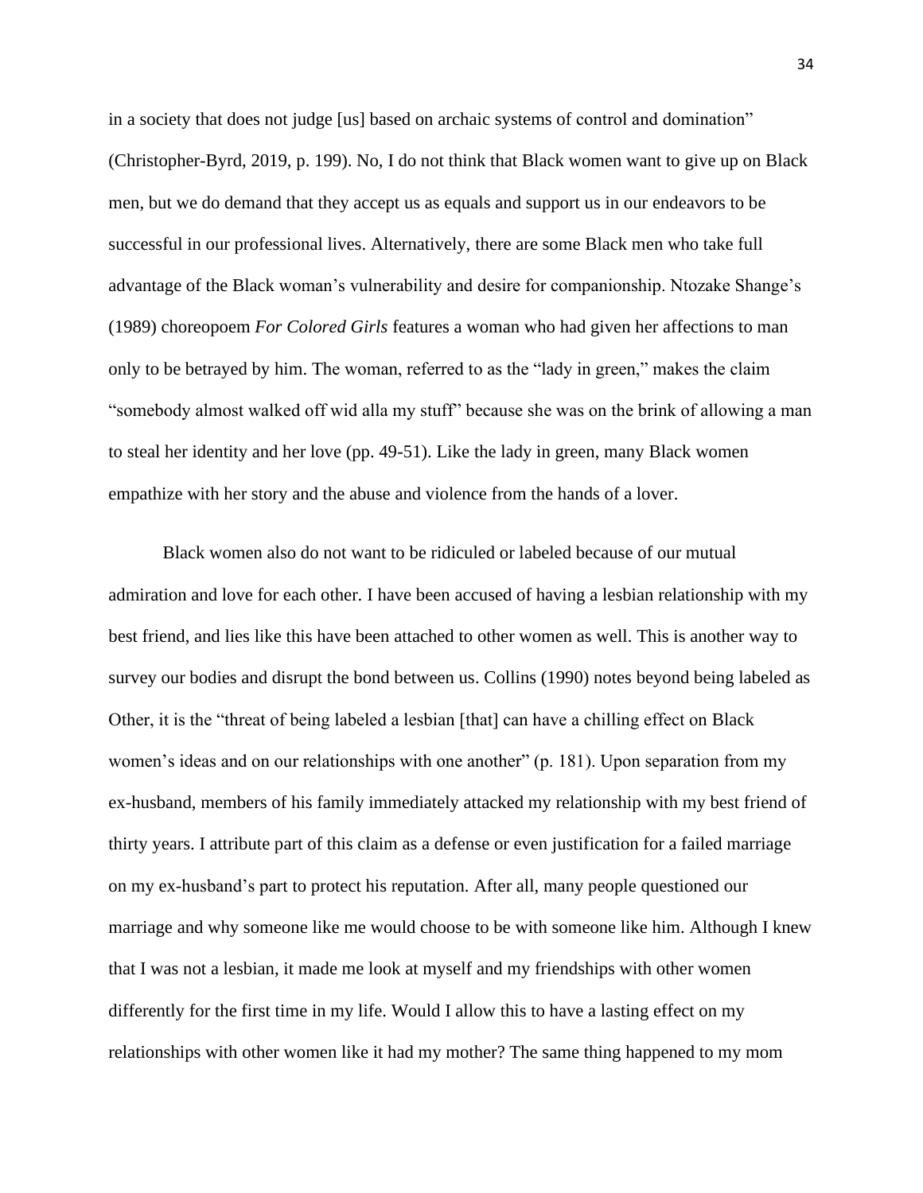in a society that does not judge [us] based on archaic systems of control and domination" (Christopher-Byrd, 2019, p. 199). No, I do not think that Black women want to give up on Black men, but we do demand that they accept us as equals and support us in our endeavors to be successful in our professional lives. Alternatively, there are some Black men who take full advantage of the Black woman's vulnerability and desire for companionship. Ntozake Shange's (1989) choreopoem *For Colored Girls* features a woman who had given her affections to man only to be betrayed by him. The woman, referred to as the "lady in green," makes the claim "somebody almost walked off wid alla my stuff" because she was on the brink of allowing a man to steal her identity and her love (pp. 49-51). Like the lady in green, many Black women empathize with her story and the abuse and violence from the hands of a lover.

Black women also do not want to be ridiculed or labeled because of our mutual admiration and love for each other. I have been accused of having a lesbian relationship with my best friend, and lies like this have been attached to other women as well. This is another way to survey our bodies and disrupt the bond between us. Collins (1990) notes beyond being labeled as Other, it is the "threat of being labeled a lesbian [that] can have a chilling effect on Black women's ideas and on our relationships with one another" (p. 181). Upon separation from my ex-husband, members of his family immediately attacked my relationship with my best friend of thirty years. I attribute part of this claim as a defense or even justification for a failed marriage on my ex-husband's part to protect his reputation. After all, many people questioned our marriage and why someone like me would choose to be with someone like him. Although I knew that I was not a lesbian, it made me look at myself and my friendships with other women differently for the first time in my life. Would I allow this to have a lasting effect on my relationships with other women like it had my mother? The same thing happened to my mom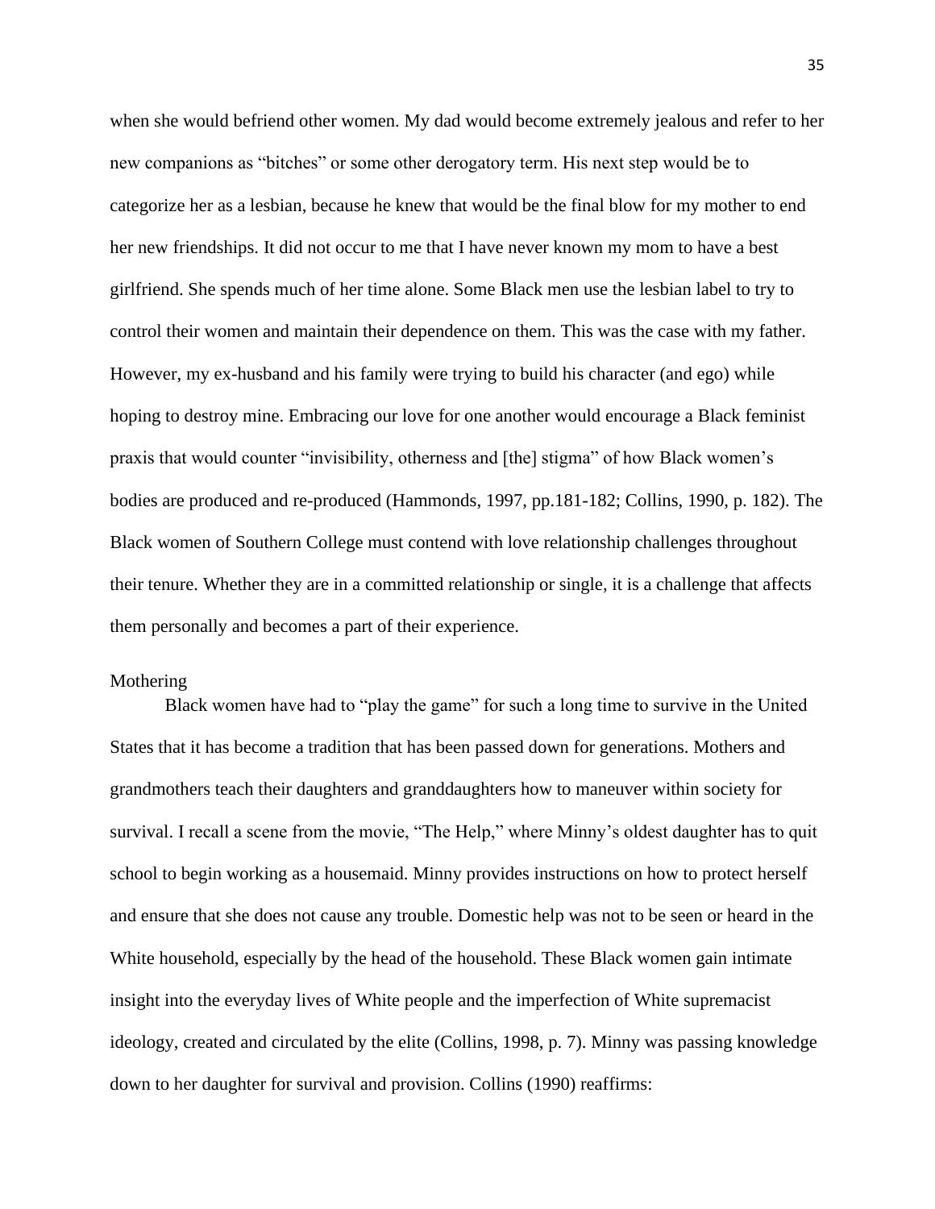when she would befriend other women. My dad would become extremely jealous and refer to her new companions as "bitches" or some other derogatory term. His next step would be to categorize her as a lesbian, because he knew that would be the final blow for my mother to end her new friendships. It did not occur to me that I have never known my mom to have a best girlfriend. She spends much of her time alone. Some Black men use the lesbian label to try to control their women and maintain their dependence on them. This was the case with my father. However, my ex-husband and his family were trying to build his character (and ego) while hoping to destroy mine. Embracing our love for one another would encourage a Black feminist praxis that would counter "invisibility, otherness and [the] stigma" of how Black women's bodies are produced and re-produced (Hammonds, 1997, pp.181-182; Collins, 1990, p. 182). The Black women of Southern College must contend with love relationship challenges throughout their tenure. Whether they are in a committed relationship or single, it is a challenge that affects them personally and becomes a part of their experience.

## Mothering

Black women have had to "play the game" for such a long time to survive in the United States that it has become a tradition that has been passed down for generations. Mothers and grandmothers teach their daughters and granddaughters how to maneuver within society for survival. I recall a scene from the movie, "The Help," where Minny's oldest daughter has to quit school to begin working as a housemaid. Minny provides instructions on how to protect herself and ensure that she does not cause any trouble. Domestic help was not to be seen or heard in the White household, especially by the head of the household. These Black women gain intimate insight into the everyday lives of White people and the imperfection of White supremacist ideology, created and circulated by the elite (Collins, 1998, p. 7). Minny was passing knowledge down to her daughter for survival and provision. Collins (1990) reaffirms: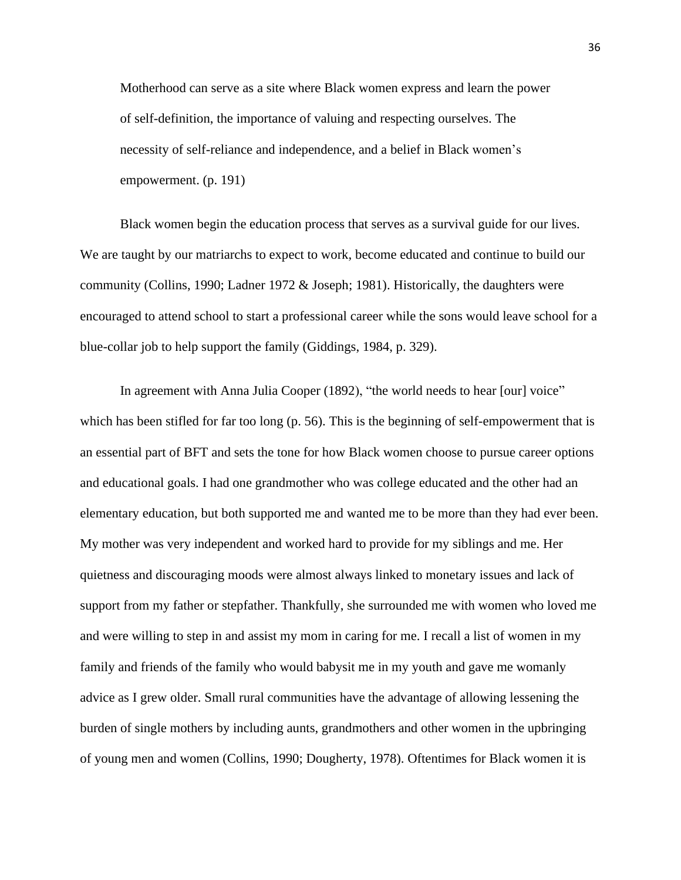> Motherhood can serve as a site where Black women express and learn the power of self-definition, the importance of valuing and respecting ourselves. The necessity of self-reliance and independence, and a belief in Black women's empowerment. (p. 191)

Black women begin the education process that serves as a survival guide for our lives. We are taught by our matriarchs to expect to work, become educated and continue to build our community (Collins, 1990; Ladner 1972 & Joseph; 1981). Historically, the daughters were encouraged to attend school to start a professional career while the sons would leave school for a blue-collar job to help support the family (Giddings, 1984, p. 329).

In agreement with Anna Julia Cooper (1892), "the world needs to hear [our] voice" which has been stifled for far too long (p. 56). This is the beginning of self-empowerment that is an essential part of BFT and sets the tone for how Black women choose to pursue career options and educational goals. I had one grandmother who was college educated and the other had an elementary education, but both supported me and wanted me to be more than they had ever been. My mother was very independent and worked hard to provide for my siblings and me. Her quietness and discouraging moods were almost always linked to monetary issues and lack of support from my father or stepfather. Thankfully, she surrounded me with women who loved me and were willing to step in and assist my mom in caring for me. I recall a list of women in my family and friends of the family who would babysit me in my youth and gave me womanly advice as I grew older. Small rural communities have the advantage of allowing lessening the burden of single mothers by including aunts, grandmothers and other women in the upbringing of young men and women (Collins, 1990; Dougherty, 1978). Oftentimes for Black women it is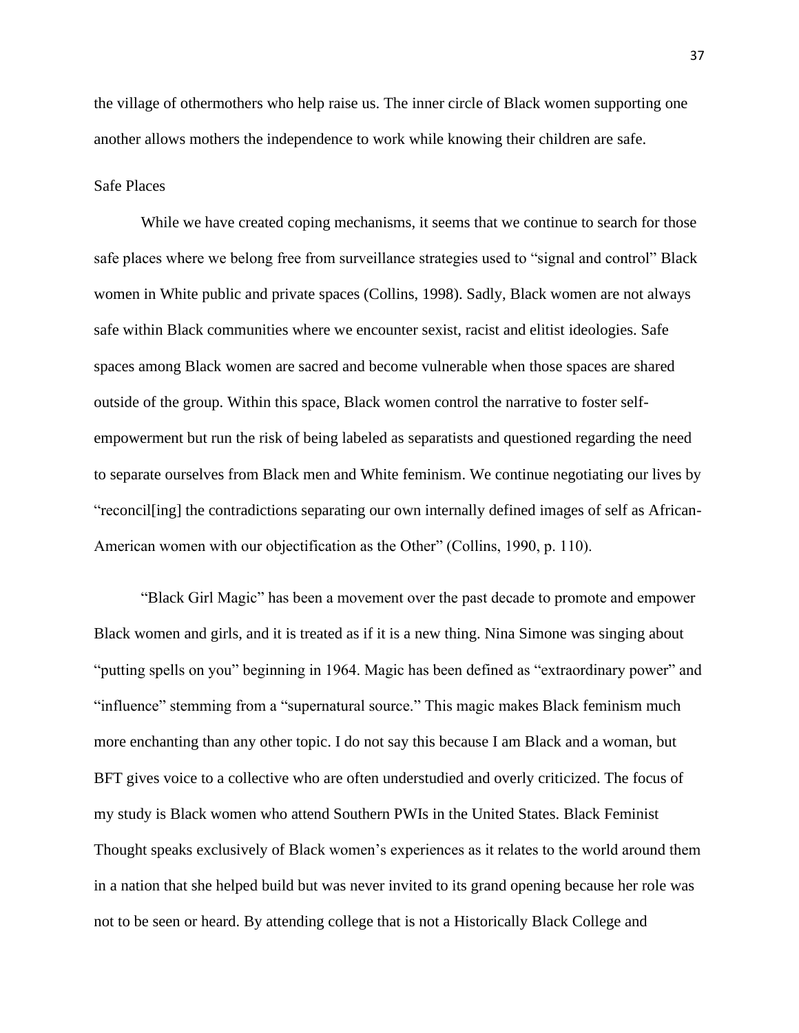the village of othermothers who help raise us. The inner circle of Black women supporting one another allows mothers the independence to work while knowing their children are safe.

### Safe Places

While we have created coping mechanisms, it seems that we continue to search for those safe places where we belong free from surveillance strategies used to "signal and control" Black women in White public and private spaces (Collins, 1998). Sadly, Black women are not always safe within Black communities where we encounter sexist, racist and elitist ideologies. Safe spaces among Black women are sacred and become vulnerable when those spaces are shared outside of the group. Within this space, Black women control the narrative to foster self-empowerment but run the risk of being labeled as separatists and questioned regarding the need to separate ourselves from Black men and White feminism. We continue negotiating our lives by "reconcil[ing] the contradictions separating our own internally defined images of self as African-American women with our objectification as the Other" (Collins, 1990, p. 110).

"Black Girl Magic" has been a movement over the past decade to promote and empower Black women and girls, and it is treated as if it is a new thing. Nina Simone was singing about "putting spells on you" beginning in 1964. Magic has been defined as "extraordinary power" and "influence" stemming from a "supernatural source." This magic makes Black feminism much more enchanting than any other topic. I do not say this because I am Black and a woman, but BFT gives voice to a collective who are often understudied and overly criticized. The focus of my study is Black women who attend Southern PWIs in the United States. Black Feminist Thought speaks exclusively of Black women's experiences as it relates to the world around them in a nation that she helped build but was never invited to its grand opening because her role was not to be seen or heard. By attending college that is not a Historically Black College and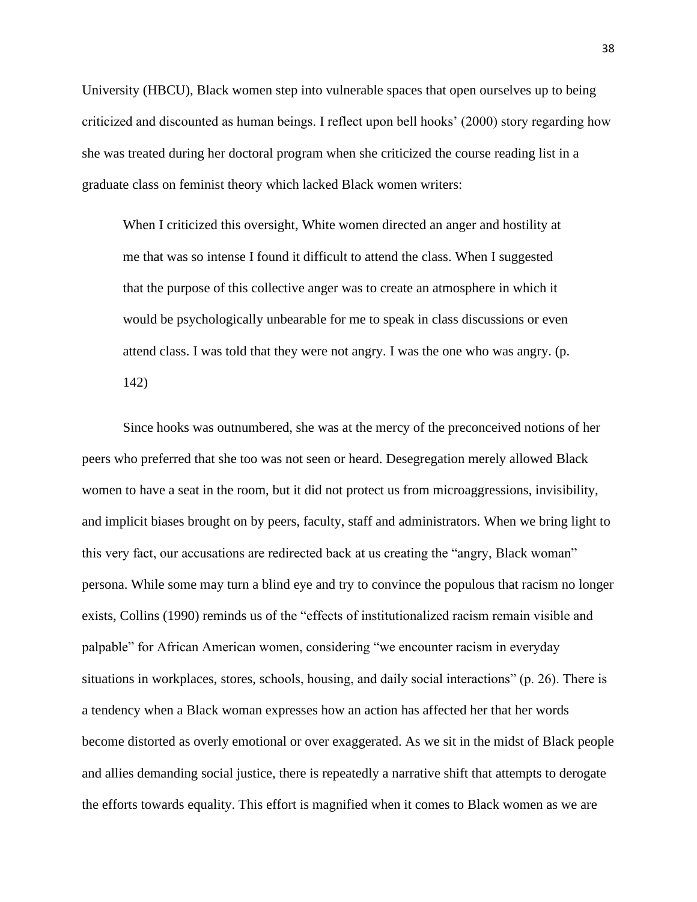University (HBCU), Black women step into vulnerable spaces that open ourselves up to being criticized and discounted as human beings. I reflect upon bell hooks' (2000) story regarding how she was treated during her doctoral program when she criticized the course reading list in a graduate class on feminist theory which lacked Black women writers:

> When I criticized this oversight, White women directed an anger and hostility at me that was so intense I found it difficult to attend the class. When I suggested that the purpose of this collective anger was to create an atmosphere in which it would be psychologically unbearable for me to speak in class discussions or even attend class. I was told that they were not angry. I was the one who was angry. (p. 142)

Since hooks was outnumbered, she was at the mercy of the preconceived notions of her peers who preferred that she too was not seen or heard. Desegregation merely allowed Black women to have a seat in the room, but it did not protect us from microaggressions, invisibility, and implicit biases brought on by peers, faculty, staff and administrators. When we bring light to this very fact, our accusations are redirected back at us creating the "angry, Black woman" persona. While some may turn a blind eye and try to convince the populous that racism no longer exists, Collins (1990) reminds us of the "effects of institutionalized racism remain visible and palpable" for African American women, considering "we encounter racism in everyday situations in workplaces, stores, schools, housing, and daily social interactions" (p. 26). There is a tendency when a Black woman expresses how an action has affected her that her words become distorted as overly emotional or over exaggerated. As we sit in the midst of Black people and allies demanding social justice, there is repeatedly a narrative shift that attempts to derogate the efforts towards equality. This effort is magnified when it comes to Black women as we are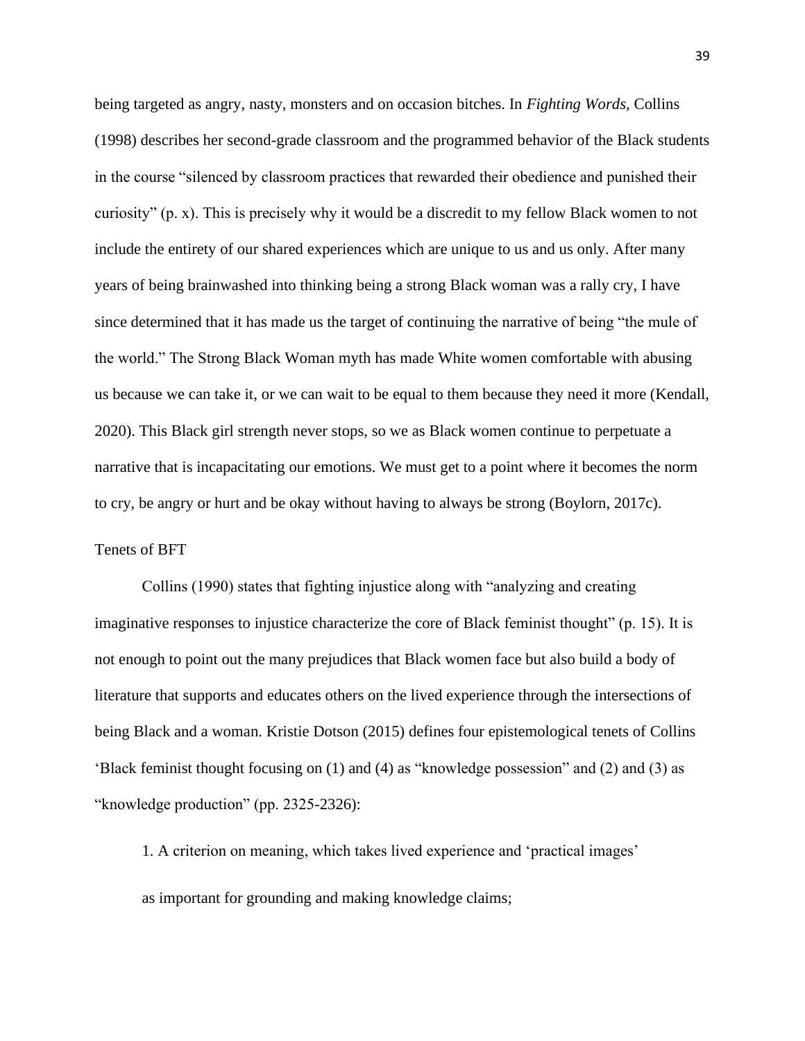being targeted as angry, nasty, monsters and on occasion bitches. In *Fighting Words*, Collins (1998) describes her second-grade classroom and the programmed behavior of the Black students in the course "silenced by classroom practices that rewarded their obedience and punished their curiosity" (p. x). This is precisely why it would be a discredit to my fellow Black women to not include the entirety of our shared experiences which are unique to us and us only. After many years of being brainwashed into thinking being a strong Black woman was a rally cry, I have since determined that it has made us the target of continuing the narrative of being "the mule of the world." The Strong Black Woman myth has made White women comfortable with abusing us because we can take it, or we can wait to be equal to them because they need it more (Kendall, 2020). This Black girl strength never stops, so we as Black women continue to perpetuate a narrative that is incapacitating our emotions. We must get to a point where it becomes the norm to cry, be angry or hurt and be okay without having to always be strong (Boylorn, 2017c).

## Tenets of BFT

Collins (1990) states that fighting injustice along with "analyzing and creating imaginative responses to injustice characterize the core of Black feminist thought" (p. 15). It is not enough to point out the many prejudices that Black women face but also build a body of literature that supports and educates others on the lived experience through the intersections of being Black and a woman. Kristie Dotson (2015) defines four epistemological tenets of Collins 'Black feminist thought focusing on (1) and (4) as "knowledge possession" and (2) and (3) as "knowledge production" (pp. 2325-2326):

> 1. A criterion on meaning, which takes lived experience and 'practical images' as important for grounding and making knowledge claims;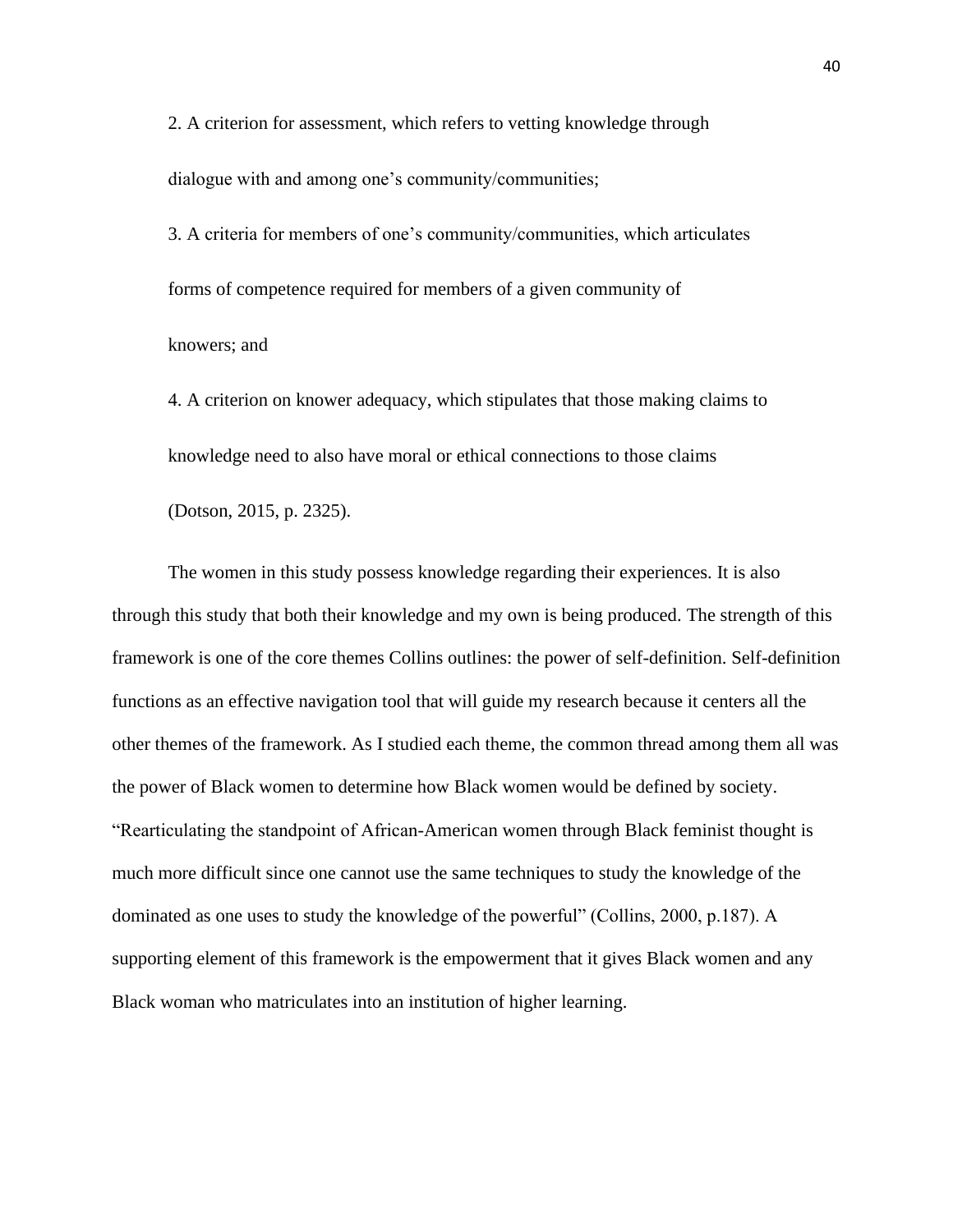2. A criterion for assessment, which refers to vetting knowledge through dialogue with and among one's community/communities;

3. A criteria for members of one's community/communities, which articulates forms of competence required for members of a given community of knowers; and

4. A criterion on knower adequacy, which stipulates that those making claims to knowledge need to also have moral or ethical connections to those claims (Dotson, 2015, p. 2325).

The women in this study possess knowledge regarding their experiences. It is also through this study that both their knowledge and my own is being produced. The strength of this framework is one of the core themes Collins outlines: the power of self-definition. Self-definition functions as an effective navigation tool that will guide my research because it centers all the other themes of the framework. As I studied each theme, the common thread among them all was the power of Black women to determine how Black women would be defined by society. "Rearticulating the standpoint of African-American women through Black feminist thought is much more difficult since one cannot use the same techniques to study the knowledge of the dominated as one uses to study the knowledge of the powerful" (Collins, 2000, p.187). A supporting element of this framework is the empowerment that it gives Black women and any Black woman who matriculates into an institution of higher learning.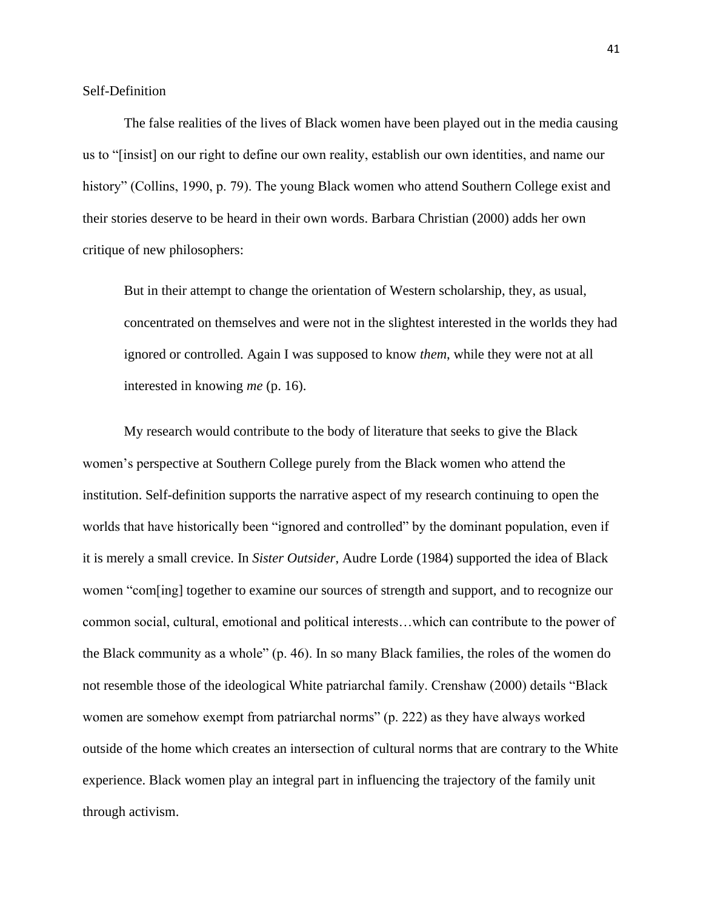## Self-Definition

The false realities of the lives of Black women have been played out in the media causing us to "[insist] on our right to define our own reality, establish our own identities, and name our history" (Collins, 1990, p. 79). The young Black women who attend Southern College exist and their stories deserve to be heard in their own words. Barbara Christian (2000) adds her own critique of new philosophers:

> But in their attempt to change the orientation of Western scholarship, they, as usual, concentrated on themselves and were not in the slightest interested in the worlds they had ignored or controlled. Again I was supposed to know *them*, while they were not at all interested in knowing *me* (p. 16).

My research would contribute to the body of literature that seeks to give the Black women's perspective at Southern College purely from the Black women who attend the institution. Self-definition supports the narrative aspect of my research continuing to open the worlds that have historically been "ignored and controlled" by the dominant population, even if it is merely a small crevice. In *Sister Outsider*, Audre Lorde (1984) supported the idea of Black women "com[ing] together to examine our sources of strength and support, and to recognize our common social, cultural, emotional and political interests…which can contribute to the power of the Black community as a whole" (p. 46). In so many Black families, the roles of the women do not resemble those of the ideological White patriarchal family. Crenshaw (2000) details "Black women are somehow exempt from patriarchal norms" (p. 222) as they have always worked outside of the home which creates an intersection of cultural norms that are contrary to the White experience. Black women play an integral part in influencing the trajectory of the family unit through activism.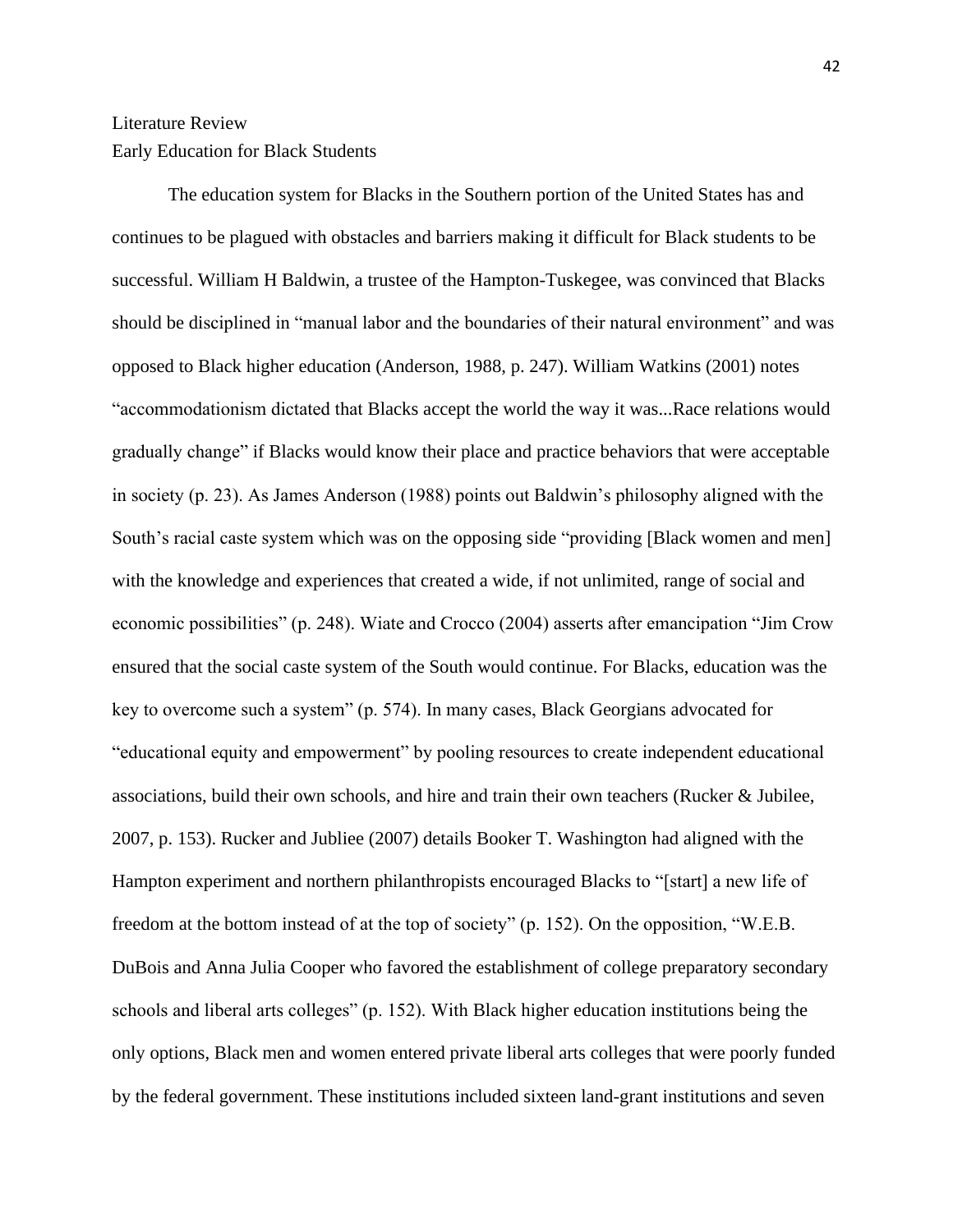# Literature Review

## Early Education for Black Students

The education system for Blacks in the Southern portion of the United States has and continues to be plagued with obstacles and barriers making it difficult for Black students to be successful. William H Baldwin, a trustee of the Hampton-Tuskegee, was convinced that Blacks should be disciplined in "manual labor and the boundaries of their natural environment" and was opposed to Black higher education (Anderson, 1988, p. 247). William Watkins (2001) notes "accommodationism dictated that Blacks accept the world the way it was...Race relations would gradually change" if Blacks would know their place and practice behaviors that were acceptable in society (p. 23). As James Anderson (1988) points out Baldwin's philosophy aligned with the South's racial caste system which was on the opposing side "providing [Black women and men] with the knowledge and experiences that created a wide, if not unlimited, range of social and economic possibilities" (p. 248). Wiate and Crocco (2004) asserts after emancipation "Jim Crow ensured that the social caste system of the South would continue. For Blacks, education was the key to overcome such a system" (p. 574). In many cases, Black Georgians advocated for "educational equity and empowerment" by pooling resources to create independent educational associations, build their own schools, and hire and train their own teachers (Rucker & Jubilee, 2007, p. 153). Rucker and Jubliee (2007) details Booker T. Washington had aligned with the Hampton experiment and northern philanthropists encouraged Blacks to "[start] a new life of freedom at the bottom instead of at the top of society" (p. 152). On the opposition, "W.E.B. DuBois and Anna Julia Cooper who favored the establishment of college preparatory secondary schools and liberal arts colleges" (p. 152). With Black higher education institutions being the only options, Black men and women entered private liberal arts colleges that were poorly funded by the federal government. These institutions included sixteen land-grant institutions and seven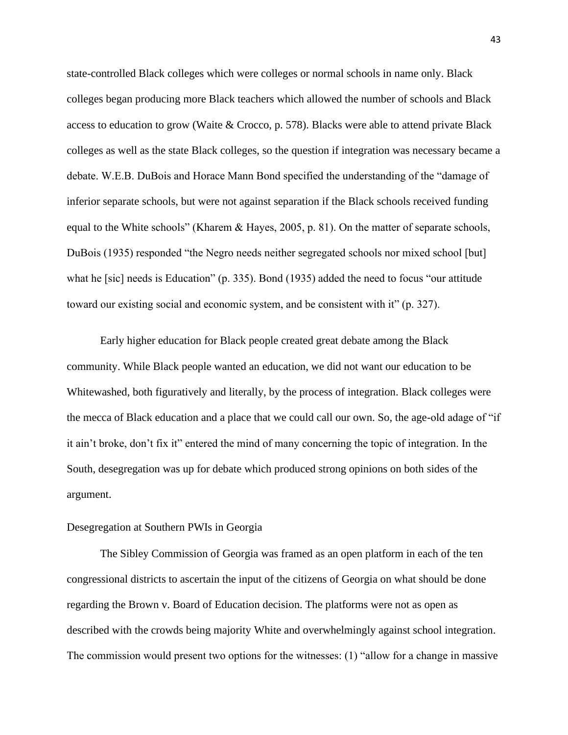state-controlled Black colleges which were colleges or normal schools in name only. Black colleges began producing more Black teachers which allowed the number of schools and Black access to education to grow (Waite & Crocco, p. 578). Blacks were able to attend private Black colleges as well as the state Black colleges, so the question if integration was necessary became a debate. W.E.B. DuBois and Horace Mann Bond specified the understanding of the "damage of inferior separate schools, but were not against separation if the Black schools received funding equal to the White schools" (Kharem & Hayes, 2005, p. 81). On the matter of separate schools, DuBois (1935) responded "the Negro needs neither segregated schools nor mixed school [but] what he [sic] needs is Education" (p. 335). Bond (1935) added the need to focus "our attitude toward our existing social and economic system, and be consistent with it" (p. 327).

Early higher education for Black people created great debate among the Black community. While Black people wanted an education, we did not want our education to be Whitewashed, both figuratively and literally, by the process of integration. Black colleges were the mecca of Black education and a place that we could call our own. So, the age-old adage of "if it ain't broke, don't fix it" entered the mind of many concerning the topic of integration. In the South, desegregation was up for debate which produced strong opinions on both sides of the argument.

## Desegregation at Southern PWIs in Georgia

The Sibley Commission of Georgia was framed as an open platform in each of the ten congressional districts to ascertain the input of the citizens of Georgia on what should be done regarding the Brown v. Board of Education decision. The platforms were not as open as described with the crowds being majority White and overwhelmingly against school integration. The commission would present two options for the witnesses: (1) "allow for a change in massive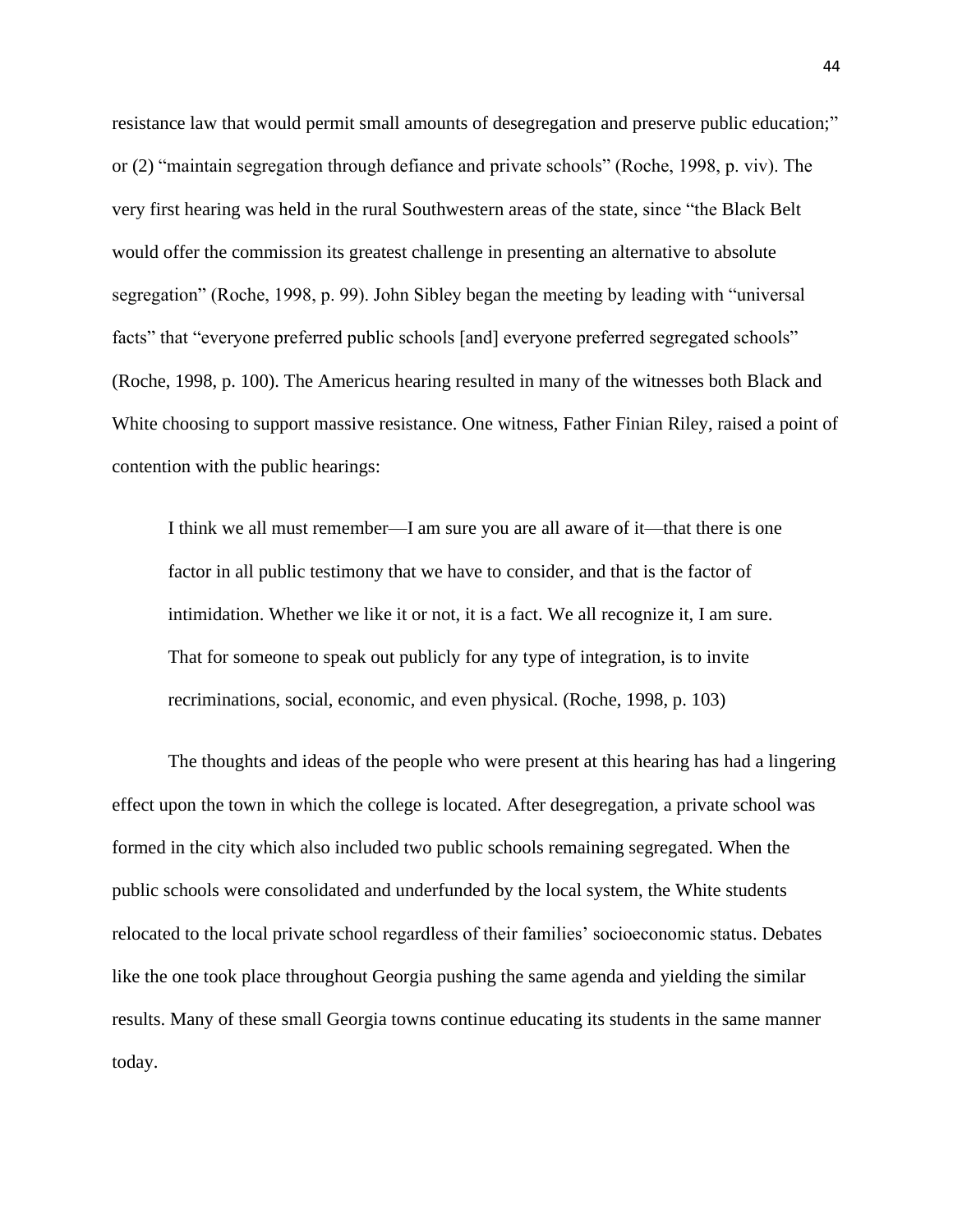resistance law that would permit small amounts of desegregation and preserve public education;" or (2) "maintain segregation through defiance and private schools" (Roche, 1998, p. viv). The very first hearing was held in the rural Southwestern areas of the state, since "the Black Belt would offer the commission its greatest challenge in presenting an alternative to absolute segregation" (Roche, 1998, p. 99). John Sibley began the meeting by leading with "universal facts" that "everyone preferred public schools [and] everyone preferred segregated schools" (Roche, 1998, p. 100). The Americus hearing resulted in many of the witnesses both Black and White choosing to support massive resistance. One witness, Father Finian Riley, raised a point of contention with the public hearings:

> I think we all must remember—I am sure you are all aware of it—that there is one factor in all public testimony that we have to consider, and that is the factor of intimidation. Whether we like it or not, it is a fact. We all recognize it, I am sure. That for someone to speak out publicly for any type of integration, is to invite recriminations, social, economic, and even physical. (Roche, 1998, p. 103)

The thoughts and ideas of the people who were present at this hearing has had a lingering effect upon the town in which the college is located. After desegregation, a private school was formed in the city which also included two public schools remaining segregated. When the public schools were consolidated and underfunded by the local system, the White students relocated to the local private school regardless of their families' socioeconomic status. Debates like the one took place throughout Georgia pushing the same agenda and yielding the similar results. Many of these small Georgia towns continue educating its students in the same manner today.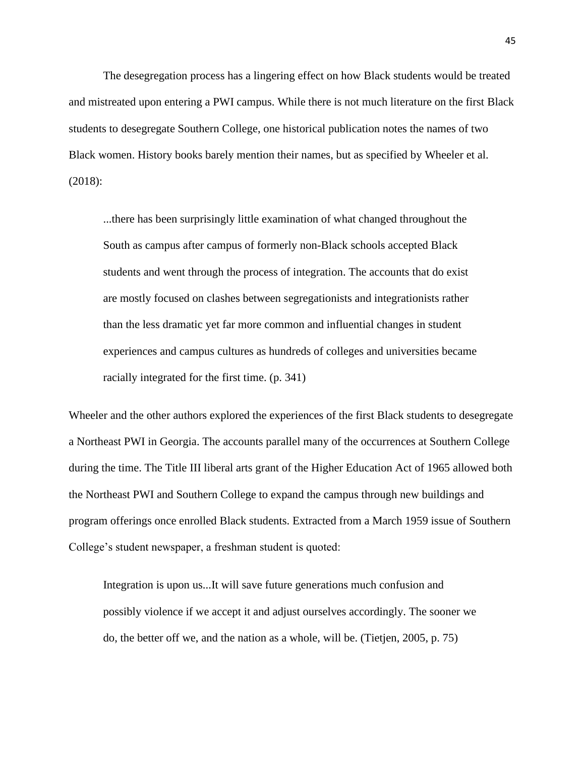The desegregation process has a lingering effect on how Black students would be treated and mistreated upon entering a PWI campus. While there is not much literature on the first Black students to desegregate Southern College, one historical publication notes the names of two Black women. History books barely mention their names, but as specified by Wheeler et al. (2018):

> ...there has been surprisingly little examination of what changed throughout the South as campus after campus of formerly non-Black schools accepted Black students and went through the process of integration. The accounts that do exist are mostly focused on clashes between segregationists and integrationists rather than the less dramatic yet far more common and influential changes in student experiences and campus cultures as hundreds of colleges and universities became racially integrated for the first time. (p. 341)

Wheeler and the other authors explored the experiences of the first Black students to desegregate a Northeast PWI in Georgia. The accounts parallel many of the occurrences at Southern College during the time. The Title III liberal arts grant of the Higher Education Act of 1965 allowed both the Northeast PWI and Southern College to expand the campus through new buildings and program offerings once enrolled Black students. Extracted from a March 1959 issue of Southern College's student newspaper, a freshman student is quoted:

> Integration is upon us...It will save future generations much confusion and possibly violence if we accept it and adjust ourselves accordingly. The sooner we do, the better off we, and the nation as a whole, will be. (Tietjen, 2005, p. 75)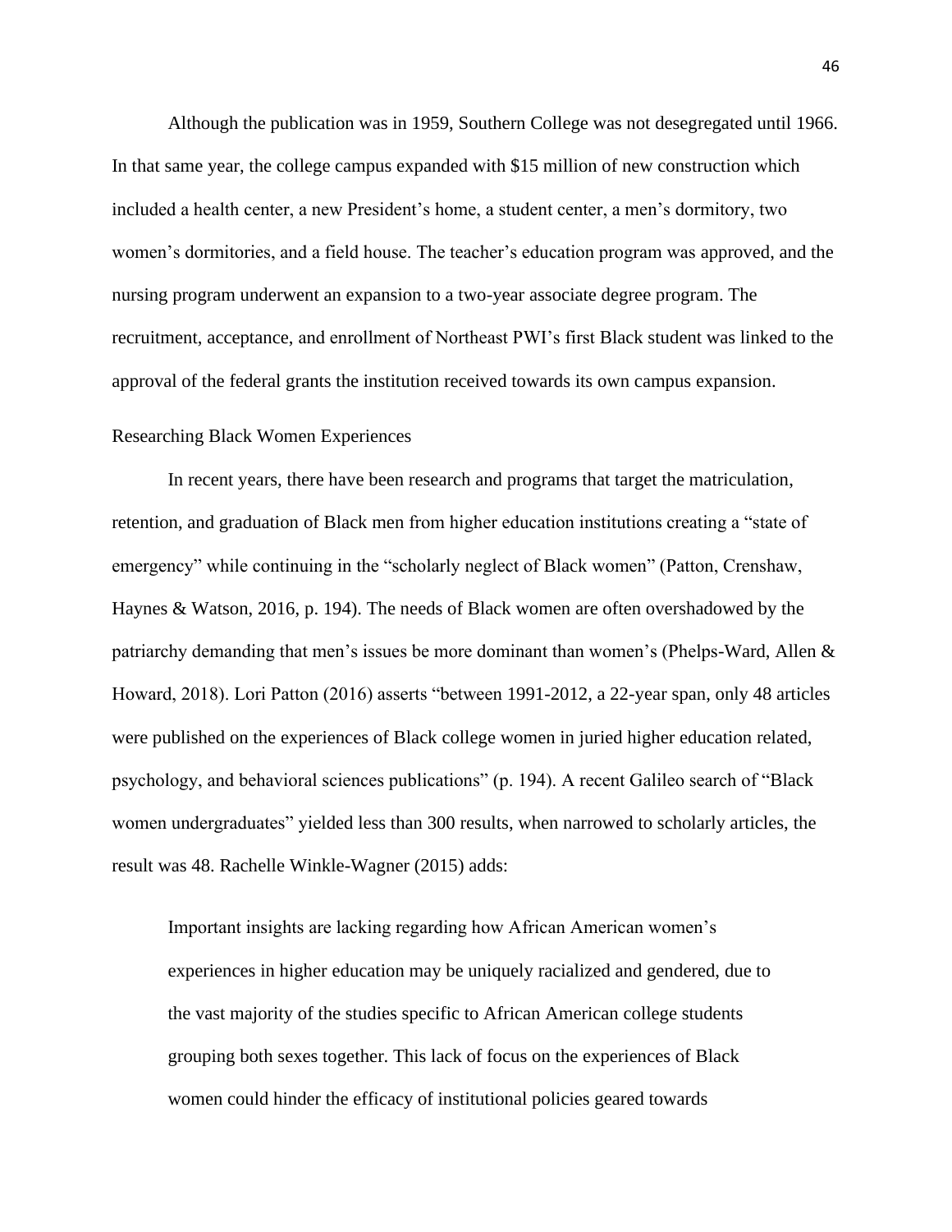Although the publication was in 1959, Southern College was not desegregated until 1966. In that same year, the college campus expanded with $15 million of new construction which included a health center, a new President's home, a student center, a men's dormitory, two women's dormitories, and a field house. The teacher's education program was approved, and the nursing program underwent an expansion to a two-year associate degree program. The recruitment, acceptance, and enrollment of Northeast PWI's first Black student was linked to the approval of the federal grants the institution received towards its own campus expansion.

## Researching Black Women Experiences

In recent years, there have been research and programs that target the matriculation, retention, and graduation of Black men from higher education institutions creating a "state of emergency" while continuing in the "scholarly neglect of Black women" (Patton, Crenshaw, Haynes & Watson, 2016, p. 194). The needs of Black women are often overshadowed by the patriarchy demanding that men's issues be more dominant than women's (Phelps-Ward, Allen & Howard, 2018). Lori Patton (2016) asserts "between 1991-2012, a 22-year span, only 48 articles were published on the experiences of Black college women in juried higher education related, psychology, and behavioral sciences publications" (p. 194). A recent Galileo search of "Black women undergraduates" yielded less than 300 results, when narrowed to scholarly articles, the result was 48. Rachelle Winkle-Wagner (2015) adds:

> Important insights are lacking regarding how African American women's experiences in higher education may be uniquely racialized and gendered, due to the vast majority of the studies specific to African American college students grouping both sexes together. This lack of focus on the experiences of Black women could hinder the efficacy of institutional policies geared towards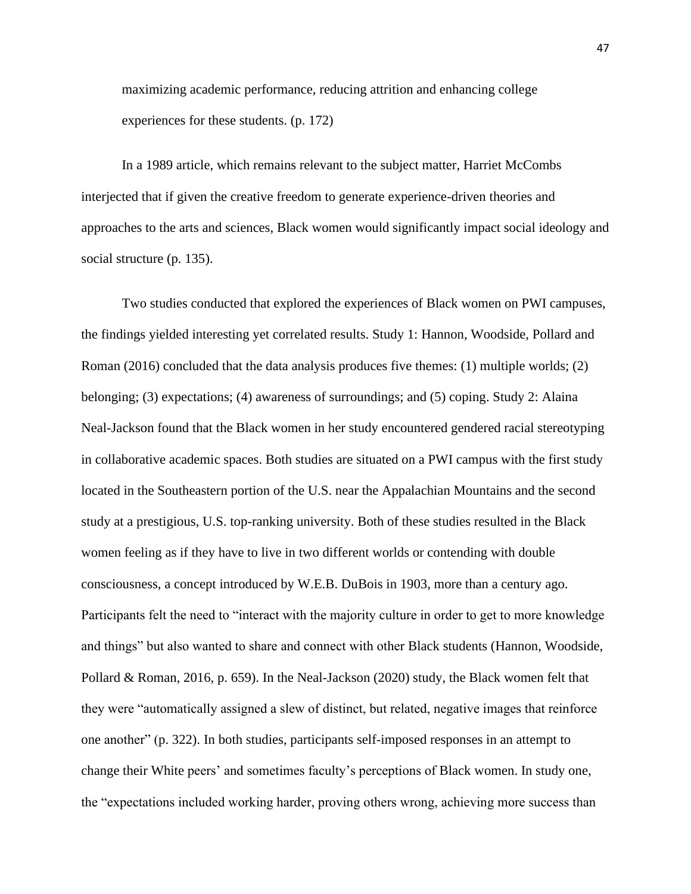maximizing academic performance, reducing attrition and enhancing college experiences for these students. (p. 172)

In a 1989 article, which remains relevant to the subject matter, Harriet McCombs interjected that if given the creative freedom to generate experience-driven theories and approaches to the arts and sciences, Black women would significantly impact social ideology and social structure (p. 135).

Two studies conducted that explored the experiences of Black women on PWI campuses, the findings yielded interesting yet correlated results. Study 1: Hannon, Woodside, Pollard and Roman (2016) concluded that the data analysis produces five themes: (1) multiple worlds; (2) belonging; (3) expectations; (4) awareness of surroundings; and (5) coping. Study 2: Alaina Neal-Jackson found that the Black women in her study encountered gendered racial stereotyping in collaborative academic spaces. Both studies are situated on a PWI campus with the first study located in the Southeastern portion of the U.S. near the Appalachian Mountains and the second study at a prestigious, U.S. top-ranking university. Both of these studies resulted in the Black women feeling as if they have to live in two different worlds or contending with double consciousness, a concept introduced by W.E.B. DuBois in 1903, more than a century ago. Participants felt the need to "interact with the majority culture in order to get to more knowledge and things" but also wanted to share and connect with other Black students (Hannon, Woodside, Pollard & Roman, 2016, p. 659). In the Neal-Jackson (2020) study, the Black women felt that they were "automatically assigned a slew of distinct, but related, negative images that reinforce one another" (p. 322). In both studies, participants self-imposed responses in an attempt to change their White peers' and sometimes faculty's perceptions of Black women. In study one, the "expectations included working harder, proving others wrong, achieving more success than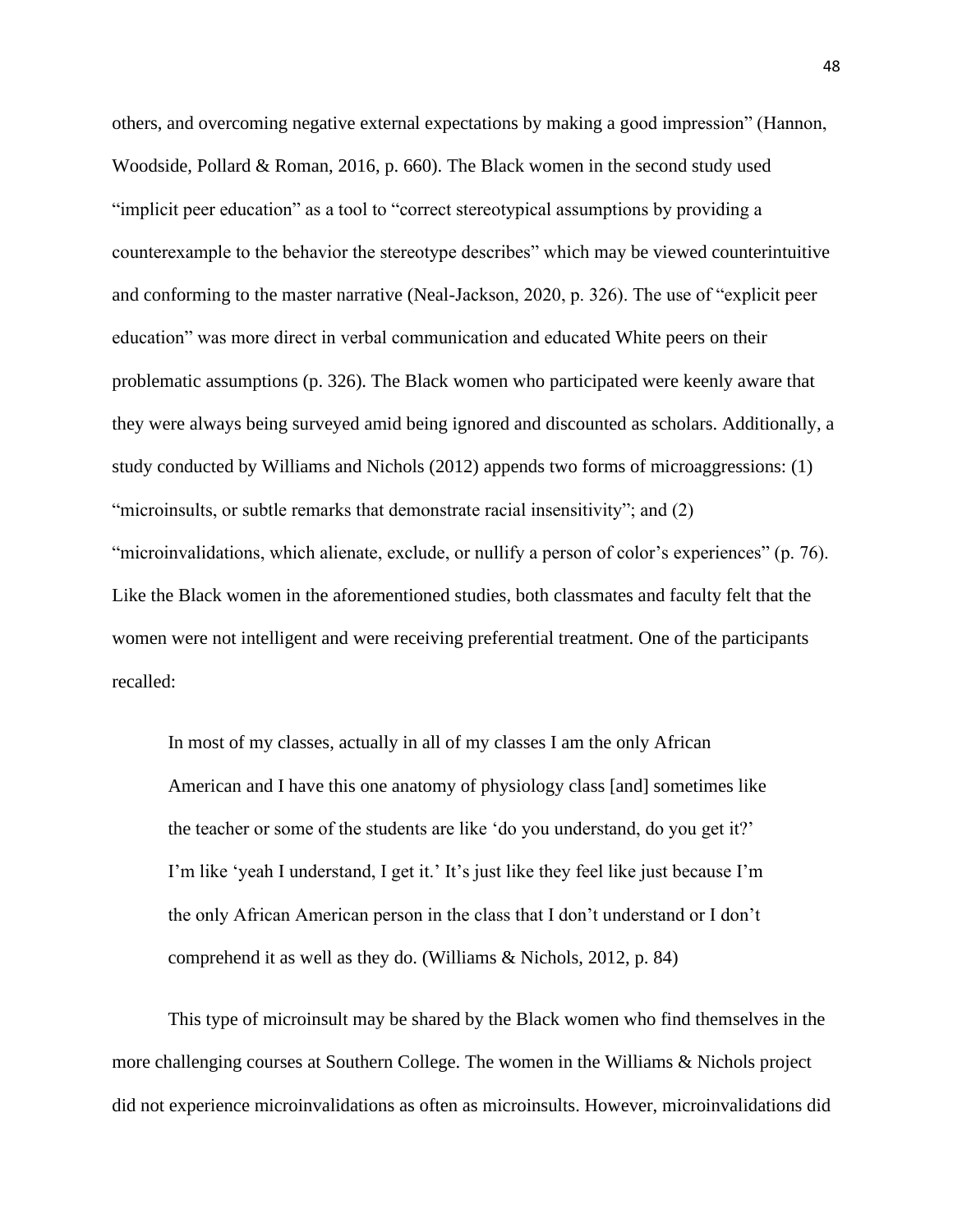others, and overcoming negative external expectations by making a good impression" (Hannon, Woodside, Pollard & Roman, 2016, p. 660). The Black women in the second study used "implicit peer education" as a tool to "correct stereotypical assumptions by providing a counterexample to the behavior the stereotype describes" which may be viewed counterintuitive and conforming to the master narrative (Neal-Jackson, 2020, p. 326). The use of "explicit peer education" was more direct in verbal communication and educated White peers on their problematic assumptions (p. 326). The Black women who participated were keenly aware that they were always being surveyed amid being ignored and discounted as scholars. Additionally, a study conducted by Williams and Nichols (2012) appends two forms of microaggressions: (1) "microinsults, or subtle remarks that demonstrate racial insensitivity"; and (2) "microinvalidations, which alienate, exclude, or nullify a person of color's experiences" (p. 76). Like the Black women in the aforementioned studies, both classmates and faculty felt that the women were not intelligent and were receiving preferential treatment. One of the participants recalled:

> In most of my classes, actually in all of my classes I am the only African American and I have this one anatomy of physiology class [and] sometimes like the teacher or some of the students are like 'do you understand, do you get it?' I'm like 'yeah I understand, I get it.' It's just like they feel like just because I'm the only African American person in the class that I don't understand or I don't comprehend it as well as they do. (Williams & Nichols, 2012, p. 84)

This type of microinsult may be shared by the Black women who find themselves in the more challenging courses at Southern College. The women in the Williams & Nichols project did not experience microinvalidations as often as microinsults. However, microinvalidations did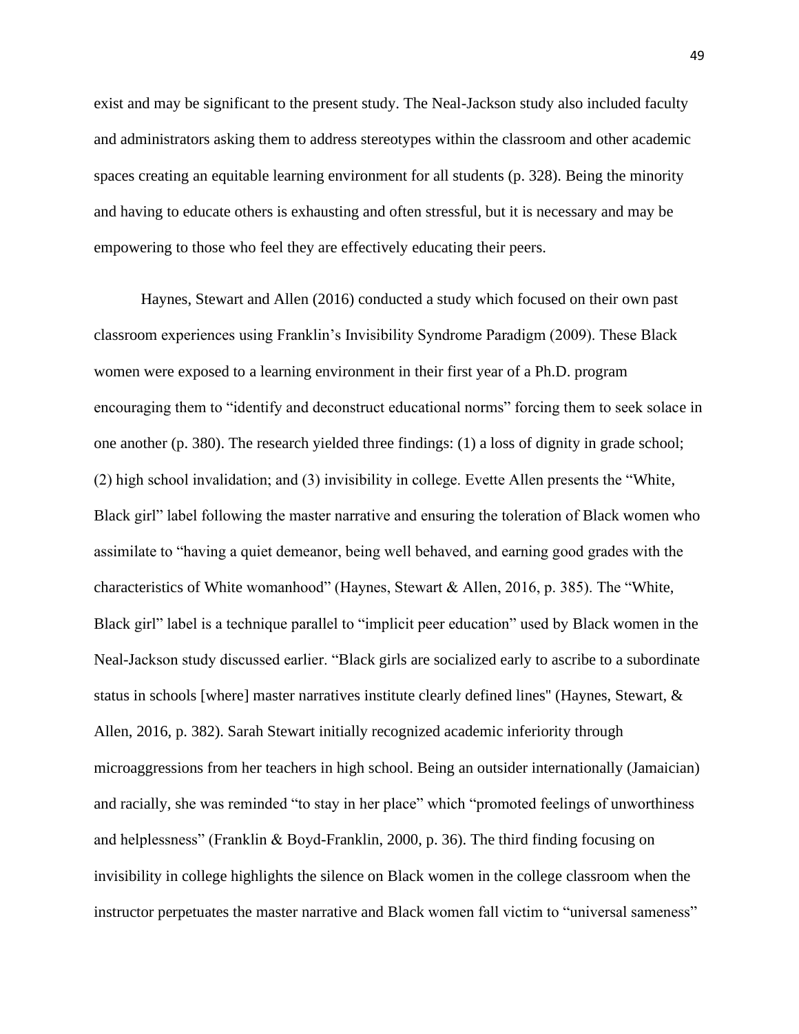exist and may be significant to the present study. The Neal-Jackson study also included faculty and administrators asking them to address stereotypes within the classroom and other academic spaces creating an equitable learning environment for all students (p. 328). Being the minority and having to educate others is exhausting and often stressful, but it is necessary and may be empowering to those who feel they are effectively educating their peers.

Haynes, Stewart and Allen (2016) conducted a study which focused on their own past classroom experiences using Franklin's Invisibility Syndrome Paradigm (2009). These Black women were exposed to a learning environment in their first year of a Ph.D. program encouraging them to "identify and deconstruct educational norms" forcing them to seek solace in one another (p. 380). The research yielded three findings: (1) a loss of dignity in grade school; (2) high school invalidation; and (3) invisibility in college. Evette Allen presents the "White, Black girl" label following the master narrative and ensuring the toleration of Black women who assimilate to "having a quiet demeanor, being well behaved, and earning good grades with the characteristics of White womanhood" (Haynes, Stewart & Allen, 2016, p. 385). The "White, Black girl" label is a technique parallel to "implicit peer education" used by Black women in the Neal-Jackson study discussed earlier. "Black girls are socialized early to ascribe to a subordinate status in schools [where] master narratives institute clearly defined lines" (Haynes, Stewart, & Allen, 2016, p. 382). Sarah Stewart initially recognized academic inferiority through microaggressions from her teachers in high school. Being an outsider internationally (Jamaician) and racially, she was reminded "to stay in her place" which "promoted feelings of unworthiness and helplessness" (Franklin & Boyd-Franklin, 2000, p. 36). The third finding focusing on invisibility in college highlights the silence on Black women in the college classroom when the instructor perpetuates the master narrative and Black women fall victim to "universal sameness"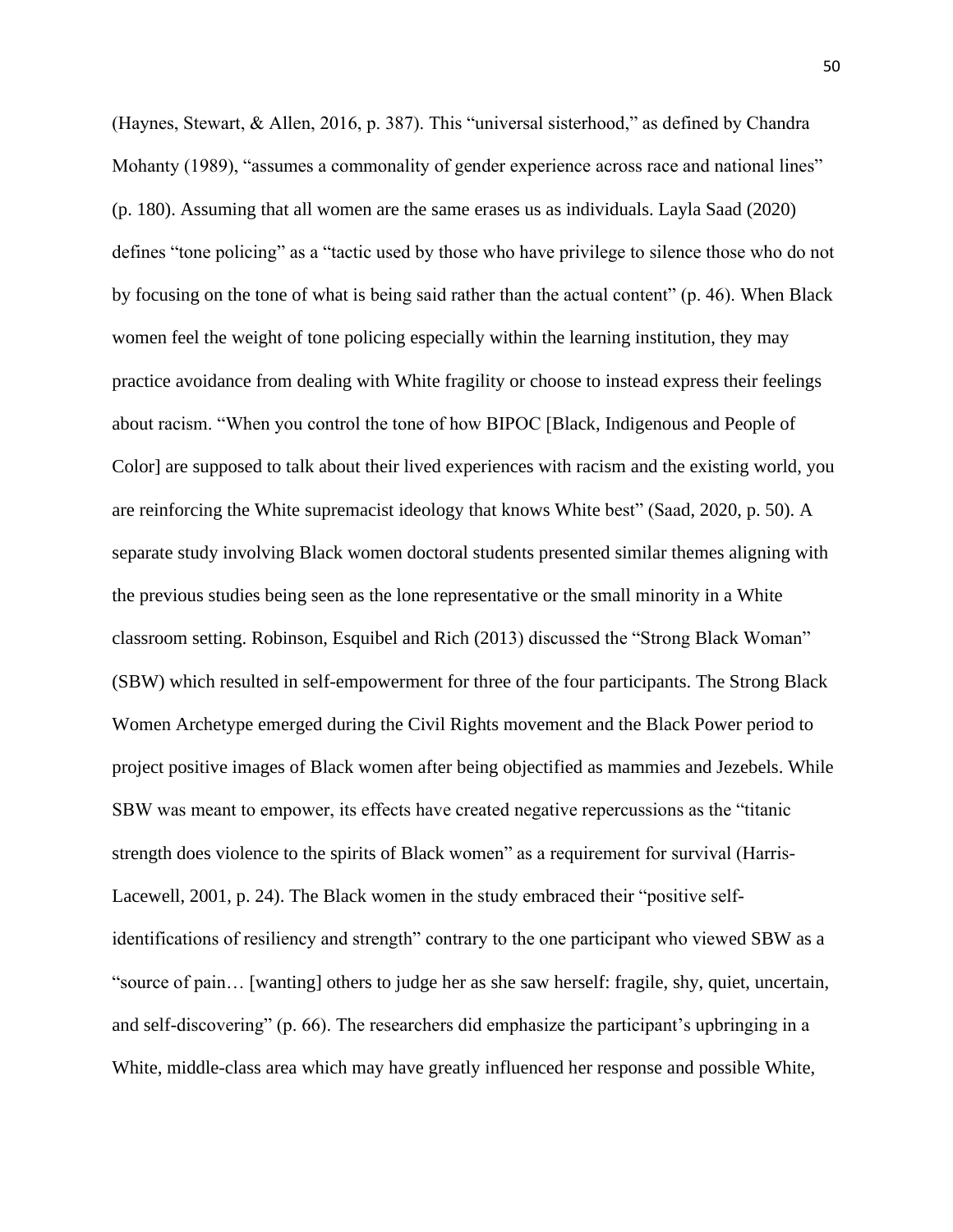(Haynes, Stewart, & Allen, 2016, p. 387). This "universal sisterhood," as defined by Chandra Mohanty (1989), "assumes a commonality of gender experience across race and national lines" (p. 180). Assuming that all women are the same erases us as individuals. Layla Saad (2020) defines "tone policing" as a "tactic used by those who have privilege to silence those who do not by focusing on the tone of what is being said rather than the actual content" (p. 46). When Black women feel the weight of tone policing especially within the learning institution, they may practice avoidance from dealing with White fragility or choose to instead express their feelings about racism. "When you control the tone of how BIPOC [Black, Indigenous and People of Color] are supposed to talk about their lived experiences with racism and the existing world, you are reinforcing the White supremacist ideology that knows White best" (Saad, 2020, p. 50). A separate study involving Black women doctoral students presented similar themes aligning with the previous studies being seen as the lone representative or the small minority in a White classroom setting. Robinson, Esquibel and Rich (2013) discussed the "Strong Black Woman" (SBW) which resulted in self-empowerment for three of the four participants. The Strong Black Women Archetype emerged during the Civil Rights movement and the Black Power period to project positive images of Black women after being objectified as mammies and Jezebels. While SBW was meant to empower, its effects have created negative repercussions as the "titanic strength does violence to the spirits of Black women" as a requirement for survival (Harris-Lacewell, 2001, p. 24). The Black women in the study embraced their "positive self-identifications of resiliency and strength" contrary to the one participant who viewed SBW as a "source of pain… [wanting] others to judge her as she saw herself: fragile, shy, quiet, uncertain, and self-discovering" (p. 66). The researchers did emphasize the participant's upbringing in a White, middle-class area which may have greatly influenced her response and possible White,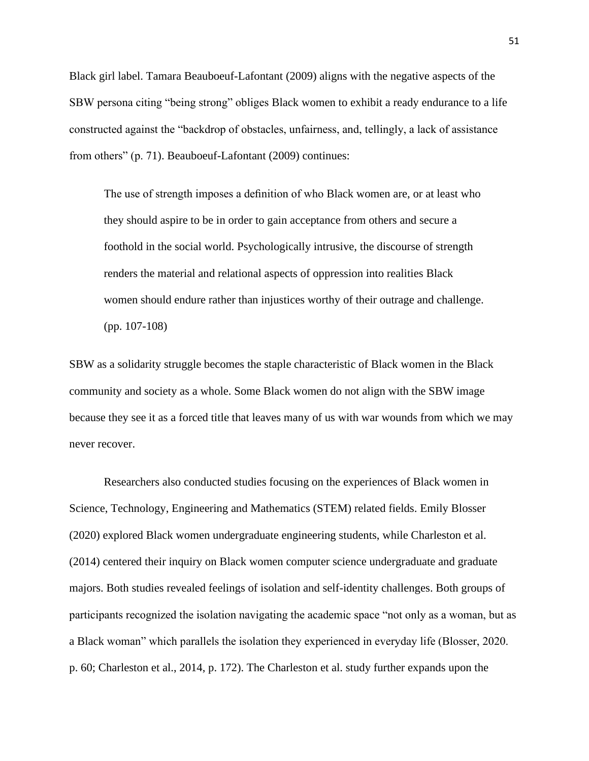Black girl label. Tamara Beauboeuf-Lafontant (2009) aligns with the negative aspects of the SBW persona citing "being strong" obliges Black women to exhibit a ready endurance to a life constructed against the "backdrop of obstacles, unfairness, and, tellingly, a lack of assistance from others" (p. 71). Beauboeuf-Lafontant (2009) continues:

> The use of strength imposes a definition of who Black women are, or at least who they should aspire to be in order to gain acceptance from others and secure a foothold in the social world. Psychologically intrusive, the discourse of strength renders the material and relational aspects of oppression into realities Black women should endure rather than injustices worthy of their outrage and challenge. (pp. 107-108)

SBW as a solidarity struggle becomes the staple characteristic of Black women in the Black community and society as a whole. Some Black women do not align with the SBW image because they see it as a forced title that leaves many of us with war wounds from which we may never recover.

Researchers also conducted studies focusing on the experiences of Black women in Science, Technology, Engineering and Mathematics (STEM) related fields. Emily Blosser (2020) explored Black women undergraduate engineering students, while Charleston et al. (2014) centered their inquiry on Black women computer science undergraduate and graduate majors. Both studies revealed feelings of isolation and self-identity challenges. Both groups of participants recognized the isolation navigating the academic space "not only as a woman, but as a Black woman" which parallels the isolation they experienced in everyday life (Blosser, 2020. p. 60; Charleston et al., 2014, p. 172). The Charleston et al. study further expands upon the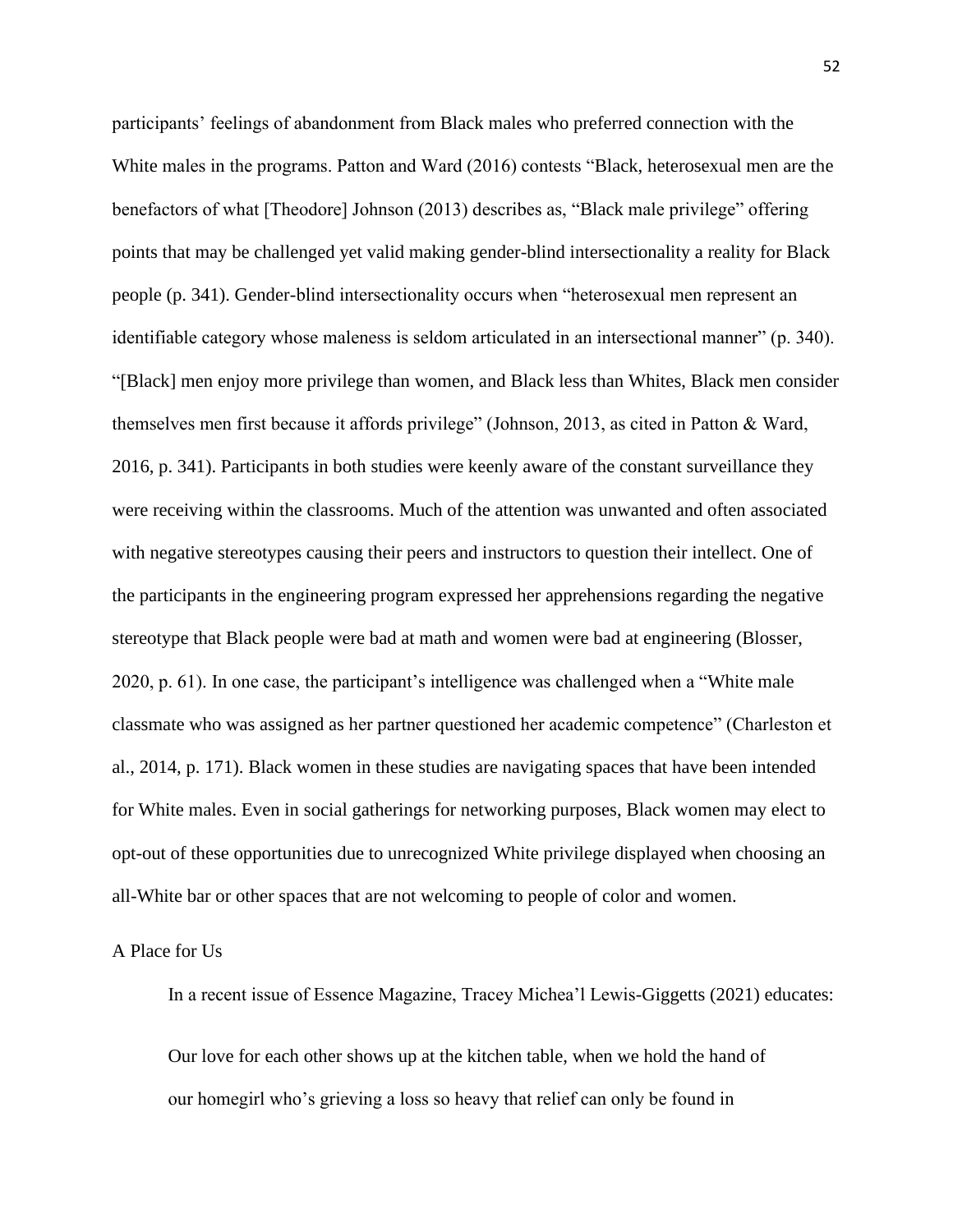participants' feelings of abandonment from Black males who preferred connection with the White males in the programs. Patton and Ward (2016) contests "Black, heterosexual men are the benefactors of what [Theodore] Johnson (2013) describes as, "Black male privilege" offering points that may be challenged yet valid making gender-blind intersectionality a reality for Black people (p. 341). Gender-blind intersectionality occurs when "heterosexual men represent an identifiable category whose maleness is seldom articulated in an intersectional manner" (p. 340). "[Black] men enjoy more privilege than women, and Black less than Whites, Black men consider themselves men first because it affords privilege" (Johnson, 2013, as cited in Patton & Ward, 2016, p. 341). Participants in both studies were keenly aware of the constant surveillance they were receiving within the classrooms. Much of the attention was unwanted and often associated with negative stereotypes causing their peers and instructors to question their intellect. One of the participants in the engineering program expressed her apprehensions regarding the negative stereotype that Black people were bad at math and women were bad at engineering (Blosser, 2020, p. 61). In one case, the participant's intelligence was challenged when a "White male classmate who was assigned as her partner questioned her academic competence" (Charleston et al., 2014, p. 171). Black women in these studies are navigating spaces that have been intended for White males. Even in social gatherings for networking purposes, Black women may elect to opt-out of these opportunities due to unrecognized White privilege displayed when choosing an all-White bar or other spaces that are not welcoming to people of color and women.

A Place for Us

In a recent issue of Essence Magazine, Tracey Michea'l Lewis-Giggetts (2021) educates:

> Our love for each other shows up at the kitchen table, when we hold the hand of our homegirl who's grieving a loss so heavy that relief can only be found in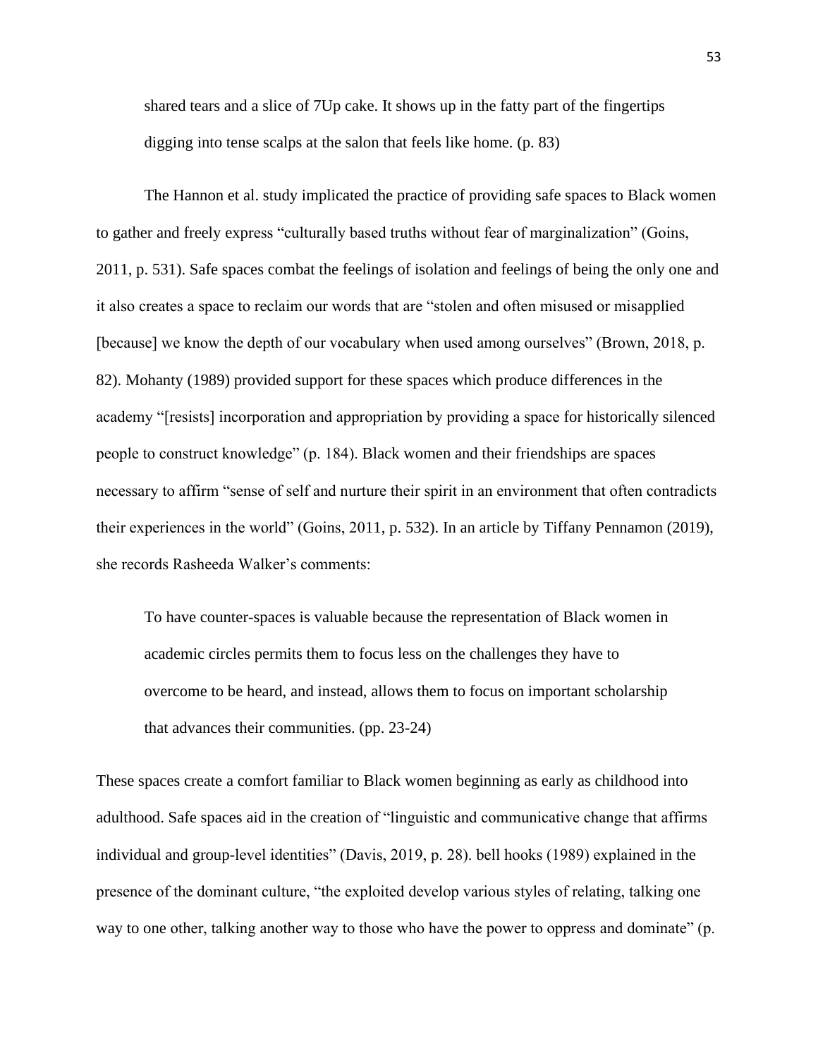> shared tears and a slice of 7Up cake. It shows up in the fatty part of the fingertips digging into tense scalps at the salon that feels like home. (p. 83)

The Hannon et al. study implicated the practice of providing safe spaces to Black women to gather and freely express "culturally based truths without fear of marginalization" (Goins, 2011, p. 531). Safe spaces combat the feelings of isolation and feelings of being the only one and it also creates a space to reclaim our words that are "stolen and often misused or misapplied [because] we know the depth of our vocabulary when used among ourselves" (Brown, 2018, p. 82). Mohanty (1989) provided support for these spaces which produce differences in the academy "[resists] incorporation and appropriation by providing a space for historically silenced people to construct knowledge" (p. 184). Black women and their friendships are spaces necessary to affirm "sense of self and nurture their spirit in an environment that often contradicts their experiences in the world" (Goins, 2011, p. 532). In an article by Tiffany Pennamon (2019), she records Rasheeda Walker's comments:

> To have counter-spaces is valuable because the representation of Black women in academic circles permits them to focus less on the challenges they have to overcome to be heard, and instead, allows them to focus on important scholarship that advances their communities. (pp. 23-24)

These spaces create a comfort familiar to Black women beginning as early as childhood into adulthood. Safe spaces aid in the creation of "linguistic and communicative change that affirms individual and group-level identities" (Davis, 2019, p. 28). bell hooks (1989) explained in the presence of the dominant culture, "the exploited develop various styles of relating, talking one way to one other, talking another way to those who have the power to oppress and dominate" (p.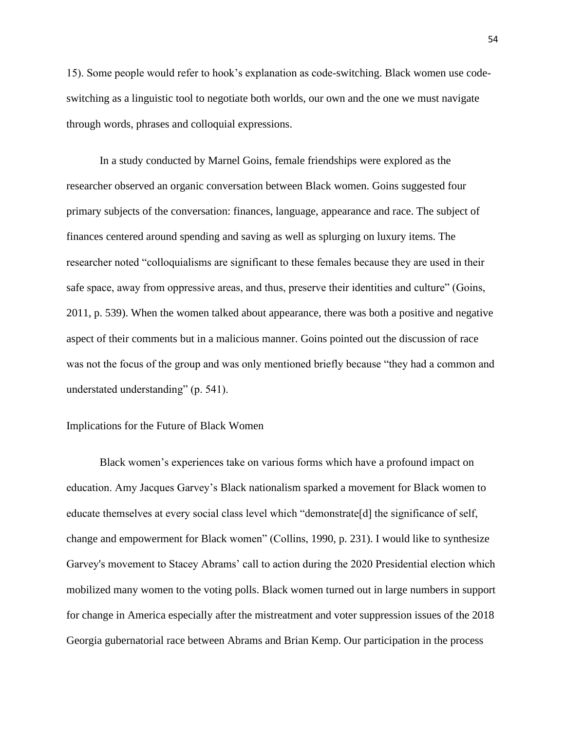15). Some people would refer to hook's explanation as code-switching. Black women use code-switching as a linguistic tool to negotiate both worlds, our own and the one we must navigate through words, phrases and colloquial expressions.

In a study conducted by Marnel Goins, female friendships were explored as the researcher observed an organic conversation between Black women. Goins suggested four primary subjects of the conversation: finances, language, appearance and race. The subject of finances centered around spending and saving as well as splurging on luxury items. The researcher noted "colloquialisms are significant to these females because they are used in their safe space, away from oppressive areas, and thus, preserve their identities and culture" (Goins, 2011, p. 539). When the women talked about appearance, there was both a positive and negative aspect of their comments but in a malicious manner. Goins pointed out the discussion of race was not the focus of the group and was only mentioned briefly because "they had a common and understated understanding" (p. 541).

## Implications for the Future of Black Women

Black women's experiences take on various forms which have a profound impact on education. Amy Jacques Garvey's Black nationalism sparked a movement for Black women to educate themselves at every social class level which "demonstrate[d] the significance of self, change and empowerment for Black women" (Collins, 1990, p. 231). I would like to synthesize Garvey's movement to Stacey Abrams' call to action during the 2020 Presidential election which mobilized many women to the voting polls. Black women turned out in large numbers in support for change in America especially after the mistreatment and voter suppression issues of the 2018 Georgia gubernatorial race between Abrams and Brian Kemp. Our participation in the process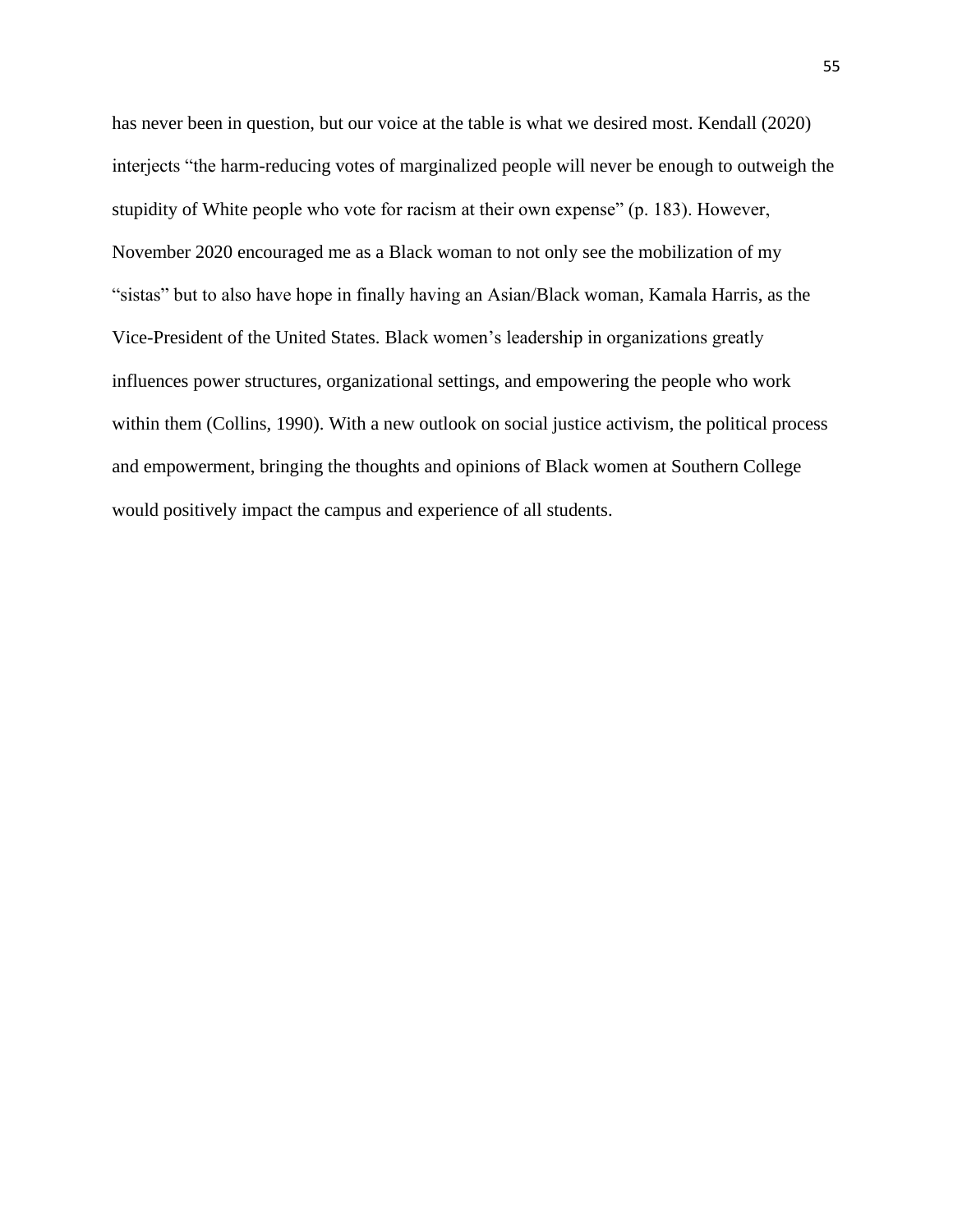has never been in question, but our voice at the table is what we desired most. Kendall (2020) interjects "the harm-reducing votes of marginalized people will never be enough to outweigh the stupidity of White people who vote for racism at their own expense" (p. 183). However, November 2020 encouraged me as a Black woman to not only see the mobilization of my "sistas" but to also have hope in finally having an Asian/Black woman, Kamala Harris, as the Vice-President of the United States. Black women's leadership in organizations greatly influences power structures, organizational settings, and empowering the people who work within them (Collins, 1990). With a new outlook on social justice activism, the political process and empowerment, bringing the thoughts and opinions of Black women at Southern College would positively impact the campus and experience of all students.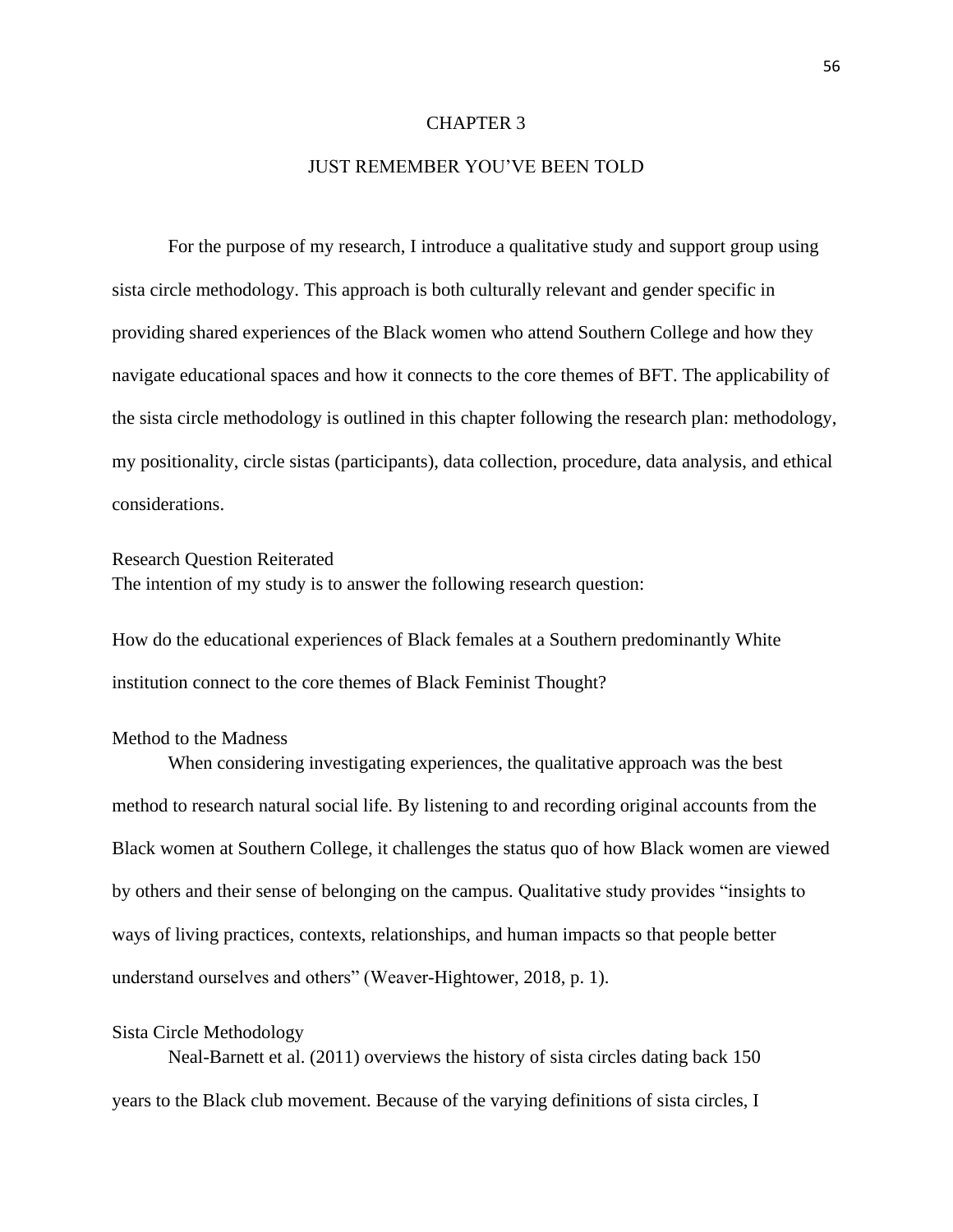# CHAPTER 3

# JUST REMEMBER YOU'VE BEEN TOLD

For the purpose of my research, I introduce a qualitative study and support group using sista circle methodology. This approach is both culturally relevant and gender specific in providing shared experiences of the Black women who attend Southern College and how they navigate educational spaces and how it connects to the core themes of BFT. The applicability of the sista circle methodology is outlined in this chapter following the research plan: methodology, my positionality, circle sistas (participants), data collection, procedure, data analysis, and ethical considerations.

## Research Question Reiterated

The intention of my study is to answer the following research question:

How do the educational experiences of Black females at a Southern predominantly White institution connect to the core themes of Black Feminist Thought?

## Method to the Madness

When considering investigating experiences, the qualitative approach was the best method to research natural social life. By listening to and recording original accounts from the Black women at Southern College, it challenges the status quo of how Black women are viewed by others and their sense of belonging on the campus. Qualitative study provides "insights to ways of living practices, contexts, relationships, and human impacts so that people better understand ourselves and others" (Weaver-Hightower, 2018, p. 1).

## Sista Circle Methodology

Neal-Barnett et al. (2011) overviews the history of sista circles dating back 150 years to the Black club movement. Because of the varying definitions of sista circles, I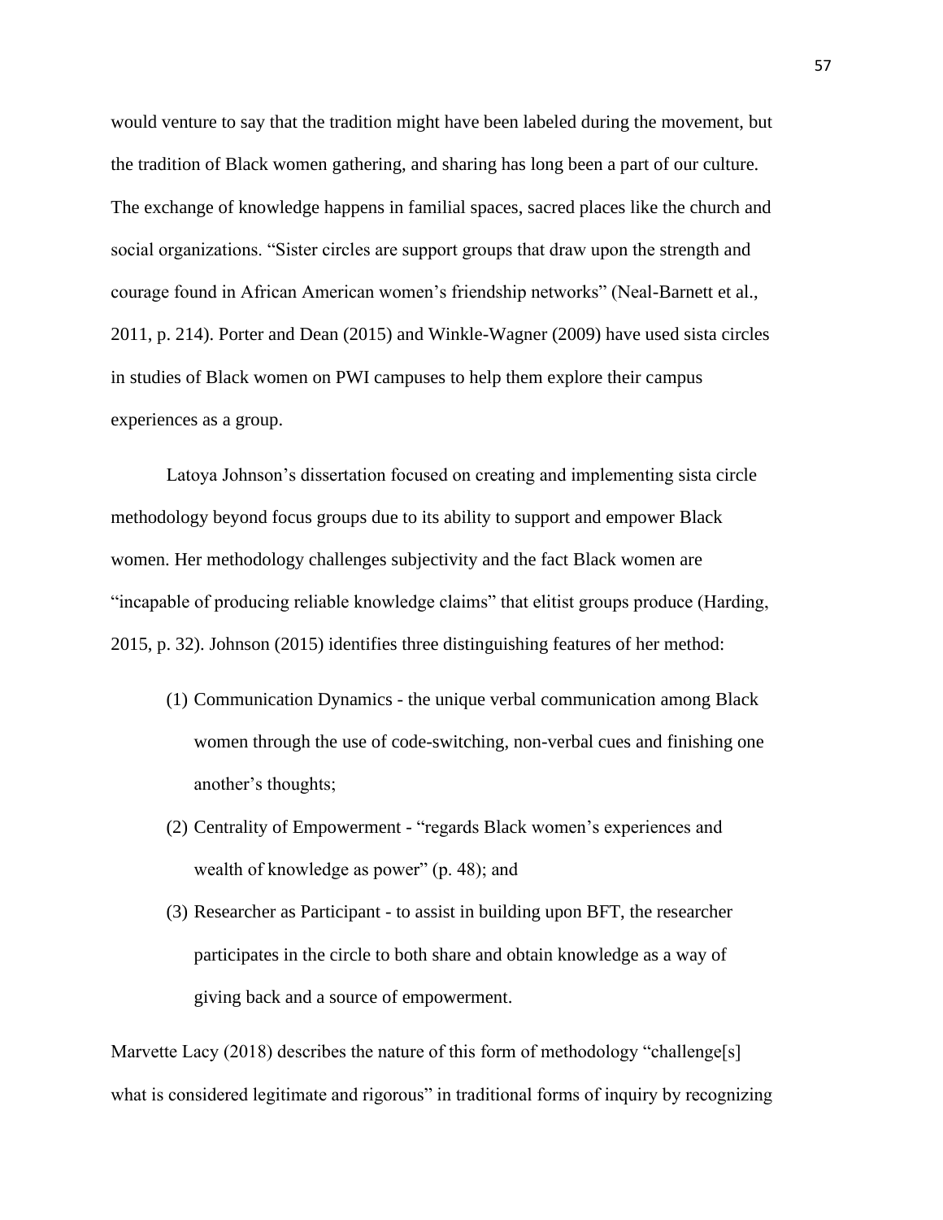would venture to say that the tradition might have been labeled during the movement, but the tradition of Black women gathering, and sharing has long been a part of our culture. The exchange of knowledge happens in familial spaces, sacred places like the church and social organizations. "Sister circles are support groups that draw upon the strength and courage found in African American women's friendship networks" (Neal-Barnett et al., 2011, p. 214). Porter and Dean (2015) and Winkle-Wagner (2009) have used sista circles in studies of Black women on PWI campuses to help them explore their campus experiences as a group.

Latoya Johnson's dissertation focused on creating and implementing sista circle methodology beyond focus groups due to its ability to support and empower Black women. Her methodology challenges subjectivity and the fact Black women are "incapable of producing reliable knowledge claims" that elitist groups produce (Harding, 2015, p. 32). Johnson (2015) identifies three distinguishing features of her method:

(1) Communication Dynamics - the unique verbal communication among Black women through the use of code-switching, non-verbal cues and finishing one another's thoughts;

(2) Centrality of Empowerment - "regards Black women's experiences and wealth of knowledge as power" (p. 48); and

(3) Researcher as Participant - to assist in building upon BFT, the researcher participates in the circle to both share and obtain knowledge as a way of giving back and a source of empowerment.

Marvette Lacy (2018) describes the nature of this form of methodology "challenge[s] what is considered legitimate and rigorous" in traditional forms of inquiry by recognizing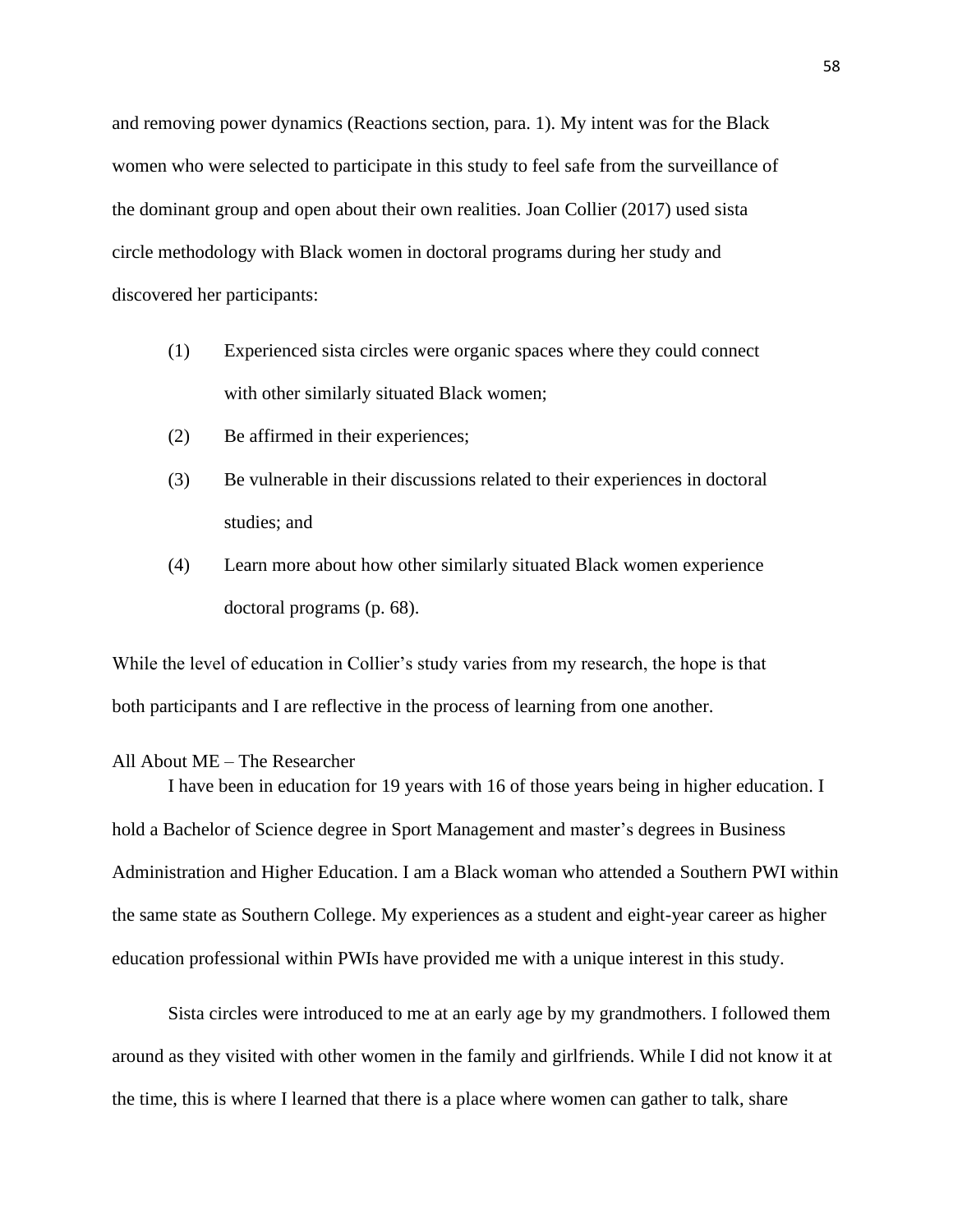and removing power dynamics (Reactions section, para. 1). My intent was for the Black women who were selected to participate in this study to feel safe from the surveillance of the dominant group and open about their own realities. Joan Collier (2017) used sista circle methodology with Black women in doctoral programs during her study and discovered her participants:

(1) Experienced sista circles were organic spaces where they could connect with other similarly situated Black women;

(2) Be affirmed in their experiences;

(3) Be vulnerable in their discussions related to their experiences in doctoral studies; and

(4) Learn more about how other similarly situated Black women experience doctoral programs (p. 68).

While the level of education in Collier's study varies from my research, the hope is that both participants and I are reflective in the process of learning from one another.

## All About ME – The Researcher

I have been in education for 19 years with 16 of those years being in higher education. I hold a Bachelor of Science degree in Sport Management and master's degrees in Business Administration and Higher Education. I am a Black woman who attended a Southern PWI within the same state as Southern College. My experiences as a student and eight-year career as higher education professional within PWIs have provided me with a unique interest in this study.

Sista circles were introduced to me at an early age by my grandmothers. I followed them around as they visited with other women in the family and girlfriends. While I did not know it at the time, this is where I learned that there is a place where women can gather to talk, share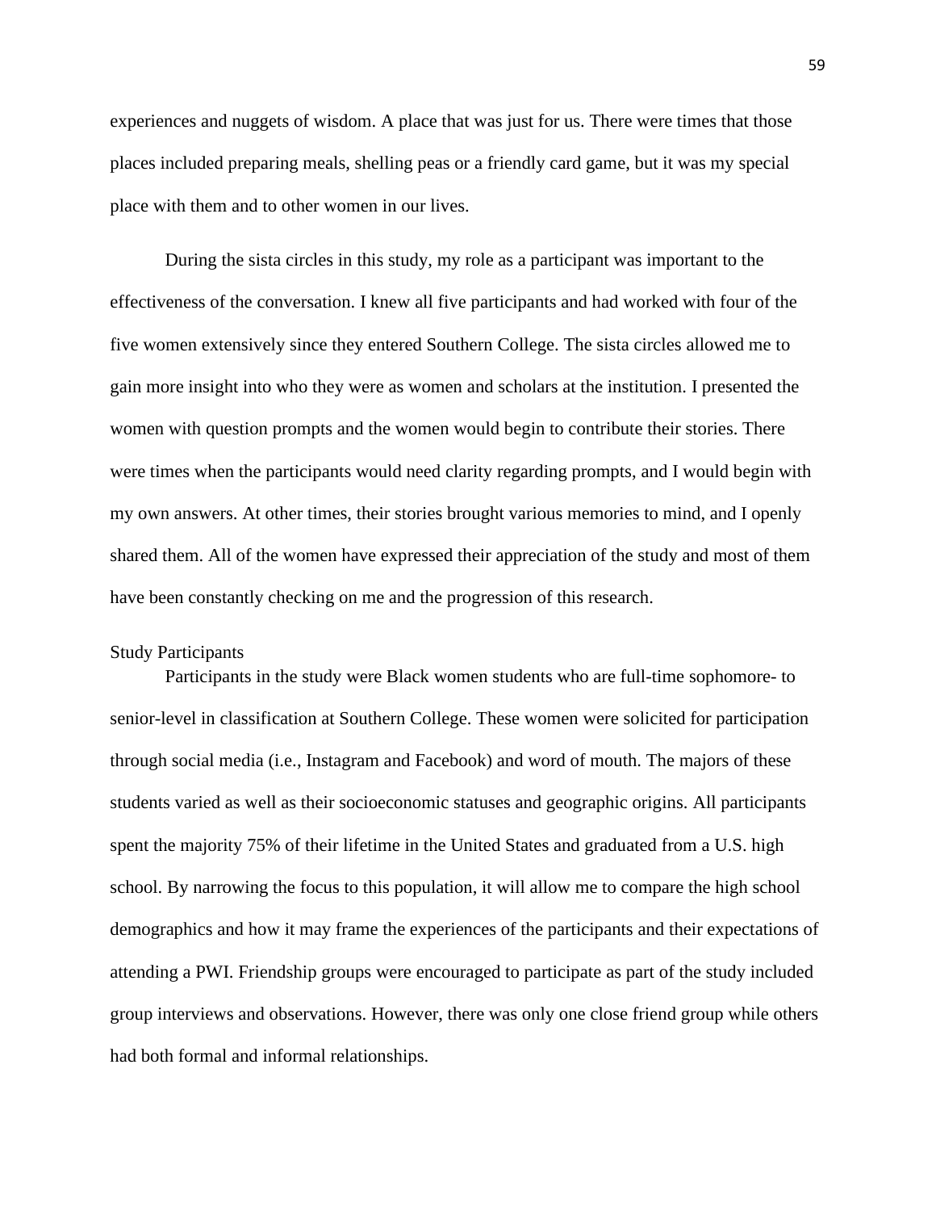experiences and nuggets of wisdom. A place that was just for us. There were times that those places included preparing meals, shelling peas or a friendly card game, but it was my special place with them and to other women in our lives.

During the sista circles in this study, my role as a participant was important to the effectiveness of the conversation. I knew all five participants and had worked with four of the five women extensively since they entered Southern College. The sista circles allowed me to gain more insight into who they were as women and scholars at the institution. I presented the women with question prompts and the women would begin to contribute their stories. There were times when the participants would need clarity regarding prompts, and I would begin with my own answers. At other times, their stories brought various memories to mind, and I openly shared them. All of the women have expressed their appreciation of the study and most of them have been constantly checking on me and the progression of this research.

## Study Participants

Participants in the study were Black women students who are full-time sophomore- to senior-level in classification at Southern College. These women were solicited for participation through social media (i.e., Instagram and Facebook) and word of mouth. The majors of these students varied as well as their socioeconomic statuses and geographic origins. All participants spent the majority 75% of their lifetime in the United States and graduated from a U.S. high school. By narrowing the focus to this population, it will allow me to compare the high school demographics and how it may frame the experiences of the participants and their expectations of attending a PWI. Friendship groups were encouraged to participate as part of the study included group interviews and observations. However, there was only one close friend group while others had both formal and informal relationships.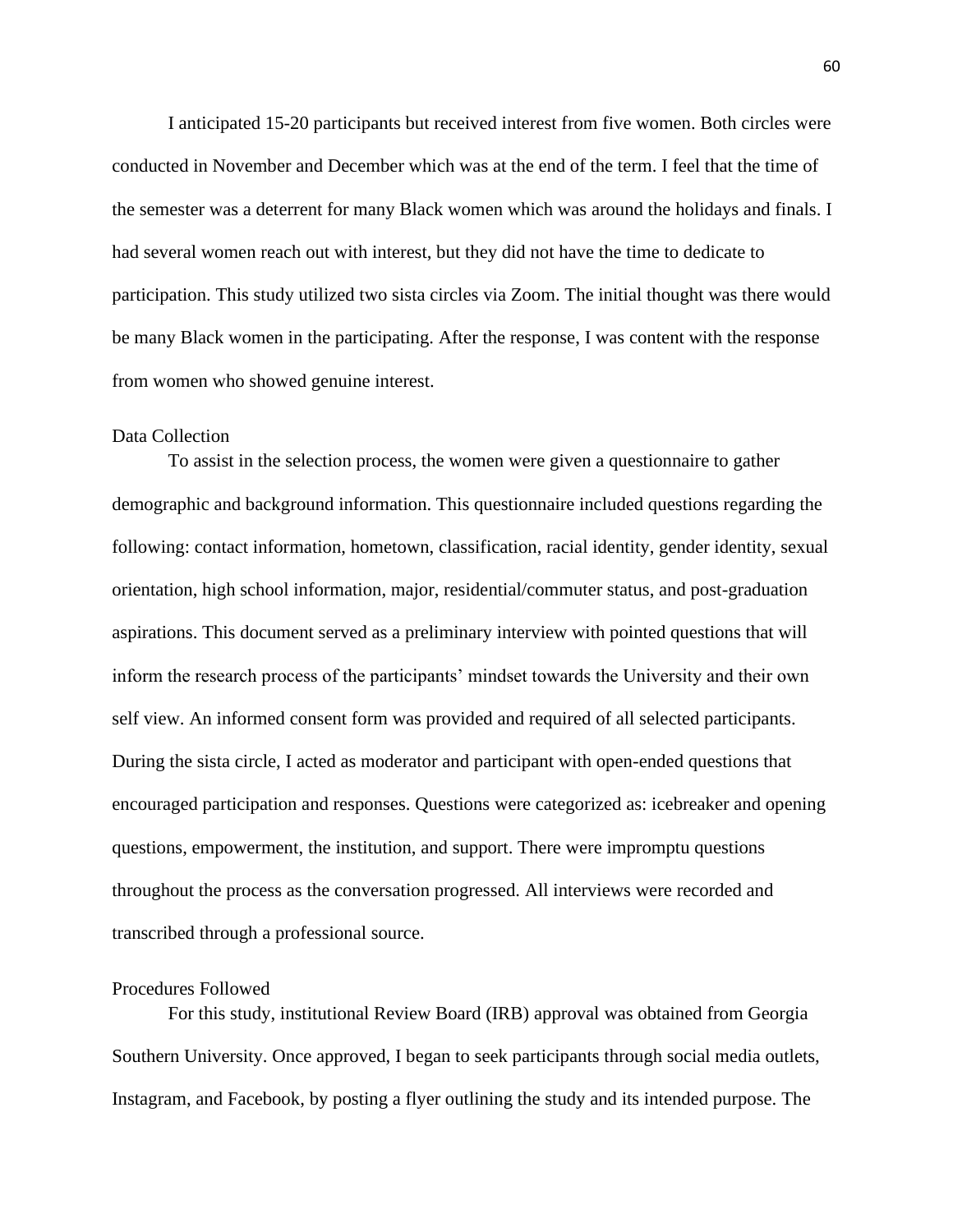I anticipated 15-20 participants but received interest from five women. Both circles were conducted in November and December which was at the end of the term. I feel that the time of the semester was a deterrent for many Black women which was around the holidays and finals. I had several women reach out with interest, but they did not have the time to dedicate to participation. This study utilized two sista circles via Zoom. The initial thought was there would be many Black women in the participating. After the response, I was content with the response from women who showed genuine interest.

## Data Collection

To assist in the selection process, the women were given a questionnaire to gather demographic and background information. This questionnaire included questions regarding the following: contact information, hometown, classification, racial identity, gender identity, sexual orientation, high school information, major, residential/commuter status, and post-graduation aspirations. This document served as a preliminary interview with pointed questions that will inform the research process of the participants' mindset towards the University and their own self view. An informed consent form was provided and required of all selected participants. During the sista circle, I acted as moderator and participant with open-ended questions that encouraged participation and responses. Questions were categorized as: icebreaker and opening questions, empowerment, the institution, and support. There were impromptu questions throughout the process as the conversation progressed. All interviews were recorded and transcribed through a professional source.

## Procedures Followed

For this study, institutional Review Board (IRB) approval was obtained from Georgia Southern University. Once approved, I began to seek participants through social media outlets, Instagram, and Facebook, by posting a flyer outlining the study and its intended purpose. The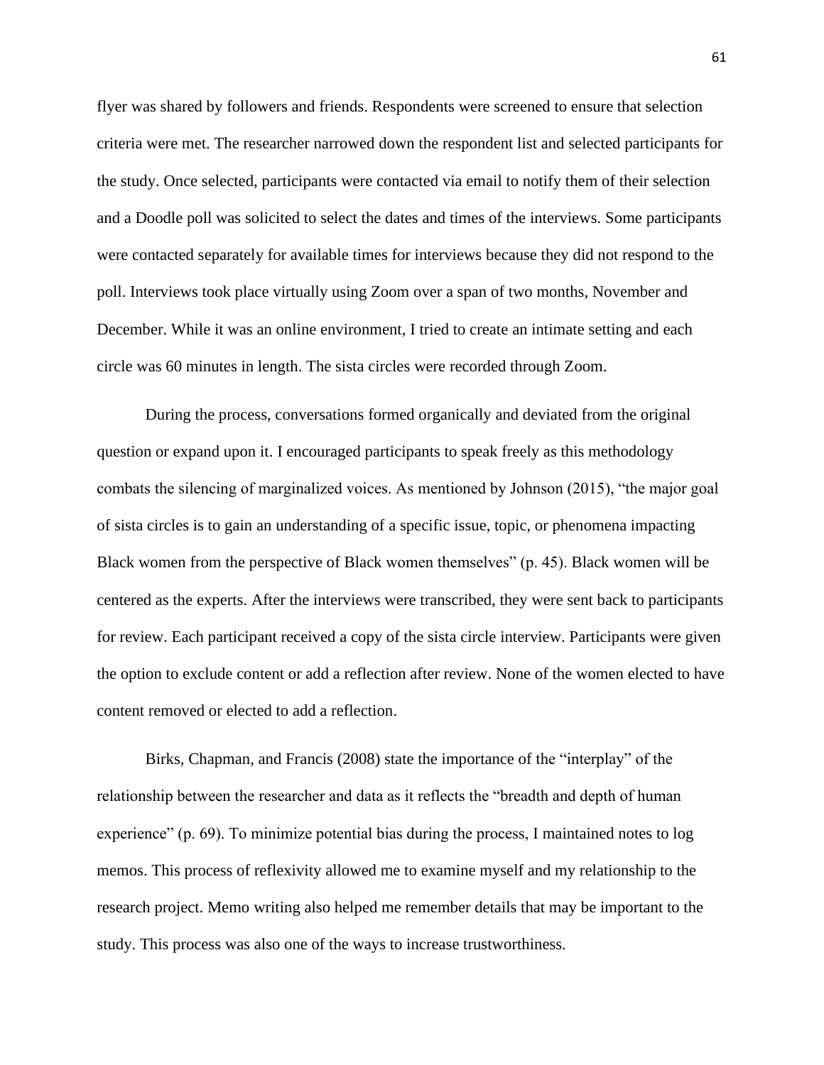flyer was shared by followers and friends. Respondents were screened to ensure that selection criteria were met. The researcher narrowed down the respondent list and selected participants for the study. Once selected, participants were contacted via email to notify them of their selection and a Doodle poll was solicited to select the dates and times of the interviews. Some participants were contacted separately for available times for interviews because they did not respond to the poll. Interviews took place virtually using Zoom over a span of two months, November and December. While it was an online environment, I tried to create an intimate setting and each circle was 60 minutes in length. The sista circles were recorded through Zoom.

During the process, conversations formed organically and deviated from the original question or expand upon it. I encouraged participants to speak freely as this methodology combats the silencing of marginalized voices. As mentioned by Johnson (2015), "the major goal of sista circles is to gain an understanding of a specific issue, topic, or phenomena impacting Black women from the perspective of Black women themselves" (p. 45). Black women will be centered as the experts. After the interviews were transcribed, they were sent back to participants for review. Each participant received a copy of the sista circle interview. Participants were given the option to exclude content or add a reflection after review. None of the women elected to have content removed or elected to add a reflection.

Birks, Chapman, and Francis (2008) state the importance of the "interplay" of the relationship between the researcher and data as it reflects the "breadth and depth of human experience" (p. 69). To minimize potential bias during the process, I maintained notes to log memos. This process of reflexivity allowed me to examine myself and my relationship to the research project. Memo writing also helped me remember details that may be important to the study. This process was also one of the ways to increase trustworthiness.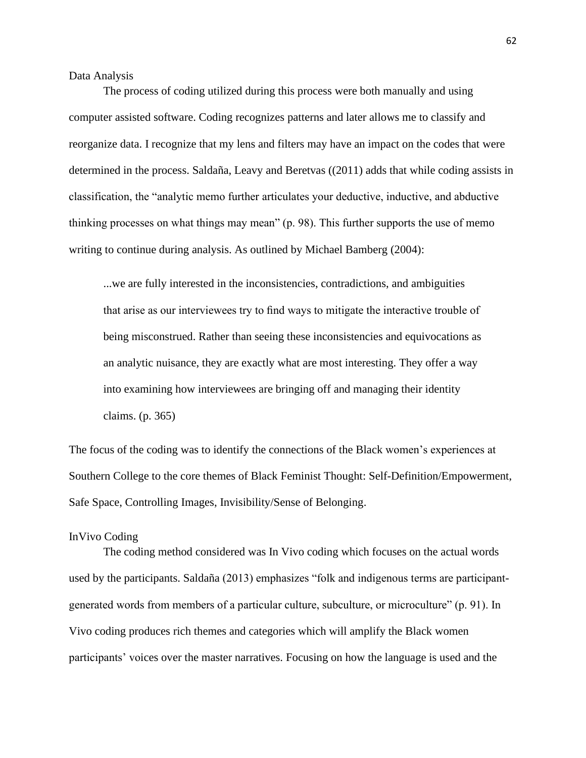## Data Analysis

The process of coding utilized during this process were both manually and using computer assisted software. Coding recognizes patterns and later allows me to classify and reorganize data. I recognize that my lens and filters may have an impact on the codes that were determined in the process. Saldaña, Leavy and Beretvas ((2011) adds that while coding assists in classification, the "analytic memo further articulates your deductive, inductive, and abductive thinking processes on what things may mean" (p. 98). This further supports the use of memo writing to continue during analysis. As outlined by Michael Bamberg (2004):

> ...we are fully interested in the inconsistencies, contradictions, and ambiguities that arise as our interviewees try to find ways to mitigate the interactive trouble of being misconstrued. Rather than seeing these inconsistencies and equivocations as an analytic nuisance, they are exactly what are most interesting. They offer a way into examining how interviewees are bringing off and managing their identity claims. (p. 365)

The focus of the coding was to identify the connections of the Black women's experiences at Southern College to the core themes of Black Feminist Thought: Self-Definition/Empowerment, Safe Space, Controlling Images, Invisibility/Sense of Belonging.

## InVivo Coding

The coding method considered was In Vivo coding which focuses on the actual words used by the participants. Saldaña (2013) emphasizes "folk and indigenous terms are participant-generated words from members of a particular culture, subculture, or microculture" (p. 91). In Vivo coding produces rich themes and categories which will amplify the Black women participants' voices over the master narratives. Focusing on how the language is used and the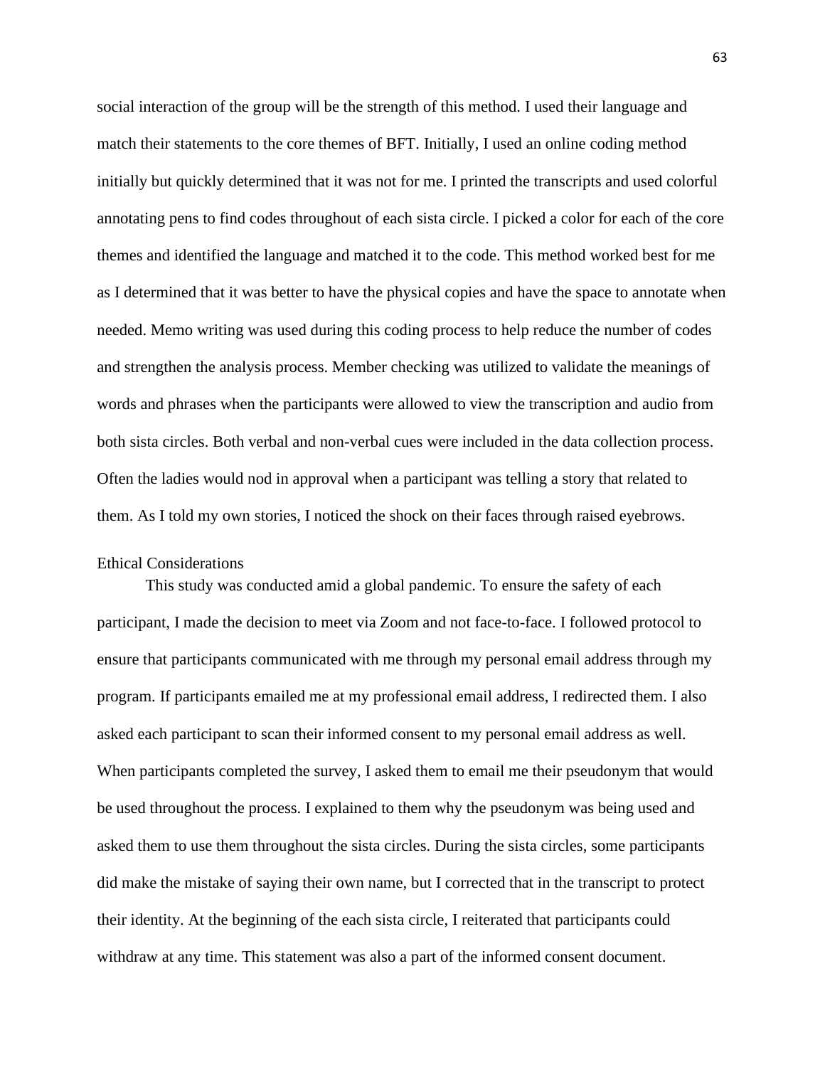social interaction of the group will be the strength of this method. I used their language and match their statements to the core themes of BFT. Initially, I used an online coding method initially but quickly determined that it was not for me. I printed the transcripts and used colorful annotating pens to find codes throughout of each sista circle. I picked a color for each of the core themes and identified the language and matched it to the code. This method worked best for me as I determined that it was better to have the physical copies and have the space to annotate when needed. Memo writing was used during this coding process to help reduce the number of codes and strengthen the analysis process. Member checking was utilized to validate the meanings of words and phrases when the participants were allowed to view the transcription and audio from both sista circles. Both verbal and non-verbal cues were included in the data collection process. Often the ladies would nod in approval when a participant was telling a story that related to them. As I told my own stories, I noticed the shock on their faces through raised eyebrows.

## Ethical Considerations

This study was conducted amid a global pandemic. To ensure the safety of each participant, I made the decision to meet via Zoom and not face-to-face. I followed protocol to ensure that participants communicated with me through my personal email address through my program. If participants emailed me at my professional email address, I redirected them. I also asked each participant to scan their informed consent to my personal email address as well. When participants completed the survey, I asked them to email me their pseudonym that would be used throughout the process. I explained to them why the pseudonym was being used and asked them to use them throughout the sista circles. During the sista circles, some participants did make the mistake of saying their own name, but I corrected that in the transcript to protect their identity. At the beginning of the each sista circle, I reiterated that participants could withdraw at any time. This statement was also a part of the informed consent document.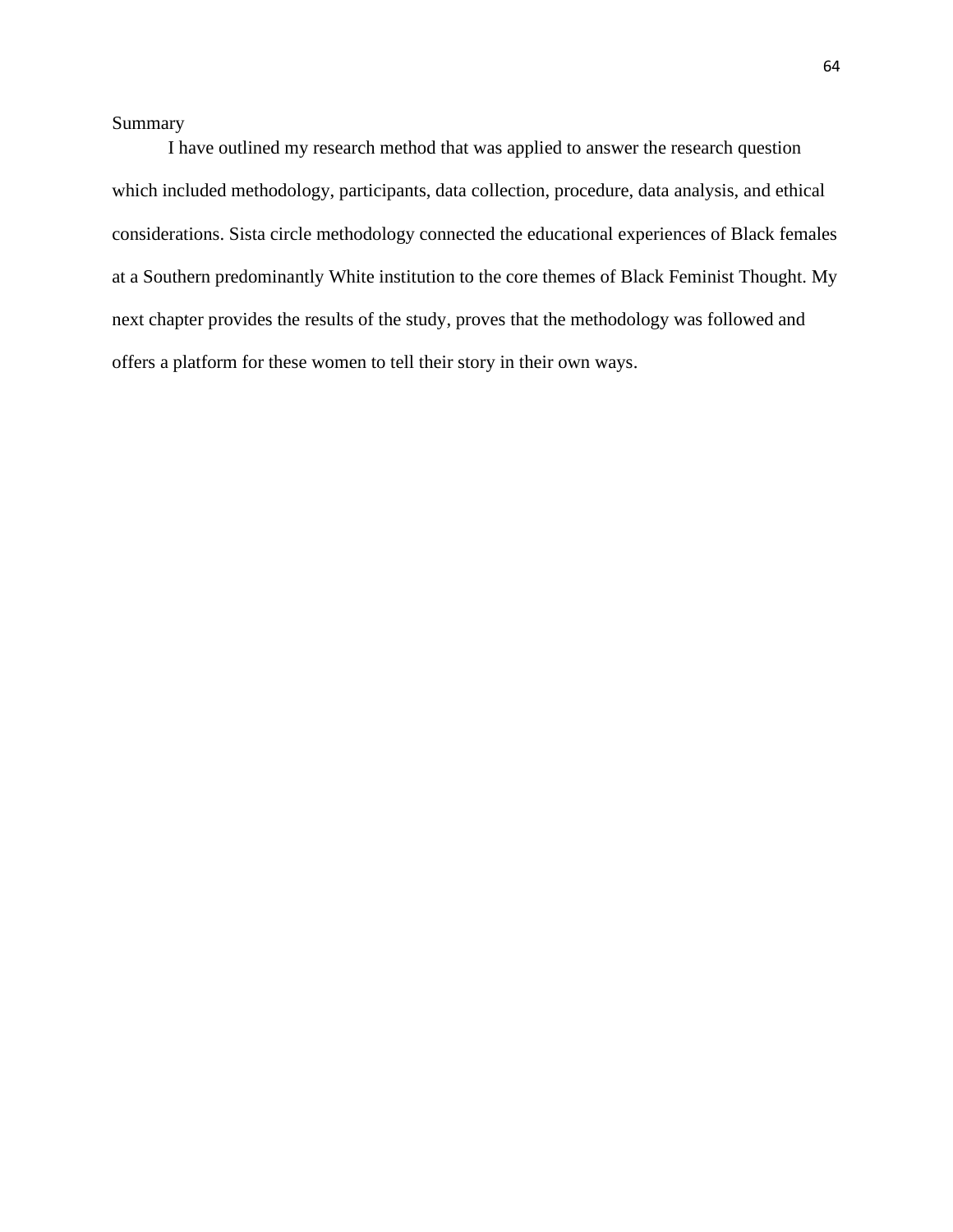## Summary

I have outlined my research method that was applied to answer the research question which included methodology, participants, data collection, procedure, data analysis, and ethical considerations. Sista circle methodology connected the educational experiences of Black females at a Southern predominantly White institution to the core themes of Black Feminist Thought. My next chapter provides the results of the study, proves that the methodology was followed and offers a platform for these women to tell their story in their own ways.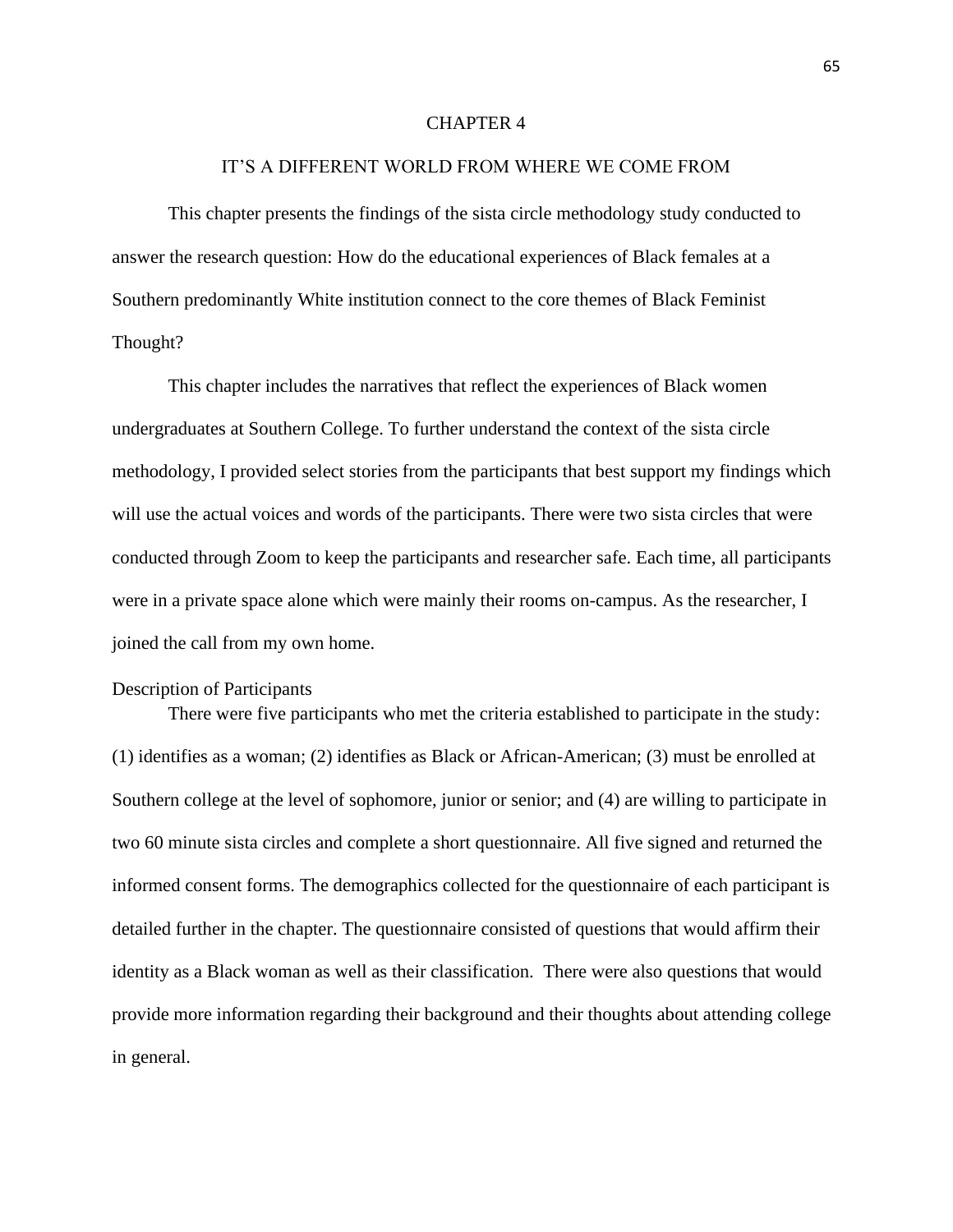# CHAPTER 4

## IT'S A DIFFERENT WORLD FROM WHERE WE COME FROM

This chapter presents the findings of the sista circle methodology study conducted to answer the research question: How do the educational experiences of Black females at a Southern predominantly White institution connect to the core themes of Black Feminist Thought?

This chapter includes the narratives that reflect the experiences of Black women undergraduates at Southern College. To further understand the context of the sista circle methodology, I provided select stories from the participants that best support my findings which will use the actual voices and words of the participants. There were two sista circles that were conducted through Zoom to keep the participants and researcher safe. Each time, all participants were in a private space alone which were mainly their rooms on-campus. As the researcher, I joined the call from my own home.

### Description of Participants

There were five participants who met the criteria established to participate in the study: (1) identifies as a woman; (2) identifies as Black or African-American; (3) must be enrolled at Southern college at the level of sophomore, junior or senior; and (4) are willing to participate in two 60 minute sista circles and complete a short questionnaire. All five signed and returned the informed consent forms. The demographics collected for the questionnaire of each participant is detailed further in the chapter. The questionnaire consisted of questions that would affirm their identity as a Black woman as well as their classification. There were also questions that would provide more information regarding their background and their thoughts about attending college in general.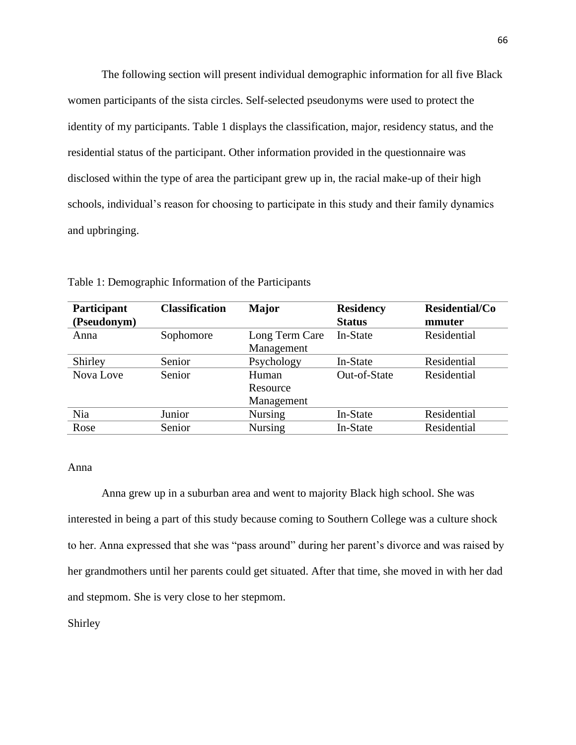The following section will present individual demographic information for all five Black women participants of the sista circles. Self-selected pseudonyms were used to protect the identity of my participants. Table 1 displays the classification, major, residency status, and the residential status of the participant. Other information provided in the questionnaire was disclosed within the type of area the participant grew up in, the racial make-up of their high schools, individual's reason for choosing to participate in this study and their family dynamics and upbringing.

Table 1: Demographic Information of the Participants

| **Participant (Pseudonym)** | **Classification** | **Major** | **Residency Status** | **Residential/Commuter** |
|---|---|---|---|---|
| Anna | Sophomore | Long Term Care Management | In-State | Residential |
| Shirley | Senior | Psychology | In-State | Residential |
| Nova Love | Senior | Human Resource Management | Out-of-State | Residential |
| Nia | Junior | Nursing | In-State | Residential |
| Rose | Senior | Nursing | In-State | Residential |

Anna

Anna grew up in a suburban area and went to majority Black high school. She was interested in being a part of this study because coming to Southern College was a culture shock to her. Anna expressed that she was "pass around" during her parent's divorce and was raised by her grandmothers until her parents could get situated. After that time, she moved in with her dad and stepmom. She is very close to her stepmom.

Shirley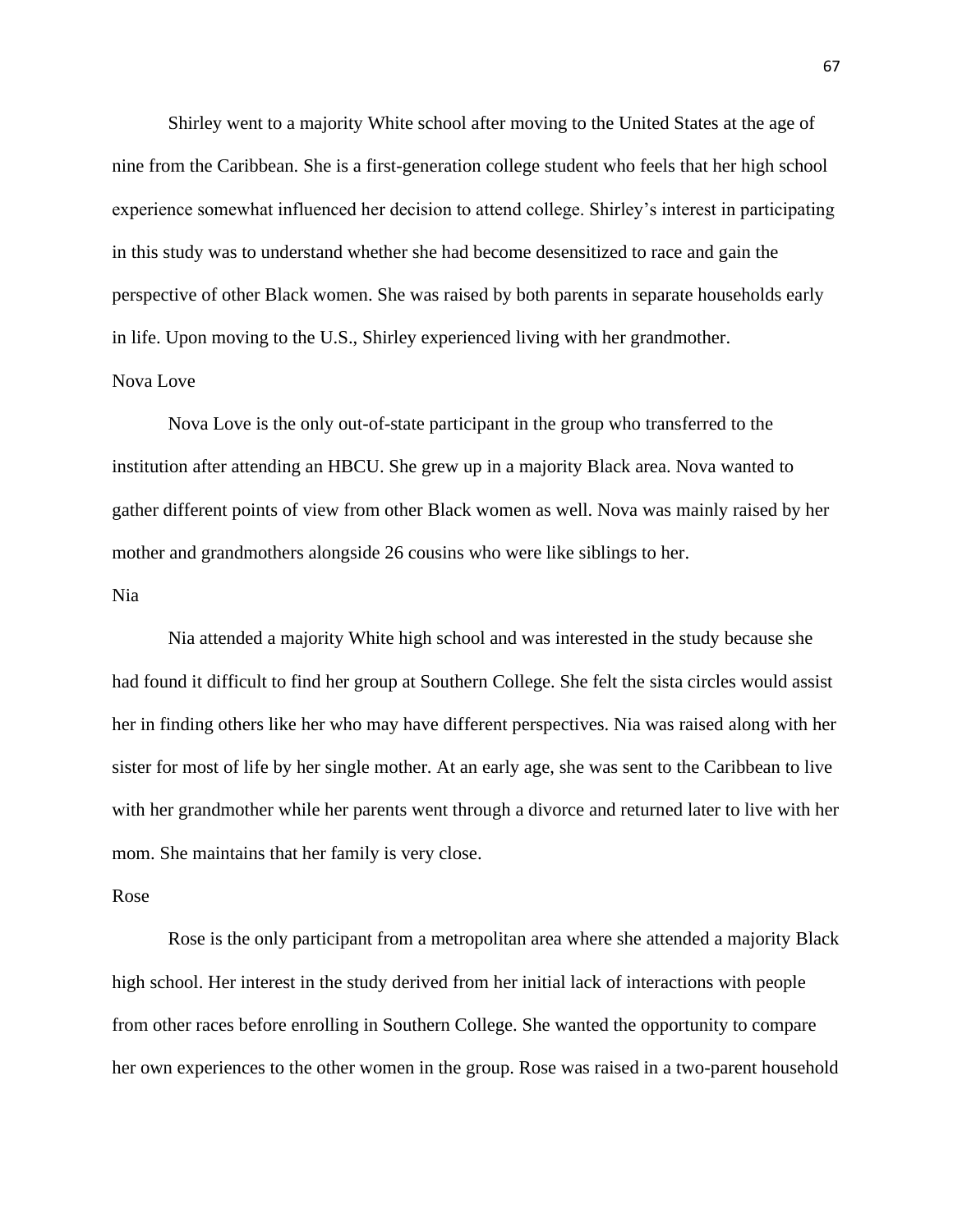Shirley went to a majority White school after moving to the United States at the age of nine from the Caribbean. She is a first-generation college student who feels that her high school experience somewhat influenced her decision to attend college. Shirley's interest in participating in this study was to understand whether she had become desensitized to race and gain the perspective of other Black women. She was raised by both parents in separate households early in life. Upon moving to the U.S., Shirley experienced living with her grandmother.

### Nova Love

Nova Love is the only out-of-state participant in the group who transferred to the institution after attending an HBCU. She grew up in a majority Black area. Nova wanted to gather different points of view from other Black women as well. Nova was mainly raised by her mother and grandmothers alongside 26 cousins who were like siblings to her.

### Nia

Nia attended a majority White high school and was interested in the study because she had found it difficult to find her group at Southern College. She felt the sista circles would assist her in finding others like her who may have different perspectives. Nia was raised along with her sister for most of life by her single mother. At an early age, she was sent to the Caribbean to live with her grandmother while her parents went through a divorce and returned later to live with her mom. She maintains that her family is very close.

### Rose

Rose is the only participant from a metropolitan area where she attended a majority Black high school. Her interest in the study derived from her initial lack of interactions with people from other races before enrolling in Southern College. She wanted the opportunity to compare her own experiences to the other women in the group. Rose was raised in a two-parent household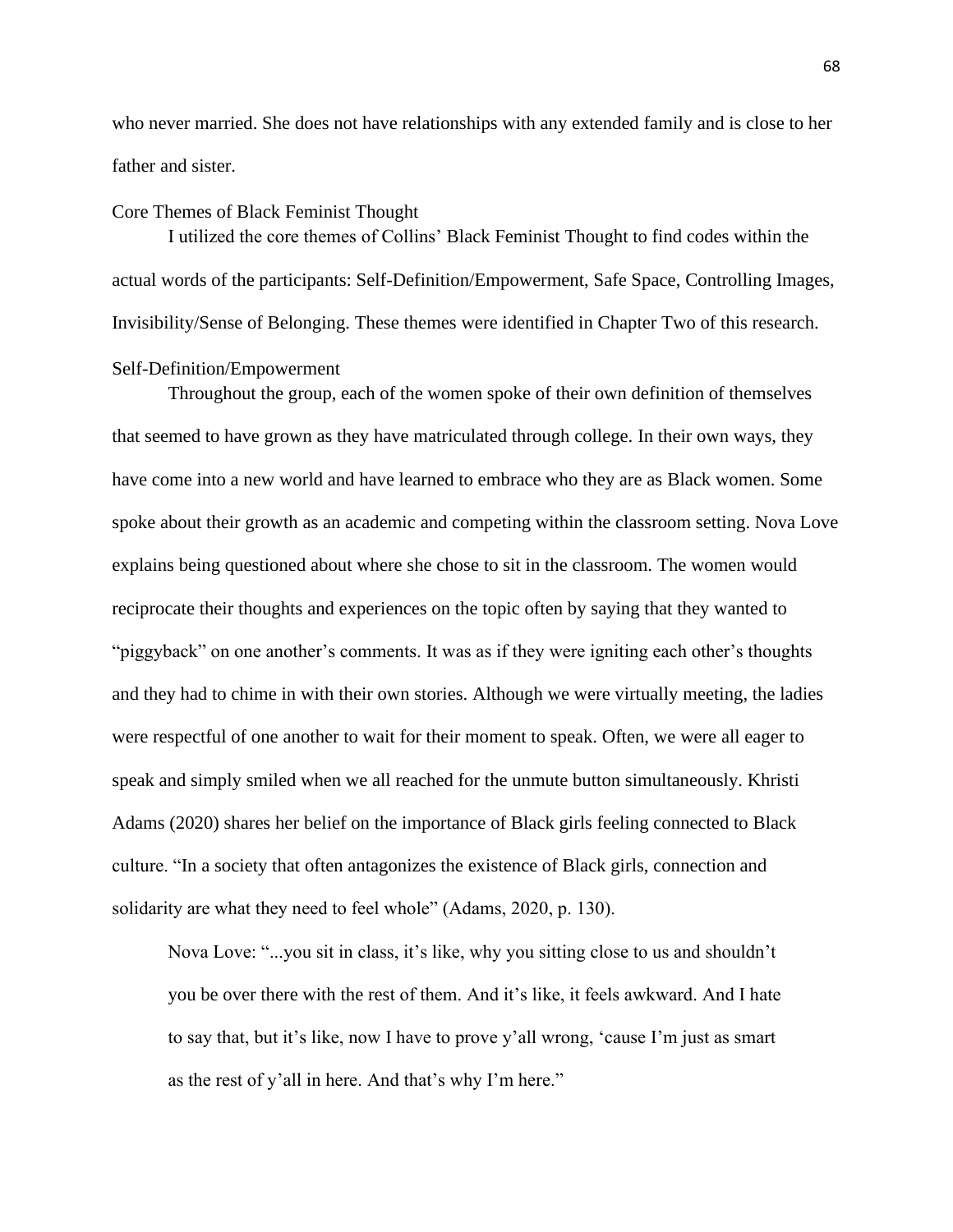who never married. She does not have relationships with any extended family and is close to her father and sister.

## Core Themes of Black Feminist Thought

I utilized the core themes of Collins' Black Feminist Thought to find codes within the actual words of the participants: Self-Definition/Empowerment, Safe Space, Controlling Images, Invisibility/Sense of Belonging. These themes were identified in Chapter Two of this research.

### Self-Definition/Empowerment

Throughout the group, each of the women spoke of their own definition of themselves that seemed to have grown as they have matriculated through college. In their own ways, they have come into a new world and have learned to embrace who they are as Black women. Some spoke about their growth as an academic and competing within the classroom setting. Nova Love explains being questioned about where she chose to sit in the classroom. The women would reciprocate their thoughts and experiences on the topic often by saying that they wanted to "piggyback" on one another's comments. It was as if they were igniting each other's thoughts and they had to chime in with their own stories. Although we were virtually meeting, the ladies were respectful of one another to wait for their moment to speak. Often, we were all eager to speak and simply smiled when we all reached for the unmute button simultaneously. Khristi Adams (2020) shares her belief on the importance of Black girls feeling connected to Black culture. "In a society that often antagonizes the existence of Black girls, connection and solidarity are what they need to feel whole" (Adams, 2020, p. 130).

> Nova Love: "...you sit in class, it's like, why you sitting close to us and shouldn't you be over there with the rest of them. And it's like, it feels awkward. And I hate to say that, but it's like, now I have to prove y'all wrong, 'cause I'm just as smart as the rest of y'all in here. And that's why I'm here."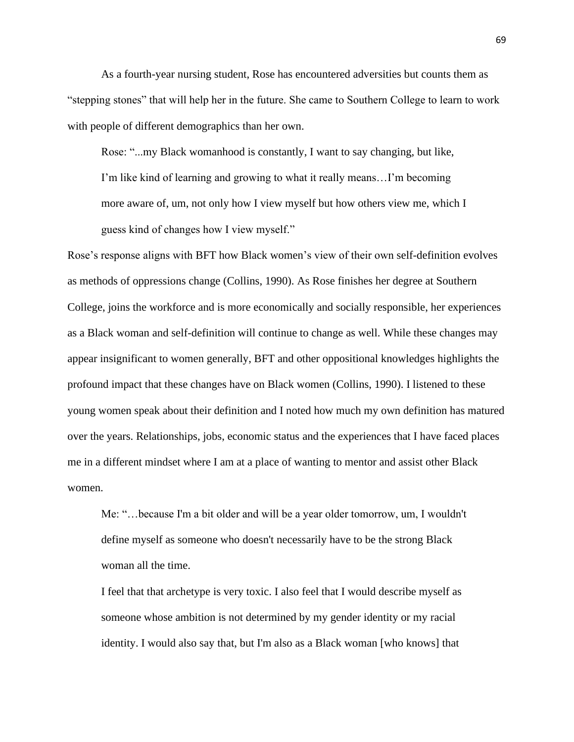As a fourth-year nursing student, Rose has encountered adversities but counts them as "stepping stones" that will help her in the future. She came to Southern College to learn to work with people of different demographics than her own.

> Rose: "...my Black womanhood is constantly, I want to say changing, but like, I'm like kind of learning and growing to what it really means…I'm becoming more aware of, um, not only how I view myself but how others view me, which I guess kind of changes how I view myself."

Rose's response aligns with BFT how Black women's view of their own self-definition evolves as methods of oppressions change (Collins, 1990). As Rose finishes her degree at Southern College, joins the workforce and is more economically and socially responsible, her experiences as a Black woman and self-definition will continue to change as well. While these changes may appear insignificant to women generally, BFT and other oppositional knowledges highlights the profound impact that these changes have on Black women (Collins, 1990). I listened to these young women speak about their definition and I noted how much my own definition has matured over the years. Relationships, jobs, economic status and the experiences that I have faced places me in a different mindset where I am at a place of wanting to mentor and assist other Black women.

> Me: "…because I'm a bit older and will be a year older tomorrow, um, I wouldn't define myself as someone who doesn't necessarily have to be the strong Black woman all the time.
>
> I feel that that archetype is very toxic. I also feel that I would describe myself as someone whose ambition is not determined by my gender identity or my racial identity. I would also say that, but I'm also as a Black woman [who knows] that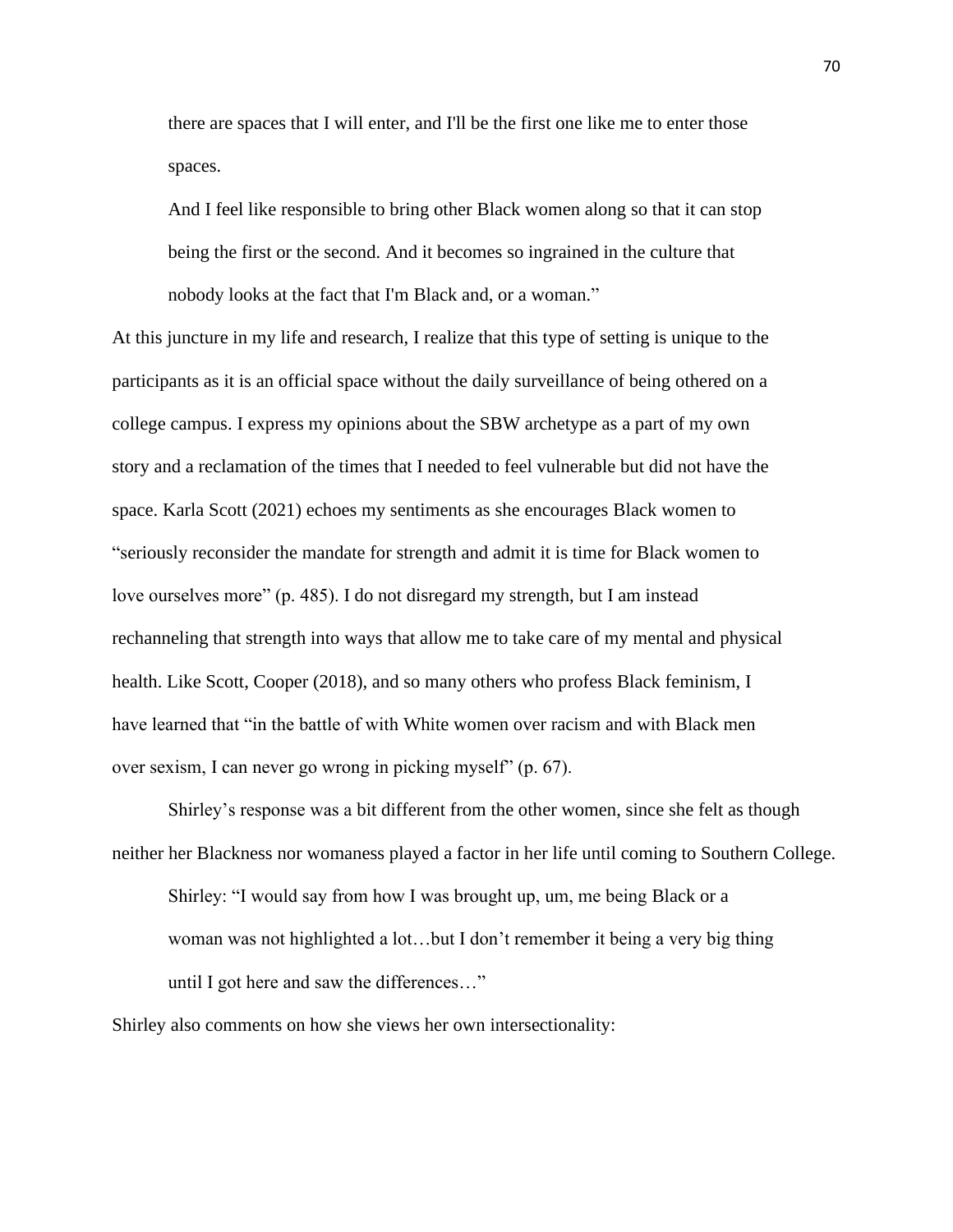> there are spaces that I will enter, and I'll be the first one like me to enter those spaces.
>
> And I feel like responsible to bring other Black women along so that it can stop being the first or the second. And it becomes so ingrained in the culture that nobody looks at the fact that I'm Black and, or a woman."

At this juncture in my life and research, I realize that this type of setting is unique to the participants as it is an official space without the daily surveillance of being othered on a college campus. I express my opinions about the SBW archetype as a part of my own story and a reclamation of the times that I needed to feel vulnerable but did not have the space. Karla Scott (2021) echoes my sentiments as she encourages Black women to "seriously reconsider the mandate for strength and admit it is time for Black women to love ourselves more" (p. 485). I do not disregard my strength, but I am instead rechanneling that strength into ways that allow me to take care of my mental and physical health. Like Scott, Cooper (2018), and so many others who profess Black feminism, I have learned that "in the battle of with White women over racism and with Black men over sexism, I can never go wrong in picking myself" (p. 67).

Shirley's response was a bit different from the other women, since she felt as though neither her Blackness nor womaness played a factor in her life until coming to Southern College.

> Shirley: "I would say from how I was brought up, um, me being Black or a woman was not highlighted a lot…but I don't remember it being a very big thing until I got here and saw the differences…"

Shirley also comments on how she views her own intersectionality: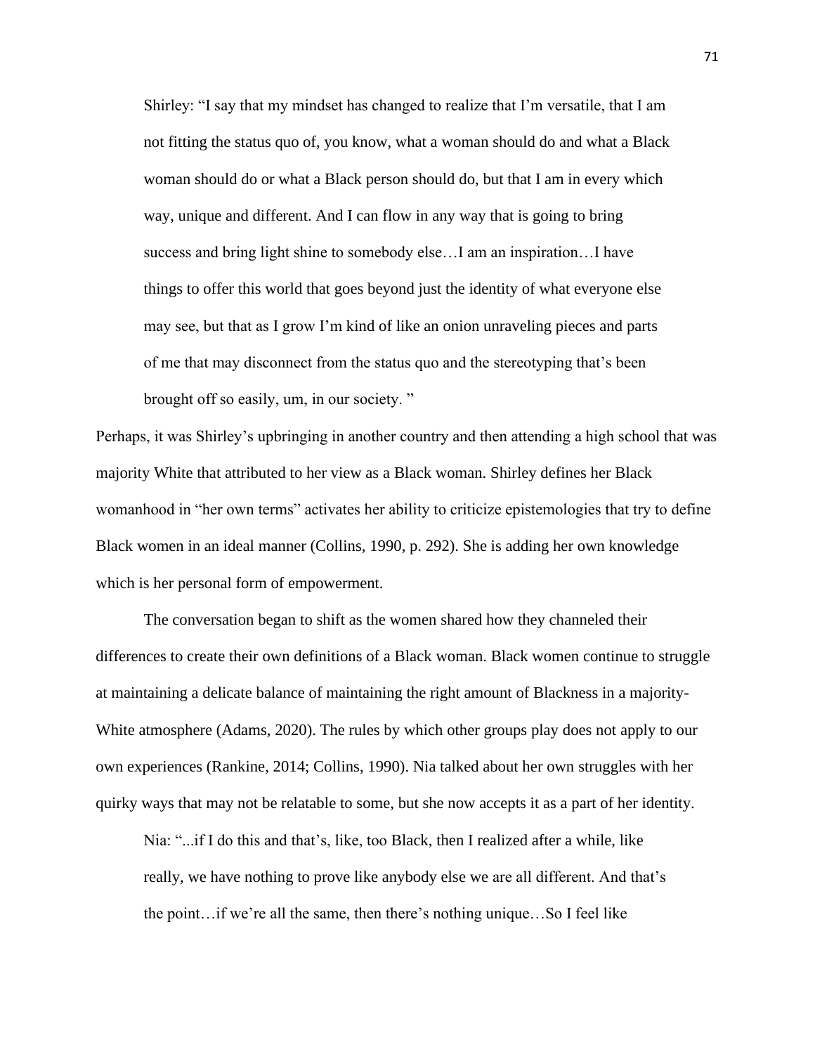> Shirley: "I say that my mindset has changed to realize that I'm versatile, that I am not fitting the status quo of, you know, what a woman should do and what a Black woman should do or what a Black person should do, but that I am in every which way, unique and different. And I can flow in any way that is going to bring success and bring light shine to somebody else…I am an inspiration…I have things to offer this world that goes beyond just the identity of what everyone else may see, but that as I grow I'm kind of like an onion unraveling pieces and parts of me that may disconnect from the status quo and the stereotyping that's been brought off so easily, um, in our society. "

Perhaps, it was Shirley's upbringing in another country and then attending a high school that was majority White that attributed to her view as a Black woman. Shirley defines her Black womanhood in "her own terms" activates her ability to criticize epistemologies that try to define Black women in an ideal manner (Collins, 1990, p. 292). She is adding her own knowledge which is her personal form of empowerment.

The conversation began to shift as the women shared how they channeled their differences to create their own definitions of a Black woman. Black women continue to struggle at maintaining a delicate balance of maintaining the right amount of Blackness in a majority-White atmosphere (Adams, 2020). The rules by which other groups play does not apply to our own experiences (Rankine, 2014; Collins, 1990). Nia talked about her own struggles with her quirky ways that may not be relatable to some, but she now accepts it as a part of her identity.

> Nia: "...if I do this and that's, like, too Black, then I realized after a while, like really, we have nothing to prove like anybody else we are all different. And that's the point…if we're all the same, then there's nothing unique…So I feel like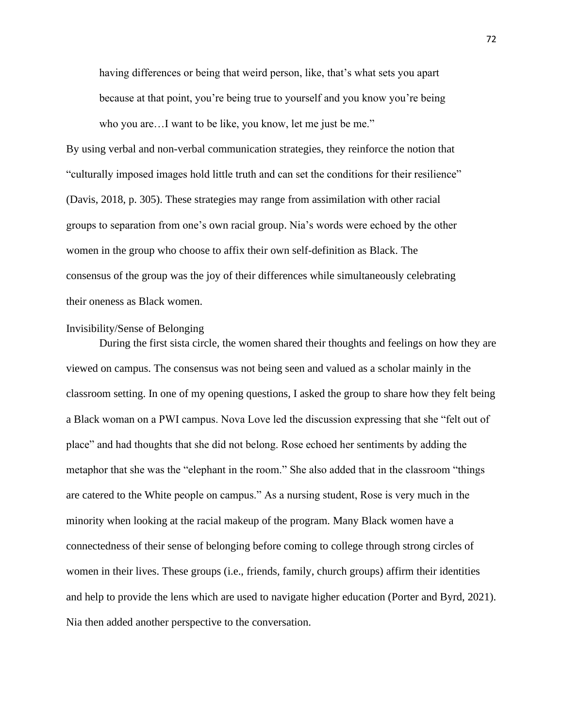> having differences or being that weird person, like, that's what sets you apart because at that point, you're being true to yourself and you know you're being who you are…I want to be like, you know, let me just be me."

By using verbal and non-verbal communication strategies, they reinforce the notion that "culturally imposed images hold little truth and can set the conditions for their resilience" (Davis, 2018, p. 305). These strategies may range from assimilation with other racial groups to separation from one's own racial group. Nia's words were echoed by the other women in the group who choose to affix their own self-definition as Black. The consensus of the group was the joy of their differences while simultaneously celebrating their oneness as Black women.

### Invisibility/Sense of Belonging

During the first sista circle, the women shared their thoughts and feelings on how they are viewed on campus. The consensus was not being seen and valued as a scholar mainly in the classroom setting. In one of my opening questions, I asked the group to share how they felt being a Black woman on a PWI campus. Nova Love led the discussion expressing that she "felt out of place" and had thoughts that she did not belong. Rose echoed her sentiments by adding the metaphor that she was the "elephant in the room." She also added that in the classroom "things are catered to the White people on campus." As a nursing student, Rose is very much in the minority when looking at the racial makeup of the program. Many Black women have a connectedness of their sense of belonging before coming to college through strong circles of women in their lives. These groups (i.e., friends, family, church groups) affirm their identities and help to provide the lens which are used to navigate higher education (Porter and Byrd, 2021). Nia then added another perspective to the conversation.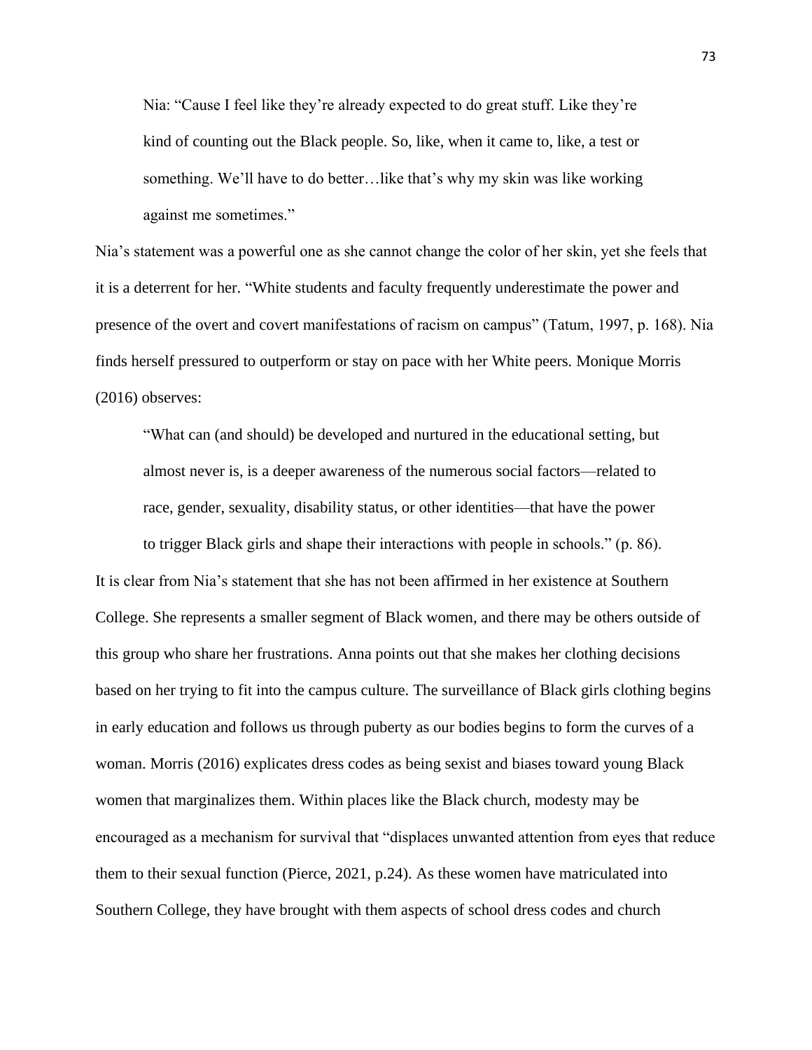> Nia: "Cause I feel like they're already expected to do great stuff. Like they're kind of counting out the Black people. So, like, when it came to, like, a test or something. We'll have to do better…like that's why my skin was like working against me sometimes."

Nia's statement was a powerful one as she cannot change the color of her skin, yet she feels that it is a deterrent for her. "White students and faculty frequently underestimate the power and presence of the overt and covert manifestations of racism on campus" (Tatum, 1997, p. 168). Nia finds herself pressured to outperform or stay on pace with her White peers. Monique Morris (2016) observes:

> "What can (and should) be developed and nurtured in the educational setting, but almost never is, is a deeper awareness of the numerous social factors—related to race, gender, sexuality, disability status, or other identities—that have the power to trigger Black girls and shape their interactions with people in schools." (p. 86).

It is clear from Nia's statement that she has not been affirmed in her existence at Southern College. She represents a smaller segment of Black women, and there may be others outside of this group who share her frustrations. Anna points out that she makes her clothing decisions based on her trying to fit into the campus culture. The surveillance of Black girls clothing begins in early education and follows us through puberty as our bodies begins to form the curves of a woman. Morris (2016) explicates dress codes as being sexist and biases toward young Black women that marginalizes them. Within places like the Black church, modesty may be encouraged as a mechanism for survival that "displaces unwanted attention from eyes that reduce them to their sexual function (Pierce, 2021, p.24). As these women have matriculated into Southern College, they have brought with them aspects of school dress codes and church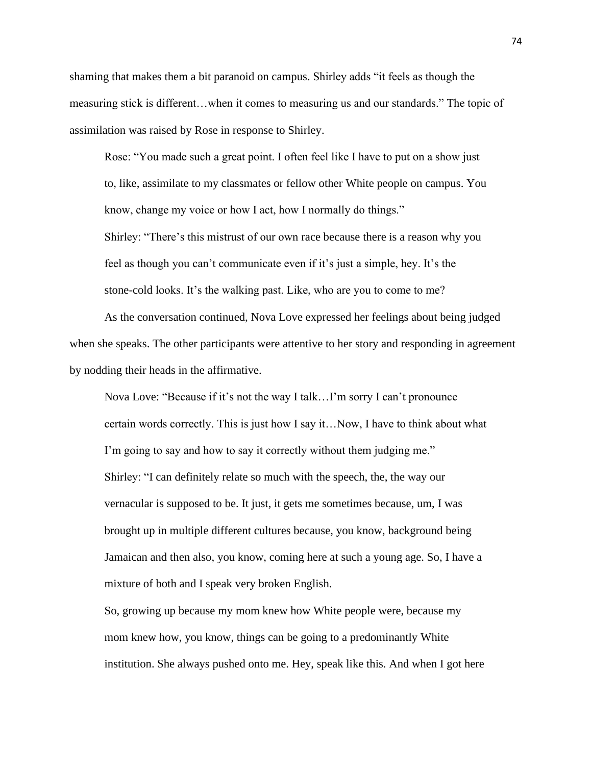shaming that makes them a bit paranoid on campus. Shirley adds "it feels as though the measuring stick is different…when it comes to measuring us and our standards." The topic of assimilation was raised by Rose in response to Shirley.

> Rose: "You made such a great point. I often feel like I have to put on a show just to, like, assimilate to my classmates or fellow other White people on campus. You know, change my voice or how I act, how I normally do things."
>
> Shirley: "There's this mistrust of our own race because there is a reason why you feel as though you can't communicate even if it's just a simple, hey. It's the stone-cold looks. It's the walking past. Like, who are you to come to me?

As the conversation continued, Nova Love expressed her feelings about being judged when she speaks. The other participants were attentive to her story and responding in agreement by nodding their heads in the affirmative.

> Nova Love: "Because if it's not the way I talk…I'm sorry I can't pronounce certain words correctly. This is just how I say it…Now, I have to think about what I'm going to say and how to say it correctly without them judging me."
>
> Shirley: "I can definitely relate so much with the speech, the, the way our vernacular is supposed to be. It just, it gets me sometimes because, um, I was brought up in multiple different cultures because, you know, background being Jamaican and then also, you know, coming here at such a young age. So, I have a mixture of both and I speak very broken English.
>
> So, growing up because my mom knew how White people were, because my mom knew how, you know, things can be going to a predominantly White institution. She always pushed onto me. Hey, speak like this. And when I got here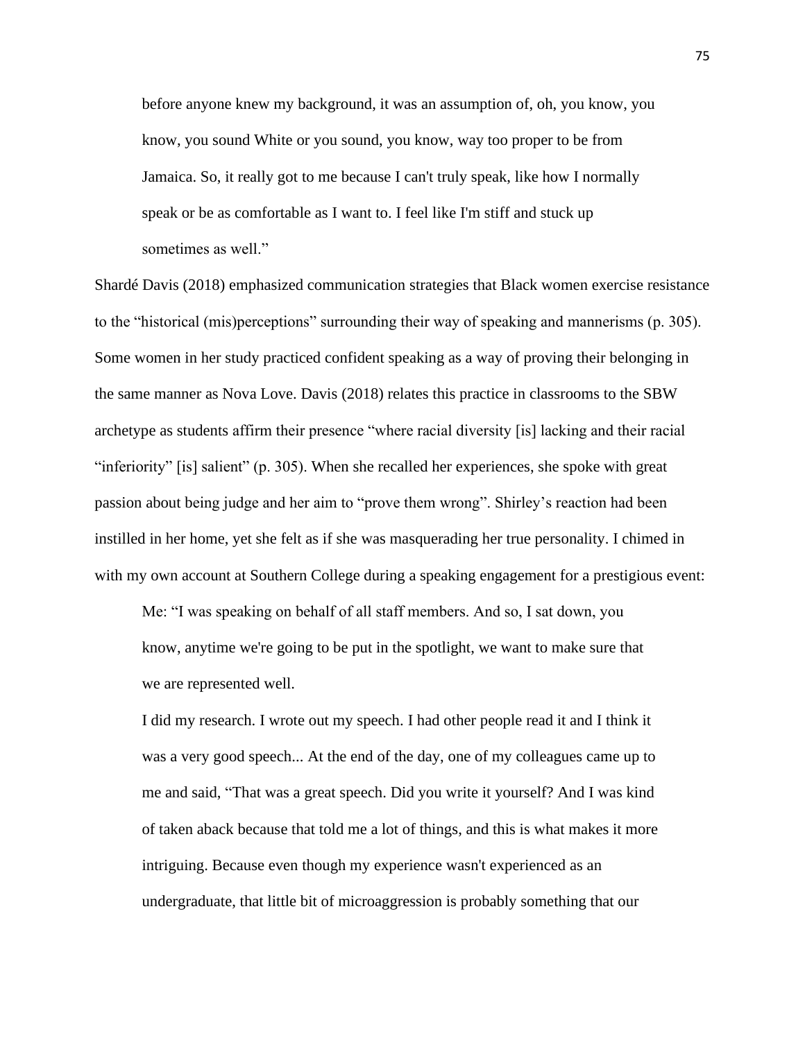> before anyone knew my background, it was an assumption of, oh, you know, you know, you sound White or you sound, you know, way too proper to be from Jamaica. So, it really got to me because I can't truly speak, like how I normally speak or be as comfortable as I want to. I feel like I'm stiff and stuck up sometimes as well."

Shardé Davis (2018) emphasized communication strategies that Black women exercise resistance to the "historical (mis)perceptions" surrounding their way of speaking and mannerisms (p. 305). Some women in her study practiced confident speaking as a way of proving their belonging in the same manner as Nova Love. Davis (2018) relates this practice in classrooms to the SBW archetype as students affirm their presence "where racial diversity [is] lacking and their racial "inferiority" [is] salient" (p. 305). When she recalled her experiences, she spoke with great passion about being judge and her aim to "prove them wrong". Shirley's reaction had been instilled in her home, yet she felt as if she was masquerading her true personality. I chimed in with my own account at Southern College during a speaking engagement for a prestigious event:

> Me: "I was speaking on behalf of all staff members. And so, I sat down, you know, anytime we're going to be put in the spotlight, we want to make sure that we are represented well.
>
> I did my research. I wrote out my speech. I had other people read it and I think it was a very good speech... At the end of the day, one of my colleagues came up to me and said, "That was a great speech. Did you write it yourself? And I was kind of taken aback because that told me a lot of things, and this is what makes it more intriguing. Because even though my experience wasn't experienced as an undergraduate, that little bit of microaggression is probably something that our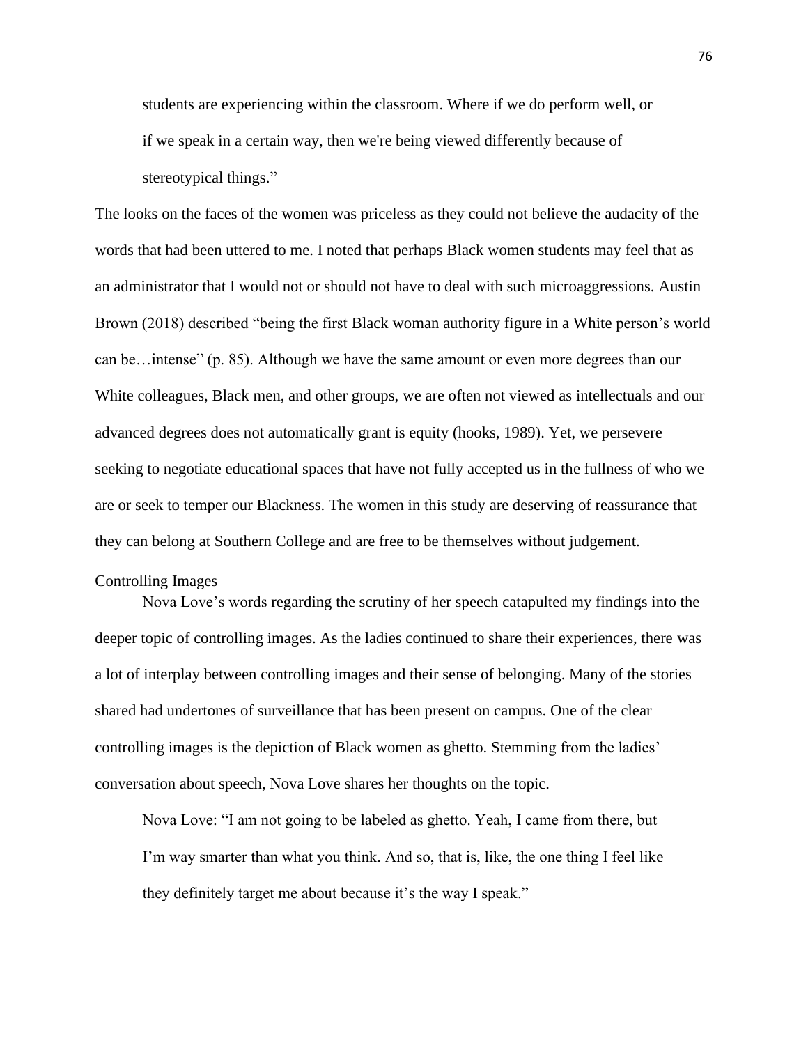> students are experiencing within the classroom. Where if we do perform well, or if we speak in a certain way, then we're being viewed differently because of stereotypical things."

The looks on the faces of the women was priceless as they could not believe the audacity of the words that had been uttered to me. I noted that perhaps Black women students may feel that as an administrator that I would not or should not have to deal with such microaggressions. Austin Brown (2018) described "being the first Black woman authority figure in a White person's world can be…intense" (p. 85). Although we have the same amount or even more degrees than our White colleagues, Black men, and other groups, we are often not viewed as intellectuals and our advanced degrees does not automatically grant is equity (hooks, 1989). Yet, we persevere seeking to negotiate educational spaces that have not fully accepted us in the fullness of who we are or seek to temper our Blackness. The women in this study are deserving of reassurance that they can belong at Southern College and are free to be themselves without judgement.

## Controlling Images

Nova Love's words regarding the scrutiny of her speech catapulted my findings into the deeper topic of controlling images. As the ladies continued to share their experiences, there was a lot of interplay between controlling images and their sense of belonging. Many of the stories shared had undertones of surveillance that has been present on campus. One of the clear controlling images is the depiction of Black women as ghetto. Stemming from the ladies' conversation about speech, Nova Love shares her thoughts on the topic.

> Nova Love: "I am not going to be labeled as ghetto. Yeah, I came from there, but I'm way smarter than what you think. And so, that is, like, the one thing I feel like they definitely target me about because it's the way I speak."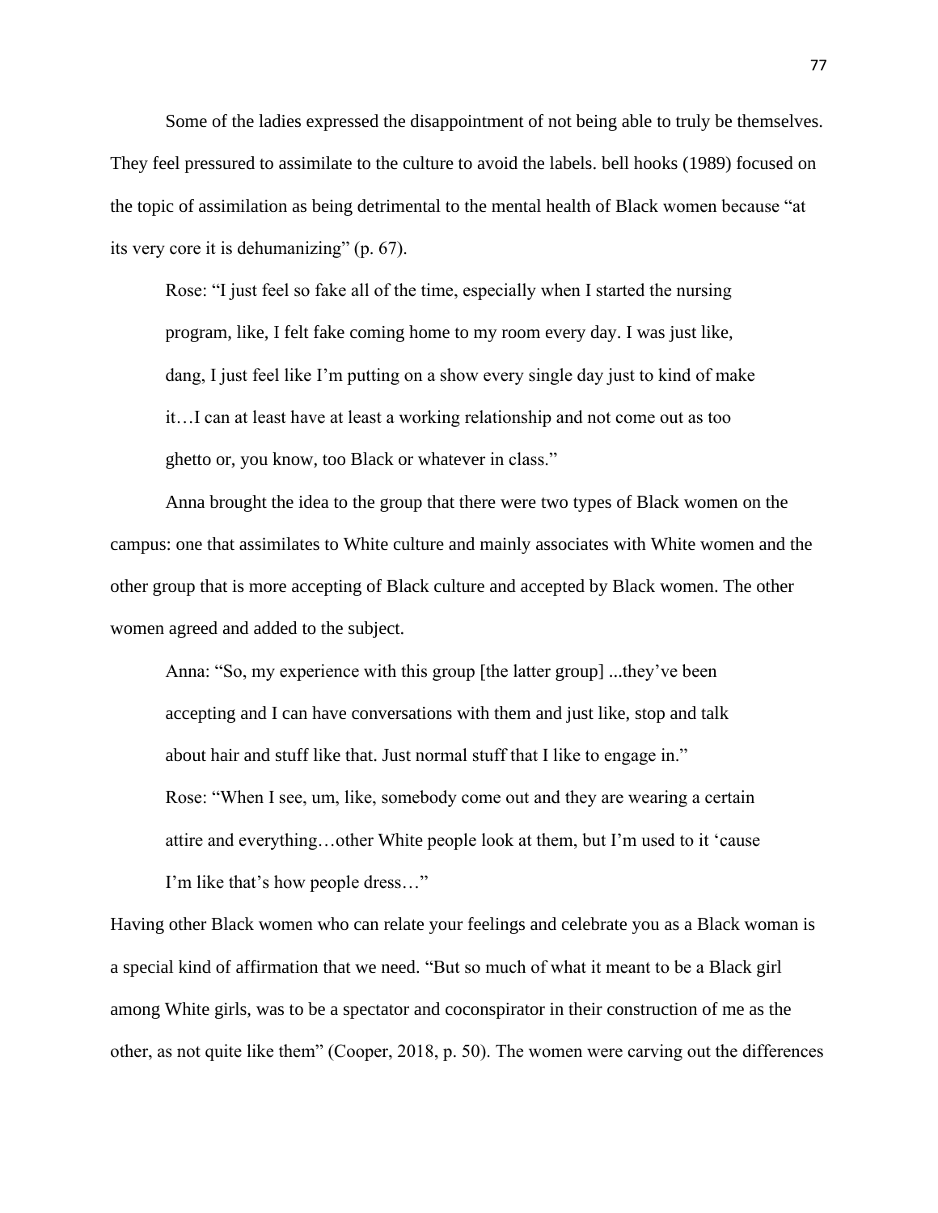Some of the ladies expressed the disappointment of not being able to truly be themselves. They feel pressured to assimilate to the culture to avoid the labels. bell hooks (1989) focused on the topic of assimilation as being detrimental to the mental health of Black women because "at its very core it is dehumanizing" (p. 67).

> Rose: "I just feel so fake all of the time, especially when I started the nursing program, like, I felt fake coming home to my room every day. I was just like, dang, I just feel like I'm putting on a show every single day just to kind of make it…I can at least have at least a working relationship and not come out as too ghetto or, you know, too Black or whatever in class."

Anna brought the idea to the group that there were two types of Black women on the campus: one that assimilates to White culture and mainly associates with White women and the other group that is more accepting of Black culture and accepted by Black women. The other women agreed and added to the subject.

> Anna: "So, my experience with this group [the latter group] ...they've been accepting and I can have conversations with them and just like, stop and talk about hair and stuff like that. Just normal stuff that I like to engage in."
>
> Rose: "When I see, um, like, somebody come out and they are wearing a certain attire and everything…other White people look at them, but I'm used to it 'cause I'm like that's how people dress…"

Having other Black women who can relate your feelings and celebrate you as a Black woman is a special kind of affirmation that we need. "But so much of what it meant to be a Black girl among White girls, was to be a spectator and coconspirator in their construction of me as the other, as not quite like them" (Cooper, 2018, p. 50). The women were carving out the differences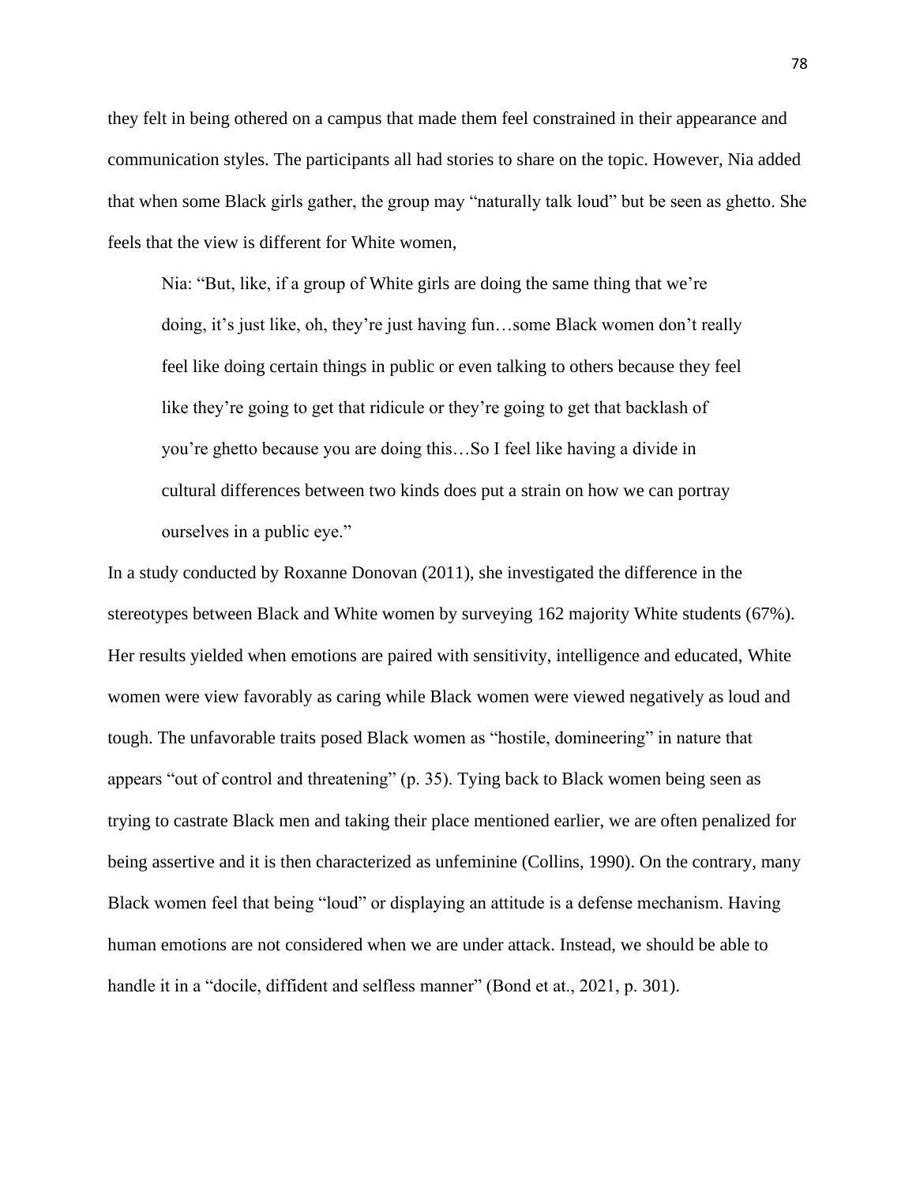they felt in being othered on a campus that made them feel constrained in their appearance and communication styles. The participants all had stories to share on the topic. However, Nia added that when some Black girls gather, the group may "naturally talk loud" but be seen as ghetto. She feels that the view is different for White women,

> Nia: "But, like, if a group of White girls are doing the same thing that we're doing, it's just like, oh, they're just having fun…some Black women don't really feel like doing certain things in public or even talking to others because they feel like they're going to get that ridicule or they're going to get that backlash of you're ghetto because you are doing this…So I feel like having a divide in cultural differences between two kinds does put a strain on how we can portray ourselves in a public eye."

In a study conducted by Roxanne Donovan (2011), she investigated the difference in the stereotypes between Black and White women by surveying 162 majority White students (67%). Her results yielded when emotions are paired with sensitivity, intelligence and educated, White women were view favorably as caring while Black women were viewed negatively as loud and tough. The unfavorable traits posed Black women as "hostile, domineering" in nature that appears "out of control and threatening" (p. 35). Tying back to Black women being seen as trying to castrate Black men and taking their place mentioned earlier, we are often penalized for being assertive and it is then characterized as unfeminine (Collins, 1990). On the contrary, many Black women feel that being "loud" or displaying an attitude is a defense mechanism. Having human emotions are not considered when we are under attack. Instead, we should be able to handle it in a "docile, diffident and selfless manner" (Bond et at., 2021, p. 301).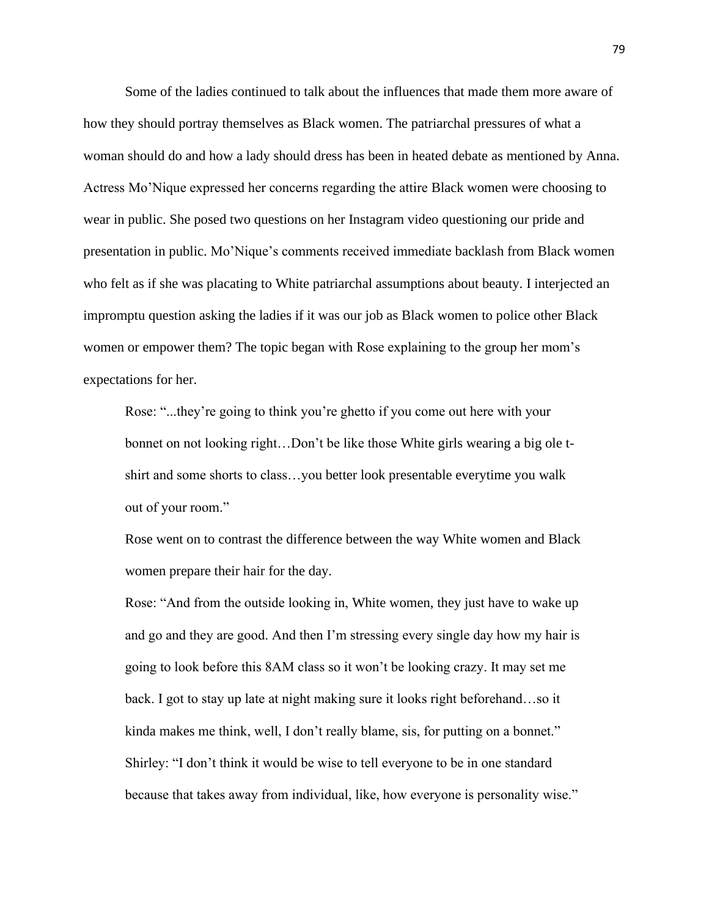Some of the ladies continued to talk about the influences that made them more aware of how they should portray themselves as Black women. The patriarchal pressures of what a woman should do and how a lady should dress has been in heated debate as mentioned by Anna. Actress Mo'Nique expressed her concerns regarding the attire Black women were choosing to wear in public. She posed two questions on her Instagram video questioning our pride and presentation in public. Mo'Nique's comments received immediate backlash from Black women who felt as if she was placating to White patriarchal assumptions about beauty. I interjected an impromptu question asking the ladies if it was our job as Black women to police other Black women or empower them? The topic began with Rose explaining to the group her mom's expectations for her.

> Rose: "...they're going to think you're ghetto if you come out here with your bonnet on not looking right…Don't be like those White girls wearing a big ole t-shirt and some shorts to class…you better look presentable everytime you walk out of your room."
>
> Rose went on to contrast the difference between the way White women and Black women prepare their hair for the day.
>
> Rose: "And from the outside looking in, White women, they just have to wake up and go and they are good. And then I'm stressing every single day how my hair is going to look before this 8AM class so it won't be looking crazy. It may set me back. I got to stay up late at night making sure it looks right beforehand…so it kinda makes me think, well, I don't really blame, sis, for putting on a bonnet."
>
> Shirley: "I don't think it would be wise to tell everyone to be in one standard because that takes away from individual, like, how everyone is personality wise."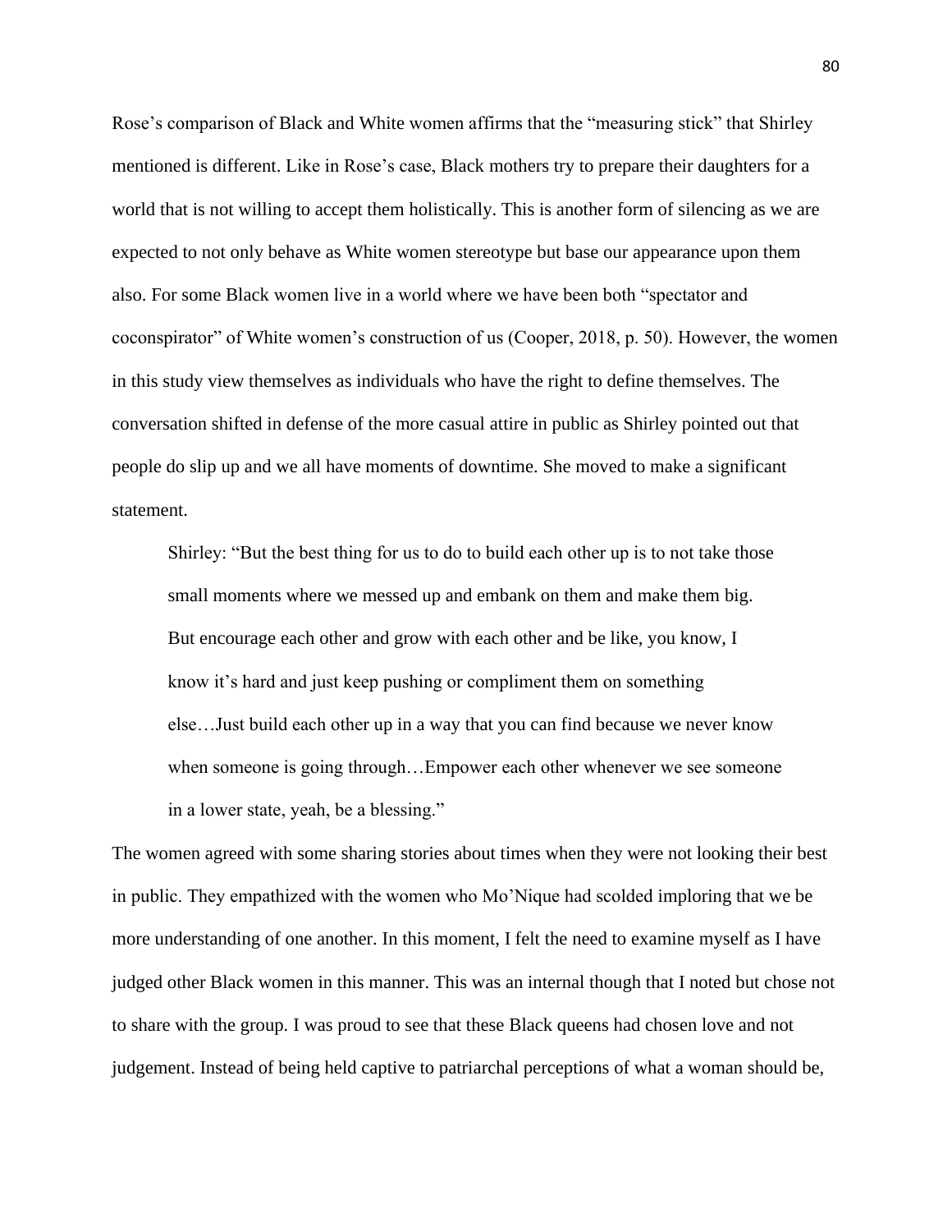Rose's comparison of Black and White women affirms that the "measuring stick" that Shirley mentioned is different. Like in Rose's case, Black mothers try to prepare their daughters for a world that is not willing to accept them holistically. This is another form of silencing as we are expected to not only behave as White women stereotype but base our appearance upon them also. For some Black women live in a world where we have been both "spectator and coconspirator" of White women's construction of us (Cooper, 2018, p. 50). However, the women in this study view themselves as individuals who have the right to define themselves. The conversation shifted in defense of the more casual attire in public as Shirley pointed out that people do slip up and we all have moments of downtime. She moved to make a significant statement.

> Shirley: "But the best thing for us to do to build each other up is to not take those small moments where we messed up and embank on them and make them big. But encourage each other and grow with each other and be like, you know, I know it's hard and just keep pushing or compliment them on something else…Just build each other up in a way that you can find because we never know when someone is going through…Empower each other whenever we see someone in a lower state, yeah, be a blessing."

The women agreed with some sharing stories about times when they were not looking their best in public. They empathized with the women who Mo'Nique had scolded imploring that we be more understanding of one another. In this moment, I felt the need to examine myself as I have judged other Black women in this manner. This was an internal though that I noted but chose not to share with the group. I was proud to see that these Black queens had chosen love and not judgement. Instead of being held captive to patriarchal perceptions of what a woman should be,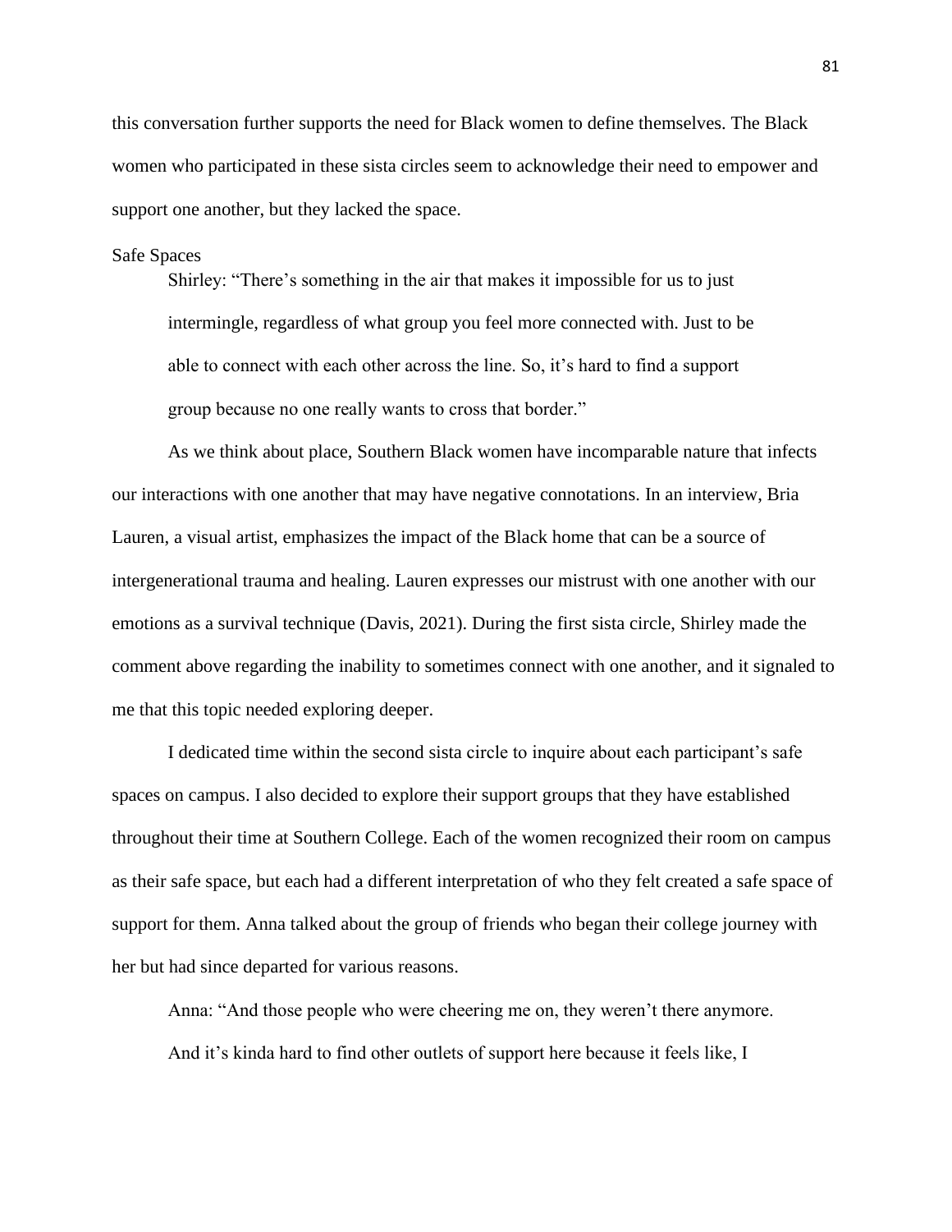this conversation further supports the need for Black women to define themselves. The Black women who participated in these sista circles seem to acknowledge their need to empower and support one another, but they lacked the space.

## Safe Spaces

> Shirley: "There's something in the air that makes it impossible for us to just intermingle, regardless of what group you feel more connected with. Just to be able to connect with each other across the line. So, it's hard to find a support group because no one really wants to cross that border."

As we think about place, Southern Black women have incomparable nature that infects our interactions with one another that may have negative connotations. In an interview, Bria Lauren, a visual artist, emphasizes the impact of the Black home that can be a source of intergenerational trauma and healing. Lauren expresses our mistrust with one another with our emotions as a survival technique (Davis, 2021). During the first sista circle, Shirley made the comment above regarding the inability to sometimes connect with one another, and it signaled to me that this topic needed exploring deeper.

I dedicated time within the second sista circle to inquire about each participant's safe spaces on campus. I also decided to explore their support groups that they have established throughout their time at Southern College. Each of the women recognized their room on campus as their safe space, but each had a different interpretation of who they felt created a safe space of support for them. Anna talked about the group of friends who began their college journey with her but had since departed for various reasons.

> Anna: "And those people who were cheering me on, they weren't there anymore. And it's kinda hard to find other outlets of support here because it feels like, I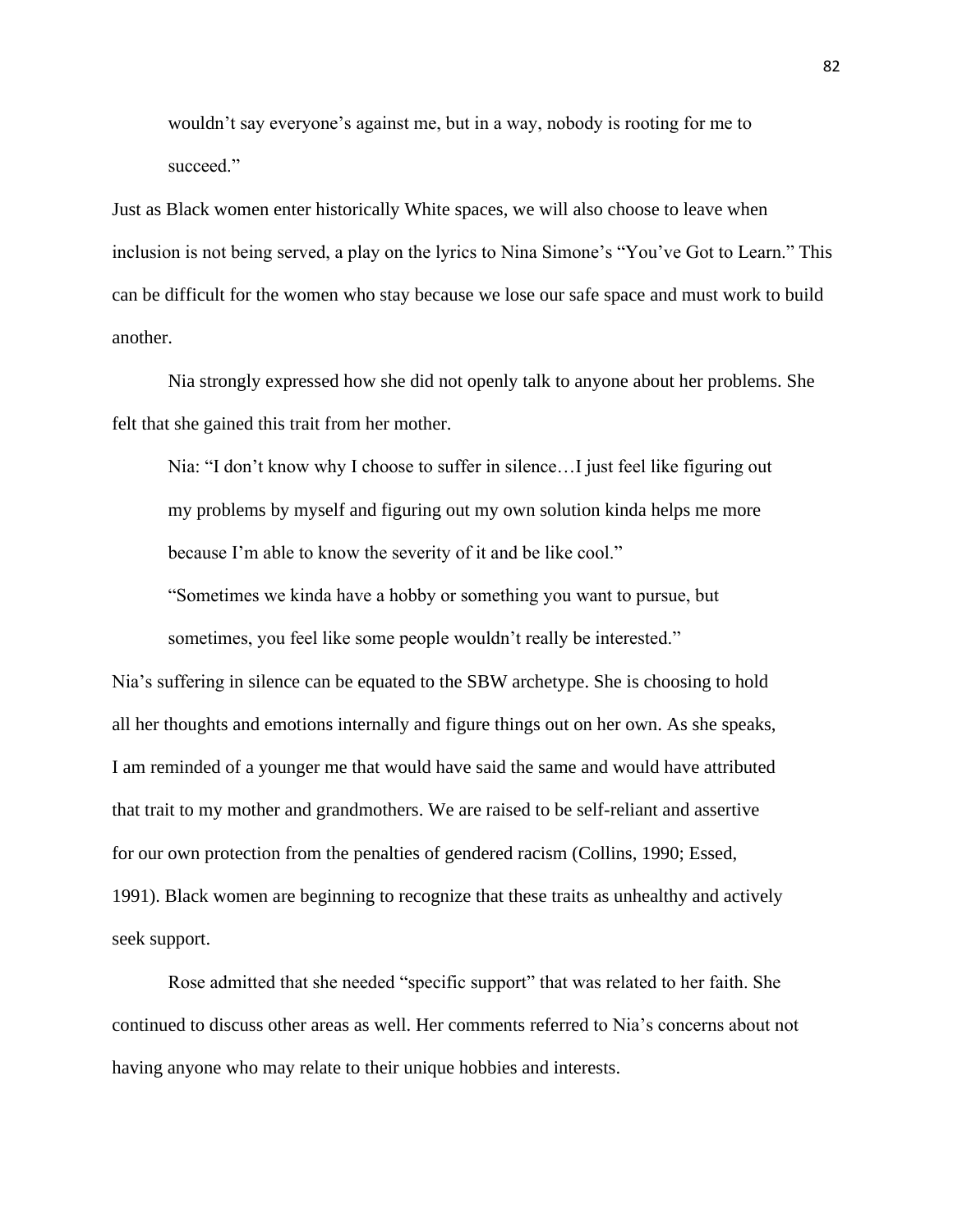> wouldn't say everyone's against me, but in a way, nobody is rooting for me to succeed."

Just as Black women enter historically White spaces, we will also choose to leave when inclusion is not being served, a play on the lyrics to Nina Simone's "You've Got to Learn." This can be difficult for the women who stay because we lose our safe space and must work to build another.

Nia strongly expressed how she did not openly talk to anyone about her problems. She felt that she gained this trait from her mother.

> Nia: "I don't know why I choose to suffer in silence…I just feel like figuring out my problems by myself and figuring out my own solution kinda helps me more because I'm able to know the severity of it and be like cool."
>
> "Sometimes we kinda have a hobby or something you want to pursue, but sometimes, you feel like some people wouldn't really be interested."

Nia's suffering in silence can be equated to the SBW archetype. She is choosing to hold all her thoughts and emotions internally and figure things out on her own. As she speaks, I am reminded of a younger me that would have said the same and would have attributed that trait to my mother and grandmothers. We are raised to be self-reliant and assertive for our own protection from the penalties of gendered racism (Collins, 1990; Essed, 1991). Black women are beginning to recognize that these traits as unhealthy and actively seek support.

Rose admitted that she needed "specific support" that was related to her faith. She continued to discuss other areas as well. Her comments referred to Nia's concerns about not having anyone who may relate to their unique hobbies and interests.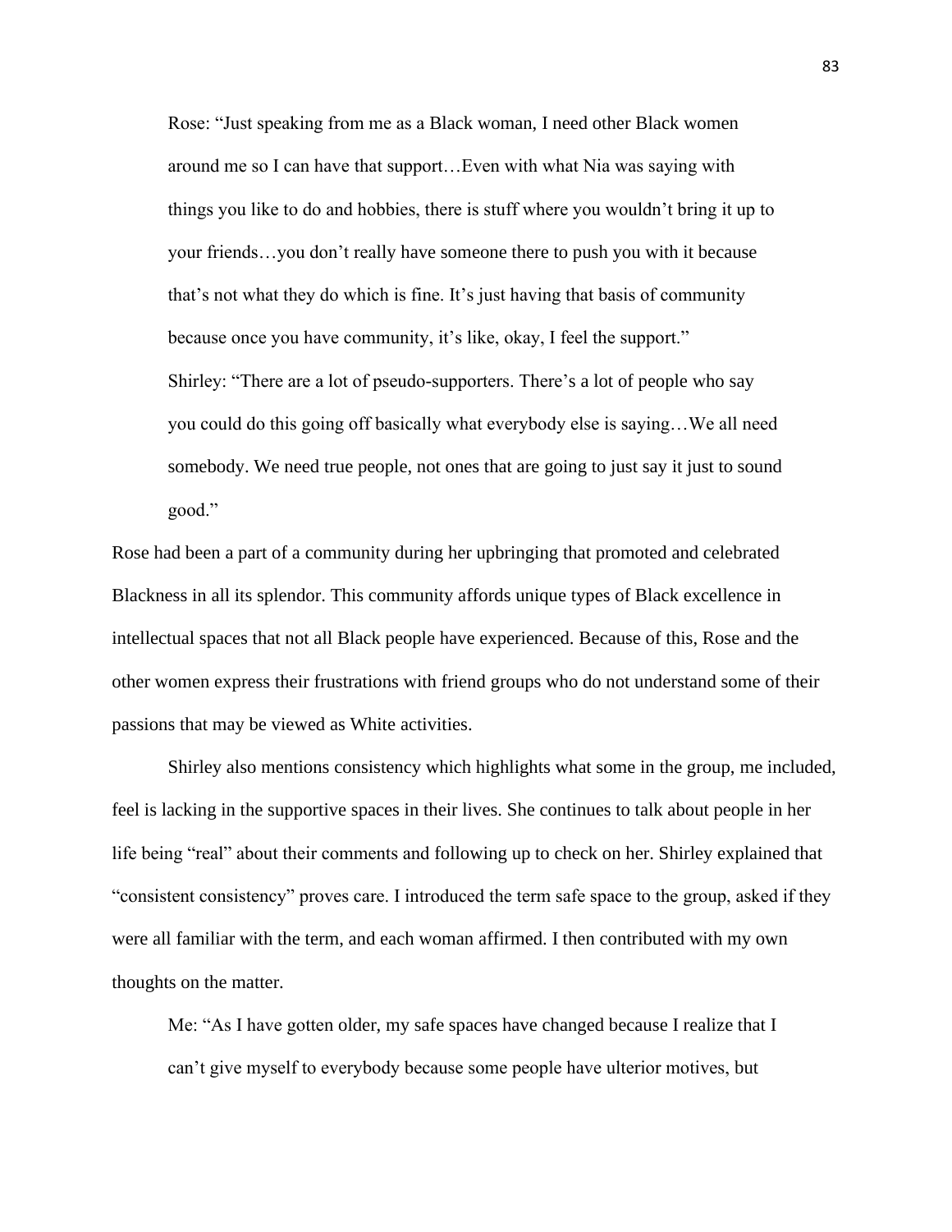> Rose: "Just speaking from me as a Black woman, I need other Black women around me so I can have that support…Even with what Nia was saying with things you like to do and hobbies, there is stuff where you wouldn't bring it up to your friends…you don't really have someone there to push you with it because that's not what they do which is fine. It's just having that basis of community because once you have community, it's like, okay, I feel the support."
>
> Shirley: "There are a lot of pseudo-supporters. There's a lot of people who say you could do this going off basically what everybody else is saying…We all need somebody. We need true people, not ones that are going to just say it just to sound good."

Rose had been a part of a community during her upbringing that promoted and celebrated Blackness in all its splendor. This community affords unique types of Black excellence in intellectual spaces that not all Black people have experienced. Because of this, Rose and the other women express their frustrations with friend groups who do not understand some of their passions that may be viewed as White activities.

Shirley also mentions consistency which highlights what some in the group, me included, feel is lacking in the supportive spaces in their lives. She continues to talk about people in her life being "real" about their comments and following up to check on her. Shirley explained that "consistent consistency" proves care. I introduced the term safe space to the group, asked if they were all familiar with the term, and each woman affirmed. I then contributed with my own thoughts on the matter.

> Me: "As I have gotten older, my safe spaces have changed because I realize that I can't give myself to everybody because some people have ulterior motives, but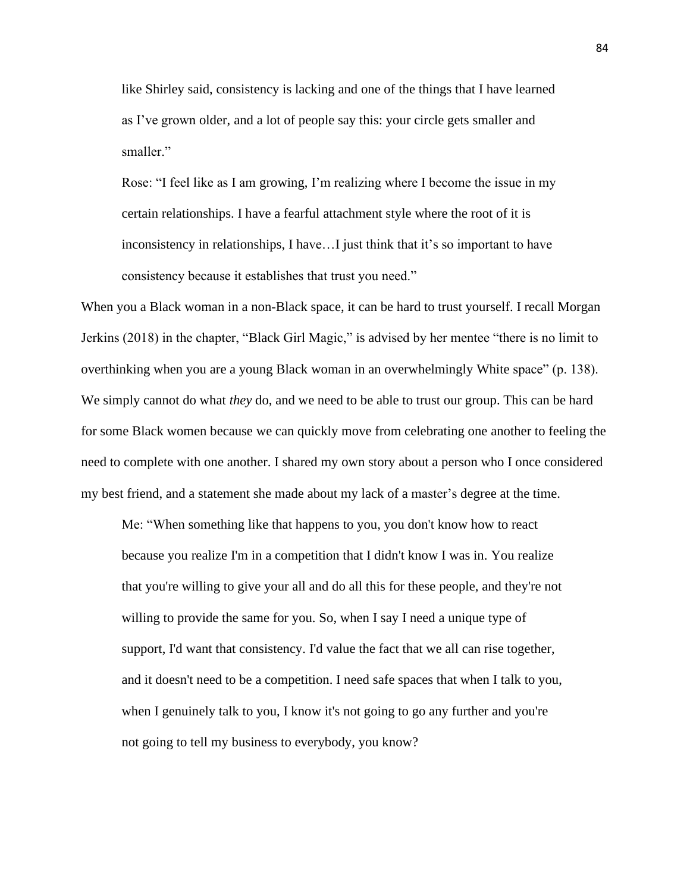> like Shirley said, consistency is lacking and one of the things that I have learned as I've grown older, and a lot of people say this: your circle gets smaller and smaller."
>
> Rose: "I feel like as I am growing, I'm realizing where I become the issue in my certain relationships. I have a fearful attachment style where the root of it is inconsistency in relationships, I have…I just think that it's so important to have consistency because it establishes that trust you need."

When you a Black woman in a non-Black space, it can be hard to trust yourself. I recall Morgan Jerkins (2018) in the chapter, "Black Girl Magic," is advised by her mentee "there is no limit to overthinking when you are a young Black woman in an overwhelmingly White space" (p. 138). We simply cannot do what *they* do, and we need to be able to trust our group. This can be hard for some Black women because we can quickly move from celebrating one another to feeling the need to complete with one another. I shared my own story about a person who I once considered my best friend, and a statement she made about my lack of a master's degree at the time.

> Me: "When something like that happens to you, you don't know how to react because you realize I'm in a competition that I didn't know I was in. You realize that you're willing to give your all and do all this for these people, and they're not willing to provide the same for you. So, when I say I need a unique type of support, I'd want that consistency. I'd value the fact that we all can rise together, and it doesn't need to be a competition. I need safe spaces that when I talk to you, when I genuinely talk to you, I know it's not going to go any further and you're not going to tell my business to everybody, you know?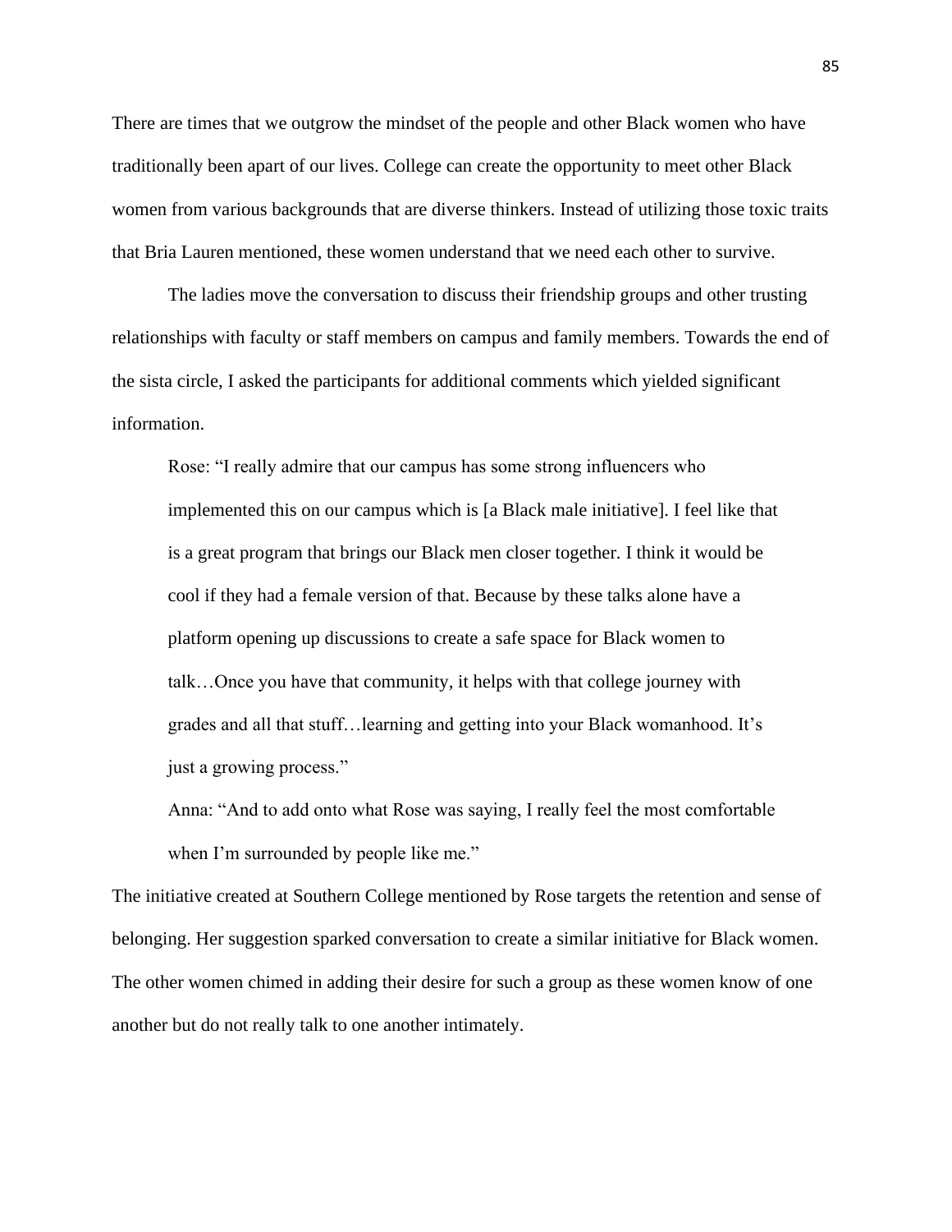There are times that we outgrow the mindset of the people and other Black women who have traditionally been apart of our lives. College can create the opportunity to meet other Black women from various backgrounds that are diverse thinkers. Instead of utilizing those toxic traits that Bria Lauren mentioned, these women understand that we need each other to survive.

The ladies move the conversation to discuss their friendship groups and other trusting relationships with faculty or staff members on campus and family members. Towards the end of the sista circle, I asked the participants for additional comments which yielded significant information.

> Rose: "I really admire that our campus has some strong influencers who implemented this on our campus which is [a Black male initiative]. I feel like that is a great program that brings our Black men closer together. I think it would be cool if they had a female version of that. Because by these talks alone have a platform opening up discussions to create a safe space for Black women to talk…Once you have that community, it helps with that college journey with grades and all that stuff…learning and getting into your Black womanhood. It's just a growing process."
>
> Anna: "And to add onto what Rose was saying, I really feel the most comfortable when I'm surrounded by people like me."

The initiative created at Southern College mentioned by Rose targets the retention and sense of belonging. Her suggestion sparked conversation to create a similar initiative for Black women. The other women chimed in adding their desire for such a group as these women know of one another but do not really talk to one another intimately.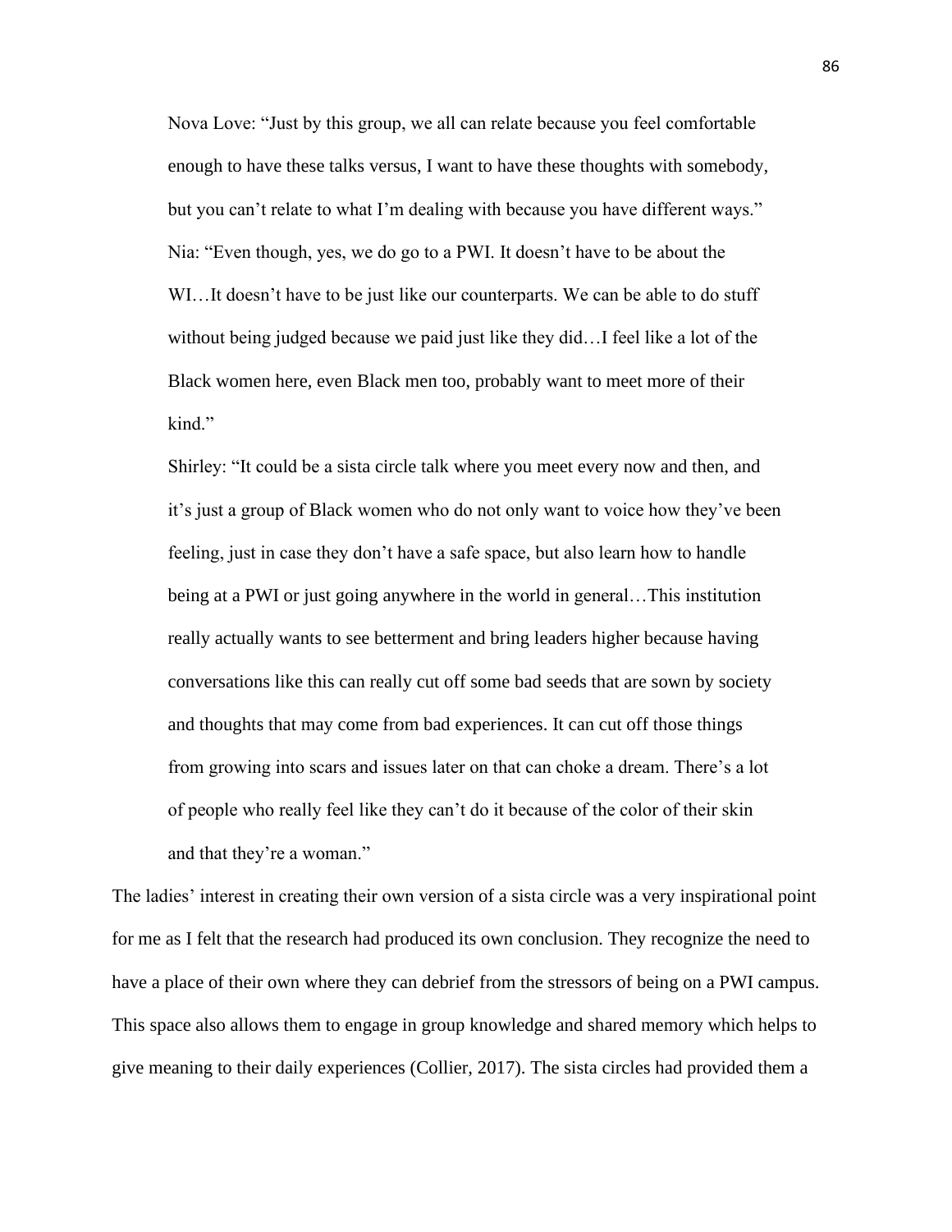> Nova Love: "Just by this group, we all can relate because you feel comfortable enough to have these talks versus, I want to have these thoughts with somebody, but you can't relate to what I'm dealing with because you have different ways."
>
> Nia: "Even though, yes, we do go to a PWI. It doesn't have to be about the WI…It doesn't have to be just like our counterparts. We can be able to do stuff without being judged because we paid just like they did…I feel like a lot of the Black women here, even Black men too, probably want to meet more of their kind."
>
> Shirley: "It could be a sista circle talk where you meet every now and then, and it's just a group of Black women who do not only want to voice how they've been feeling, just in case they don't have a safe space, but also learn how to handle being at a PWI or just going anywhere in the world in general…This institution really actually wants to see betterment and bring leaders higher because having conversations like this can really cut off some bad seeds that are sown by society and thoughts that may come from bad experiences. It can cut off those things from growing into scars and issues later on that can choke a dream. There's a lot of people who really feel like they can't do it because of the color of their skin and that they're a woman."

The ladies' interest in creating their own version of a sista circle was a very inspirational point for me as I felt that the research had produced its own conclusion. They recognize the need to have a place of their own where they can debrief from the stressors of being on a PWI campus. This space also allows them to engage in group knowledge and shared memory which helps to give meaning to their daily experiences (Collier, 2017). The sista circles had provided them a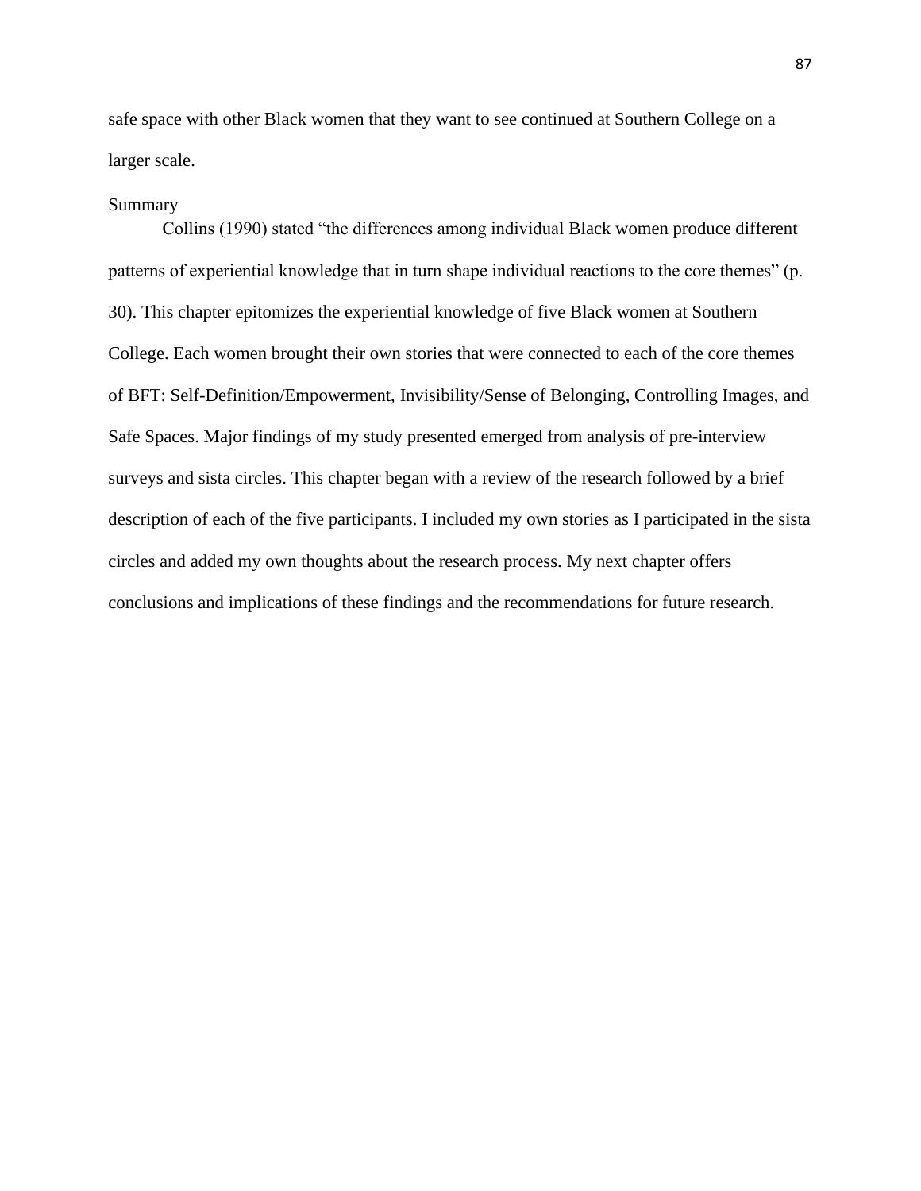safe space with other Black women that they want to see continued at Southern College on a larger scale.

## Summary

Collins (1990) stated "the differences among individual Black women produce different patterns of experiential knowledge that in turn shape individual reactions to the core themes" (p. 30). This chapter epitomizes the experiential knowledge of five Black women at Southern College. Each women brought their own stories that were connected to each of the core themes of BFT: Self-Definition/Empowerment, Invisibility/Sense of Belonging, Controlling Images, and Safe Spaces. Major findings of my study presented emerged from analysis of pre-interview surveys and sista circles. This chapter began with a review of the research followed by a brief description of each of the five participants. I included my own stories as I participated in the sista circles and added my own thoughts about the research process. My next chapter offers conclusions and implications of these findings and the recommendations for future research.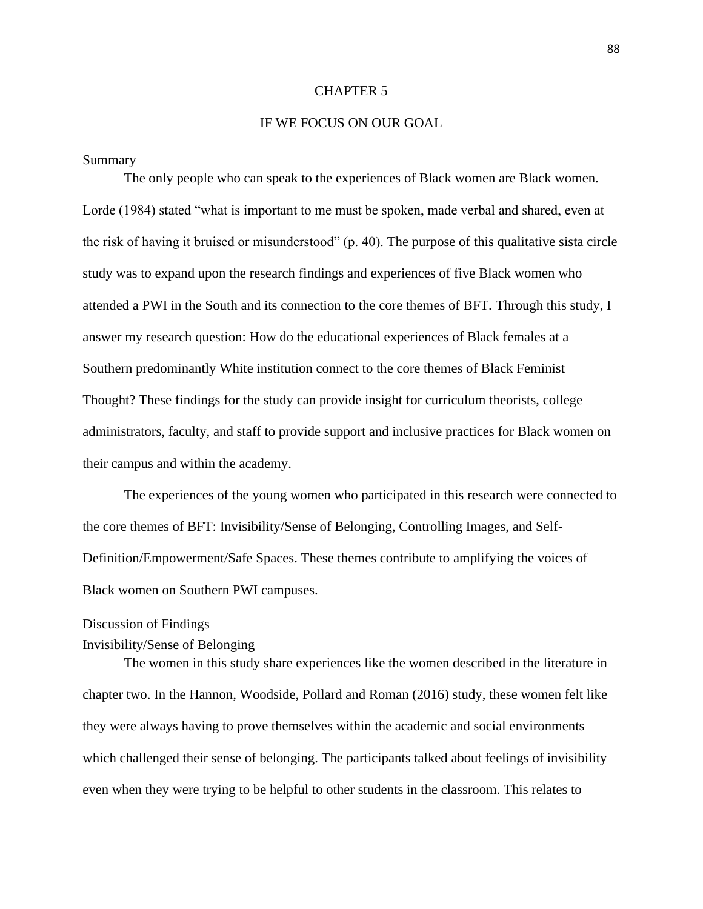# CHAPTER 5

# IF WE FOCUS ON OUR GOAL

## Summary

The only people who can speak to the experiences of Black women are Black women. Lorde (1984) stated "what is important to me must be spoken, made verbal and shared, even at the risk of having it bruised or misunderstood" (p. 40). The purpose of this qualitative sista circle study was to expand upon the research findings and experiences of five Black women who attended a PWI in the South and its connection to the core themes of BFT. Through this study, I answer my research question: How do the educational experiences of Black females at a Southern predominantly White institution connect to the core themes of Black Feminist Thought? These findings for the study can provide insight for curriculum theorists, college administrators, faculty, and staff to provide support and inclusive practices for Black women on their campus and within the academy.

The experiences of the young women who participated in this research were connected to the core themes of BFT: Invisibility/Sense of Belonging, Controlling Images, and Self-Definition/Empowerment/Safe Spaces. These themes contribute to amplifying the voices of Black women on Southern PWI campuses.

## Discussion of Findings

### Invisibility/Sense of Belonging

The women in this study share experiences like the women described in the literature in chapter two. In the Hannon, Woodside, Pollard and Roman (2016) study, these women felt like they were always having to prove themselves within the academic and social environments which challenged their sense of belonging. The participants talked about feelings of invisibility even when they were trying to be helpful to other students in the classroom. This relates to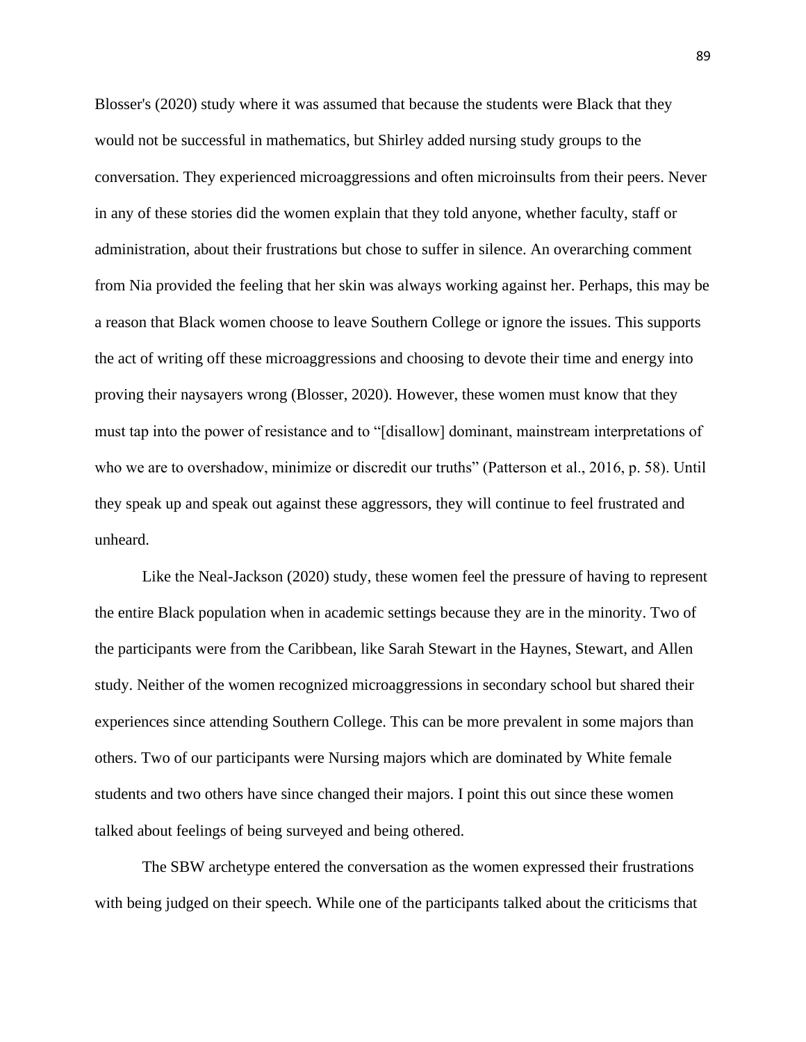Blosser's (2020) study where it was assumed that because the students were Black that they would not be successful in mathematics, but Shirley added nursing study groups to the conversation. They experienced microaggressions and often microinsults from their peers. Never in any of these stories did the women explain that they told anyone, whether faculty, staff or administration, about their frustrations but chose to suffer in silence. An overarching comment from Nia provided the feeling that her skin was always working against her. Perhaps, this may be a reason that Black women choose to leave Southern College or ignore the issues. This supports the act of writing off these microaggressions and choosing to devote their time and energy into proving their naysayers wrong (Blosser, 2020). However, these women must know that they must tap into the power of resistance and to "[disallow] dominant, mainstream interpretations of who we are to overshadow, minimize or discredit our truths" (Patterson et al., 2016, p. 58). Until they speak up and speak out against these aggressors, they will continue to feel frustrated and unheard.

Like the Neal-Jackson (2020) study, these women feel the pressure of having to represent the entire Black population when in academic settings because they are in the minority. Two of the participants were from the Caribbean, like Sarah Stewart in the Haynes, Stewart, and Allen study. Neither of the women recognized microaggressions in secondary school but shared their experiences since attending Southern College. This can be more prevalent in some majors than others. Two of our participants were Nursing majors which are dominated by White female students and two others have since changed their majors. I point this out since these women talked about feelings of being surveyed and being othered.

The SBW archetype entered the conversation as the women expressed their frustrations with being judged on their speech. While one of the participants talked about the criticisms that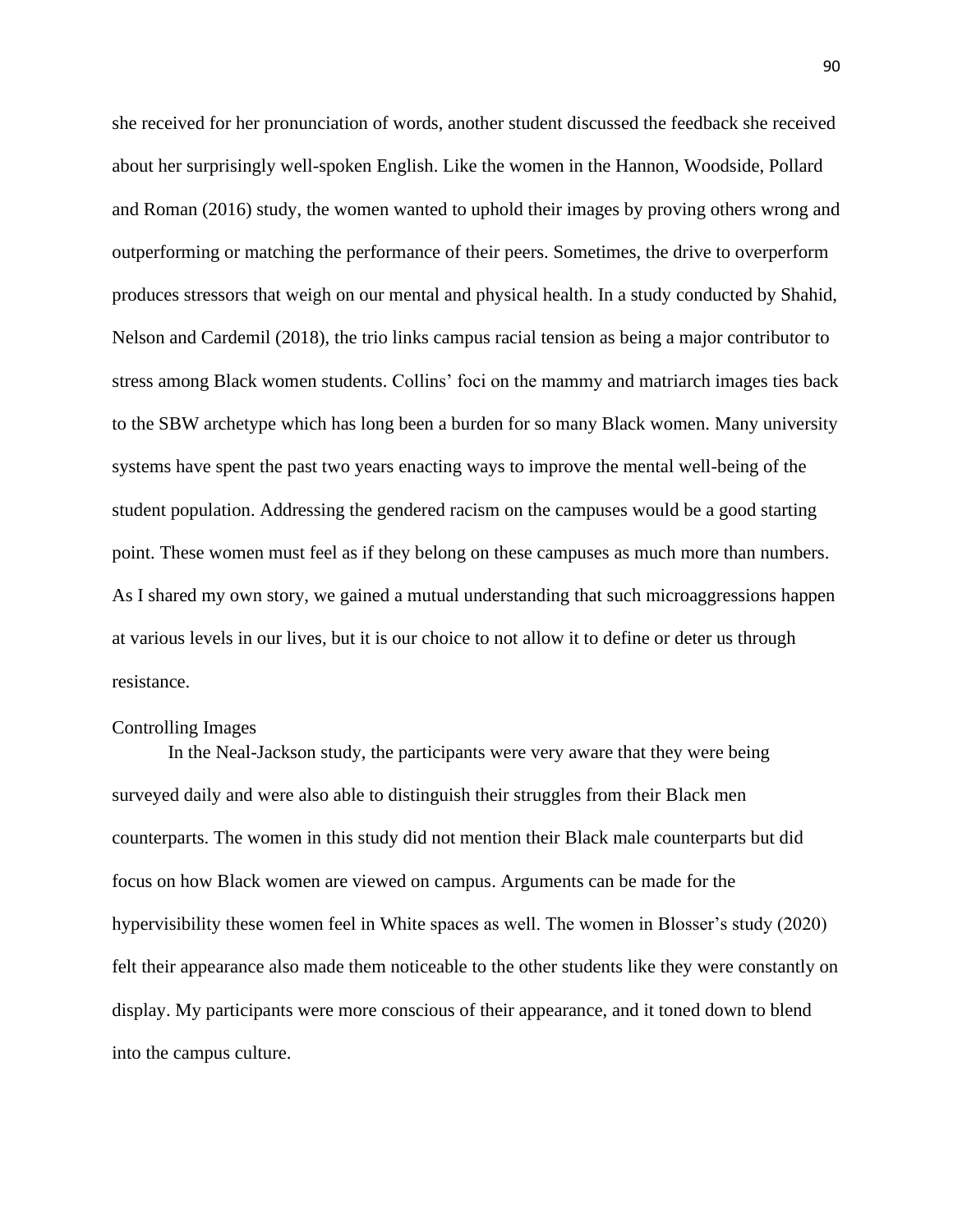she received for her pronunciation of words, another student discussed the feedback she received about her surprisingly well-spoken English. Like the women in the Hannon, Woodside, Pollard and Roman (2016) study, the women wanted to uphold their images by proving others wrong and outperforming or matching the performance of their peers. Sometimes, the drive to overperform produces stressors that weigh on our mental and physical health. In a study conducted by Shahid, Nelson and Cardemil (2018), the trio links campus racial tension as being a major contributor to stress among Black women students. Collins' foci on the mammy and matriarch images ties back to the SBW archetype which has long been a burden for so many Black women. Many university systems have spent the past two years enacting ways to improve the mental well-being of the student population. Addressing the gendered racism on the campuses would be a good starting point. These women must feel as if they belong on these campuses as much more than numbers. As I shared my own story, we gained a mutual understanding that such microaggressions happen at various levels in our lives, but it is our choice to not allow it to define or deter us through resistance.

## Controlling Images

In the Neal-Jackson study, the participants were very aware that they were being surveyed daily and were also able to distinguish their struggles from their Black men counterparts. The women in this study did not mention their Black male counterparts but did focus on how Black women are viewed on campus. Arguments can be made for the hypervisibility these women feel in White spaces as well. The women in Blosser's study (2020) felt their appearance also made them noticeable to the other students like they were constantly on display. My participants were more conscious of their appearance, and it toned down to blend into the campus culture.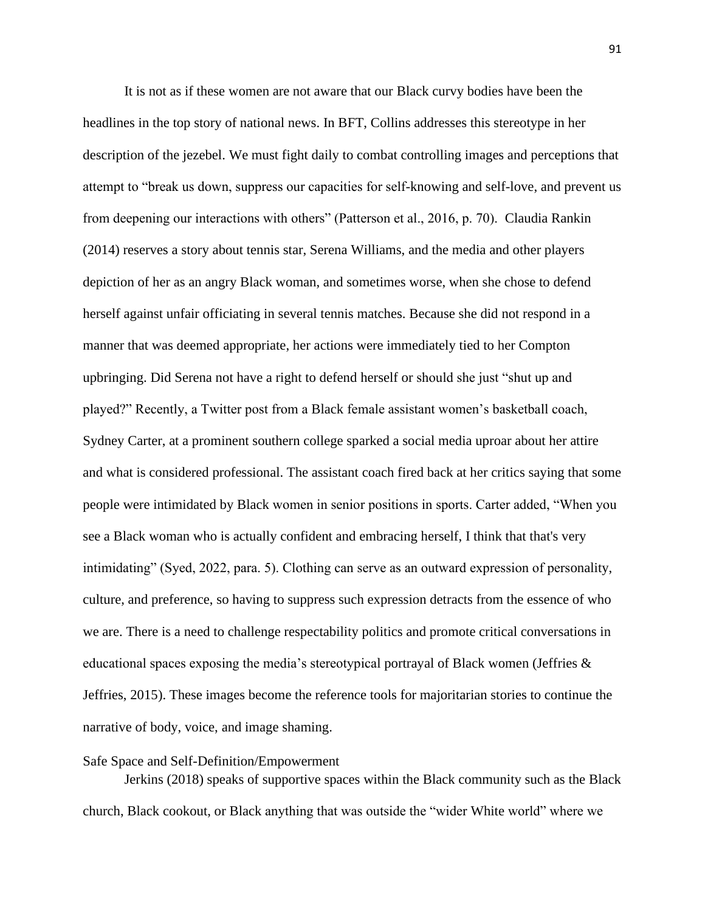It is not as if these women are not aware that our Black curvy bodies have been the headlines in the top story of national news. In BFT, Collins addresses this stereotype in her description of the jezebel. We must fight daily to combat controlling images and perceptions that attempt to "break us down, suppress our capacities for self-knowing and self-love, and prevent us from deepening our interactions with others" (Patterson et al., 2016, p. 70). Claudia Rankin (2014) reserves a story about tennis star, Serena Williams, and the media and other players depiction of her as an angry Black woman, and sometimes worse, when she chose to defend herself against unfair officiating in several tennis matches. Because she did not respond in a manner that was deemed appropriate, her actions were immediately tied to her Compton upbringing. Did Serena not have a right to defend herself or should she just "shut up and played?" Recently, a Twitter post from a Black female assistant women's basketball coach, Sydney Carter, at a prominent southern college sparked a social media uproar about her attire and what is considered professional. The assistant coach fired back at her critics saying that some people were intimidated by Black women in senior positions in sports. Carter added, "When you see a Black woman who is actually confident and embracing herself, I think that that's very intimidating" (Syed, 2022, para. 5). Clothing can serve as an outward expression of personality, culture, and preference, so having to suppress such expression detracts from the essence of who we are. There is a need to challenge respectability politics and promote critical conversations in educational spaces exposing the media's stereotypical portrayal of Black women (Jeffries & Jeffries, 2015). These images become the reference tools for majoritarian stories to continue the narrative of body, voice, and image shaming.

### Safe Space and Self-Definition/Empowerment

Jerkins (2018) speaks of supportive spaces within the Black community such as the Black church, Black cookout, or Black anything that was outside the "wider White world" where we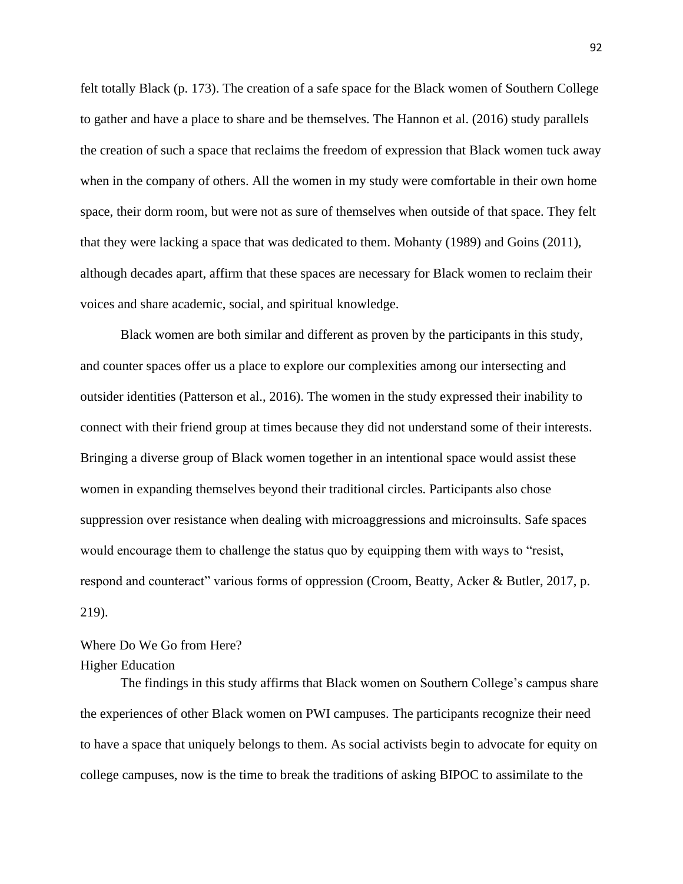felt totally Black (p. 173). The creation of a safe space for the Black women of Southern College to gather and have a place to share and be themselves. The Hannon et al. (2016) study parallels the creation of such a space that reclaims the freedom of expression that Black women tuck away when in the company of others. All the women in my study were comfortable in their own home space, their dorm room, but were not as sure of themselves when outside of that space. They felt that they were lacking a space that was dedicated to them. Mohanty (1989) and Goins (2011), although decades apart, affirm that these spaces are necessary for Black women to reclaim their voices and share academic, social, and spiritual knowledge.

Black women are both similar and different as proven by the participants in this study, and counter spaces offer us a place to explore our complexities among our intersecting and outsider identities (Patterson et al., 2016). The women in the study expressed their inability to connect with their friend group at times because they did not understand some of their interests. Bringing a diverse group of Black women together in an intentional space would assist these women in expanding themselves beyond their traditional circles. Participants also chose suppression over resistance when dealing with microaggressions and microinsults. Safe spaces would encourage them to challenge the status quo by equipping them with ways to "resist, respond and counteract" various forms of oppression (Croom, Beatty, Acker & Butler, 2017, p. 219).

## Where Do We Go from Here?

### Higher Education

The findings in this study affirms that Black women on Southern College's campus share the experiences of other Black women on PWI campuses. The participants recognize their need to have a space that uniquely belongs to them. As social activists begin to advocate for equity on college campuses, now is the time to break the traditions of asking BIPOC to assimilate to the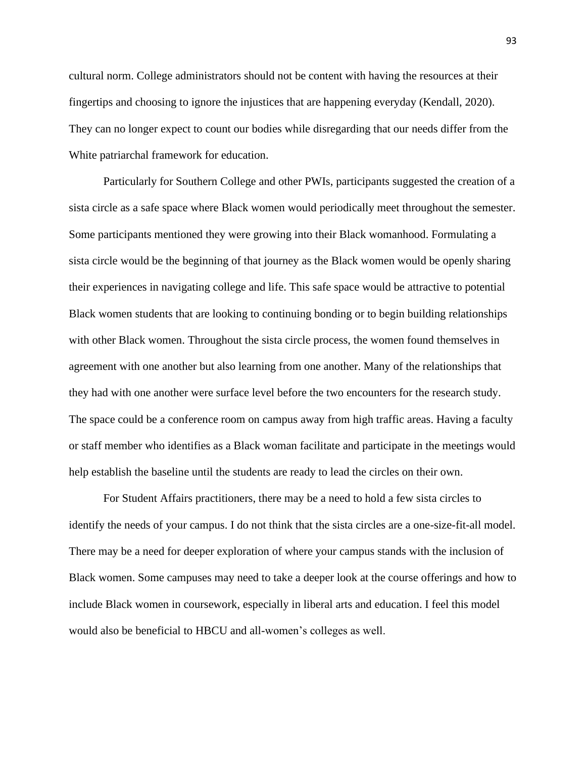cultural norm. College administrators should not be content with having the resources at their fingertips and choosing to ignore the injustices that are happening everyday (Kendall, 2020). They can no longer expect to count our bodies while disregarding that our needs differ from the White patriarchal framework for education.

Particularly for Southern College and other PWIs, participants suggested the creation of a sista circle as a safe space where Black women would periodically meet throughout the semester. Some participants mentioned they were growing into their Black womanhood. Formulating a sista circle would be the beginning of that journey as the Black women would be openly sharing their experiences in navigating college and life. This safe space would be attractive to potential Black women students that are looking to continuing bonding or to begin building relationships with other Black women. Throughout the sista circle process, the women found themselves in agreement with one another but also learning from one another. Many of the relationships that they had with one another were surface level before the two encounters for the research study. The space could be a conference room on campus away from high traffic areas. Having a faculty or staff member who identifies as a Black woman facilitate and participate in the meetings would help establish the baseline until the students are ready to lead the circles on their own.

For Student Affairs practitioners, there may be a need to hold a few sista circles to identify the needs of your campus. I do not think that the sista circles are a one-size-fit-all model. There may be a need for deeper exploration of where your campus stands with the inclusion of Black women. Some campuses may need to take a deeper look at the course offerings and how to include Black women in coursework, especially in liberal arts and education. I feel this model would also be beneficial to HBCU and all-women's colleges as well.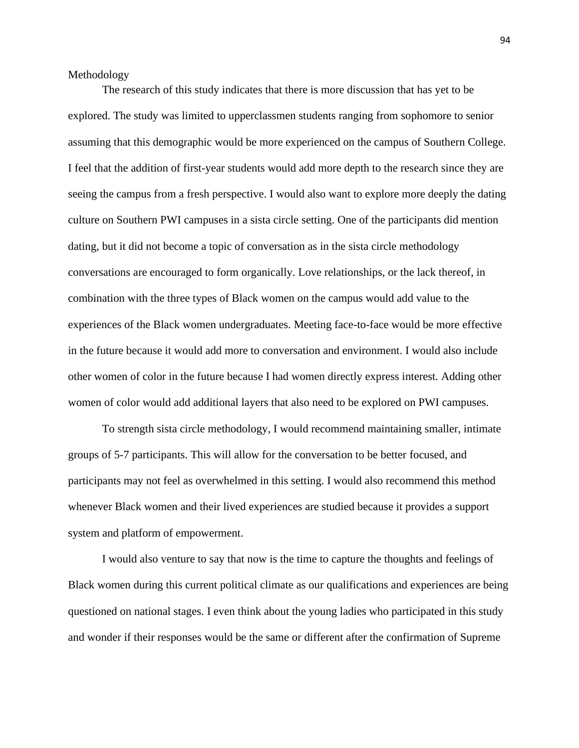Methodology

The research of this study indicates that there is more discussion that has yet to be explored. The study was limited to upperclassmen students ranging from sophomore to senior assuming that this demographic would be more experienced on the campus of Southern College. I feel that the addition of first-year students would add more depth to the research since they are seeing the campus from a fresh perspective. I would also want to explore more deeply the dating culture on Southern PWI campuses in a sista circle setting. One of the participants did mention dating, but it did not become a topic of conversation as in the sista circle methodology conversations are encouraged to form organically. Love relationships, or the lack thereof, in combination with the three types of Black women on the campus would add value to the experiences of the Black women undergraduates. Meeting face-to-face would be more effective in the future because it would add more to conversation and environment. I would also include other women of color in the future because I had women directly express interest. Adding other women of color would add additional layers that also need to be explored on PWI campuses.

To strength sista circle methodology, I would recommend maintaining smaller, intimate groups of 5-7 participants. This will allow for the conversation to be better focused, and participants may not feel as overwhelmed in this setting. I would also recommend this method whenever Black women and their lived experiences are studied because it provides a support system and platform of empowerment.

I would also venture to say that now is the time to capture the thoughts and feelings of Black women during this current political climate as our qualifications and experiences are being questioned on national stages. I even think about the young ladies who participated in this study and wonder if their responses would be the same or different after the confirmation of Supreme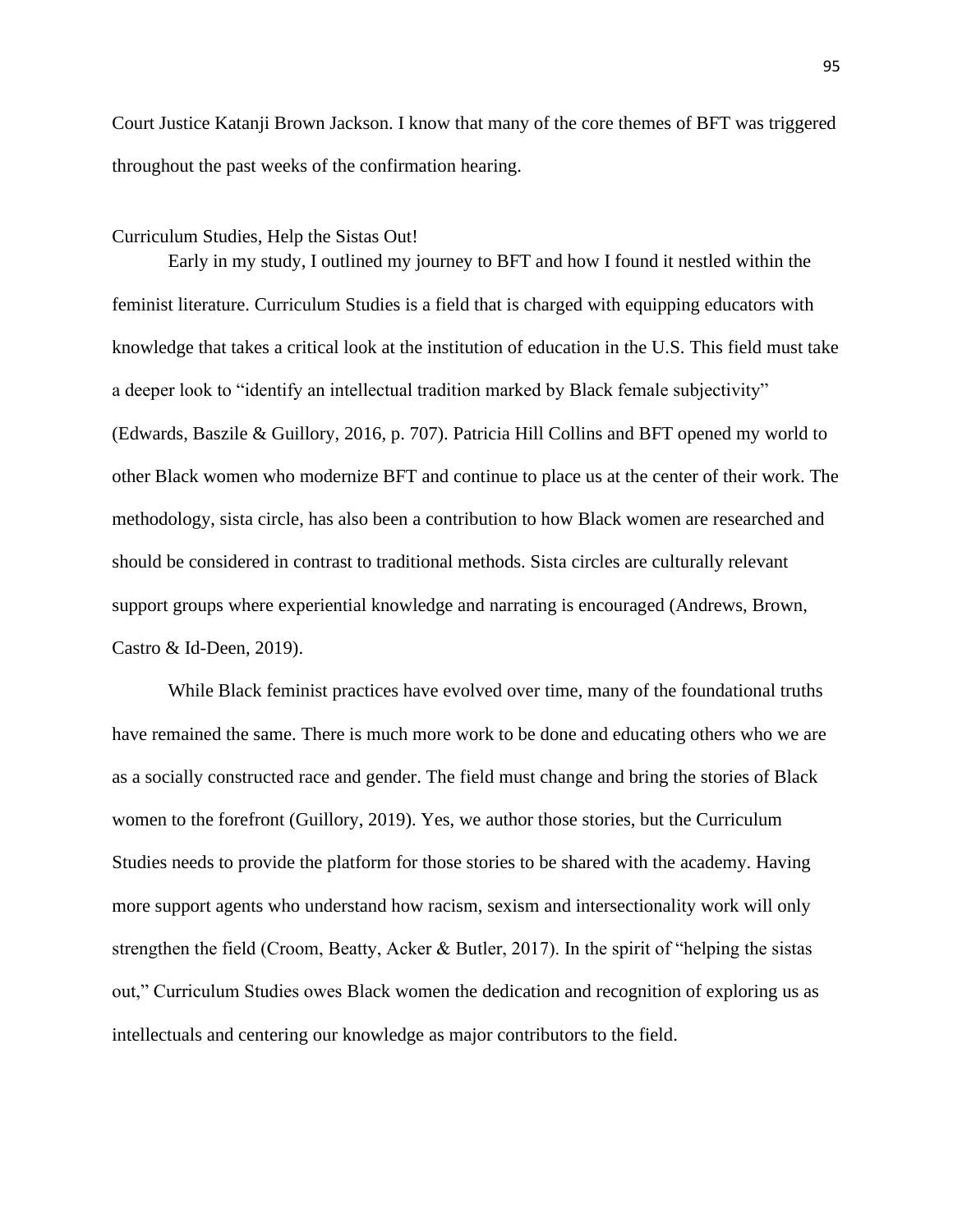Court Justice Katanji Brown Jackson. I know that many of the core themes of BFT was triggered throughout the past weeks of the confirmation hearing.

## Curriculum Studies, Help the Sistas Out!

Early in my study, I outlined my journey to BFT and how I found it nestled within the feminist literature. Curriculum Studies is a field that is charged with equipping educators with knowledge that takes a critical look at the institution of education in the U.S. This field must take a deeper look to "identify an intellectual tradition marked by Black female subjectivity" (Edwards, Baszile & Guillory, 2016, p. 707). Patricia Hill Collins and BFT opened my world to other Black women who modernize BFT and continue to place us at the center of their work. The methodology, sista circle, has also been a contribution to how Black women are researched and should be considered in contrast to traditional methods. Sista circles are culturally relevant support groups where experiential knowledge and narrating is encouraged (Andrews, Brown, Castro & Id-Deen, 2019).

While Black feminist practices have evolved over time, many of the foundational truths have remained the same. There is much more work to be done and educating others who we are as a socially constructed race and gender. The field must change and bring the stories of Black women to the forefront (Guillory, 2019). Yes, we author those stories, but the Curriculum Studies needs to provide the platform for those stories to be shared with the academy. Having more support agents who understand how racism, sexism and intersectionality work will only strengthen the field (Croom, Beatty, Acker & Butler, 2017). In the spirit of "helping the sistas out," Curriculum Studies owes Black women the dedication and recognition of exploring us as intellectuals and centering our knowledge as major contributors to the field.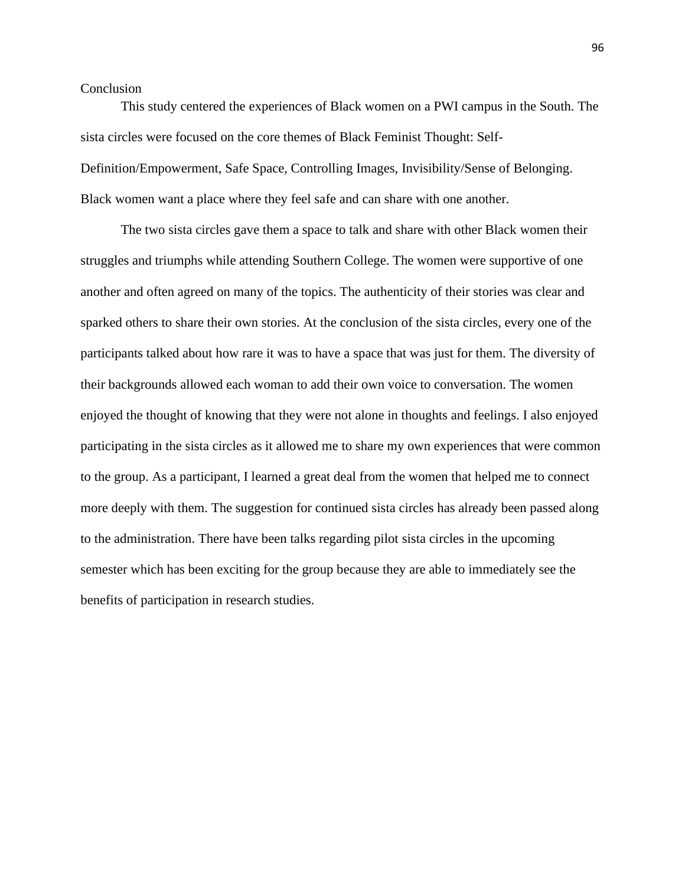## Conclusion

This study centered the experiences of Black women on a PWI campus in the South. The sista circles were focused on the core themes of Black Feminist Thought: Self-Definition/Empowerment, Safe Space, Controlling Images, Invisibility/Sense of Belonging. Black women want a place where they feel safe and can share with one another.

The two sista circles gave them a space to talk and share with other Black women their struggles and triumphs while attending Southern College. The women were supportive of one another and often agreed on many of the topics. The authenticity of their stories was clear and sparked others to share their own stories. At the conclusion of the sista circles, every one of the participants talked about how rare it was to have a space that was just for them. The diversity of their backgrounds allowed each woman to add their own voice to conversation. The women enjoyed the thought of knowing that they were not alone in thoughts and feelings. I also enjoyed participating in the sista circles as it allowed me to share my own experiences that were common to the group. As a participant, I learned a great deal from the women that helped me to connect more deeply with them. The suggestion for continued sista circles has already been passed along to the administration. There have been talks regarding pilot sista circles in the upcoming semester which has been exciting for the group because they are able to immediately see the benefits of participation in research studies.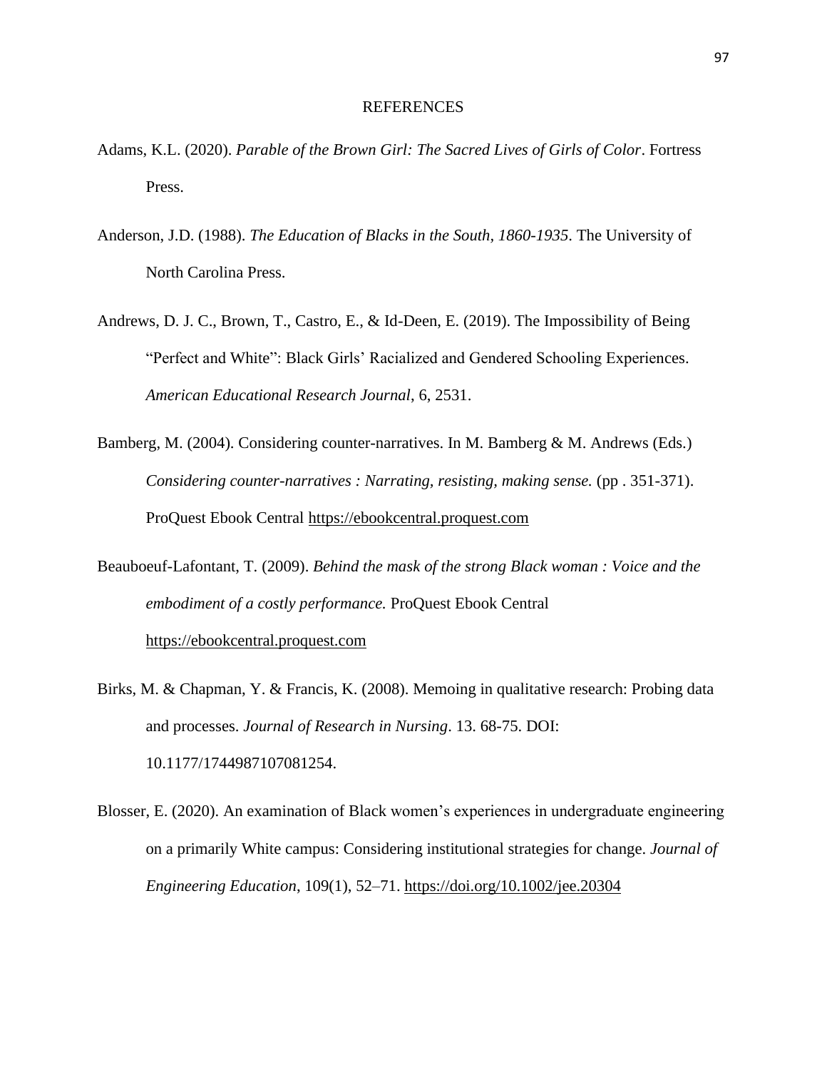# REFERENCES

Adams, K.L. (2020). *Parable of the Brown Girl: The Sacred Lives of Girls of Color*. Fortress Press.

Anderson, J.D. (1988). *The Education of Blacks in the South, 1860-1935*. The University of North Carolina Press.

Andrews, D. J. C., Brown, T., Castro, E., & Id-Deen, E. (2019). The Impossibility of Being "Perfect and White": Black Girls' Racialized and Gendered Schooling Experiences. *American Educational Research Journal*, 6, 2531.

Bamberg, M. (2004). Considering counter-narratives. In M. Bamberg & M. Andrews (Eds.) *Considering counter-narratives : Narrating, resisting, making sense.* (pp . 351-371). ProQuest Ebook Central https://ebookcentral.proquest.com

Beauboeuf-Lafontant, T. (2009). *Behind the mask of the strong Black woman : Voice and the embodiment of a costly performance.* ProQuest Ebook Central https://ebookcentral.proquest.com

Birks, M. & Chapman, Y. & Francis, K. (2008). Memoing in qualitative research: Probing data and processes. *Journal of Research in Nursing*. 13. 68-75. DOI: 10.1177/1744987107081254.

Blosser, E. (2020). An examination of Black women's experiences in undergraduate engineering on a primarily White campus: Considering institutional strategies for change. *Journal of Engineering Education*, 109(1), 52–71. https://doi.org/10.1002/jee.20304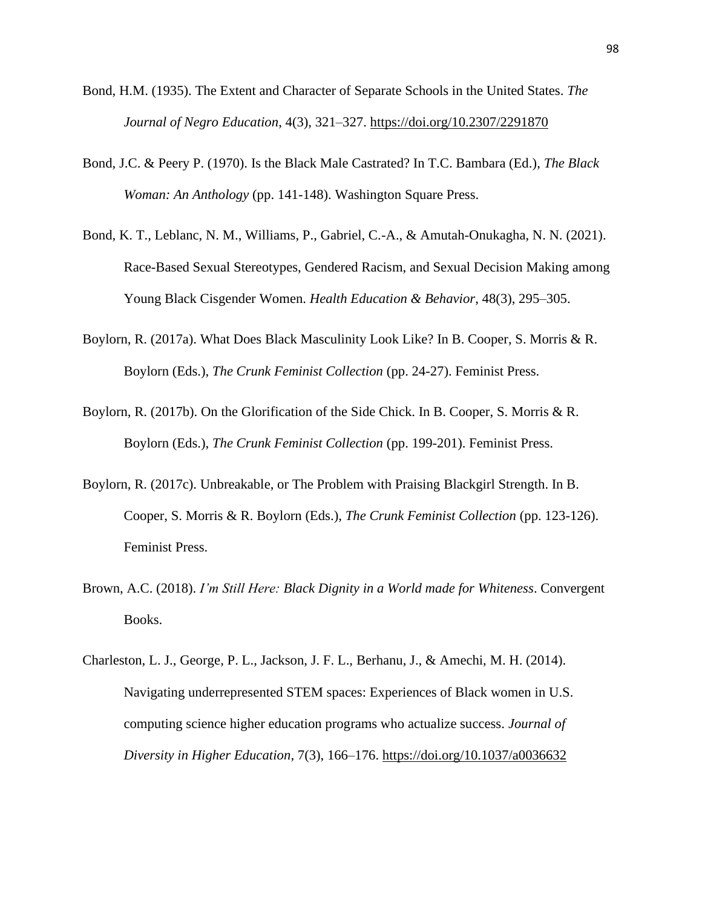Bond, H.M. (1935). The Extent and Character of Separate Schools in the United States. *The Journal of Negro Education*, 4(3), 321–327. https://doi.org/10.2307/2291870

Bond, J.C. & Peery P. (1970). Is the Black Male Castrated? In T.C. Bambara (Ed.), *The Black Woman: An Anthology* (pp. 141-148). Washington Square Press.

Bond, K. T., Leblanc, N. M., Williams, P., Gabriel, C.-A., & Amutah-Onukagha, N. N. (2021). Race-Based Sexual Stereotypes, Gendered Racism, and Sexual Decision Making among Young Black Cisgender Women. *Health Education & Behavior*, 48(3), 295–305.

Boylorn, R. (2017a). What Does Black Masculinity Look Like? In B. Cooper, S. Morris & R. Boylorn (Eds.), *The Crunk Feminist Collection* (pp. 24-27). Feminist Press.

Boylorn, R. (2017b). On the Glorification of the Side Chick. In B. Cooper, S. Morris & R. Boylorn (Eds.), *The Crunk Feminist Collection* (pp. 199-201). Feminist Press.

Boylorn, R. (2017c). Unbreakable, or The Problem with Praising Blackgirl Strength. In B. Cooper, S. Morris & R. Boylorn (Eds.), *The Crunk Feminist Collection* (pp. 123-126). Feminist Press.

Brown, A.C. (2018). *I'm Still Here: Black Dignity in a World made for Whiteness*. Convergent Books.

Charleston, L. J., George, P. L., Jackson, J. F. L., Berhanu, J., & Amechi, M. H. (2014). Navigating underrepresented STEM spaces: Experiences of Black women in U.S. computing science higher education programs who actualize success. *Journal of Diversity in Higher Education*, 7(3), 166–176. https://doi.org/10.1037/a0036632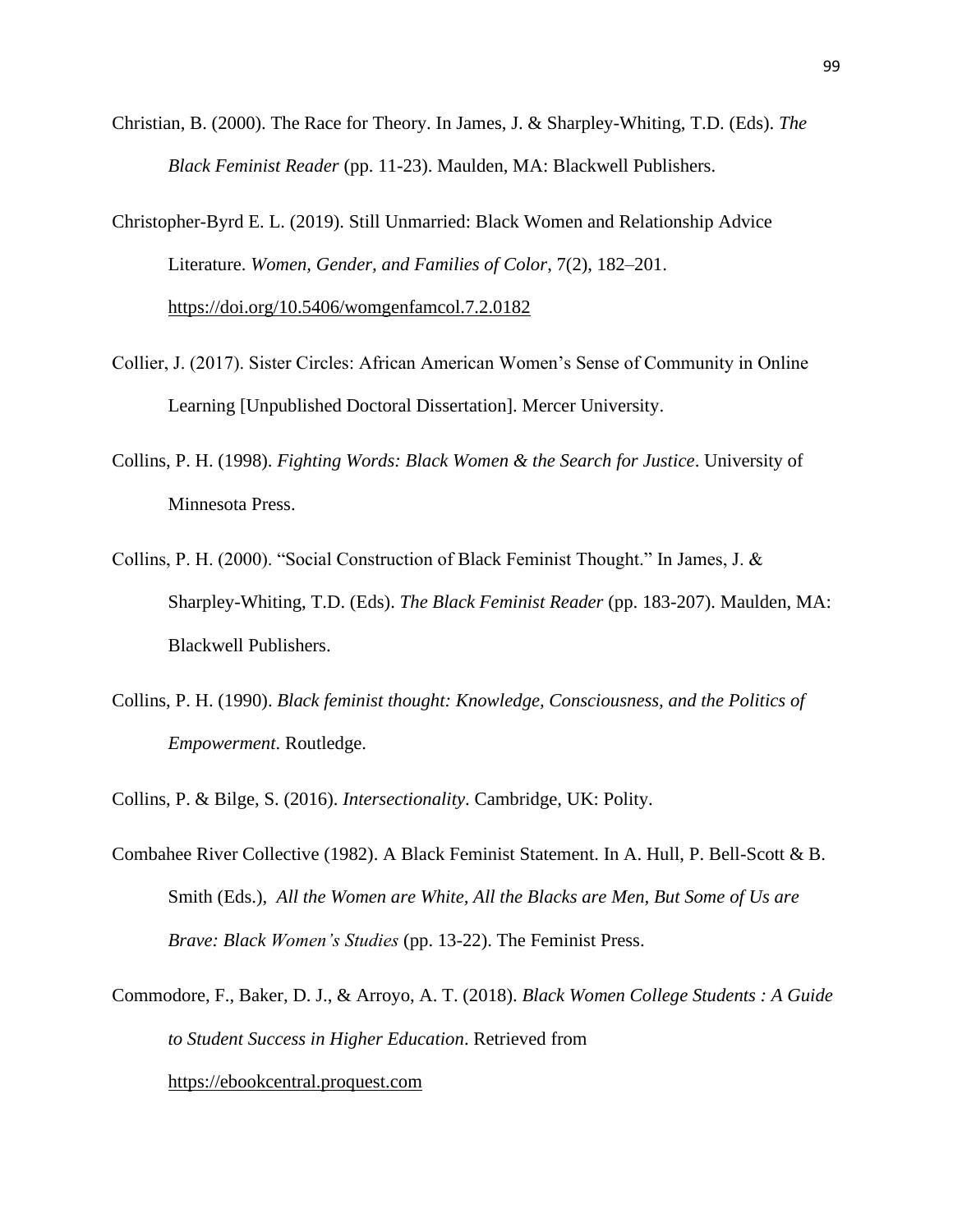Christian, B. (2000). The Race for Theory. In James, J. & Sharpley-Whiting, T.D. (Eds). *The Black Feminist Reader* (pp. 11-23). Maulden, MA: Blackwell Publishers.

Christopher-Byrd E. L. (2019). Still Unmarried: Black Women and Relationship Advice Literature. *Women, Gender, and Families of Color*, 7(2), 182–201. https://doi.org/10.5406/womgenfamcol.7.2.0182

Collier, J. (2017). Sister Circles: African American Women's Sense of Community in Online Learning [Unpublished Doctoral Dissertation]. Mercer University.

Collins, P. H. (1998). *Fighting Words: Black Women & the Search for Justice*. University of Minnesota Press.

Collins, P. H. (2000). "Social Construction of Black Feminist Thought." In James, J. & Sharpley-Whiting, T.D. (Eds). *The Black Feminist Reader* (pp. 183-207). Maulden, MA: Blackwell Publishers.

Collins, P. H. (1990). *Black feminist thought: Knowledge, Consciousness, and the Politics of Empowerment*. Routledge.

Collins, P. & Bilge, S. (2016). *Intersectionality*. Cambridge, UK: Polity.

Combahee River Collective (1982). A Black Feminist Statement. In A. Hull, P. Bell-Scott & B. Smith (Eds.), *All the Women are White, All the Blacks are Men, But Some of Us are Brave: Black Women's Studies* (pp. 13-22). The Feminist Press.

Commodore, F., Baker, D. J., & Arroyo, A. T. (2018). *Black Women College Students : A Guide to Student Success in Higher Education*. Retrieved from https://ebookcentral.proquest.com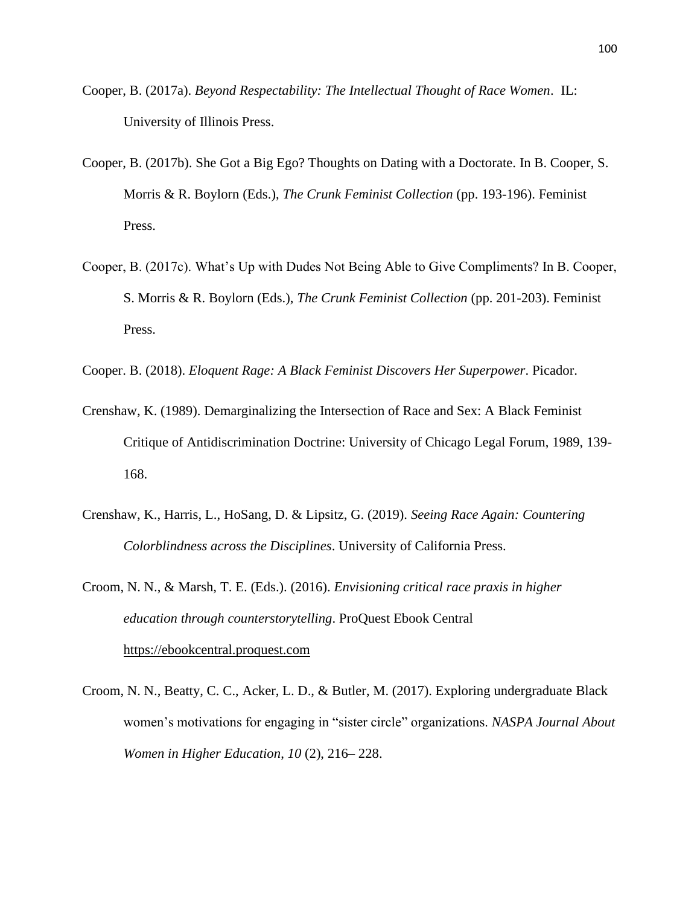Cooper, B. (2017a). *Beyond Respectability: The Intellectual Thought of Race Women*. IL: University of Illinois Press.

Cooper, B. (2017b). She Got a Big Ego? Thoughts on Dating with a Doctorate. In B. Cooper, S. Morris & R. Boylorn (Eds.), *The Crunk Feminist Collection* (pp. 193-196). Feminist Press.

Cooper, B. (2017c). What's Up with Dudes Not Being Able to Give Compliments? In B. Cooper, S. Morris & R. Boylorn (Eds.), *The Crunk Feminist Collection* (pp. 201-203). Feminist Press.

Cooper. B. (2018). *Eloquent Rage: A Black Feminist Discovers Her Superpower*. Picador.

Crenshaw, K. (1989). Demarginalizing the Intersection of Race and Sex: A Black Feminist Critique of Antidiscrimination Doctrine: University of Chicago Legal Forum, 1989, 139-168.

Crenshaw, K., Harris, L., HoSang, D. & Lipsitz, G. (2019). *Seeing Race Again: Countering Colorblindness across the Disciplines*. University of California Press.

Croom, N. N., & Marsh, T. E. (Eds.). (2016). *Envisioning critical race praxis in higher education through counterstorytelling*. ProQuest Ebook Central https://ebookcentral.proquest.com

Croom, N. N., Beatty, C. C., Acker, L. D., & Butler, M. (2017). Exploring undergraduate Black women's motivations for engaging in "sister circle" organizations. *NASPA Journal About Women in Higher Education*, *10* (2), 216– 228.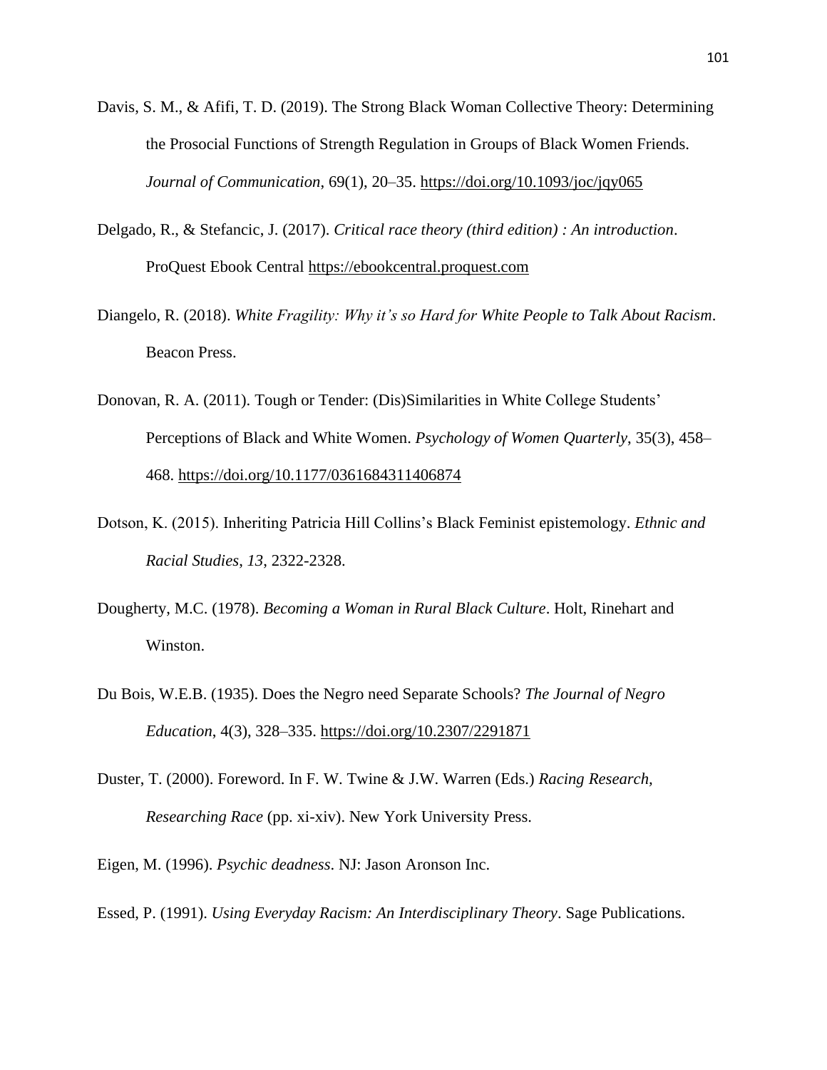Davis, S. M., & Afifi, T. D. (2019). The Strong Black Woman Collective Theory: Determining the Prosocial Functions of Strength Regulation in Groups of Black Women Friends. *Journal of Communication*, 69(1), 20–35. https://doi.org/10.1093/joc/jqy065

Delgado, R., & Stefancic, J. (2017). *Critical race theory (third edition) : An introduction*. ProQuest Ebook Central https://ebookcentral.proquest.com

Diangelo, R. (2018). *White Fragility: Why it's so Hard for White People to Talk About Racism*. Beacon Press.

Donovan, R. A. (2011). Tough or Tender: (Dis)Similarities in White College Students' Perceptions of Black and White Women. *Psychology of Women Quarterly*, 35(3), 458–468. https://doi.org/10.1177/0361684311406874

Dotson, K. (2015). Inheriting Patricia Hill Collins's Black Feminist epistemology. *Ethnic and Racial Studies*, *13*, 2322-2328.

Dougherty, M.C. (1978). *Becoming a Woman in Rural Black Culture*. Holt, Rinehart and Winston.

Du Bois, W.E.B. (1935). Does the Negro need Separate Schools? *The Journal of Negro Education*, 4(3), 328–335. https://doi.org/10.2307/2291871

Duster, T. (2000). Foreword. In F. W. Twine & J.W. Warren (Eds.) *Racing Research, Researching Race* (pp. xi-xiv). New York University Press.

Eigen, M. (1996). *Psychic deadness*. NJ: Jason Aronson Inc.

Essed, P. (1991). *Using Everyday Racism: An Interdisciplinary Theory*. Sage Publications.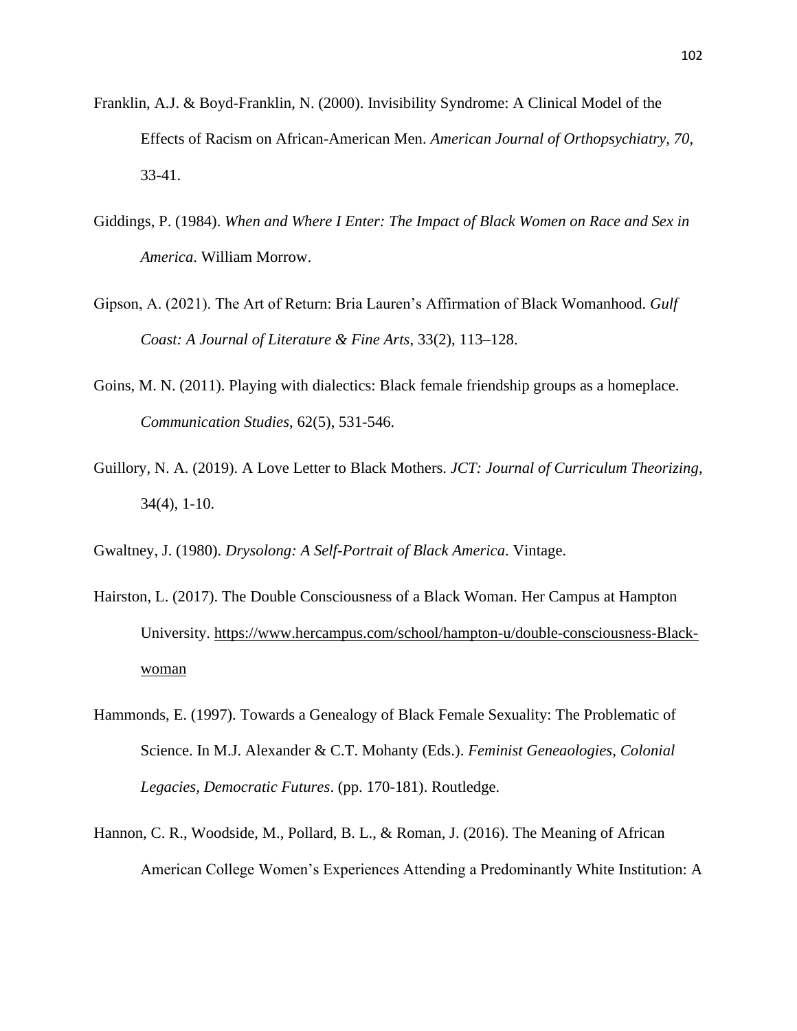Franklin, A.J. & Boyd-Franklin, N. (2000). Invisibility Syndrome: A Clinical Model of the Effects of Racism on African-American Men. *American Journal of Orthopsychiatry, 70*, 33-41.

Giddings, P. (1984). *When and Where I Enter: The Impact of Black Women on Race and Sex in America*. William Morrow.

Gipson, A. (2021). The Art of Return: Bria Lauren's Affirmation of Black Womanhood. *Gulf Coast: A Journal of Literature & Fine Arts*, 33(2), 113–128.

Goins, M. N. (2011). Playing with dialectics: Black female friendship groups as a homeplace. *Communication Studies*, 62(5), 531-546.

Guillory, N. A. (2019). A Love Letter to Black Mothers. *JCT: Journal of Curriculum Theorizing*, 34(4), 1-10.

Gwaltney, J. (1980). *Drysolong: A Self-Portrait of Black America*. Vintage.

Hairston, L. (2017). The Double Consciousness of a Black Woman. Her Campus at Hampton University. https://www.hercampus.com/school/hampton-u/double-consciousness-Black-woman

Hammonds, E. (1997). Towards a Genealogy of Black Female Sexuality: The Problematic of Science. In M.J. Alexander & C.T. Mohanty (Eds.). *Feminist Geneaologies, Colonial Legacies, Democratic Futures*. (pp. 170-181). Routledge.

Hannon, C. R., Woodside, M., Pollard, B. L., & Roman, J. (2016). The Meaning of African American College Women's Experiences Attending a Predominantly White Institution: A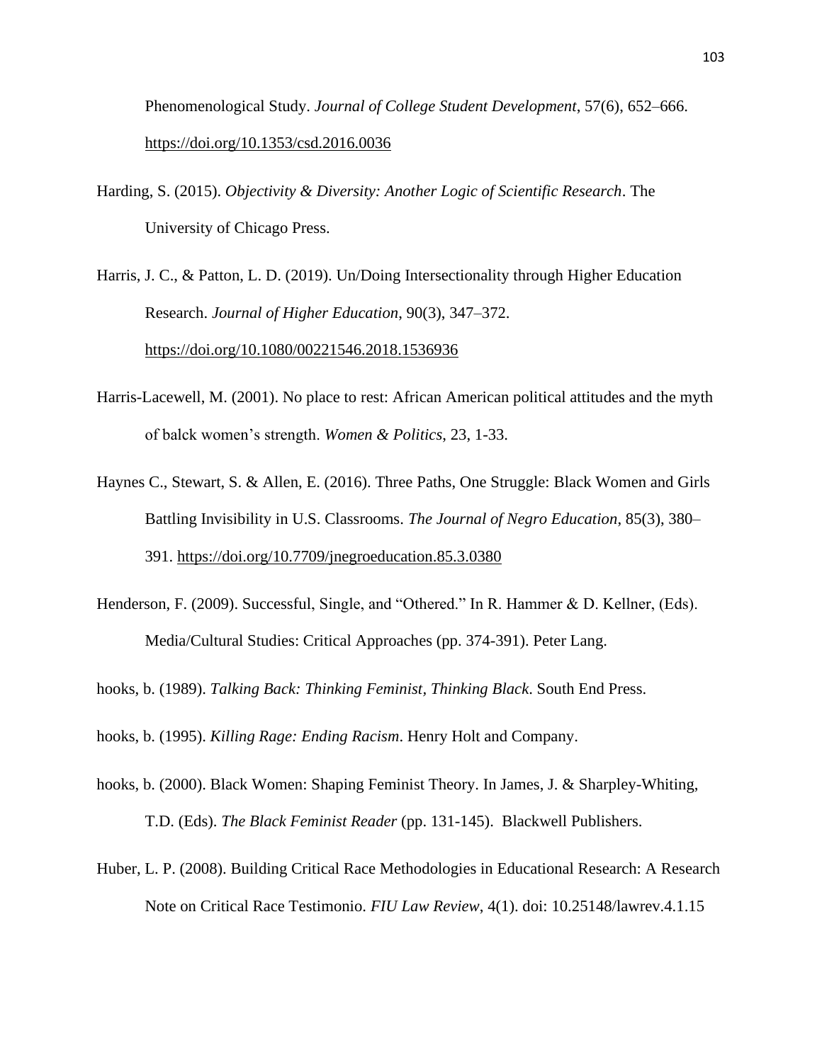Phenomenological Study. *Journal of College Student Development*, 57(6), 652–666. https://doi.org/10.1353/csd.2016.0036

Harding, S. (2015). *Objectivity & Diversity: Another Logic of Scientific Research*. The University of Chicago Press.

Harris, J. C., & Patton, L. D. (2019). Un/Doing Intersectionality through Higher Education Research. *Journal of Higher Education*, 90(3), 347–372. https://doi.org/10.1080/00221546.2018.1536936

Harris-Lacewell, M. (2001). No place to rest: African American political attitudes and the myth of balck women's strength. *Women & Politics*, 23, 1-33.

Haynes C., Stewart, S. & Allen, E. (2016). Three Paths, One Struggle: Black Women and Girls Battling Invisibility in U.S. Classrooms. *The Journal of Negro Education*, 85(3), 380–391. https://doi.org/10.7709/jnegroeducation.85.3.0380

Henderson, F. (2009). Successful, Single, and "Othered." In R. Hammer & D. Kellner, (Eds). Media/Cultural Studies: Critical Approaches (pp. 374-391). Peter Lang.

hooks, b. (1989). *Talking Back: Thinking Feminist, Thinking Black*. South End Press.

hooks, b. (1995). *Killing Rage: Ending Racism*. Henry Holt and Company.

hooks, b. (2000). Black Women: Shaping Feminist Theory. In James, J. & Sharpley-Whiting, T.D. (Eds). *The Black Feminist Reader* (pp. 131-145). Blackwell Publishers.

Huber, L. P. (2008). Building Critical Race Methodologies in Educational Research: A Research Note on Critical Race Testimonio. *FIU Law Review*, 4(1). doi: 10.25148/lawrev.4.1.15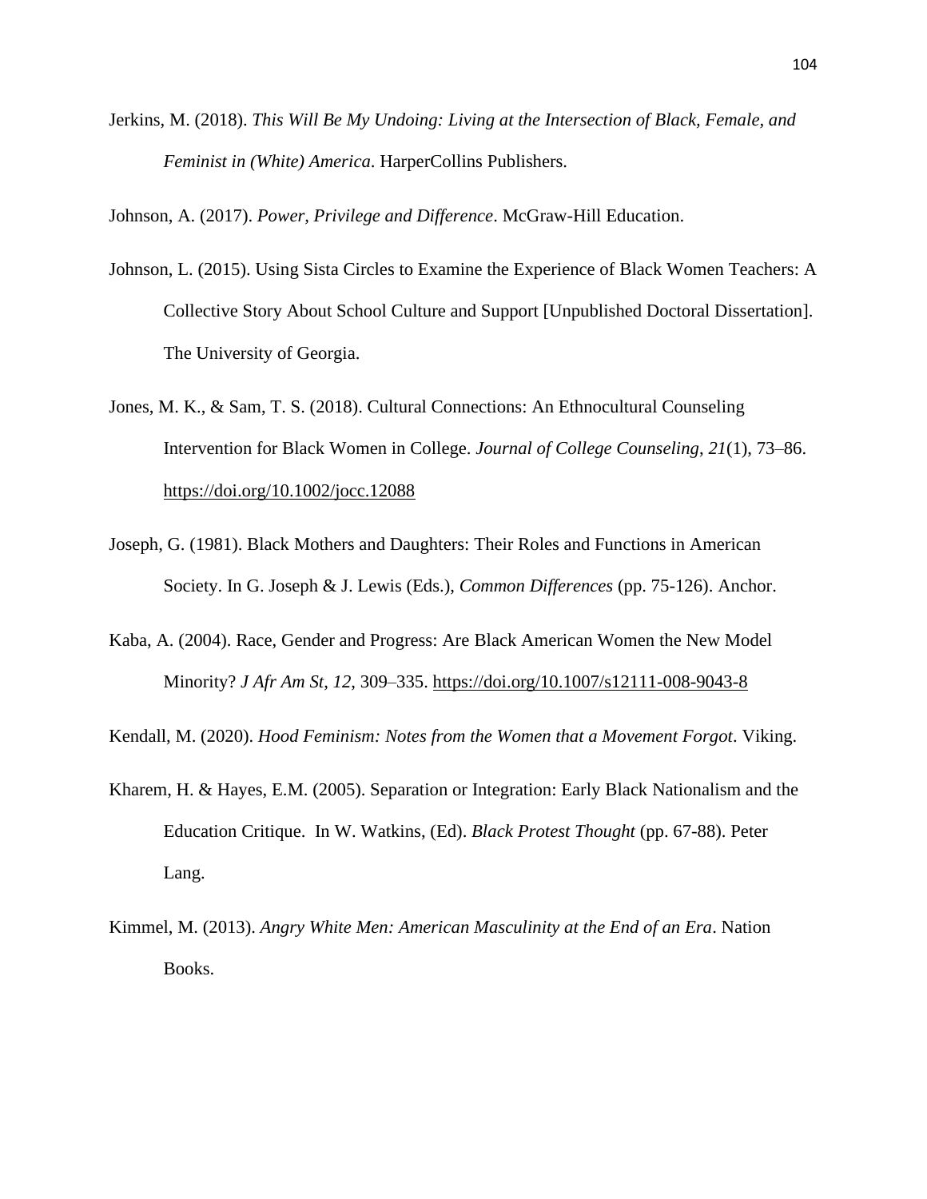Jerkins, M. (2018). *This Will Be My Undoing: Living at the Intersection of Black, Female, and Feminist in (White) America*. HarperCollins Publishers.

Johnson, A. (2017). *Power, Privilege and Difference*. McGraw-Hill Education.

Johnson, L. (2015). Using Sista Circles to Examine the Experience of Black Women Teachers: A Collective Story About School Culture and Support [Unpublished Doctoral Dissertation]. The University of Georgia.

Jones, M. K., & Sam, T. S. (2018). Cultural Connections: An Ethnocultural Counseling Intervention for Black Women in College. *Journal of College Counseling*, *21*(1), 73–86. https://doi.org/10.1002/jocc.12088

Joseph, G. (1981). Black Mothers and Daughters: Their Roles and Functions in American Society. In G. Joseph & J. Lewis (Eds.), *Common Differences* (pp. 75-126). Anchor.

Kaba, A. (2004). Race, Gender and Progress: Are Black American Women the New Model Minority? *J Afr Am St*, *12*, 309–335. https://doi.org/10.1007/s12111-008-9043-8

Kendall, M. (2020). *Hood Feminism: Notes from the Women that a Movement Forgot*. Viking.

Kharem, H. & Hayes, E.M. (2005). Separation or Integration: Early Black Nationalism and the Education Critique. In W. Watkins, (Ed). *Black Protest Thought* (pp. 67-88). Peter Lang.

Kimmel, M. (2013). *Angry White Men: American Masculinity at the End of an Era*. Nation Books.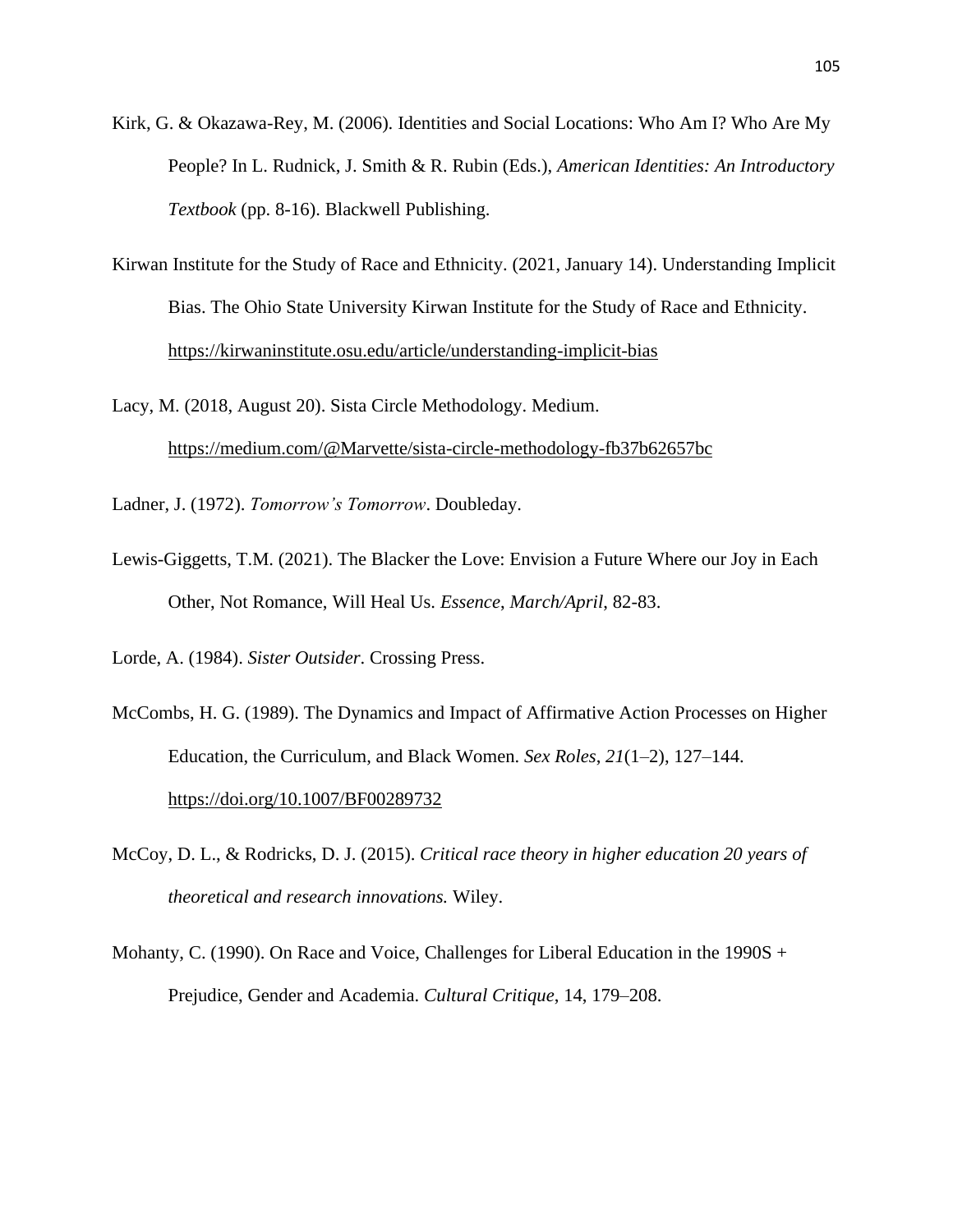Kirk, G. & Okazawa-Rey, M. (2006). Identities and Social Locations: Who Am I? Who Are My People? In L. Rudnick, J. Smith & R. Rubin (Eds.), *American Identities: An Introductory Textbook* (pp. 8-16). Blackwell Publishing.

Kirwan Institute for the Study of Race and Ethnicity. (2021, January 14). Understanding Implicit Bias. The Ohio State University Kirwan Institute for the Study of Race and Ethnicity. https://kirwaninstitute.osu.edu/article/understanding-implicit-bias

Lacy, M. (2018, August 20). Sista Circle Methodology. Medium. https://medium.com/@Marvette/sista-circle-methodology-fb37b62657bc

Ladner, J. (1972). *Tomorrow's Tomorrow*. Doubleday.

Lewis-Giggetts, T.M. (2021). The Blacker the Love: Envision a Future Where our Joy in Each Other, Not Romance, Will Heal Us. *Essence*, *March/April*, 82-83.

Lorde, A. (1984). *Sister Outsider*. Crossing Press.

McCombs, H. G. (1989). The Dynamics and Impact of Affirmative Action Processes on Higher Education, the Curriculum, and Black Women. *Sex Roles*, *21*(1–2), 127–144. https://doi.org/10.1007/BF00289732

McCoy, D. L., & Rodricks, D. J. (2015). *Critical race theory in higher education 20 years of theoretical and research innovations.* Wiley.

Mohanty, C. (1990). On Race and Voice, Challenges for Liberal Education in the 1990S + Prejudice, Gender and Academia. *Cultural Critique*, 14, 179–208.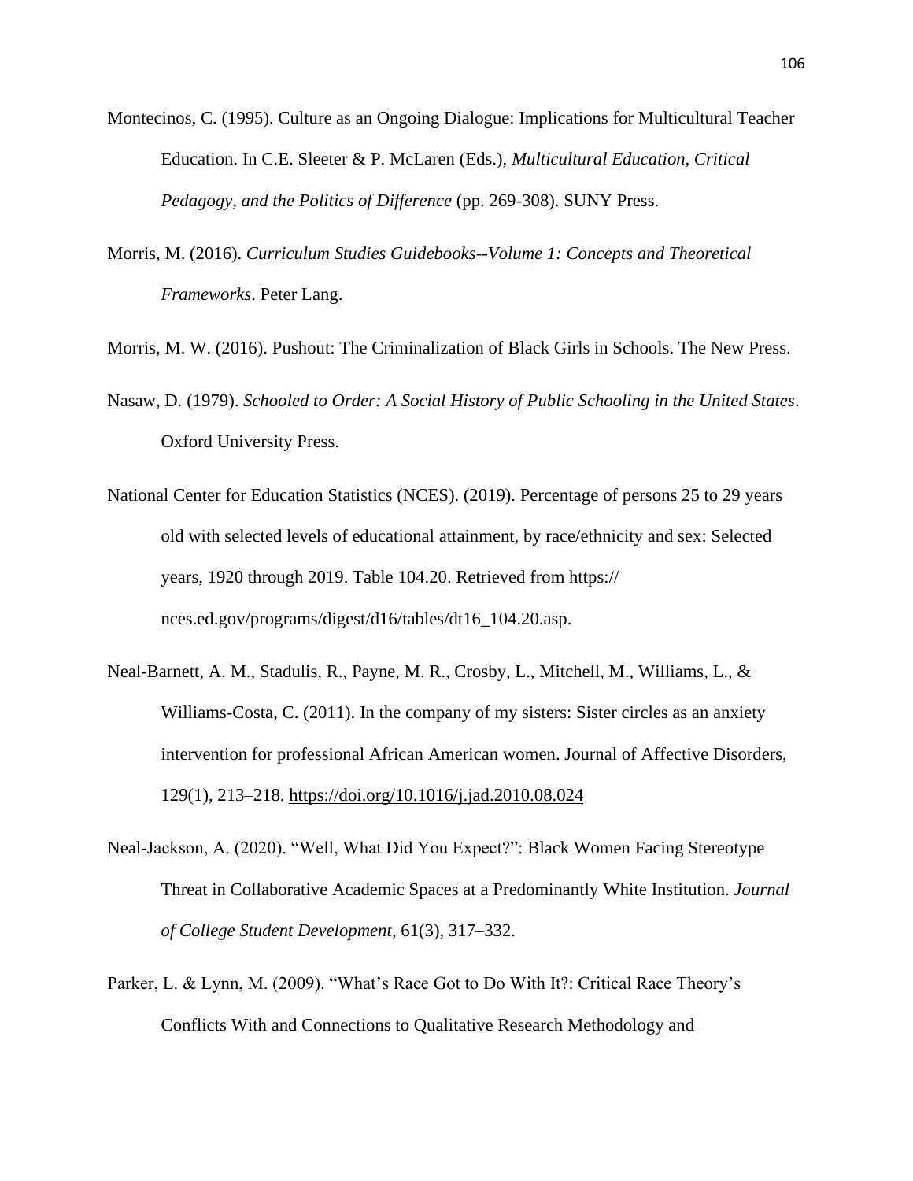Montecinos, C. (1995). Culture as an Ongoing Dialogue: Implications for Multicultural Teacher Education. In C.E. Sleeter & P. McLaren (Eds.), *Multicultural Education, Critical Pedagogy, and the Politics of Difference* (pp. 269-308). SUNY Press.

Morris, M. (2016). *Curriculum Studies Guidebooks--Volume 1: Concepts and Theoretical Frameworks*. Peter Lang.

Morris, M. W. (2016). Pushout: The Criminalization of Black Girls in Schools. The New Press.

Nasaw, D. (1979). *Schooled to Order: A Social History of Public Schooling in the United States*. Oxford University Press.

National Center for Education Statistics (NCES). (2019). Percentage of persons 25 to 29 years old with selected levels of educational attainment, by race/ethnicity and sex: Selected years, 1920 through 2019. Table 104.20. Retrieved from https:// nces.ed.gov/programs/digest/d16/tables/dt16_104.20.asp.

Neal-Barnett, A. M., Stadulis, R., Payne, M. R., Crosby, L., Mitchell, M., Williams, L., & Williams-Costa, C. (2011). In the company of my sisters: Sister circles as an anxiety intervention for professional African American women. Journal of Affective Disorders, 129(1), 213–218. https://doi.org/10.1016/j.jad.2010.08.024

Neal-Jackson, A. (2020). "Well, What Did You Expect?": Black Women Facing Stereotype Threat in Collaborative Academic Spaces at a Predominantly White Institution. *Journal of College Student Development*, 61(3), 317–332.

Parker, L. & Lynn, M. (2009). "What's Race Got to Do With It?: Critical Race Theory's Conflicts With and Connections to Qualitative Research Methodology and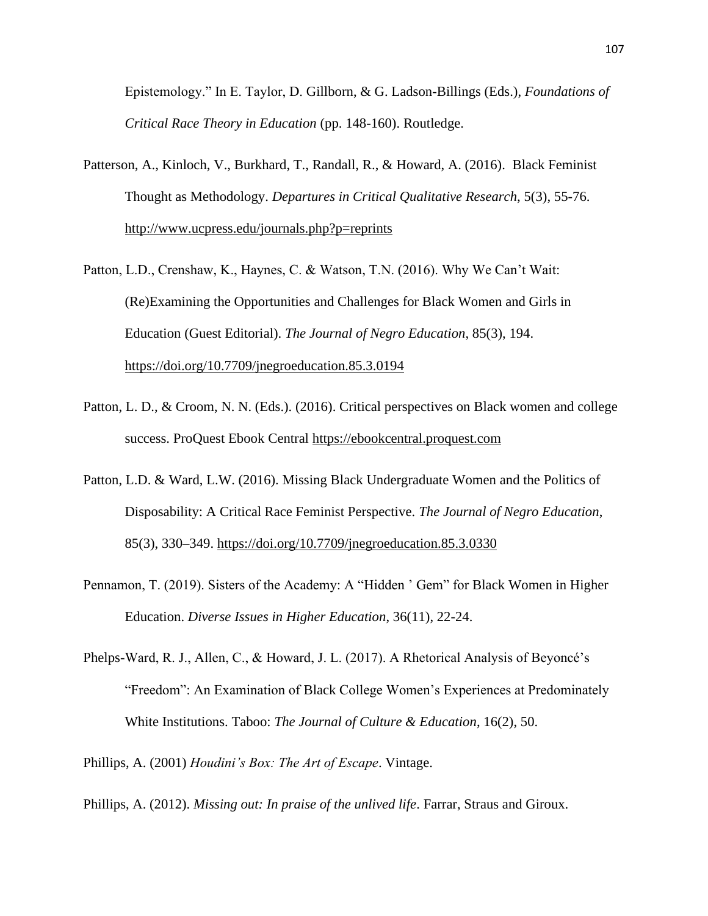Epistemology." In E. Taylor, D. Gillborn, & G. Ladson-Billings (Eds.), *Foundations of Critical Race Theory in Education* (pp. 148-160). Routledge.

Patterson, A., Kinloch, V., Burkhard, T., Randall, R., & Howard, A. (2016). Black Feminist Thought as Methodology. *Departures in Critical Qualitative Research*, 5(3), 55-76. http://www.ucpress.edu/journals.php?p=reprints

Patton, L.D., Crenshaw, K., Haynes, C. & Watson, T.N. (2016). Why We Can't Wait: (Re)Examining the Opportunities and Challenges for Black Women and Girls in Education (Guest Editorial). *The Journal of Negro Education*, 85(3), 194. https://doi.org/10.7709/jnegroeducation.85.3.0194

Patton, L. D., & Croom, N. N. (Eds.). (2016). Critical perspectives on Black women and college success. ProQuest Ebook Central https://ebookcentral.proquest.com

Patton, L.D. & Ward, L.W. (2016). Missing Black Undergraduate Women and the Politics of Disposability: A Critical Race Feminist Perspective. *The Journal of Negro Education*, 85(3), 330–349. https://doi.org/10.7709/jnegroeducation.85.3.0330

Pennamon, T. (2019). Sisters of the Academy: A "Hidden ' Gem" for Black Women in Higher Education. *Diverse Issues in Higher Education*, 36(11), 22-24.

Phelps-Ward, R. J., Allen, C., & Howard, J. L. (2017). A Rhetorical Analysis of Beyoncé's "Freedom": An Examination of Black College Women's Experiences at Predominately White Institutions. Taboo: *The Journal of Culture & Education*, 16(2), 50.

Phillips, A. (2001) *Houdini's Box: The Art of Escape*. Vintage.

Phillips, A. (2012). *Missing out: In praise of the unlived life*. Farrar, Straus and Giroux.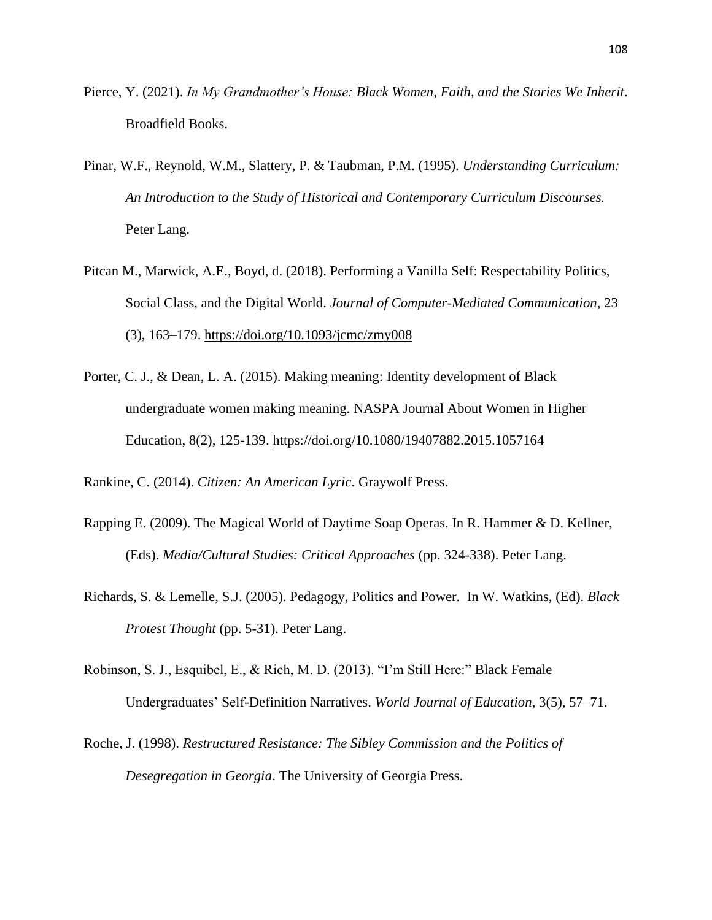Pierce, Y. (2021). *In My Grandmother's House: Black Women, Faith, and the Stories We Inherit*. Broadfield Books.

Pinar, W.F., Reynold, W.M., Slattery, P. & Taubman, P.M. (1995). *Understanding Curriculum: An Introduction to the Study of Historical and Contemporary Curriculum Discourses.* Peter Lang.

Pitcan M., Marwick, A.E., Boyd, d. (2018). Performing a Vanilla Self: Respectability Politics, Social Class, and the Digital World. *Journal of Computer-Mediated Communication*, 23 (3), 163–179. https://doi.org/10.1093/jcmc/zmy008

Porter, C. J., & Dean, L. A. (2015). Making meaning: Identity development of Black undergraduate women making meaning. NASPA Journal About Women in Higher Education, 8(2), 125-139. https://doi.org/10.1080/19407882.2015.1057164

Rankine, C. (2014). *Citizen: An American Lyric*. Graywolf Press.

Rapping E. (2009). The Magical World of Daytime Soap Operas. In R. Hammer & D. Kellner, (Eds). *Media/Cultural Studies: Critical Approaches* (pp. 324-338). Peter Lang.

Richards, S. & Lemelle, S.J. (2005). Pedagogy, Politics and Power. In W. Watkins, (Ed). *Black Protest Thought* (pp. 5-31). Peter Lang.

Robinson, S. J., Esquibel, E., & Rich, M. D. (2013). "I'm Still Here:" Black Female Undergraduates' Self-Definition Narratives. *World Journal of Education*, 3(5), 57–71.

Roche, J. (1998). *Restructured Resistance: The Sibley Commission and the Politics of Desegregation in Georgia*. The University of Georgia Press.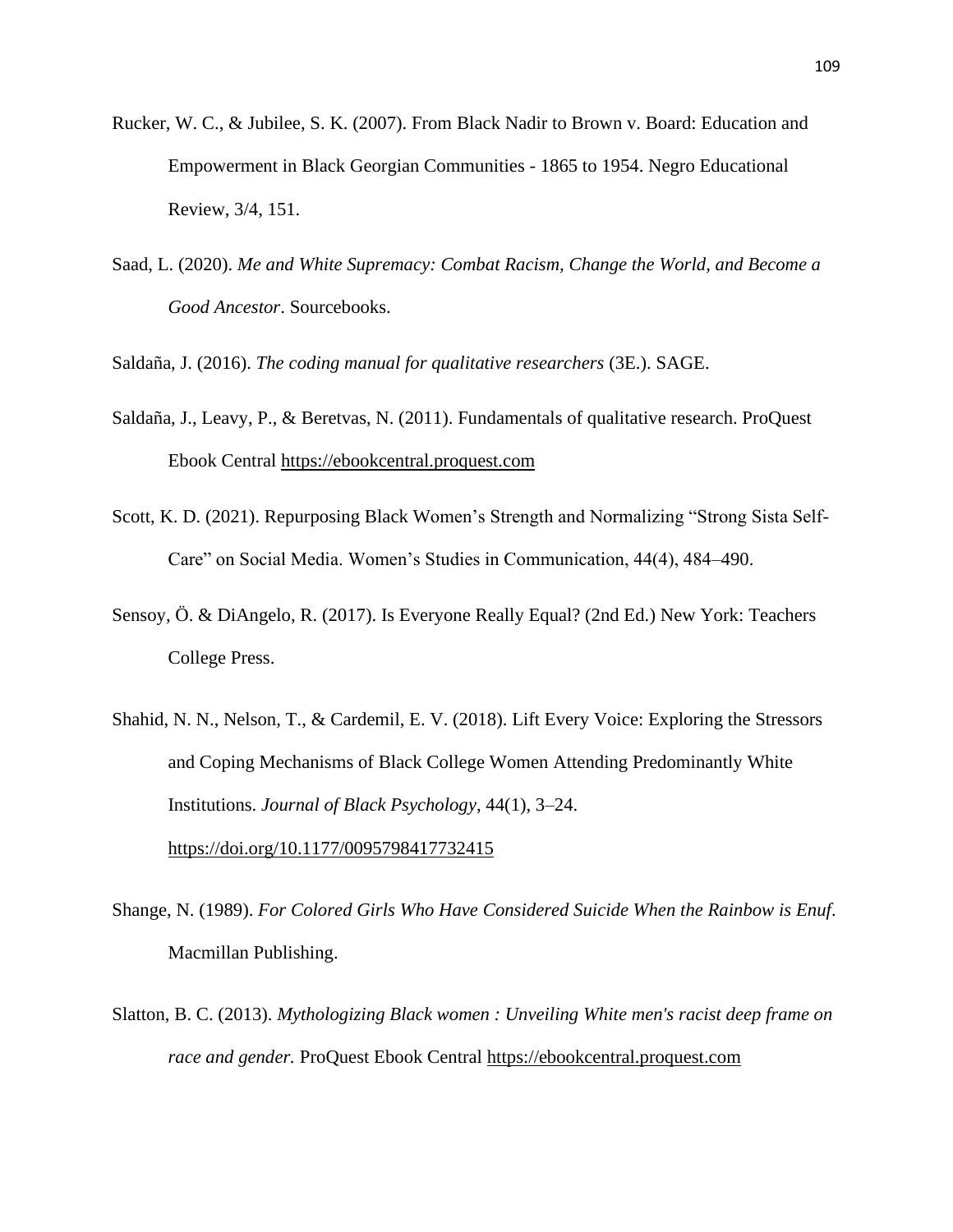Rucker, W. C., & Jubilee, S. K. (2007). From Black Nadir to Brown v. Board: Education and Empowerment in Black Georgian Communities - 1865 to 1954. Negro Educational Review, 3/4, 151.

Saad, L. (2020). *Me and White Supremacy: Combat Racism, Change the World, and Become a Good Ancestor*. Sourcebooks.

Saldaña, J. (2016). *The coding manual for qualitative researchers* (3E.). SAGE.

Saldaña, J., Leavy, P., & Beretvas, N. (2011). Fundamentals of qualitative research. ProQuest Ebook Central https://ebookcentral.proquest.com

Scott, K. D. (2021). Repurposing Black Women's Strength and Normalizing "Strong Sista Self-Care" on Social Media. Women's Studies in Communication, 44(4), 484–490.

Sensoy, Ö. & DiAngelo, R. (2017). Is Everyone Really Equal? (2nd Ed.) New York: Teachers College Press.

Shahid, N. N., Nelson, T., & Cardemil, E. V. (2018). Lift Every Voice: Exploring the Stressors and Coping Mechanisms of Black College Women Attending Predominantly White Institutions. *Journal of Black Psychology*, 44(1), 3–24. https://doi.org/10.1177/0095798417732415

Shange, N. (1989). *For Colored Girls Who Have Considered Suicide When the Rainbow is Enuf*. Macmillan Publishing.

Slatton, B. C. (2013). *Mythologizing Black women : Unveiling White men's racist deep frame on race and gender.* ProQuest Ebook Central https://ebookcentral.proquest.com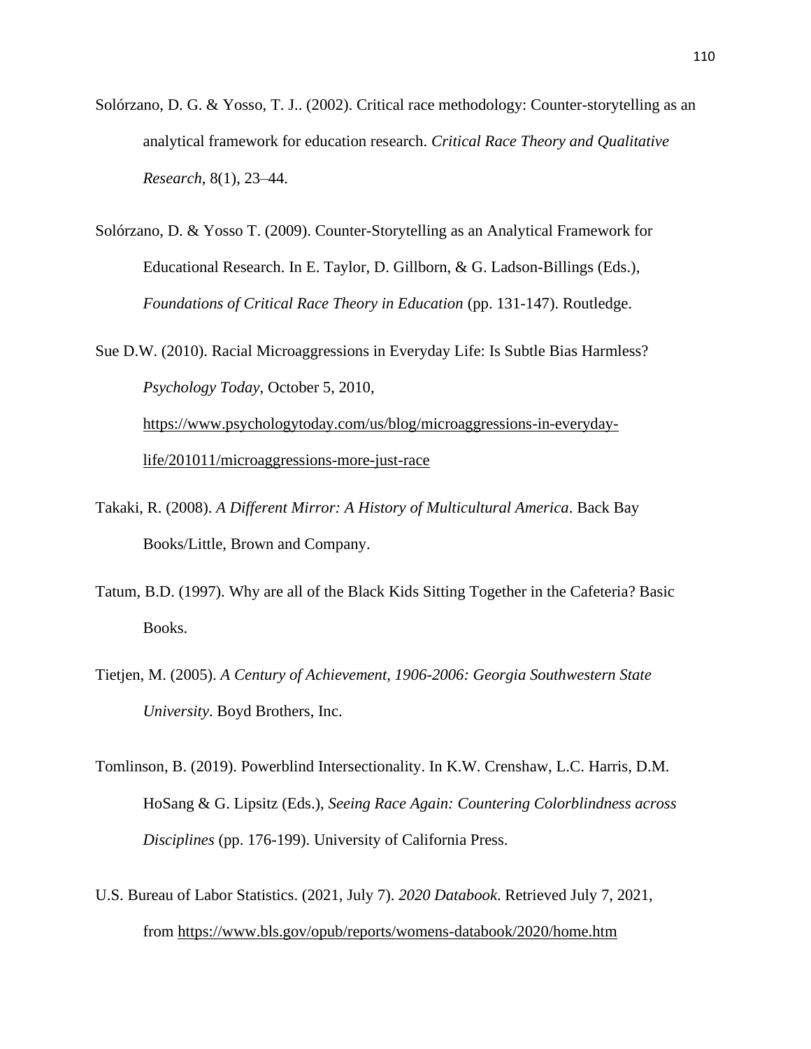Solórzano, D. G. & Yosso, T. J.. (2002). Critical race methodology: Counter-storytelling as an analytical framework for education research. *Critical Race Theory and Qualitative Research*, 8(1), 23–44.

Solórzano, D. & Yosso T. (2009). Counter-Storytelling as an Analytical Framework for Educational Research. In E. Taylor, D. Gillborn, & G. Ladson-Billings (Eds.), *Foundations of Critical Race Theory in Education* (pp. 131-147). Routledge.

Sue D.W. (2010). Racial Microaggressions in Everyday Life: Is Subtle Bias Harmless? *Psychology Today*, October 5, 2010, https://www.psychologytoday.com/us/blog/microaggressions-in-everyday-life/201011/microaggressions-more-just-race

Takaki, R. (2008). *A Different Mirror: A History of Multicultural America*. Back Bay Books/Little, Brown and Company.

Tatum, B.D. (1997). Why are all of the Black Kids Sitting Together in the Cafeteria? Basic Books.

Tietjen, M. (2005). *A Century of Achievement, 1906-2006: Georgia Southwestern State University*. Boyd Brothers, Inc.

Tomlinson, B. (2019). Powerblind Intersectionality. In K.W. Crenshaw, L.C. Harris, D.M. HoSang & G. Lipsitz (Eds.), *Seeing Race Again: Countering Colorblindness across Disciplines* (pp. 176-199). University of California Press.

U.S. Bureau of Labor Statistics. (2021, July 7). *2020 Databook*. Retrieved July 7, 2021, from https://www.bls.gov/opub/reports/womens-databook/2020/home.htm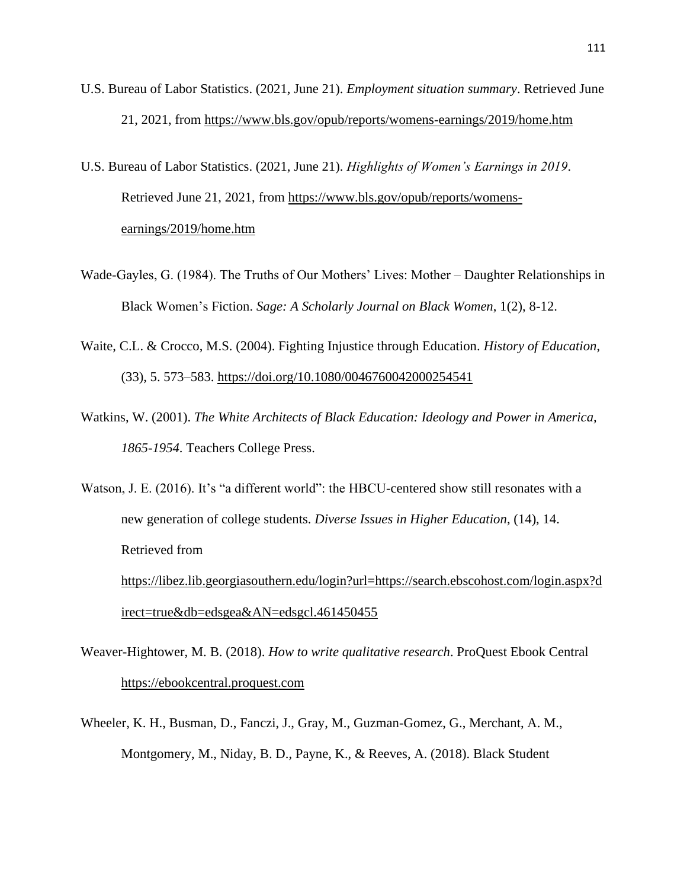U.S. Bureau of Labor Statistics. (2021, June 21). *Employment situation summary*. Retrieved June 21, 2021, from https://www.bls.gov/opub/reports/womens-earnings/2019/home.htm

U.S. Bureau of Labor Statistics. (2021, June 21). *Highlights of Women's Earnings in 2019*. Retrieved June 21, 2021, from https://www.bls.gov/opub/reports/womens-earnings/2019/home.htm

Wade-Gayles, G. (1984). The Truths of Our Mothers' Lives: Mother – Daughter Relationships in Black Women's Fiction. *Sage: A Scholarly Journal on Black Women*, 1(2), 8-12.

Waite, C.L. & Crocco, M.S. (2004). Fighting Injustice through Education. *History of Education*, (33), 5. 573–583. https://doi.org/10.1080/0046760042000254541

Watkins, W. (2001). *The White Architects of Black Education: Ideology and Power in America, 1865-1954*. Teachers College Press.

Watson, J. E. (2016). It's "a different world": the HBCU-centered show still resonates with a new generation of college students. *Diverse Issues in Higher Education*, (14), 14. Retrieved from https://libez.lib.georgiasouthern.edu/login?url=https://search.ebscohost.com/login.aspx?direct=true&db=edsgea&AN=edsgcl.461450455

Weaver-Hightower, M. B. (2018). *How to write qualitative research*. ProQuest Ebook Central https://ebookcentral.proquest.com

Wheeler, K. H., Busman, D., Fanczi, J., Gray, M., Guzman-Gomez, G., Merchant, A. M., Montgomery, M., Niday, B. D., Payne, K., & Reeves, A. (2018). Black Student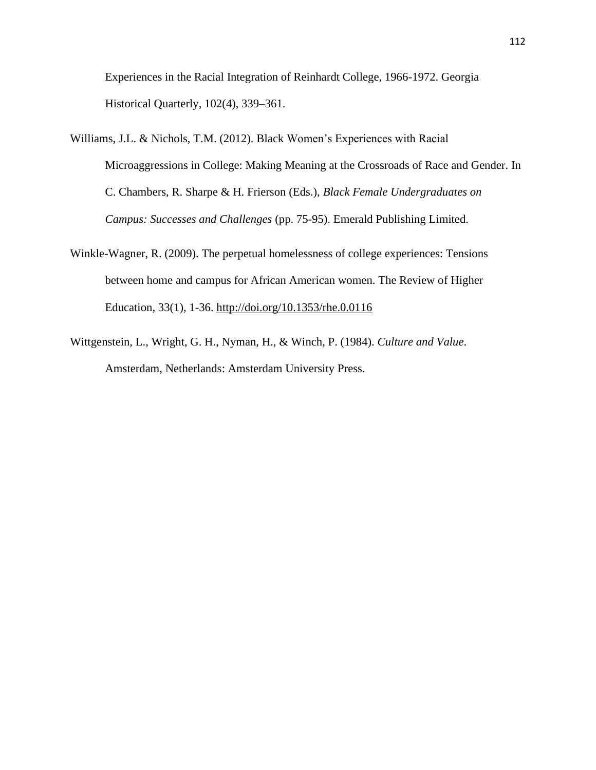Experiences in the Racial Integration of Reinhardt College, 1966-1972. Georgia Historical Quarterly, 102(4), 339–361.

Williams, J.L. & Nichols, T.M. (2012). Black Women's Experiences with Racial Microaggressions in College: Making Meaning at the Crossroads of Race and Gender. In C. Chambers, R. Sharpe & H. Frierson (Eds.), *Black Female Undergraduates on Campus: Successes and Challenges* (pp. 75-95). Emerald Publishing Limited.

Winkle-Wagner, R. (2009). The perpetual homelessness of college experiences: Tensions between home and campus for African American women. The Review of Higher Education, 33(1), 1-36. http://doi.org/10.1353/rhe.0.0116

Wittgenstein, L., Wright, G. H., Nyman, H., & Winch, P. (1984). *Culture and Value*. Amsterdam, Netherlands: Amsterdam University Press.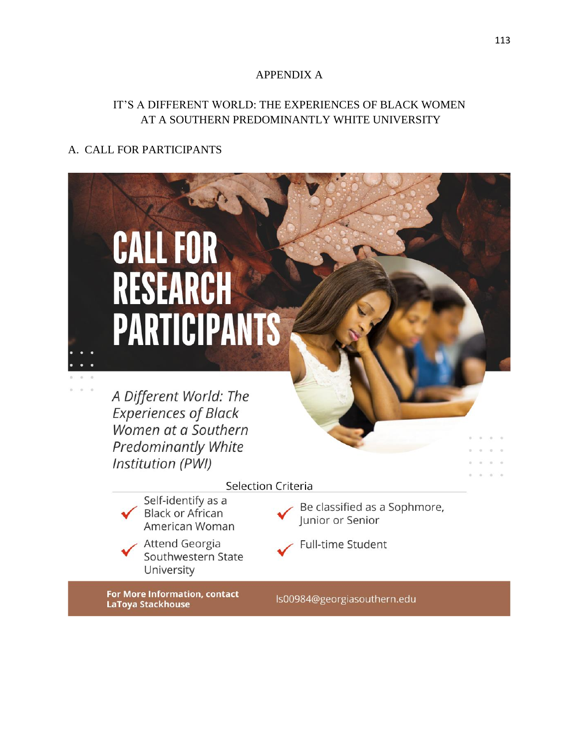APPENDIX A

IT'S A DIFFERENT WORLD: THE EXPERIENCES OF BLACK WOMEN AT A SOUTHERN PREDOMINANTLY WHITE UNIVERSITY

A. CALL FOR PARTICIPANTS

# CALL FOR RESEARCH PARTICIPANTS

*A Different World: The Experiences of Black Women at a Southern Predominantly White Institution (PWI)*

Selection Criteria

- Self-identify as a Black or African American Woman
- Attend Georgia Southwestern State University
- Be classified as a Sophmore, Junior or Senior
- Full-time Student

**For More Information, contact LaToya Stackhouse** ls00984@georgiasouthern.edu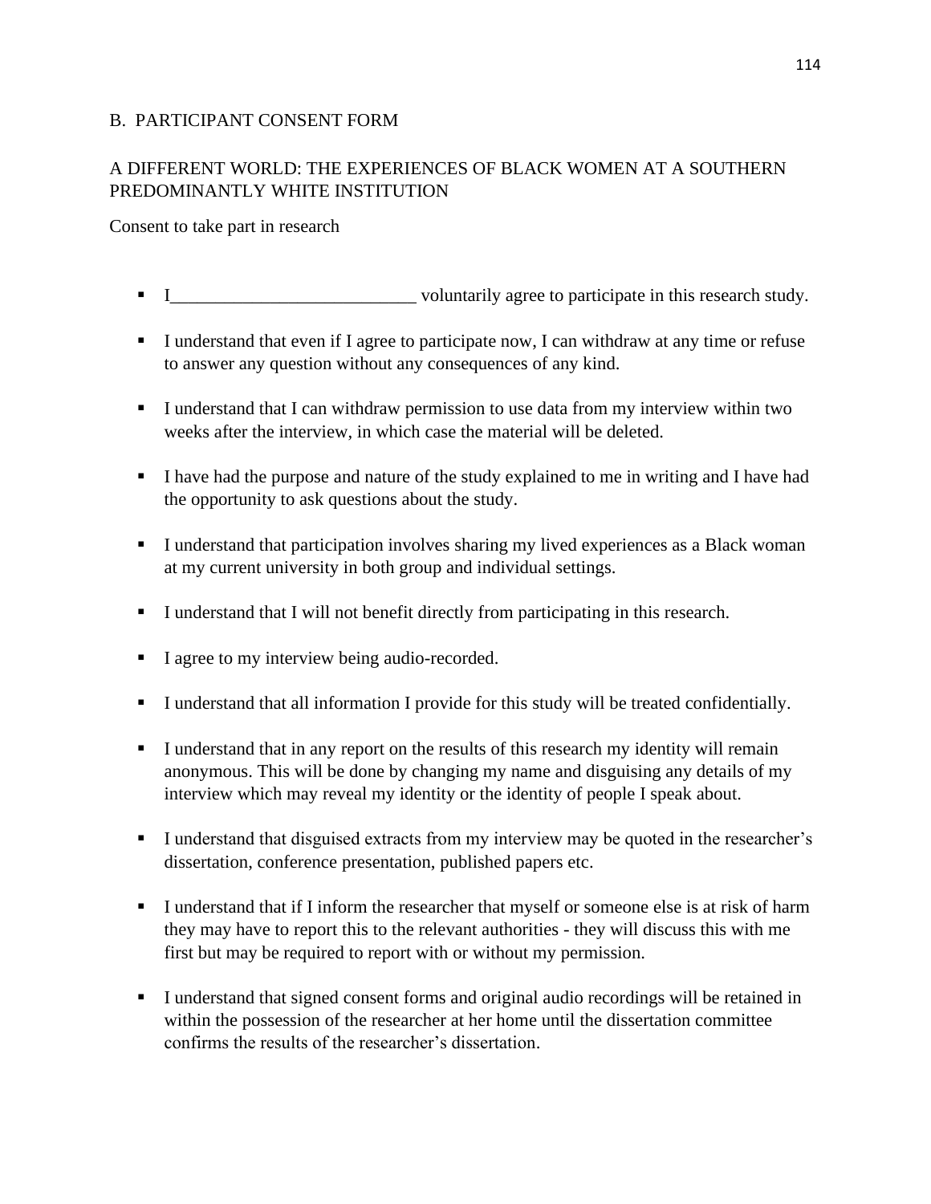B. PARTICIPANT CONSENT FORM

A DIFFERENT WORLD: THE EXPERIENCES OF BLACK WOMEN AT A SOUTHERN PREDOMINANTLY WHITE INSTITUTION

Consent to take part in research

- I___________________________ voluntarily agree to participate in this research study.
- I understand that even if I agree to participate now, I can withdraw at any time or refuse to answer any question without any consequences of any kind.
- I understand that I can withdraw permission to use data from my interview within two weeks after the interview, in which case the material will be deleted.
- I have had the purpose and nature of the study explained to me in writing and I have had the opportunity to ask questions about the study.
- I understand that participation involves sharing my lived experiences as a Black woman at my current university in both group and individual settings.
- I understand that I will not benefit directly from participating in this research.
- I agree to my interview being audio-recorded.
- I understand that all information I provide for this study will be treated confidentially.
- I understand that in any report on the results of this research my identity will remain anonymous. This will be done by changing my name and disguising any details of my interview which may reveal my identity or the identity of people I speak about.
- I understand that disguised extracts from my interview may be quoted in the researcher's dissertation, conference presentation, published papers etc.
- I understand that if I inform the researcher that myself or someone else is at risk of harm they may have to report this to the relevant authorities - they will discuss this with me first but may be required to report with or without my permission.
- I understand that signed consent forms and original audio recordings will be retained in within the possession of the researcher at her home until the dissertation committee confirms the results of the researcher's dissertation.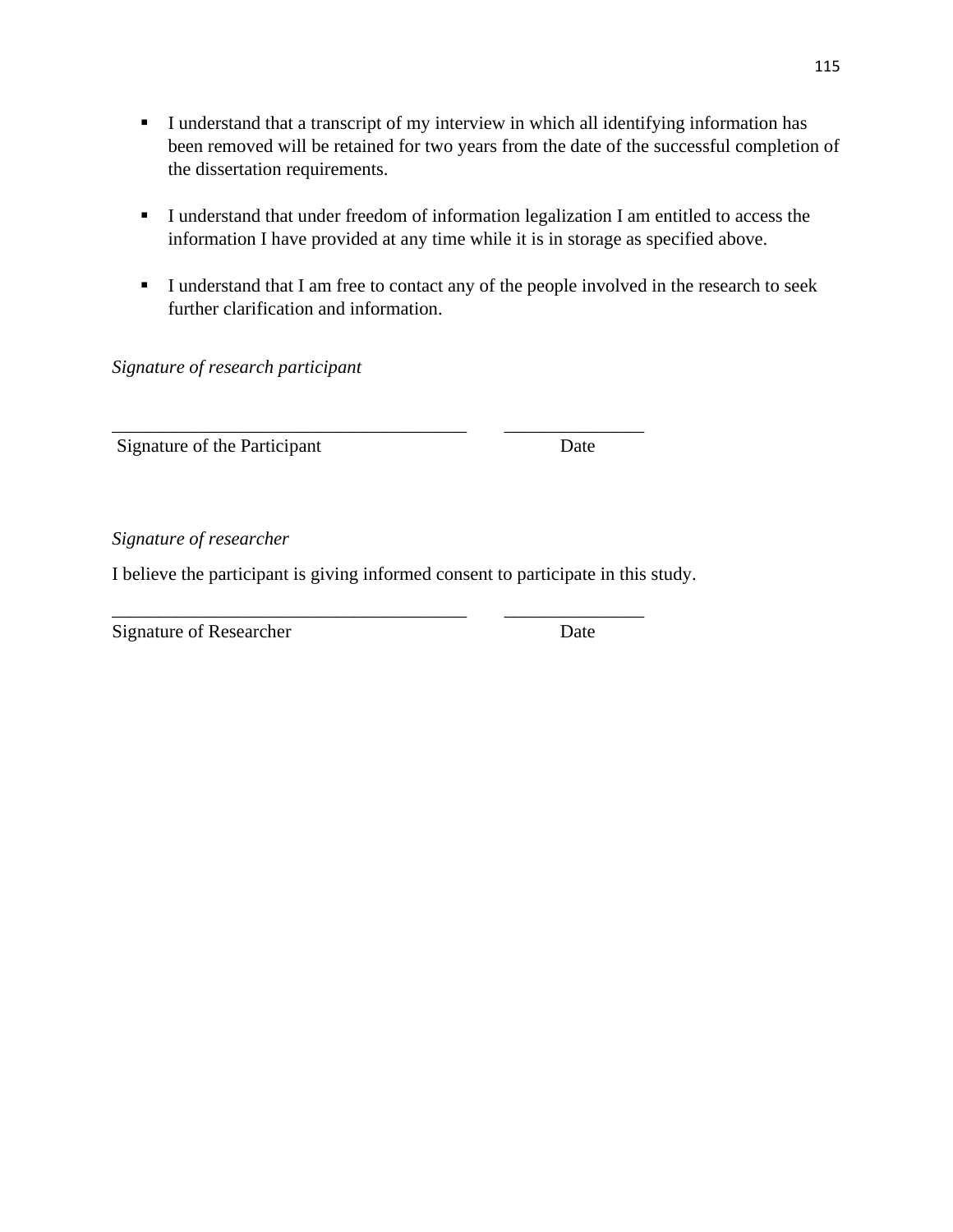- I understand that a transcript of my interview in which all identifying information has been removed will be retained for two years from the date of the successful completion of the dissertation requirements.

- I understand that under freedom of information legalization I am entitled to access the information I have provided at any time while it is in storage as specified above.

- I understand that I am free to contact any of the people involved in the research to seek further clarification and information.

*Signature of research participant*

______________________________________ ______________

Signature of the Participant Date

*Signature of researcher*

I believe the participant is giving informed consent to participate in this study.

______________________________________ ______________

Signature of Researcher Date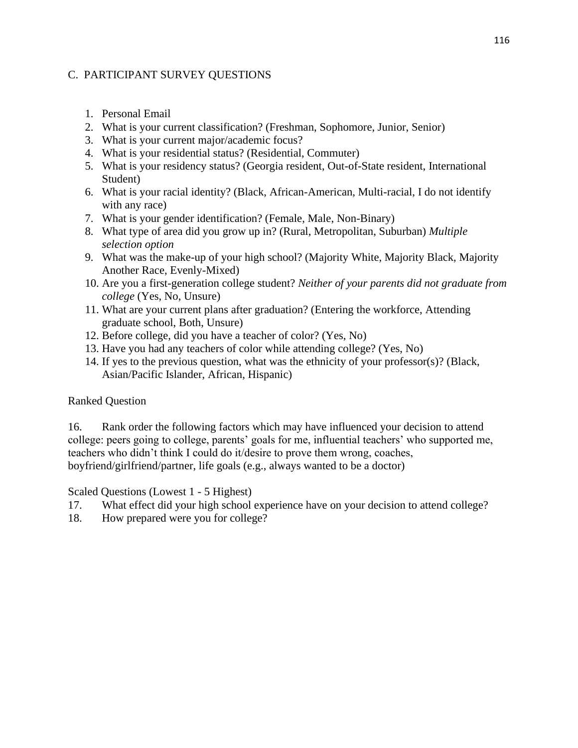## C. PARTICIPANT SURVEY QUESTIONS

1. Personal Email
2. What is your current classification? (Freshman, Sophomore, Junior, Senior)
3. What is your current major/academic focus?
4. What is your residential status? (Residential, Commuter)
5. What is your residency status? (Georgia resident, Out-of-State resident, International Student)
6. What is your racial identity? (Black, African-American, Multi-racial, I do not identify with any race)
7. What is your gender identification? (Female, Male, Non-Binary)
8. What type of area did you grow up in? (Rural, Metropolitan, Suburban) *Multiple selection option*
9. What was the make-up of your high school? (Majority White, Majority Black, Majority Another Race, Evenly-Mixed)
10. Are you a first-generation college student? *Neither of your parents did not graduate from college* (Yes, No, Unsure)
11. What are your current plans after graduation? (Entering the workforce, Attending graduate school, Both, Unsure)
12. Before college, did you have a teacher of color? (Yes, No)
13. Have you had any teachers of color while attending college? (Yes, No)
14. If yes to the previous question, what was the ethnicity of your professor(s)? (Black, Asian/Pacific Islander, African, Hispanic)

Ranked Question

16. Rank order the following factors which may have influenced your decision to attend college: peers going to college, parents' goals for me, influential teachers' who supported me, teachers who didn't think I could do it/desire to prove them wrong, coaches, boyfriend/girlfriend/partner, life goals (e.g., always wanted to be a doctor)

Scaled Questions (Lowest 1 - 5 Highest)

17. What effect did your high school experience have on your decision to attend college?
18. How prepared were you for college?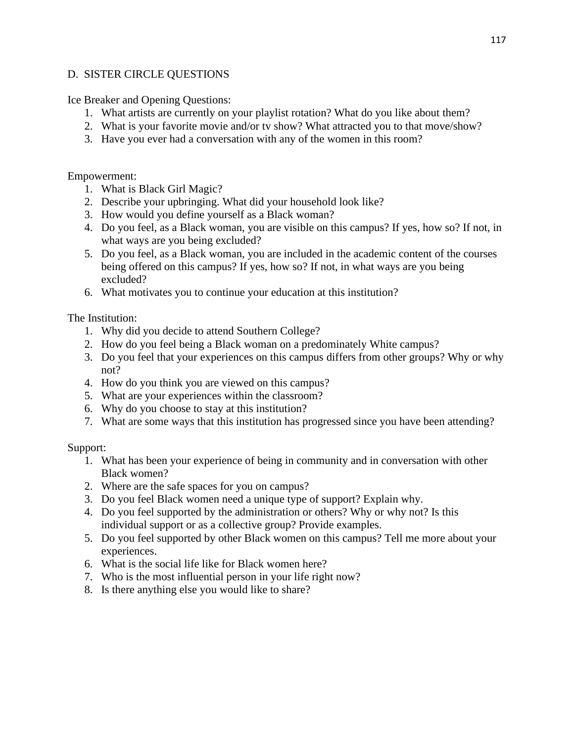## D. SISTER CIRCLE QUESTIONS

Ice Breaker and Opening Questions:

1. What artists are currently on your playlist rotation? What do you like about them?
2. What is your favorite movie and/or tv show? What attracted you to that move/show?
3. Have you ever had a conversation with any of the women in this room?

Empowerment:

1. What is Black Girl Magic?
2. Describe your upbringing. What did your household look like?
3. How would you define yourself as a Black woman?
4. Do you feel, as a Black woman, you are visible on this campus? If yes, how so? If not, in what ways are you being excluded?
5. Do you feel, as a Black woman, you are included in the academic content of the courses being offered on this campus? If yes, how so? If not, in what ways are you being excluded?
6. What motivates you to continue your education at this institution?

The Institution:

1. Why did you decide to attend Southern College?
2. How do you feel being a Black woman on a predominately White campus?
3. Do you feel that your experiences on this campus differs from other groups? Why or why not?
4. How do you think you are viewed on this campus?
5. What are your experiences within the classroom?
6. Why do you choose to stay at this institution?
7. What are some ways that this institution has progressed since you have been attending?

Support:

1. What has been your experience of being in community and in conversation with other Black women?
2. Where are the safe spaces for you on campus?
3. Do you feel Black women need a unique type of support? Explain why.
4. Do you feel supported by the administration or others? Why or why not? Is this individual support or as a collective group? Provide examples.
5. Do you feel supported by other Black women on this campus? Tell me more about your experiences.
6. What is the social life like for Black women here?
7. Who is the most influential person in your life right now?
8. Is there anything else you would like to share?